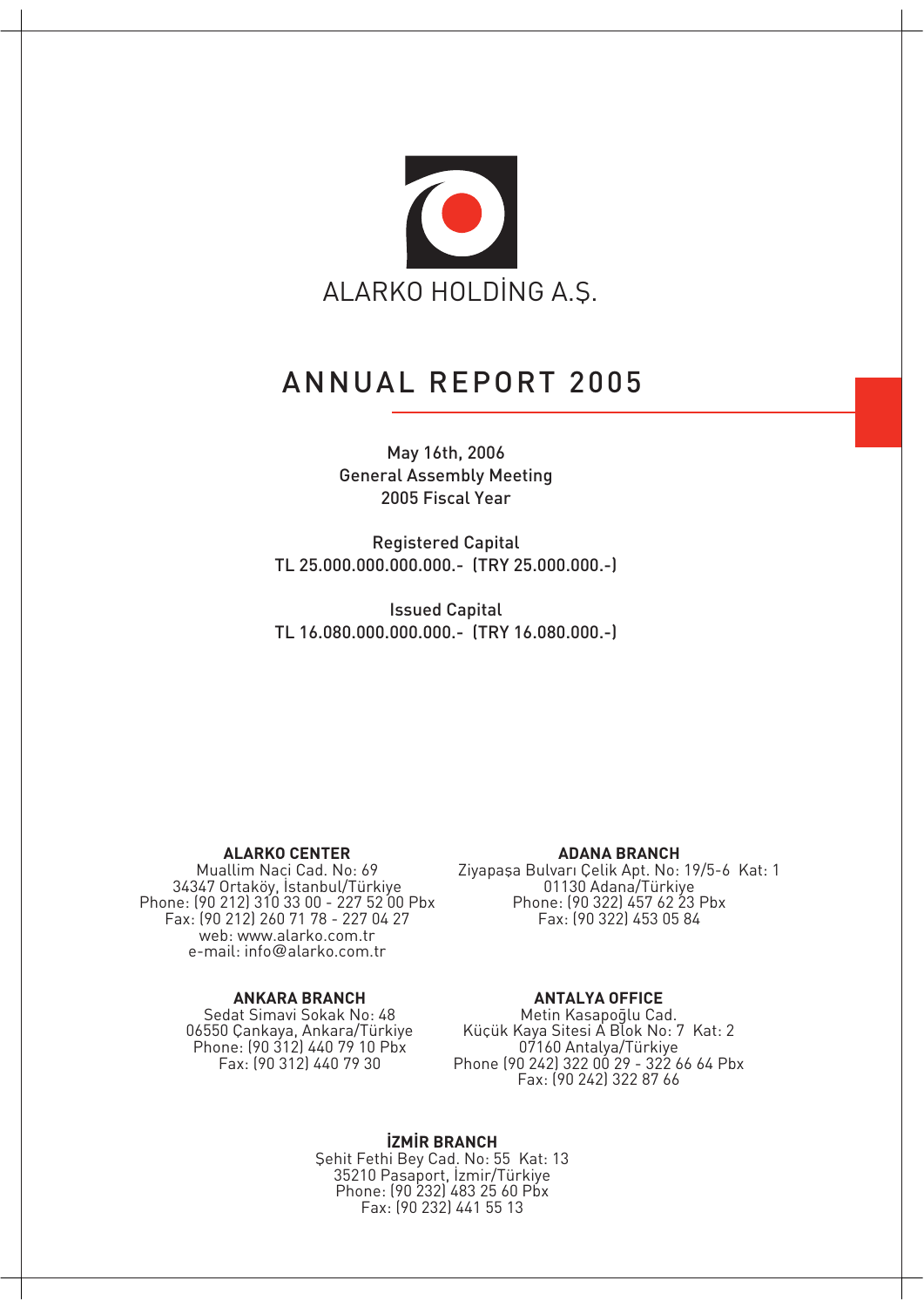ALARKO HOLDİNG A.Ş.

# ANNUAL REPORT 2005

May 16th, 2006
General Assembly Meeting
2005 Fiscal Year

Registered Capital
TL 25.000.000.000.000.- (TRY 25.000.000.-)

Issued Capital
TL 16.080.000.000.000.- (TRY 16.080.000.-)

**ALARKO CENTER**
Muallim Naci Cad. No: 69
34347 Ortaköy, İstanbul/Türkiye
Phone: (90 212) 310 33 00 - 227 52 00 Pbx
Fax: (90 212) 260 71 78 - 227 04 27
web: www.alarko.com.tr
e-mail: info@alarko.com.tr

**ADANA BRANCH**
Ziyapaşa Bulvarı Çelik Apt. No: 19/5-6 Kat: 1
01130 Adana/Türkiye
Phone: (90 322) 457 62 23 Pbx
Fax: (90 322) 453 05 84

**ANKARA BRANCH**
Sedat Simavi Sokak No: 48
06550 Çankaya, Ankara/Türkiye
Phone: (90 312) 440 79 10 Pbx
Fax: (90 312) 440 79 30

**ANTALYA OFFICE**
Metin Kasapoğlu Cad.
Küçük Kaya Sitesi A Blok No: 7 Kat: 2
07160 Antalya/Türkiye
Phone (90 242) 322 00 29 - 322 66 64 Pbx
Fax: (90 242) 322 87 66

**İZMİR BRANCH**
Şehit Fethi Bey Cad. No: 55 Kat: 13
35210 Pasaport, İzmir/Türkiye
Phone: (90 232) 483 25 60 Pbx
Fax: (90 232) 441 55 13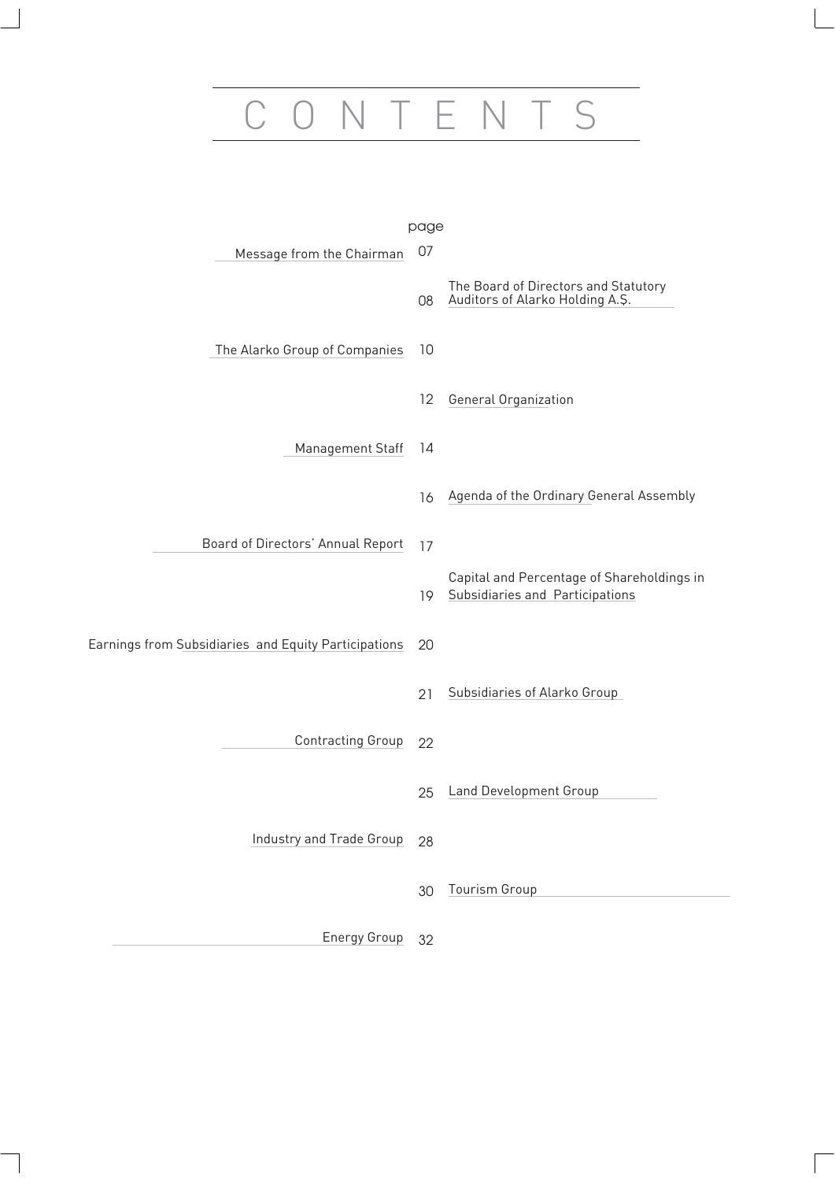# CONTENTS

| | page |
|---|---|
| Message from the Chairman | 07 |
| The Board of Directors and Statutory Auditors of Alarko Holding A.Ş. | 08 |
| The Alarko Group of Companies | 10 |
| General Organization | 12 |
| Management Staff | 14 |
| Agenda of the Ordinary General Assembly | 16 |
| Board of Directors' Annual Report | 17 |
| Capital and Percentage of Shareholdings in Subsidiaries and Participations | 19 |
| Earnings from Subsidiaries and Equity Participations | 20 |
| Subsidiaries of Alarko Group | 21 |
| Contracting Group | 22 |
| Land Development Group | 25 |
| Industry and Trade Group | 28 |
| Tourism Group | 30 |
| Energy Group | 32 |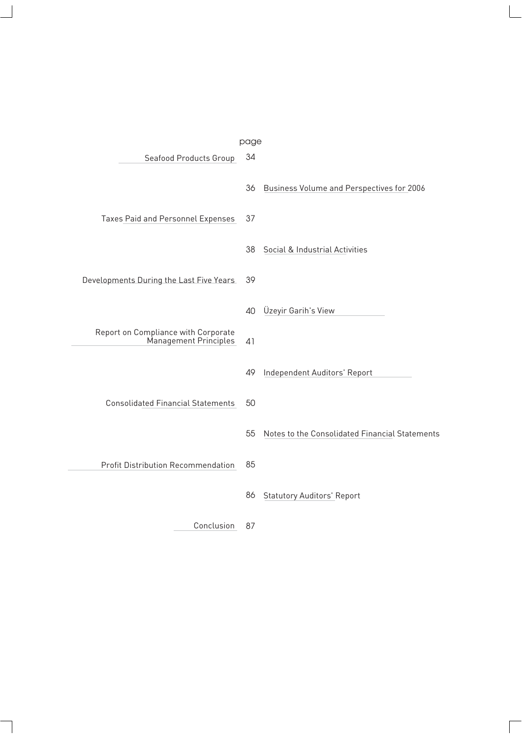| | page | |
|---|---|---|
| Seafood Products Group | 34 | |
| | 36 | Business Volume and Perspectives for 2006 |
| Taxes Paid and Personnel Expenses | 37 | |
| | 38 | Social & Industrial Activities |
| Developments During the Last Five Years | 39 | |
| | 40 | Üzeyir Garih's View |
| Report on Compliance with Corporate Management Principles | 41 | |
| | 49 | Independent Auditors' Report |
| Consolidated Financial Statements | 50 | |
| | 55 | Notes to the Consolidated Financial Statements |
| Profit Distribution Recommendation | 85 | |
| | 86 | Statutory Auditors' Report |
| Conclusion | 87 | |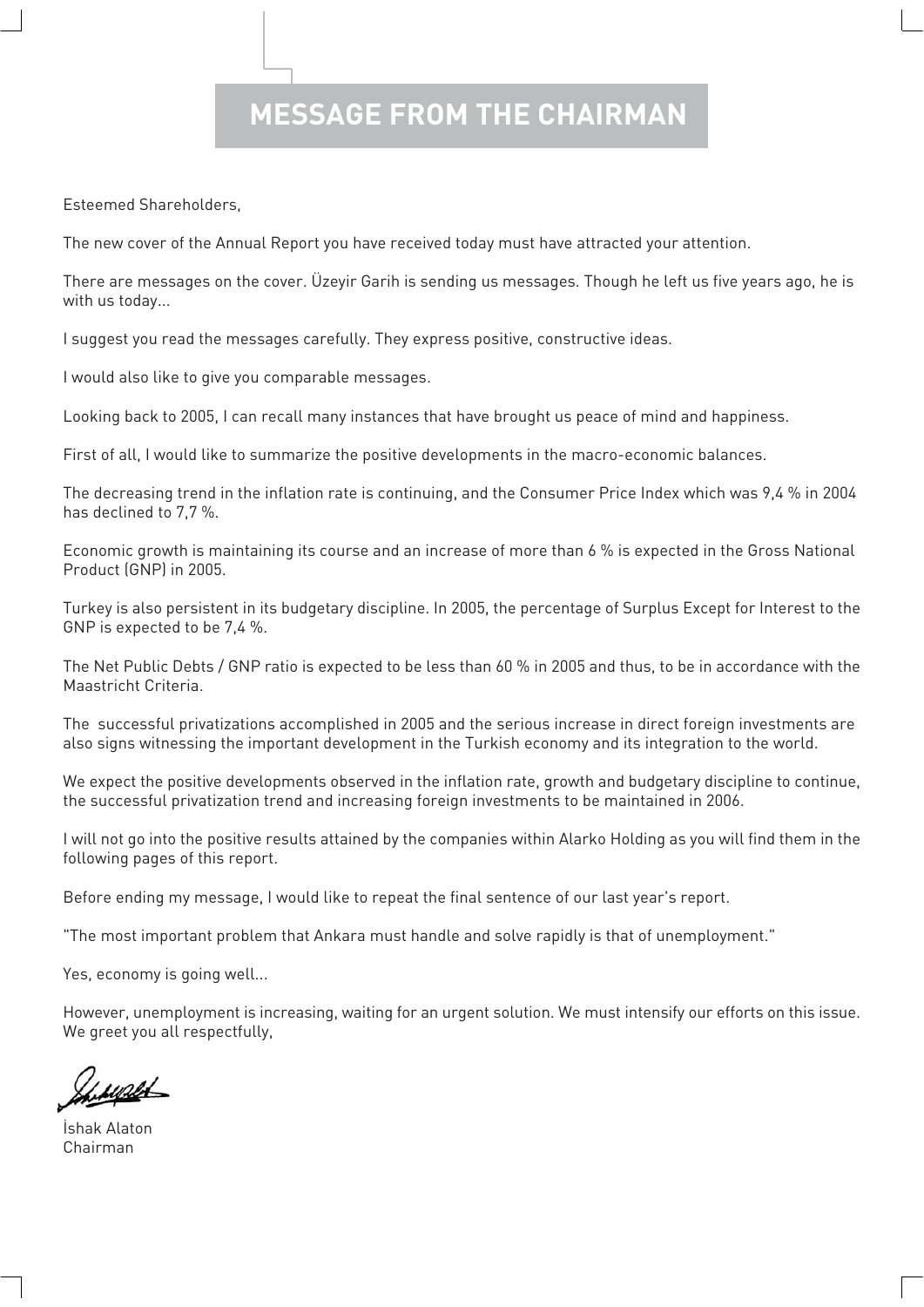# MESSAGE FROM THE CHAIRMAN

Esteemed Shareholders,

The new cover of the Annual Report you have received today must have attracted your attention.

There are messages on the cover. Üzeyir Garih is sending us messages. Though he left us five years ago, he is with us today...

I suggest you read the messages carefully. They express positive, constructive ideas.

I would also like to give you comparable messages.

Looking back to 2005, I can recall many instances that have brought us peace of mind and happiness.

First of all, I would like to summarize the positive developments in the macro-economic balances.

The decreasing trend in the inflation rate is continuing, and the Consumer Price Index which was 9,4 % in 2004 has declined to 7,7 %.

Economic growth is maintaining its course and an increase of more than 6 % is expected in the Gross National Product (GNP) in 2005.

Turkey is also persistent in its budgetary discipline. In 2005, the percentage of Surplus Except for Interest to the GNP is expected to be 7,4 %.

The Net Public Debts / GNP ratio is expected to be less than 60 % in 2005 and thus, to be in accordance with the Maastricht Criteria.

The successful privatizations accomplished in 2005 and the serious increase in direct foreign investments are also signs witnessing the important development in the Turkish economy and its integration to the world.

We expect the positive developments observed in the inflation rate, growth and budgetary discipline to continue, the successful privatization trend and increasing foreign investments to be maintained in 2006.

I will not go into the positive results attained by the companies within Alarko Holding as you will find them in the following pages of this report.

Before ending my message, I would like to repeat the final sentence of our last year's report.

"The most important problem that Ankara must handle and solve rapidly is that of unemployment."

Yes, economy is going well...

However, unemployment is increasing, waiting for an urgent solution. We must intensify our efforts on this issue.
We greet you all respectfully,

İshak Alaton
Chairman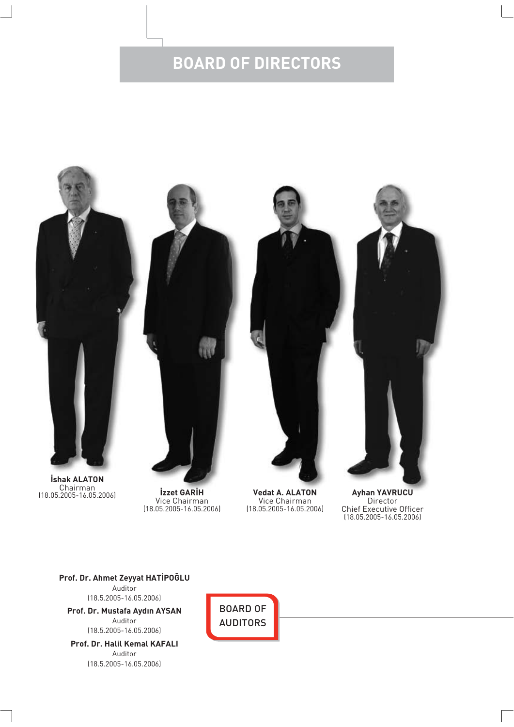# BOARD OF DIRECTORS

**İshak ALATON**
Chairman
(18.05.2005-16.05.2006)

**İzzet GARİH**
Vice Chairman
(18.05.2005-16.05.2006)

**Vedat A. ALATON**
Vice Chairman
(18.05.2005-16.05.2006)

**Ayhan YAVRUCU**
Director
Chief Executive Officer
(18.05.2005-16.05.2006)

## BOARD OF AUDITORS

**Prof. Dr. Ahmet Zeyyat HATİPOĞLU**
Auditor
(18.5.2005-16.05.2006)

**Prof. Dr. Mustafa Aydın AYSAN**
Auditor
(18.5.2005-16.05.2006)

**Prof. Dr. Halil Kemal KAFALI**
Auditor
(18.5.2005-16.05.2006)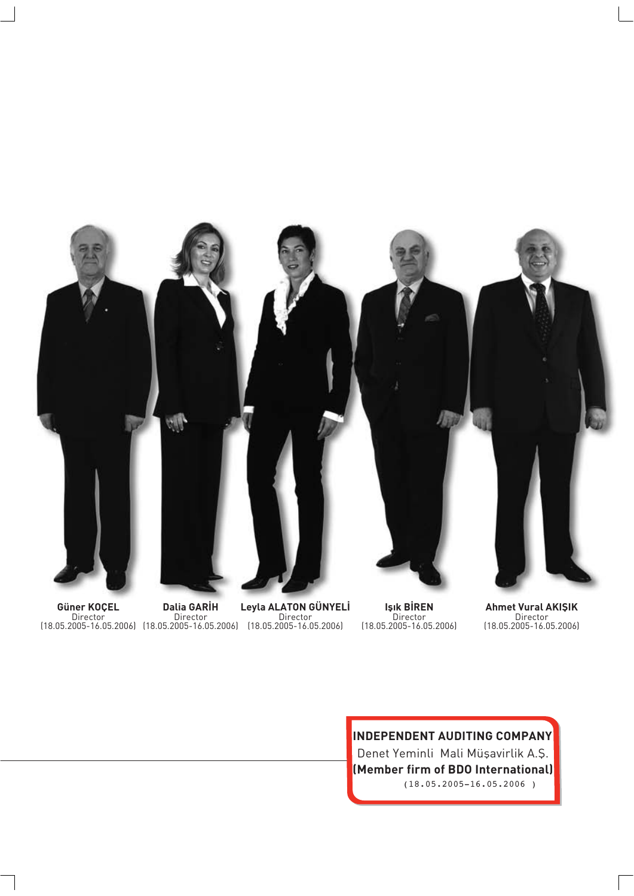**Güner KOÇEL**
Director
(18.05.2005-16.05.2006)

**Dalia GARİH**
Director
(18.05.2005-16.05.2006)

**Leyla ALATON GÜNYELİ**
Director
(18.05.2005-16.05.2006)

**Işık BİREN**
Director
(18.05.2005-16.05.2006)

**Ahmet Vural AKIŞIK**
Director
(18.05.2005-16.05.2006)

**INDEPENDENT AUDITING COMPANY**
Denet Yeminli Mali Müşavirlik A.Ş.
**(Member firm of BDO International)**
(18.05.2005-16.05.2006 )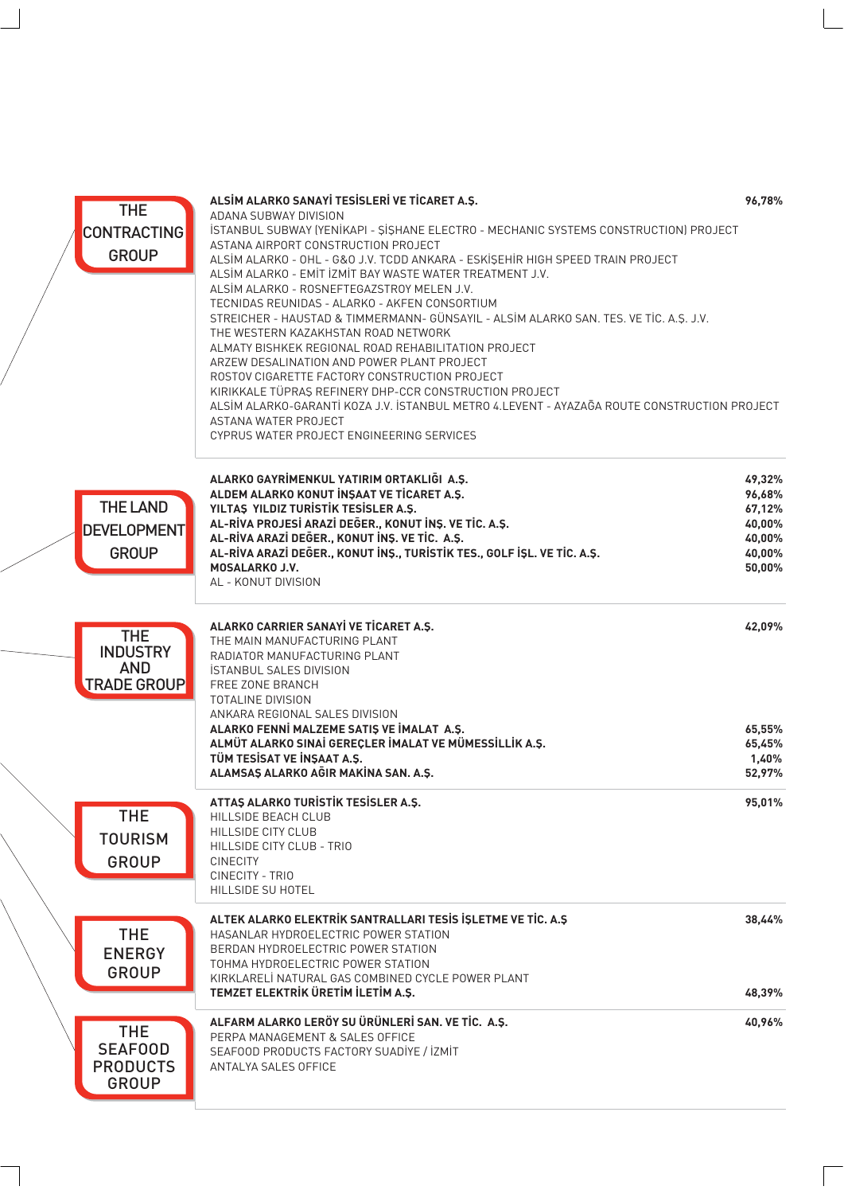## THE CONTRACTING GROUP

| | |
|---|---|
| **ALSİM ALARKO SANAYİ TESİSLERİ VE TİCARET A.Ş.** | **96,78%** |
| ADANA SUBWAY DIVISION | |
| İSTANBUL SUBWAY (YENİKAPI - ŞİŞHANE ELECTRO - MECHANIC SYSTEMS CONSTRUCTION) PROJECT | |
| ASTANA AIRPORT CONSTRUCTION PROJECT | |
| ALSİM ALARKO - OHL - G&O J.V. TCDD ANKARA - ESKİŞEHİR HIGH SPEED TRAIN PROJECT | |
| ALSİM ALARKO - EMİT İZMİT BAY WASTE WATER TREATMENT J.V. | |
| ALSİM ALARKO - ROSNEFTEGAZSTROY MELEN J.V. | |
| TECNIDAS REUNIDAS - ALARKO - AKFEN CONSORTIUM | |
| STREICHER - HAUSTAD & TIMMERMANN- GÜNSAYIL - ALSİM ALARKO SAN. TES. VE TİC. A.Ş. J.V. | |
| THE WESTERN KAZAKHSTAN ROAD NETWORK | |
| ALMATY BISHKEK REGIONAL ROAD REHABILITATION PROJECT | |
| ARZEW DESALINATION AND POWER PLANT PROJECT | |
| ROSTOV CIGARETTE FACTORY CONSTRUCTION PROJECT | |
| KIRIKKALE TÜPRAŞ REFINERY DHP-CCR CONSTRUCTION PROJECT | |
| ALSİM ALARKO-GARANTİ KOZA J.V. İSTANBUL METRO 4.LEVENT - AYAZAĞA ROUTE CONSTRUCTION PROJECT | |
| ASTANA WATER PROJECT | |
| CYPRUS WATER PROJECT ENGINEERING SERVICES | |

## THE LAND DEVELOPMENT GROUP

| | |
|---|---|
| **ALARKO GAYRİMENKUL YATIRIM ORTAKLIĞI A.Ş.** | **49,32%** |
| **ALDEM ALARKO KONUT İNŞAAT VE TİCARET A.Ş.** | **96,68%** |
| **YILTAŞ YILDIZ TURİSTİK TESİSLER A.Ş.** | **67,12%** |
| **AL-RİVA PROJESİ ARAZİ DEĞER., KONUT İNŞ. VE TİC. A.Ş.** | **40,00%** |
| **AL-RİVA ARAZİ DEĞER., KONUT İNŞ. VE TİC. A.Ş.** | **40,00%** |
| **AL-RİVA ARAZİ DEĞER., KONUT İNŞ., TURİSTİK TES., GOLF İŞL. VE TİC. A.Ş.** | **40,00%** |
| **MOSALARKO J.V.** | **50,00%** |
| AL - KONUT DIVISION | |

## THE INDUSTRY AND TRADE GROUP

| | |
|---|---|
| **ALARKO CARRIER SANAYİ VE TİCARET A.Ş.** | **42,09%** |
| THE MAIN MANUFACTURING PLANT | |
| RADIATOR MANUFACTURING PLANT | |
| İSTANBUL SALES DIVISION | |
| FREE ZONE BRANCH | |
| TOTALINE DIVISION | |
| ANKARA REGIONAL SALES DIVISION | |
| **ALARKO FENNİ MALZEME SATIŞ VE İMALAT A.Ş.** | **65,55%** |
| **ALMÜT ALARKO SINAİ GEREÇLER İMALAT VE MÜMESSİLLİK A.Ş.** | **65,45%** |
| **TÜM TESİSAT VE İNŞAAT A.Ş.** | **1,40%** |
| **ALAMSAŞ ALARKO AĞIR MAKİNA SAN. A.Ş.** | **52,97%** |

## THE TOURISM GROUP

| | |
|---|---|
| **ATTAŞ ALARKO TURİSTİK TESİSLER A.Ş.** | **95,01%** |
| HILLSIDE BEACH CLUB | |
| HILLSIDE CITY CLUB | |
| HILLSIDE CITY CLUB - TRIO | |
| CINECITY | |
| CINECITY - TRIO | |
| HILLSIDE SU HOTEL | |

## THE ENERGY GROUP

| | |
|---|---|
| **ALTEK ALARKO ELEKTRİK SANTRALLARI TESİS İŞLETME VE TİC. A.Ş** | **38,44%** |
| HASANLAR HYDROELECTRIC POWER STATION | |
| BERDAN HYDROELECTRIC POWER STATION | |
| TOHMA HYDROELECTRIC POWER STATION | |
| KIRKLARELİ NATURAL GAS COMBINED CYCLE POWER PLANT | |
| **TEMZET ELEKTRİK ÜRETİM İLETİM A.Ş.** | **48,39%** |

## THE SEAFOOD PRODUCTS GROUP

| | |
|---|---|
| **ALFARM ALARKO LERÖY SU ÜRÜNLERİ SAN. VE TİC. A.Ş.** | **40,96%** |
| PERPA MANAGEMENT & SALES OFFICE | |
| SEAFOOD PRODUCTS FACTORY SUADİYE / İZMİT | |
| ANTALYA SALES OFFICE | |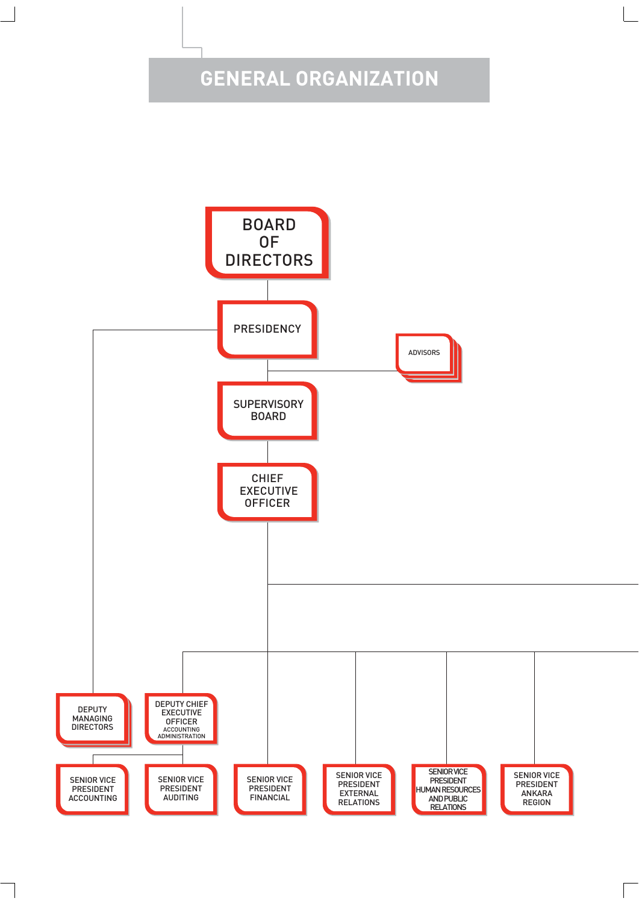# GENERAL ORGANIZATION

BOARD OF DIRECTORS

PRESIDENCY

ADVISORS

SUPERVISORY BOARD

CHIEF EXECUTIVE OFFICER

DEPUTY MANAGING DIRECTORS

DEPUTY CHIEF EXECUTIVE OFFICER
ACCOUNTING ADMINISTRATION

SENIOR VICE PRESIDENT ACCOUNTING

SENIOR VICE PRESIDENT AUDITING

SENIOR VICE PRESIDENT FINANCIAL

SENIOR VICE PRESIDENT EXTERNAL RELATIONS

SENIOR VICE PRESIDENT HUMAN RESOURCES AND PUBLIC RELATIONS

SENIOR VICE PRESIDENT ANKARA REGION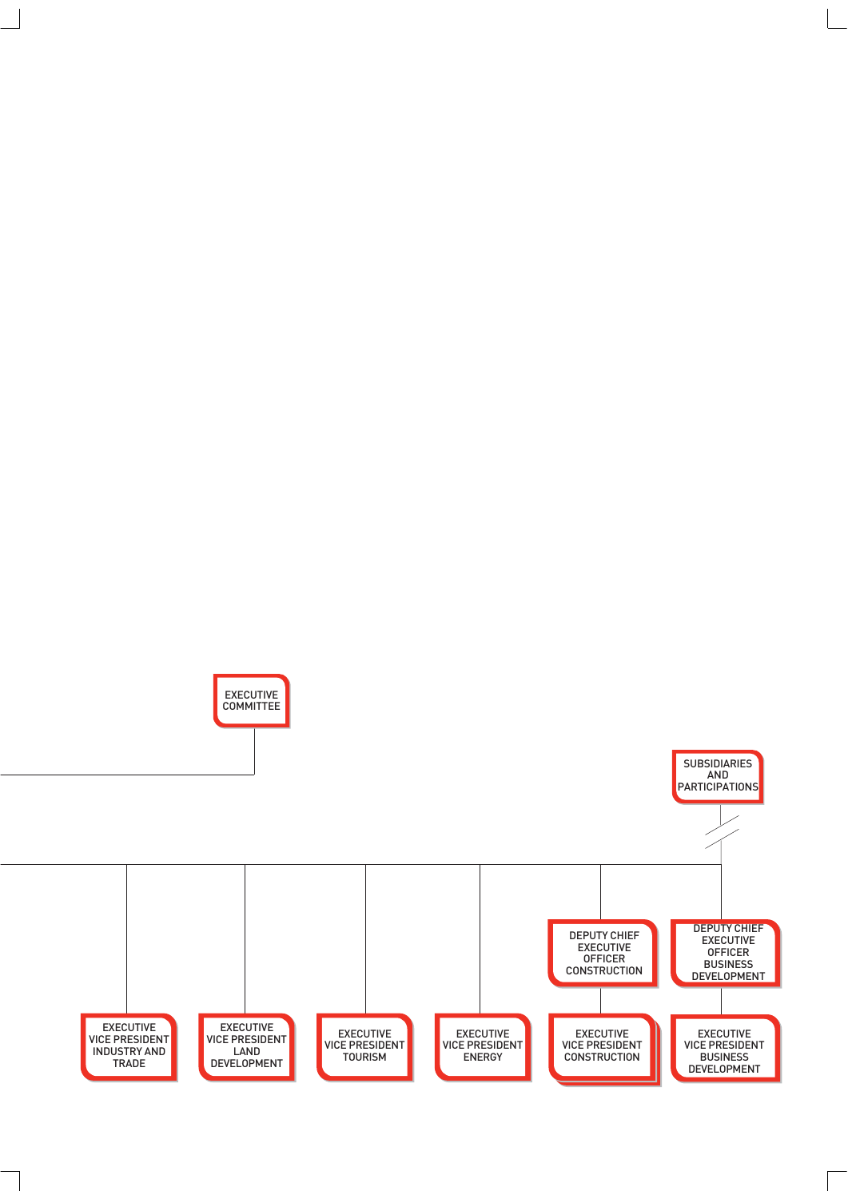EXECUTIVE COMMITTEE

SUBSIDIARIES AND PARTICIPATIONS

DEPUTY CHIEF EXECUTIVE OFFICER CONSTRUCTION

DEPUTY CHIEF EXECUTIVE OFFICER BUSINESS DEVELOPMENT

EXECUTIVE VICE PRESIDENT INDUSTRY AND TRADE

EXECUTIVE VICE PRESIDENT LAND DEVELOPMENT

EXECUTIVE VICE PRESIDENT TOURISM

EXECUTIVE VICE PRESIDENT ENERGY

EXECUTIVE VICE PRESIDENT CONSTRUCTION

EXECUTIVE VICE PRESIDENT BUSINESS DEVELOPMENT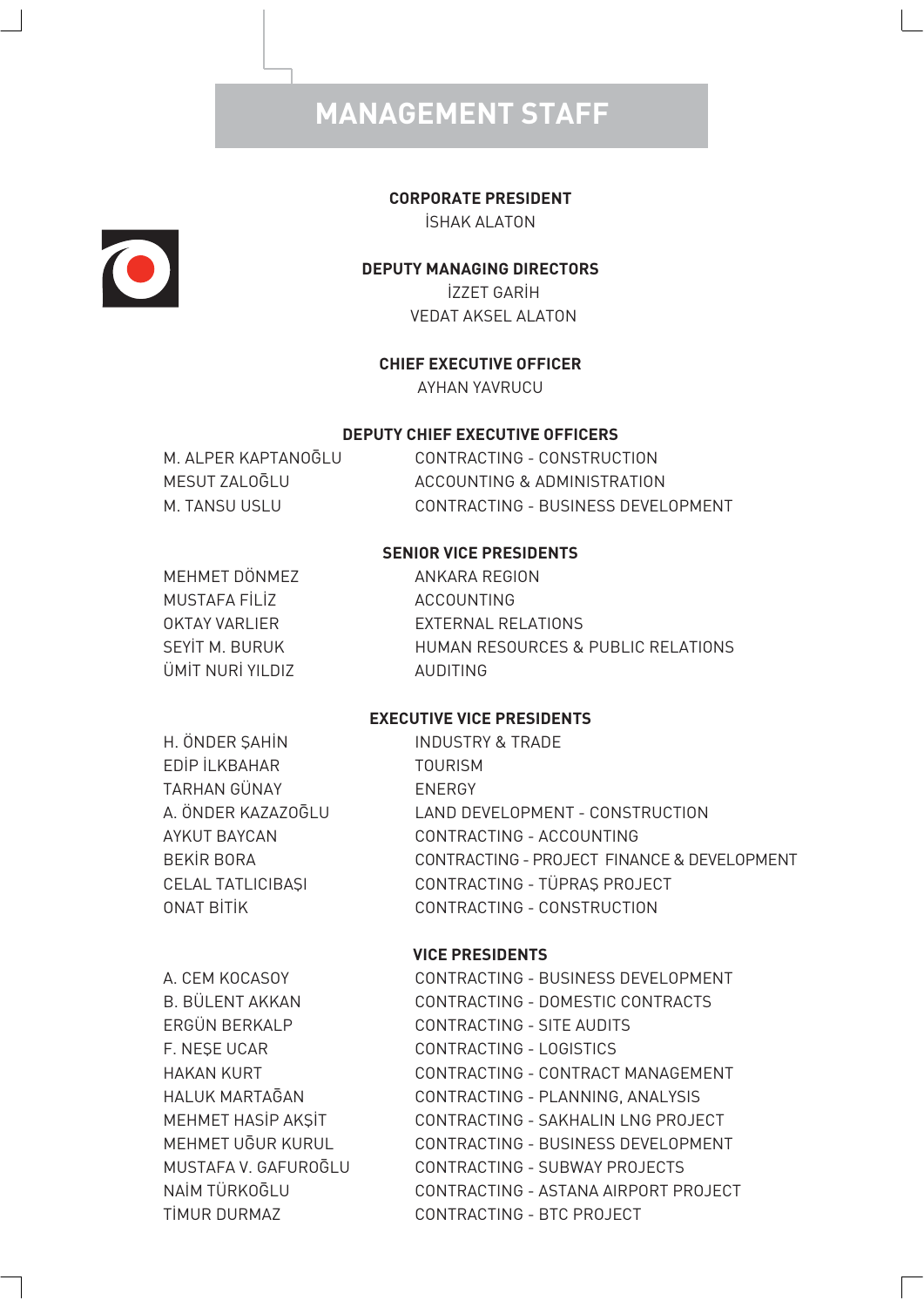# MANAGEMENT STAFF

**CORPORATE PRESIDENT**
İSHAK ALATON

**DEPUTY MANAGING DIRECTORS**
İZZET GARİH
VEDAT AKSEL ALATON

**CHIEF EXECUTIVE OFFICER**
AYHAN YAVRUCU

**DEPUTY CHIEF EXECUTIVE OFFICERS**

| | |
|---|---|
| M. ALPER KAPTANOĞLU | CONTRACTING - CONSTRUCTION |
| MESUT ZALOĞLU | ACCOUNTING & ADMINISTRATION |
| M. TANSU USLU | CONTRACTING - BUSINESS DEVELOPMENT |

**SENIOR VICE PRESIDENTS**

| | |
|---|---|
| MEHMET DÖNMEZ | ANKARA REGION |
| MUSTAFA FİLİZ | ACCOUNTING |
| OKTAY VARLIER | EXTERNAL RELATIONS |
| SEYİT M. BURUK | HUMAN RESOURCES & PUBLIC RELATIONS |
| ÜMİT NURİ YILDIZ | AUDITING |

**EXECUTIVE VICE PRESIDENTS**

| | |
|---|---|
| H. ÖNDER ŞAHİN | INDUSTRY & TRADE |
| EDİP İLKBAHAR | TOURISM |
| TARHAN GÜNAY | ENERGY |
| A. ÖNDER KAZAZOĞLU | LAND DEVELOPMENT - CONSTRUCTION |
| AYKUT BAYCAN | CONTRACTING - ACCOUNTING |
| BEKİR BORA | CONTRACTING - PROJECT FINANCE & DEVELOPMENT |
| CELAL TATLICIBAŞI | CONTRACTING - TÜPRAŞ PROJECT |
| ONAT BİTİK | CONTRACTING - CONSTRUCTION |

**VICE PRESIDENTS**

| | |
|---|---|
| A. CEM KOCASOY | CONTRACTING - BUSINESS DEVELOPMENT |
| B. BÜLENT AKKAN | CONTRACTING - DOMESTIC CONTRACTS |
| ERGÜN BERKALP | CONTRACTING - SITE AUDITS |
| F. NEŞE UCAR | CONTRACTING - LOGISTICS |
| HAKAN KURT | CONTRACTING - CONTRACT MANAGEMENT |
| HALUK MARTAĞAN | CONTRACTING - PLANNING, ANALYSIS |
| MEHMET HASİP AKŞİT | CONTRACTING - SAKHALIN LNG PROJECT |
| MEHMET UĞUR KURUL | CONTRACTING - BUSINESS DEVELOPMENT |
| MUSTAFA V. GAFUROĞLU | CONTRACTING - SUBWAY PROJECTS |
| NAİM TÜRKOĞLU | CONTRACTING - ASTANA AIRPORT PROJECT |
| TİMUR DURMAZ | CONTRACTING - BTC PROJECT |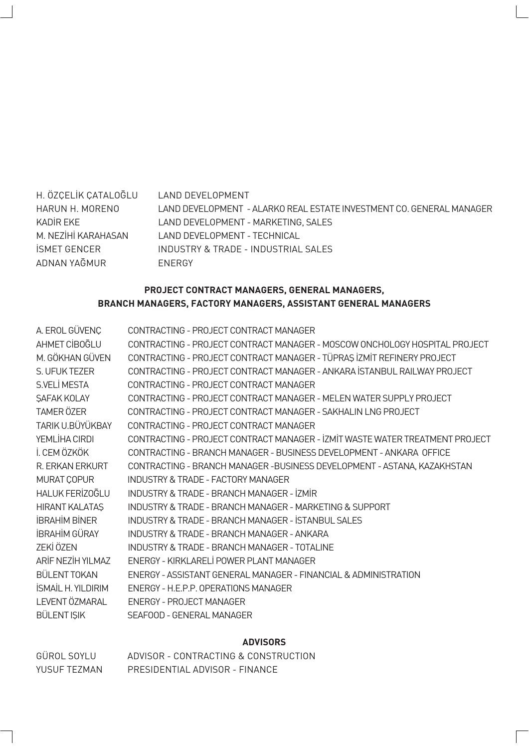| | |
|---|---|
| H. ÖZÇELİK ÇATALOĞLU | LAND DEVELOPMENT |
| HARUN H. MORENO | LAND DEVELOPMENT - ALARKO REAL ESTATE INVESTMENT CO. GENERAL MANAGER |
| KADİR EKE | LAND DEVELOPMENT - MARKETING, SALES |
| M. NEZİHİ KARAHASAN | LAND DEVELOPMENT - TECHNICAL |
| İSMET GENCER | INDUSTRY & TRADE - INDUSTRIAL SALES |
| ADNAN YAĞMUR | ENERGY |

### PROJECT CONTRACT MANAGERS, GENERAL MANAGERS, BRANCH MANAGERS, FACTORY MANAGERS, ASSISTANT GENERAL MANAGERS

| | |
|---|---|
| A. EROL GÜVENÇ | CONTRACTING - PROJECT CONTRACT MANAGER |
| AHMET CİBOĞLU | CONTRACTING - PROJECT CONTRACT MANAGER - MOSCOW ONCHOLOGY HOSPITAL PROJECT |
| M. GÖKHAN GÜVEN | CONTRACTING - PROJECT CONTRACT MANAGER - TÜPRAŞ İZMİT REFINERY PROJECT |
| S. UFUK TEZER | CONTRACTING - PROJECT CONTRACT MANAGER - ANKARA İSTANBUL RAILWAY PROJECT |
| S.VELİ MESTA | CONTRACTING - PROJECT CONTRACT MANAGER |
| ŞAFAK KOLAY | CONTRACTING - PROJECT CONTRACT MANAGER - MELEN WATER SUPPLY PROJECT |
| TAMER ÖZER | CONTRACTING - PROJECT CONTRACT MANAGER - SAKHALIN LNG PROJECT |
| TARIK U.BÜYÜKBAY | CONTRACTING - PROJECT CONTRACT MANAGER |
| YEMLİHA CIRDI | CONTRACTING - PROJECT CONTRACT MANAGER - İZMİT WASTE WATER TREATMENT PROJECT |
| İ. CEM ÖZKÖK | CONTRACTING - BRANCH MANAGER - BUSINESS DEVELOPMENT - ANKARA OFFICE |
| R. ERKAN ERKURT | CONTRACTING - BRANCH MANAGER -BUSINESS DEVELOPMENT - ASTANA, KAZAKHSTAN |
| MURAT ÇOPUR | INDUSTRY & TRADE - FACTORY MANAGER |
| HALUK FERİZOĞLU | INDUSTRY & TRADE - BRANCH MANAGER - İZMİR |
| HIRANT KALATAŞ | INDUSTRY & TRADE - BRANCH MANAGER - MARKETING & SUPPORT |
| İBRAHİM BİNER | INDUSTRY & TRADE - BRANCH MANAGER - İSTANBUL SALES |
| İBRAHİM GÜRAY | INDUSTRY & TRADE - BRANCH MANAGER - ANKARA |
| ZEKİ ÖZEN | INDUSTRY & TRADE - BRANCH MANAGER - TOTALINE |
| ARİF NEZİH YILMAZ | ENERGY - KIRKLARELİ POWER PLANT MANAGER |
| BÜLENT TOKAN | ENERGY - ASSISTANT GENERAL MANAGER - FINANCIAL & ADMINISTRATION |
| İSMAİL H. YILDIRIM | ENERGY - H.E.P.P. OPERATIONS MANAGER |
| LEVENT ÖZMARAL | ENERGY - PROJECT MANAGER |
| BÜLENT IŞIK | SEAFOOD - GENERAL MANAGER |

### ADVISORS

| | |
|---|---|
| GÜROL SOYLU | ADVISOR - CONTRACTING & CONSTRUCTION |
| YUSUF TEZMAN | PRESIDENTIAL ADVISOR - FINANCE |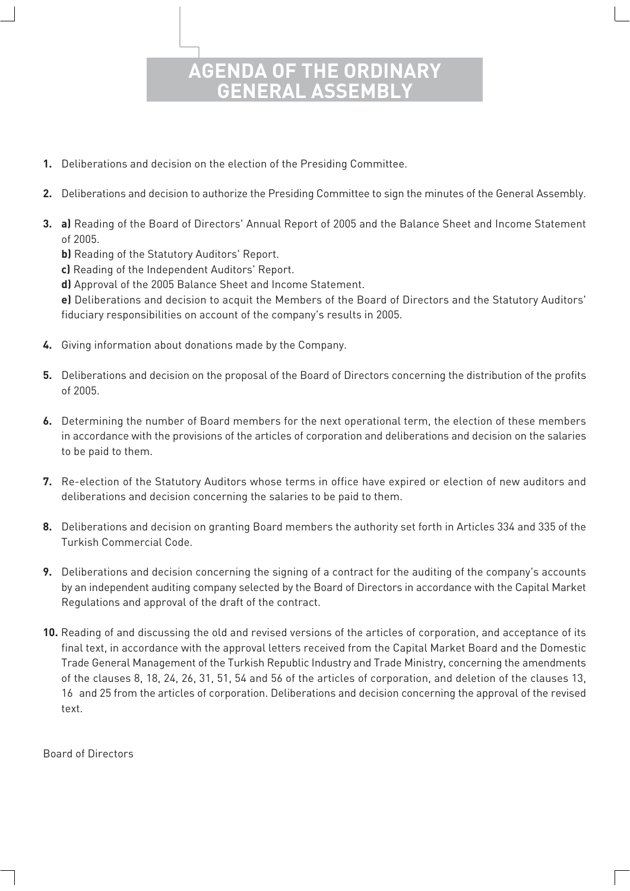# AGENDA OF THE ORDINARY GENERAL ASSEMBLY

**1.** Deliberations and decision on the election of the Presiding Committee.

**2.** Deliberations and decision to authorize the Presiding Committee to sign the minutes of the General Assembly.

**3.** **a)** Reading of the Board of Directors' Annual Report of 2005 and the Balance Sheet and Income Statement of 2005.
**b)** Reading of the Statutory Auditors' Report.
**c)** Reading of the Independent Auditors' Report.
**d)** Approval of the 2005 Balance Sheet and Income Statement.
**e)** Deliberations and decision to acquit the Members of the Board of Directors and the Statutory Auditors' fiduciary responsibilities on account of the company's results in 2005.

**4.** Giving information about donations made by the Company.

**5.** Deliberations and decision on the proposal of the Board of Directors concerning the distribution of the profits of 2005.

**6.** Determining the number of Board members for the next operational term, the election of these members in accordance with the provisions of the articles of corporation and deliberations and decision on the salaries to be paid to them.

**7.** Re-election of the Statutory Auditors whose terms in office have expired or election of new auditors and deliberations and decision concerning the salaries to be paid to them.

**8.** Deliberations and decision on granting Board members the authority set forth in Articles 334 and 335 of the Turkish Commercial Code.

**9.** Deliberations and decision concerning the signing of a contract for the auditing of the company's accounts by an independent auditing company selected by the Board of Directors in accordance with the Capital Market Regulations and approval of the draft of the contract.

**10.** Reading of and discussing the old and revised versions of the articles of corporation, and acceptance of its final text, in accordance with the approval letters received from the Capital Market Board and the Domestic Trade General Management of the Turkish Republic Industry and Trade Ministry, concerning the amendments of the clauses 8, 18, 24, 26, 31, 51, 54 and 56 of the articles of corporation, and deletion of the clauses 13, 16 and 25 from the articles of corporation. Deliberations and decision concerning the approval of the revised text.

Board of Directors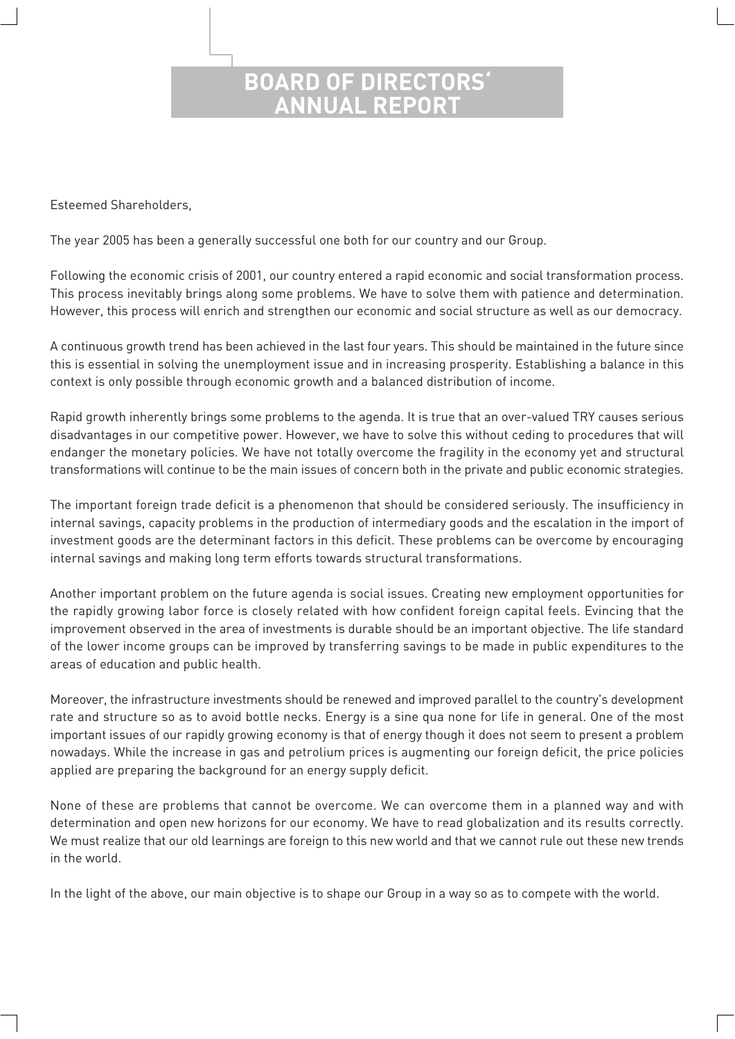# BOARD OF DIRECTORS' ANNUAL REPORT

Esteemed Shareholders,

The year 2005 has been a generally successful one both for our country and our Group.

Following the economic crisis of 2001, our country entered a rapid economic and social transformation process. This process inevitably brings along some problems. We have to solve them with patience and determination. However, this process will enrich and strengthen our economic and social structure as well as our democracy.

A continuous growth trend has been achieved in the last four years. This should be maintained in the future since this is essential in solving the unemployment issue and in increasing prosperity. Establishing a balance in this context is only possible through economic growth and a balanced distribution of income.

Rapid growth inherently brings some problems to the agenda. It is true that an over-valued TRY causes serious disadvantages in our competitive power. However, we have to solve this without ceding to procedures that will endanger the monetary policies. We have not totally overcome the fragility in the economy yet and structural transformations will continue to be the main issues of concern both in the private and public economic strategies.

The important foreign trade deficit is a phenomenon that should be considered seriously. The insufficiency in internal savings, capacity problems in the production of intermediary goods and the escalation in the import of investment goods are the determinant factors in this deficit. These problems can be overcome by encouraging internal savings and making long term efforts towards structural transformations.

Another important problem on the future agenda is social issues. Creating new employment opportunities for the rapidly growing labor force is closely related with how confident foreign capital feels. Evincing that the improvement observed in the area of investments is durable should be an important objective. The life standard of the lower income groups can be improved by transferring savings to be made in public expenditures to the areas of education and public health.

Moreover, the infrastructure investments should be renewed and improved parallel to the country's development rate and structure so as to avoid bottle necks. Energy is a sine qua none for life in general. One of the most important issues of our rapidly growing economy is that of energy though it does not seem to present a problem nowadays. While the increase in gas and petrolium prices is augmenting our foreign deficit, the price policies applied are preparing the background for an energy supply deficit.

None of these are problems that cannot be overcome. We can overcome them in a planned way and with determination and open new horizons for our economy. We have to read globalization and its results correctly. We must realize that our old learnings are foreign to this new world and that we cannot rule out these new trends in the world.

In the light of the above, our main objective is to shape our Group in a way so as to compete with the world.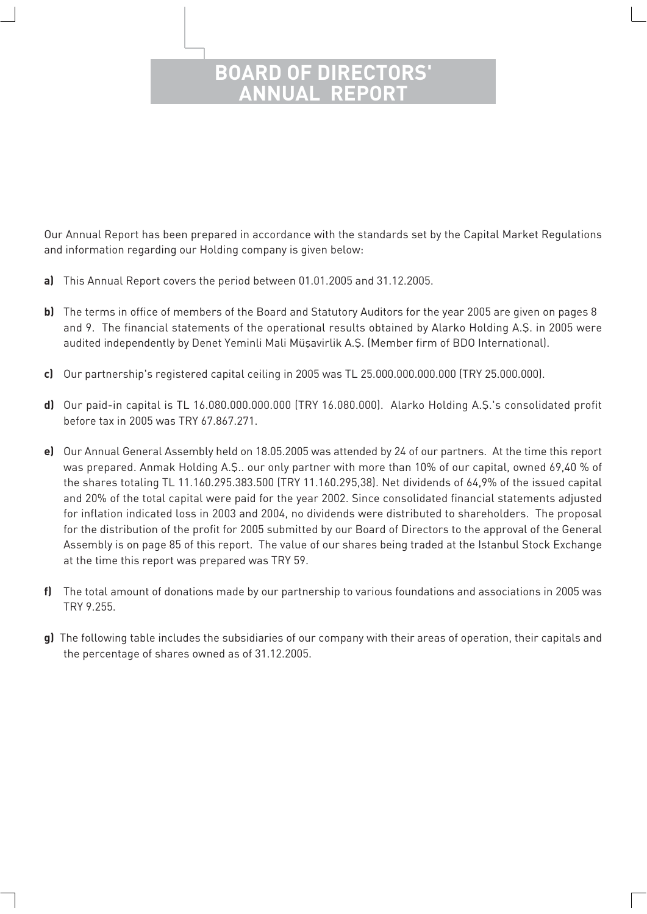# BOARD OF DIRECTORS' ANNUAL REPORT

Our Annual Report has been prepared in accordance with the standards set by the Capital Market Regulations and information regarding our Holding company is given below:

**a)** This Annual Report covers the period between 01.01.2005 and 31.12.2005.

**b)** The terms in office of members of the Board and Statutory Auditors for the year 2005 are given on pages 8 and 9. The financial statements of the operational results obtained by Alarko Holding A.Ş. in 2005 were audited independently by Denet Yeminli Mali Müşavirlik A.Ş. (Member firm of BDO International).

**c)** Our partnership's registered capital ceiling in 2005 was TL 25.000.000.000.000 (TRY 25.000.000).

**d)** Our paid-in capital is TL 16.080.000.000.000 (TRY 16.080.000). Alarko Holding A.Ş.'s consolidated profit before tax in 2005 was TRY 67.867.271.

**e)** Our Annual General Assembly held on 18.05.2005 was attended by 24 of our partners. At the time this report was prepared. Anmak Holding A.Ş.. our only partner with more than 10% of our capital, owned 69,40 % of the shares totaling TL 11.160.295.383.500 (TRY 11.160.295,38). Net dividends of 64,9% of the issued capital and 20% of the total capital were paid for the year 2002. Since consolidated financial statements adjusted for inflation indicated loss in 2003 and 2004, no dividends were distributed to shareholders. The proposal for the distribution of the profit for 2005 submitted by our Board of Directors to the approval of the General Assembly is on page 85 of this report. The value of our shares being traded at the Istanbul Stock Exchange at the time this report was prepared was TRY 59.

**f)** The total amount of donations made by our partnership to various foundations and associations in 2005 was TRY 9.255.

**g)** The following table includes the subsidiaries of our company with their areas of operation, their capitals and the percentage of shares owned as of 31.12.2005.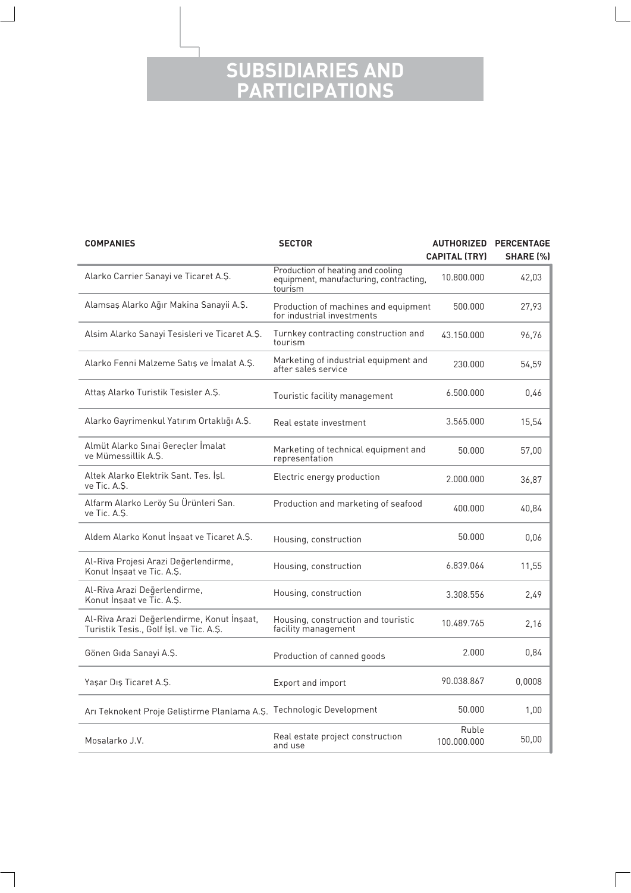# SUBSIDIARIES AND PARTICIPATIONS

| COMPANIES | SECTOR | AUTHORIZED CAPITAL (TRY) | PERCENTAGE SHARE (%) |
|---|---|---|---|
| Alarko Carrier Sanayi ve Ticaret A.Ş. | Production of heating and cooling equipment, manufacturing, contracting, tourism | 10.800.000 | 42,03 |
| Alamsaş Alarko Ağır Makina Sanayii A.Ş. | Production of machines and equipment for industrial investments | 500.000 | 27,93 |
| Alsim Alarko Sanayi Tesisleri ve Ticaret A.Ş. | Turnkey contracting construction and tourism | 43.150.000 | 96,76 |
| Alarko Fenni Malzeme Satış ve İmalat A.Ş. | Marketing of industrial equipment and after sales service | 230.000 | 54,59 |
| Attaş Alarko Turistik Tesisler A.Ş. | Touristic facility management | 6.500.000 | 0,46 |
| Alarko Gayrimenkul Yatırım Ortaklığı A.Ş. | Real estate investment | 3.565.000 | 15,54 |
| Almüt Alarko Sınai Gereçler İmalat ve Mümessillik A.Ş. | Marketing of technical equipment and representation | 50.000 | 57,00 |
| Altek Alarko Elektrik Sant. Tes. İşl. ve Tic. A.Ş. | Electric energy production | 2.000.000 | 36,87 |
| Alfarm Alarko Leröy Su Ürünleri San. ve Tic. A.Ş. | Production and marketing of seafood | 400.000 | 40,84 |
| Aldem Alarko Konut İnşaat ve Ticaret A.Ş. | Housing, construction | 50.000 | 0,06 |
| Al-Riva Projesi Arazi Değerlendirme, Konut İnşaat ve Tic. A.Ş. | Housing, construction | 6.839.064 | 11,55 |
| Al-Riva Arazi Değerlendirme, Konut İnşaat ve Tic. A.Ş. | Housing, construction | 3.308.556 | 2,49 |
| Al-Riva Arazi Değerlendirme, Konut İnşaat, Turistik Tesis., Golf İşl. ve Tic. A.Ş. | Housing, construction and touristic facility management | 10.489.765 | 2,16 |
| Gönen Gıda Sanayi A.Ş. | Production of canned goods | 2.000 | 0,84 |
| Yaşar Dış Ticaret A.Ş. | Export and import | 90.038.867 | 0,0008 |
| Arı Teknokent Proje Geliştirme Planlama A.Ş. | Technologic Development | 50.000 | 1,00 |
| Mosalarko J.V. | Real estate project construction and use | Ruble 100.000.000 | 50,00 |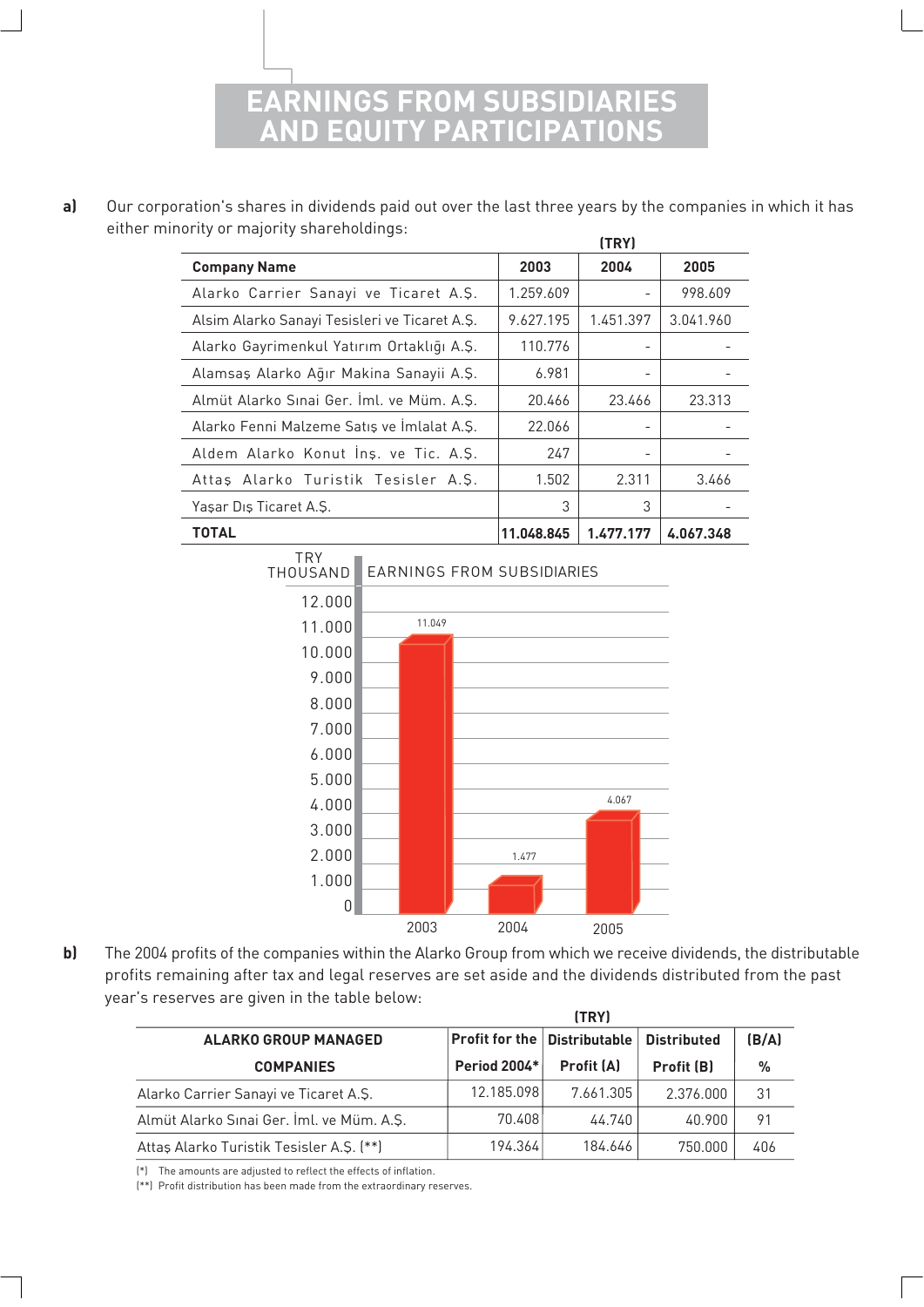# EARNINGS FROM SUBSIDIARIES AND EQUITY PARTICIPATIONS

**a)** Our corporation's shares in dividends paid out over the last three years by the companies in which it has either minority or majority shareholdings:

(TRY)

| Company Name | 2003 | 2004 | 2005 |
|---|---|---|---|
| Alarko Carrier Sanayi ve Ticaret A.Ş. | 1.259.609 | - | 998.609 |
| Alsim Alarko Sanayi Tesisleri ve Ticaret A.Ş. | 9.627.195 | 1.451.397 | 3.041.960 |
| Alarko Gayrimenkul Yatırım Ortaklığı A.Ş. | 110.776 | - | - |
| Alamsaş Alarko Ağır Makina Sanayii A.Ş. | 6.981 | - | - |
| Almüt Alarko Sınai Ger. İml. ve Müm. A.Ş. | 20.466 | 23.466 | 23.313 |
| Alarko Fenni Malzeme Satış ve İmlalat A.Ş. | 22.066 | - | - |
| Aldem Alarko Konut İnş. ve Tic. A.Ş. | 247 | - | - |
| Attaş Alarko Turistik Tesisler A.Ş. | 1.502 | 2.311 | 3.466 |
| Yaşar Dış Ticaret A.Ş. | 3 | 3 | - |
| **TOTAL** | **11.048.845** | **1.477.177** | **4.067.348** |

EARNINGS FROM SUBSIDIARIES (TRY THOUSAND)

| Year | 2003 | 2004 | 2005 |
|---|---|---|---|
| TRY Thousand | 11.049 | 1.477 | 4.067 |

**b)** The 2004 profits of the companies within the Alarko Group from which we receive dividends, the distributable profits remaining after tax and legal reserves are set aside and the dividends distributed from the past year's reserves are given in the table below:

(TRY)

| ALARKO GROUP MANAGED COMPANIES | Profit for the Period 2004* | Distributable Profit (A) | Distributed Profit (B) | (B/A) % |
|---|---|---|---|---|
| Alarko Carrier Sanayi ve Ticaret A.Ş. | 12.185.098 | 7.661.305 | 2.376.000 | 31 |
| Almüt Alarko Sınai Ger. İml. ve Müm. A.Ş. | 70.408 | 44.740 | 40.900 | 91 |
| Attaş Alarko Turistik Tesisler A.Ş. (**) | 194.364 | 184.646 | 750.000 | 406 |

(*) The amounts are adjusted to reflect the effects of inflation.
(**) Profit distribution has been made from the extraordinary reserves.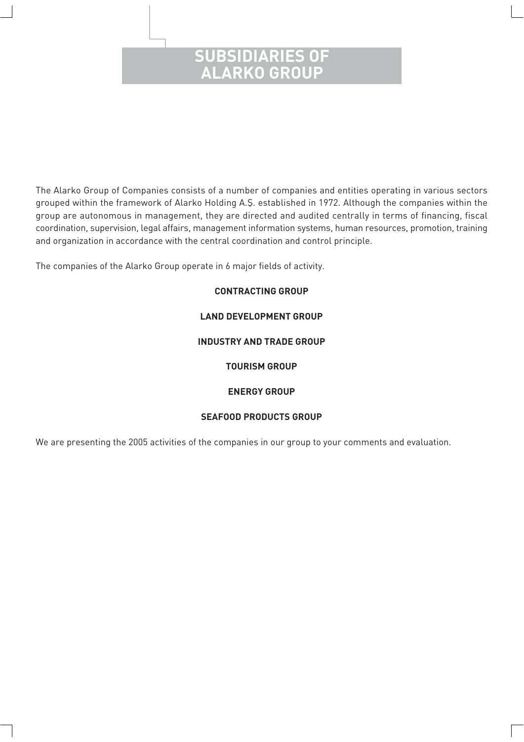# SUBSIDIARIES OF ALARKO GROUP

The Alarko Group of Companies consists of a number of companies and entities operating in various sectors grouped within the framework of Alarko Holding A.Ş. established in 1972. Although the companies within the group are autonomous in management, they are directed and audited centrally in terms of financing, fiscal coordination, supervision, legal affairs, management information systems, human resources, promotion, training and organization in accordance with the central coordination and control principle.

The companies of the Alarko Group operate in 6 major fields of activity.

**CONTRACTING GROUP**

**LAND DEVELOPMENT GROUP**

**INDUSTRY AND TRADE GROUP**

**TOURISM GROUP**

**ENERGY GROUP**

**SEAFOOD PRODUCTS GROUP**

We are presenting the 2005 activities of the companies in our group to your comments and evaluation.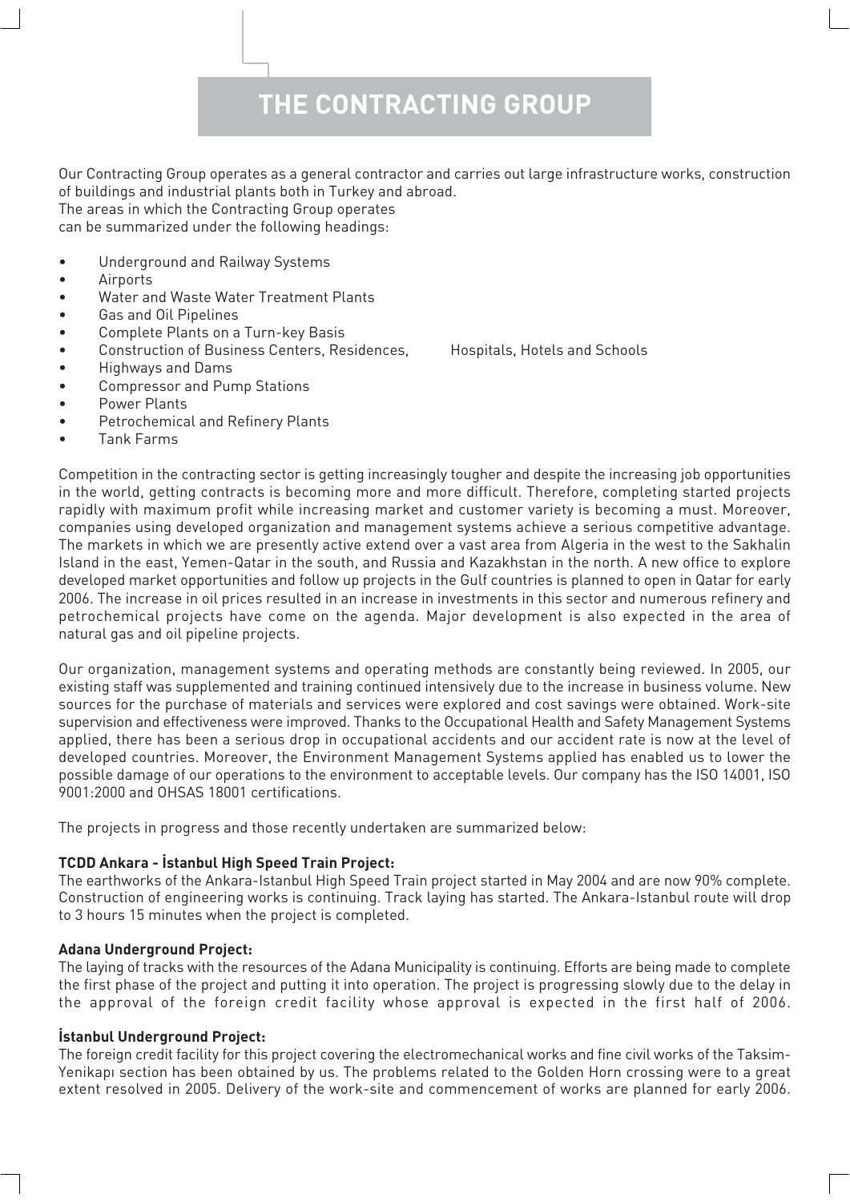# THE CONTRACTING GROUP

Our Contracting Group operates as a general contractor and carries out large infrastructure works, construction of buildings and industrial plants both in Turkey and abroad.
The areas in which the Contracting Group operates
can be summarized under the following headings:

- Underground and Railway Systems
- Airports
- Water and Waste Water Treatment Plants
- Gas and Oil Pipelines
- Complete Plants on a Turn-key Basis
- Construction of Business Centers, Residences, Hospitals, Hotels and Schools
- Highways and Dams
- Compressor and Pump Stations
- Power Plants
- Petrochemical and Refinery Plants
- Tank Farms

Competition in the contracting sector is getting increasingly tougher and despite the increasing job opportunities in the world, getting contracts is becoming more and more difficult. Therefore, completing started projects rapidly with maximum profit while increasing market and customer variety is becoming a must. Moreover, companies using developed organization and management systems achieve a serious competitive advantage. The markets in which we are presently active extend over a vast area from Algeria in the west to the Sakhalin Island in the east, Yemen-Qatar in the south, and Russia and Kazakhstan in the north. A new office to explore developed market opportunities and follow up projects in the Gulf countries is planned to open in Qatar for early 2006. The increase in oil prices resulted in an increase in investments in this sector and numerous refinery and petrochemical projects have come on the agenda. Major development is also expected in the area of natural gas and oil pipeline projects.

Our organization, management systems and operating methods are constantly being reviewed. In 2005, our existing staff was supplemented and training continued intensively due to the increase in business volume. New sources for the purchase of materials and services were explored and cost savings were obtained. Work-site supervision and effectiveness were improved. Thanks to the Occupational Health and Safety Management Systems applied, there has been a serious drop in occupational accidents and our accident rate is now at the level of developed countries. Moreover, the Environment Management Systems applied has enabled us to lower the possible damage of our operations to the environment to acceptable levels. Our company has the ISO 14001, ISO 9001:2000 and OHSAS 18001 certifications.

The projects in progress and those recently undertaken are summarized below:

**TCDD Ankara - İstanbul High Speed Train Project:**
The earthworks of the Ankara-Istanbul High Speed Train project started in May 2004 and are now 90% complete. Construction of engineering works is continuing. Track laying has started. The Ankara-Istanbul route will drop to 3 hours 15 minutes when the project is completed.

**Adana Underground Project:**
The laying of tracks with the resources of the Adana Municipality is continuing. Efforts are being made to complete the first phase of the project and putting it into operation. The project is progressing slowly due to the delay in the approval of the foreign credit facility whose approval is expected in the first half of 2006.

**İstanbul Underground Project:**
The foreign credit facility for this project covering the electromechanical works and fine civil works of the Taksim-Yenikapı section has been obtained by us. The problems related to the Golden Horn crossing were to a great extent resolved in 2005. Delivery of the work-site and commencement of works are planned for early 2006.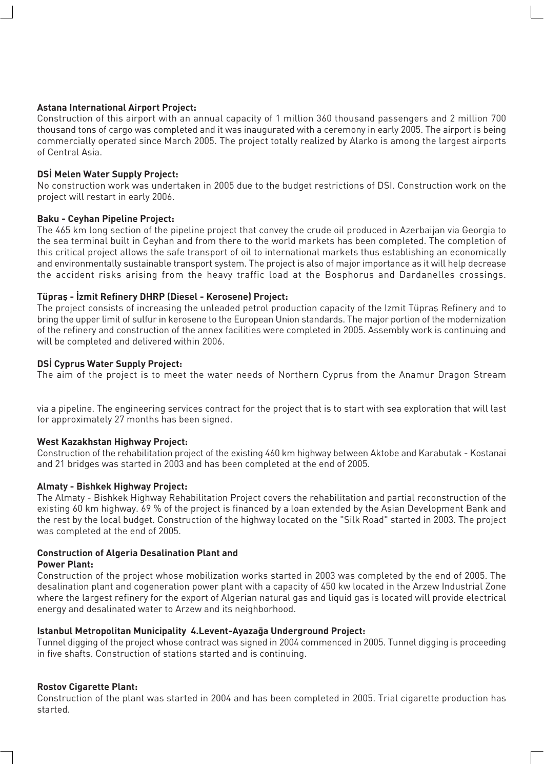**Astana International Airport Project:**

Construction of this airport with an annual capacity of 1 million 360 thousand passengers and 2 million 700 thousand tons of cargo was completed and it was inaugurated with a ceremony in early 2005. The airport is being commercially operated since March 2005. The project totally realized by Alarko is among the largest airports of Central Asia.

**DSİ Melen Water Supply Project:**

No construction work was undertaken in 2005 due to the budget restrictions of DSI. Construction work on the project will restart in early 2006.

**Baku - Ceyhan Pipeline Project:**

The 465 km long section of the pipeline project that convey the crude oil produced in Azerbaijan via Georgia to the sea terminal built in Ceyhan and from there to the world markets has been completed. The completion of this critical project allows the safe transport of oil to international markets thus establishing an economically and environmentally sustainable transport system. The project is also of major importance as it will help decrease the accident risks arising from the heavy traffic load at the Bosphorus and Dardanelles crossings.

**Tüpraş - İzmit Refinery DHRP (Diesel - Kerosene) Project:**

The project consists of increasing the unleaded petrol production capacity of the Izmit Tüpraş Refinery and to bring the upper limit of sulfur in kerosene to the European Union standards. The major portion of the modernization of the refinery and construction of the annex facilities were completed in 2005. Assembly work is continuing and will be completed and delivered within 2006.

**DSİ Cyprus Water Supply Project:**

The aim of the project is to meet the water needs of Northern Cyprus from the Anamur Dragon Stream via a pipeline. The engineering services contract for the project that is to start with sea exploration that will last for approximately 27 months has been signed.

**West Kazakhstan Highway Project:**

Construction of the rehabilitation project of the existing 460 km highway between Aktobe and Karabutak - Kostanai and 21 bridges was started in 2003 and has been completed at the end of 2005.

**Almaty - Bishkek Highway Project:**

The Almaty - Bishkek Highway Rehabilitation Project covers the rehabilitation and partial reconstruction of the existing 60 km highway. 69 % of the project is financed by a loan extended by the Asian Development Bank and the rest by the local budget. Construction of the highway located on the "Silk Road" started in 2003. The project was completed at the end of 2005.

**Construction of Algeria Desalination Plant and Power Plant:**

Construction of the project whose mobilization works started in 2003 was completed by the end of 2005. The desalination plant and cogeneration power plant with a capacity of 450 kw located in the Arzew Industrial Zone where the largest refinery for the export of Algerian natural gas and liquid gas is located will provide electrical energy and desalinated water to Arzew and its neighborhood.

**Istanbul Metropolitan Municipality 4.Levent-Ayazağa Underground Project:**

Tunnel digging of the project whose contract was signed in 2004 commenced in 2005. Tunnel digging is proceeding in five shafts. Construction of stations started and is continuing.

**Rostov Cigarette Plant:**

Construction of the plant was started in 2004 and has been completed in 2005. Trial cigarette production has started.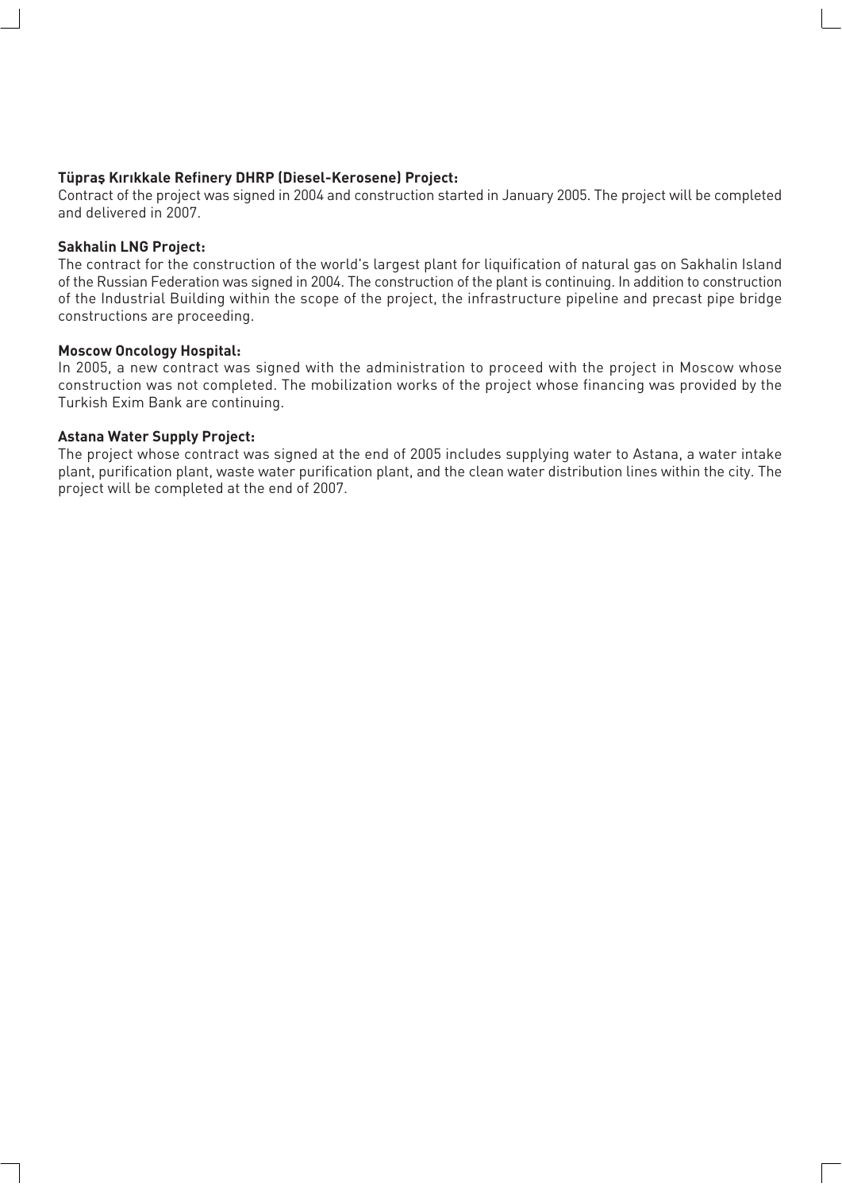**Tüpraş Kırıkkale Refinery DHRP (Diesel-Kerosene) Project:**

Contract of the project was signed in 2004 and construction started in January 2005. The project will be completed and delivered in 2007.

**Sakhalin LNG Project:**

The contract for the construction of the world's largest plant for liquification of natural gas on Sakhalin Island of the Russian Federation was signed in 2004. The construction of the plant is continuing. In addition to construction of the Industrial Building within the scope of the project, the infrastructure pipeline and precast pipe bridge constructions are proceeding.

**Moscow Oncology Hospital:**

In 2005, a new contract was signed with the administration to proceed with the project in Moscow whose construction was not completed. The mobilization works of the project whose financing was provided by the Turkish Exim Bank are continuing.

**Astana Water Supply Project:**

The project whose contract was signed at the end of 2005 includes supplying water to Astana, a water intake plant, purification plant, waste water purification plant, and the clean water distribution lines within the city. The project will be completed at the end of 2007.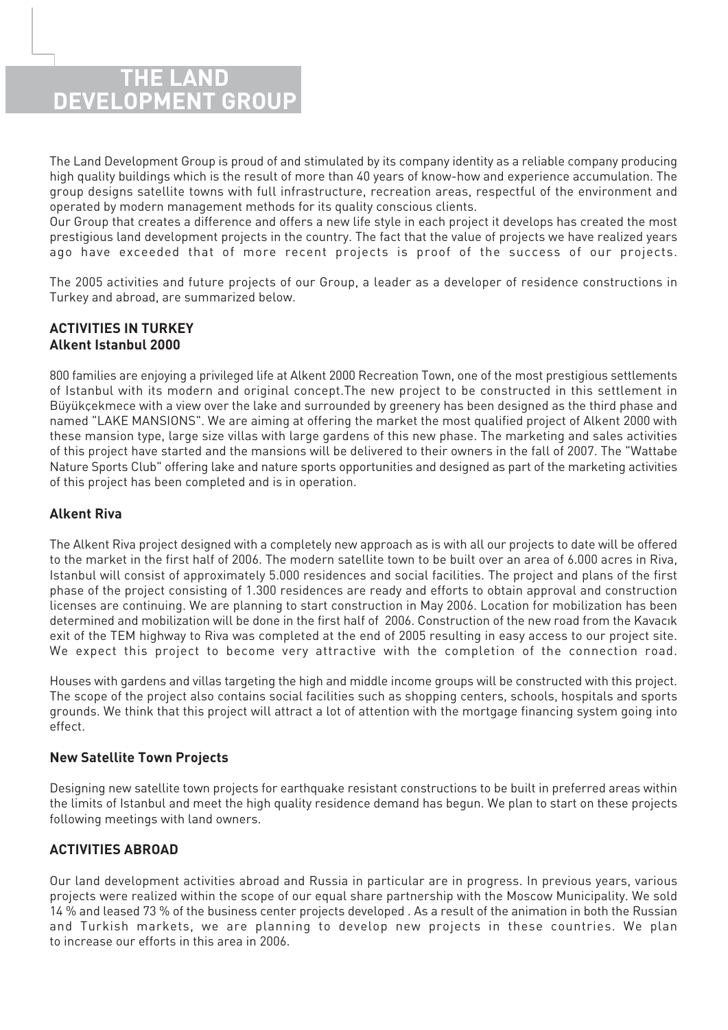# THE LAND DEVELOPMENT GROUP

The Land Development Group is proud of and stimulated by its company identity as a reliable company producing high quality buildings which is the result of more than 40 years of know-how and experience accumulation. The group designs satellite towns with full infrastructure, recreation areas, respectful of the environment and operated by modern management methods for its quality conscious clients.

Our Group that creates a difference and offers a new life style in each project it develops has created the most prestigious land development projects in the country. The fact that the value of projects we have realized years ago have exceeded that of more recent projects is proof of the success of our projects.

The 2005 activities and future projects of our Group, a leader as a developer of residence constructions in Turkey and abroad, are summarized below.

## ACTIVITIES IN TURKEY

### Alkent Istanbul 2000

800 families are enjoying a privileged life at Alkent 2000 Recreation Town, one of the most prestigious settlements of Istanbul with its modern and original concept.The new project to be constructed in this settlement in Büyükçekmece with a view over the lake and surrounded by greenery has been designed as the third phase and named "LAKE MANSIONS". We are aiming at offering the market the most qualified project of Alkent 2000 with these mansion type, large size villas with large gardens of this new phase. The marketing and sales activities of this project have started and the mansions will be delivered to their owners in the fall of 2007. The "Wattabe Nature Sports Club" offering lake and nature sports opportunities and designed as part of the marketing activities of this project has been completed and is in operation.

### Alkent Riva

The Alkent Riva project designed with a completely new approach as is with all our projects to date will be offered to the market in the first half of 2006. The modern satellite town to be built over an area of 6.000 acres in Riva, Istanbul will consist of approximately 5.000 residences and social facilities. The project and plans of the first phase of the project consisting of 1.300 residences are ready and efforts to obtain approval and construction licenses are continuing. We are planning to start construction in May 2006. Location for mobilization has been determined and mobilization will be done in the first half of 2006. Construction of the new road from the Kavacık exit of the TEM highway to Riva was completed at the end of 2005 resulting in easy access to our project site. We expect this project to become very attractive with the completion of the connection road.

Houses with gardens and villas targeting the high and middle income groups will be constructed with this project. The scope of the project also contains social facilities such as shopping centers, schools, hospitals and sports grounds. We think that this project will attract a lot of attention with the mortgage financing system going into effect.

### New Satellite Town Projects

Designing new satellite town projects for earthquake resistant constructions to be built in preferred areas within the limits of Istanbul and meet the high quality residence demand has begun. We plan to start on these projects following meetings with land owners.

## ACTIVITIES ABROAD

Our land development activities abroad and Russia in particular are in progress. In previous years, various projects were realized within the scope of our equal share partnership with the Moscow Municipality. We sold 14 % and leased 73 % of the business center projects developed . As a result of the animation in both the Russian and Turkish markets, we are planning to develop new projects in these countries. We plan to increase our efforts in this area in 2006.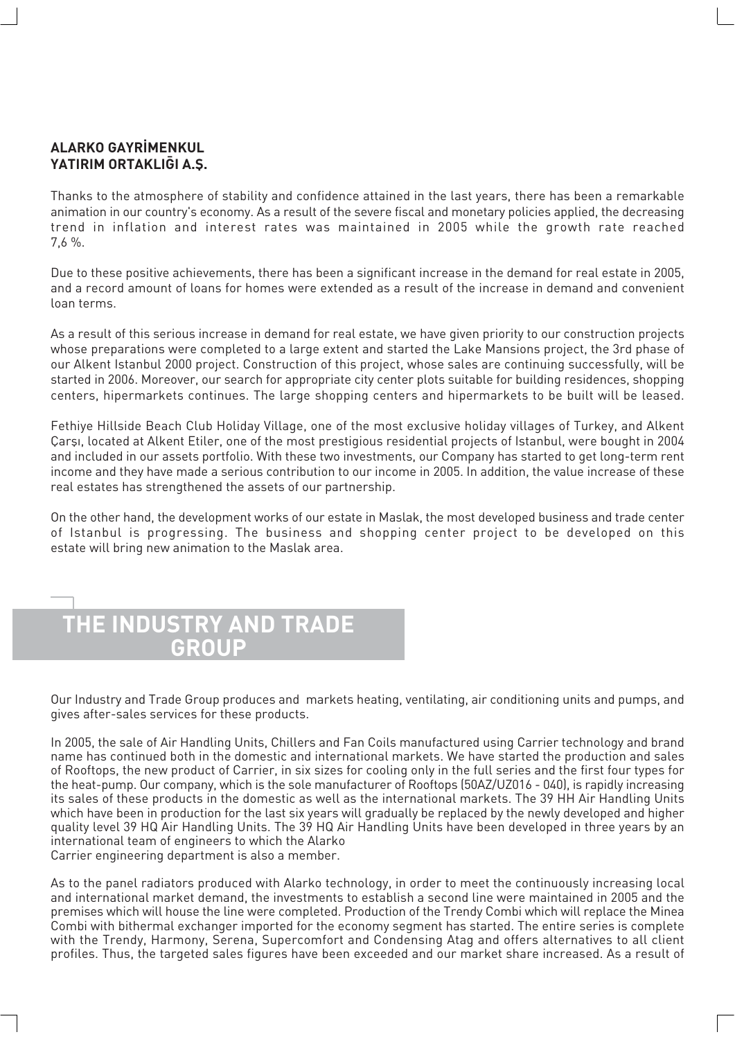### ALARKO GAYRİMENKUL YATIRIM ORTAKLIĞI A.Ş.

Thanks to the atmosphere of stability and confidence attained in the last years, there has been a remarkable animation in our country's economy. As a result of the severe fiscal and monetary policies applied, the decreasing trend in inflation and interest rates was maintained in 2005 while the growth rate reached 7,6 %.

Due to these positive achievements, there has been a significant increase in the demand for real estate in 2005, and a record amount of loans for homes were extended as a result of the increase in demand and convenient loan terms.

As a result of this serious increase in demand for real estate, we have given priority to our construction projects whose preparations were completed to a large extent and started the Lake Mansions project, the 3rd phase of our Alkent Istanbul 2000 project. Construction of this project, whose sales are continuing successfully, will be started in 2006. Moreover, our search for appropriate city center plots suitable for building residences, shopping centers, hipermarkets continues. The large shopping centers and hipermarkets to be built will be leased.

Fethiye Hillside Beach Club Holiday Village, one of the most exclusive holiday villages of Turkey, and Alkent Çarşı, located at Alkent Etiler, one of the most prestigious residential projects of Istanbul, were bought in 2004 and included in our assets portfolio. With these two investments, our Company has started to get long-term rent income and they have made a serious contribution to our income in 2005. In addition, the value increase of these real estates has strengthened the assets of our partnership.

On the other hand, the development works of our estate in Maslak, the most developed business and trade center of Istanbul is progressing. The business and shopping center project to be developed on this estate will bring new animation to the Maslak area.

## THE INDUSTRY AND TRADE GROUP

Our Industry and Trade Group produces and markets heating, ventilating, air conditioning units and pumps, and gives after-sales services for these products.

In 2005, the sale of Air Handling Units, Chillers and Fan Coils manufactured using Carrier technology and brand name has continued both in the domestic and international markets. We have started the production and sales of Rooftops, the new product of Carrier, in six sizes for cooling only in the full series and the first four types for the heat-pump. Our company, which is the sole manufacturer of Rooftops (50AZ/UZ016 - 040), is rapidly increasing its sales of these products in the domestic as well as the international markets. The 39 HH Air Handling Units which have been in production for the last six years will gradually be replaced by the newly developed and higher quality level 39 HQ Air Handling Units. The 39 HQ Air Handling Units have been developed in three years by an international team of engineers to which the Alarko Carrier engineering department is also a member.

As to the panel radiators produced with Alarko technology, in order to meet the continuously increasing local and international market demand, the investments to establish a second line were maintained in 2005 and the premises which will house the line were completed. Production of the Trendy Combi which will replace the Minea Combi with bithermal exchanger imported for the economy segment has started. The entire series is complete with the Trendy, Harmony, Serena, Supercomfort and Condensing Atag and offers alternatives to all client profiles. Thus, the targeted sales figures have been exceeded and our market share increased. As a result of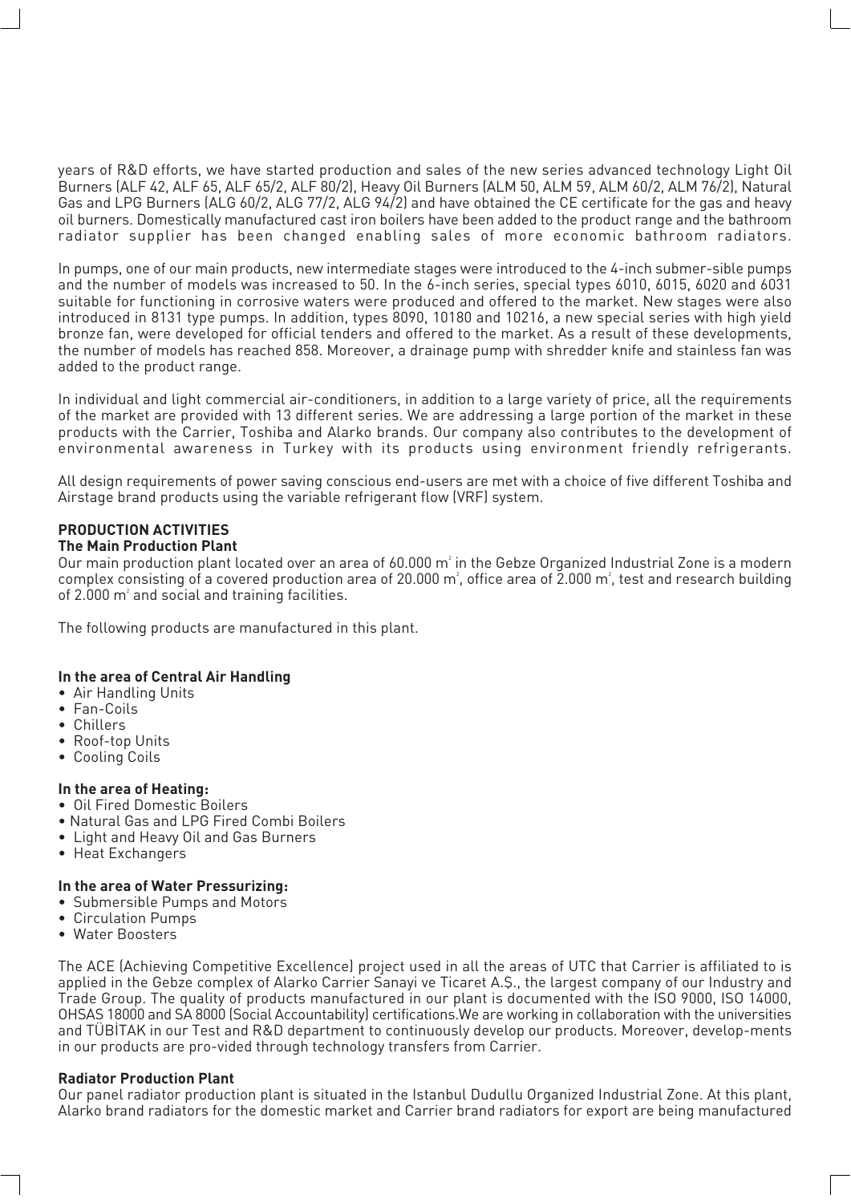years of R&D efforts, we have started production and sales of the new series advanced technology Light Oil Burners (ALF 42, ALF 65, ALF 65/2, ALF 80/2), Heavy Oil Burners (ALM 50, ALM 59, ALM 60/2, ALM 76/2), Natural Gas and LPG Burners (ALG 60/2, ALG 77/2, ALG 94/2) and have obtained the CE certificate for the gas and heavy oil burners. Domestically manufactured cast iron boilers have been added to the product range and the bathroom radiator supplier has been changed enabling sales of more economic bathroom radiators.

In pumps, one of our main products, new intermediate stages were introduced to the 4-inch submer-sible pumps and the number of models was increased to 50. In the 6-inch series, special types 6010, 6015, 6020 and 6031 suitable for functioning in corrosive waters were produced and offered to the market. New stages were also introduced in 8131 type pumps. In addition, types 8090, 10180 and 10216, a new special series with high yield bronze fan, were developed for official tenders and offered to the market. As a result of these developments, the number of models has reached 858. Moreover, a drainage pump with shredder knife and stainless fan was added to the product range.

In individual and light commercial air-conditioners, in addition to a large variety of price, all the requirements of the market are provided with 13 different series. We are addressing a large portion of the market in these products with the Carrier, Toshiba and Alarko brands. Our company also contributes to the development of environmental awareness in Turkey with its products using environment friendly refrigerants.

All design requirements of power saving conscious end-users are met with a choice of five different Toshiba and Airstage brand products using the variable refrigerant flow (VRF) system.

## PRODUCTION ACTIVITIES

### The Main Production Plant

Our main production plant located over an area of 60.000 m² in the Gebze Organized Industrial Zone is a modern complex consisting of a covered production area of 20.000 m², office area of 2.000 m², test and research building of 2.000 m² and social and training facilities.

The following products are manufactured in this plant.

**In the area of Central Air Handling**

- Air Handling Units
- Fan-Coils
- Chillers
- Roof-top Units
- Cooling Coils

**In the area of Heating:**

- Oil Fired Domestic Boilers
- Natural Gas and LPG Fired Combi Boilers
- Light and Heavy Oil and Gas Burners
- Heat Exchangers

**In the area of Water Pressurizing:**

- Submersible Pumps and Motors
- Circulation Pumps
- Water Boosters

The ACE (Achieving Competitive Excellence) project used in all the areas of UTC that Carrier is affiliated to is applied in the Gebze complex of Alarko Carrier Sanayi ve Ticaret A.Ş., the largest company of our Industry and Trade Group. The quality of products manufactured in our plant is documented with the ISO 9000, ISO 14000, OHSAS 18000 and SA 8000 (Social Accountability) certifications.We are working in collaboration with the universities and TÜBİTAK in our Test and R&D department to continuously develop our products. Moreover, develop-ments in our products are pro-vided through technology transfers from Carrier.

### Radiator Production Plant

Our panel radiator production plant is situated in the Istanbul Dudullu Organized Industrial Zone. At this plant, Alarko brand radiators for the domestic market and Carrier brand radiators for export are being manufactured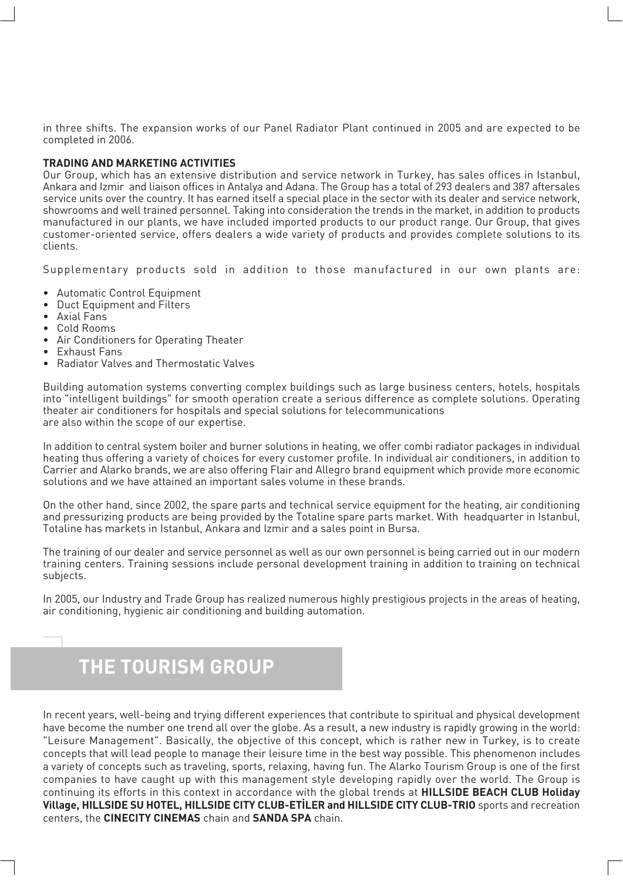in three shifts. The expansion works of our Panel Radiator Plant continued in 2005 and are expected to be completed in 2006.

**TRADING AND MARKETING ACTIVITIES**

Our Group, which has an extensive distribution and service network in Turkey, has sales offices in Istanbul, Ankara and Izmir and liaison offices in Antalya and Adana. The Group has a total of 293 dealers and 387 aftersales service units over the country. It has earned itself a special place in the sector with its dealer and service network, showrooms and well trained personnel. Taking into consideration the trends in the market, in addition to products manufactured in our plants, we have included imported products to our product range. Our Group, that gives customer-oriented service, offers dealers a wide variety of products and provides complete solutions to its clients.

Supplementary products sold in addition to those manufactured in our own plants are:

- Automatic Control Equipment
- Duct Equipment and Filters
- Axial Fans
- Cold Rooms
- Air Conditioners for Operating Theater
- Exhaust Fans
- Radiator Valves and Thermostatic Valves

Building automation systems converting complex buildings such as large business centers, hotels, hospitals into "intelligent buildings" for smooth operation create a serious difference as complete solutions. Operating theater air conditioners for hospitals and special solutions for telecommunications are also within the scope of our expertise.

In addition to central system boiler and burner solutions in heating, we offer combi radiator packages in individual heating thus offering a variety of choices for every customer profile. In individual air conditioners, in addition to Carrier and Alarko brands, we are also offering Flair and Allegro brand equipment which provide more economic solutions and we have attained an important sales volume in these brands.

On the other hand, since 2002, the spare parts and technical service equipment for the heating, air conditioning and pressurizing products are being provided by the Totaline spare parts market. With headquarter in Istanbul, Totaline has markets in Istanbul, Ankara and Izmir and a sales point in Bursa.

The training of our dealer and service personnel as well as our own personnel is being carried out in our modern training centers. Training sessions include personal development training in addition to training on technical subjects.

In 2005, our Industry and Trade Group has realized numerous highly prestigious projects in the areas of heating, air conditioning, hygienic air conditioning and building automation.

## THE TOURISM GROUP

In recent years, well-being and trying different experiences that contribute to spiritual and physical development have become the number one trend all over the globe. As a result, a new industry is rapidly growing in the world: "Leisure Management". Basically, the objective of this concept, which is rather new in Turkey, is to create concepts that will lead people to manage their leisure time in the best way possible. This phenomenon includes a variety of concepts such as traveling, sports, relaxing, having fun. The Alarko Tourism Group is one of the first companies to have caught up with this management style developing rapidly over the world. The Group is continuing its efforts in this context in accordance with the global trends at **HILLSIDE BEACH CLUB Holiday Village, HILLSIDE SU HOTEL, HILLSIDE CITY CLUB-ETİLER and HILLSIDE CITY CLUB-TRIO** sports and recreation centers, the **CINECITY CINEMAS** chain and **SANDA SPA** chain.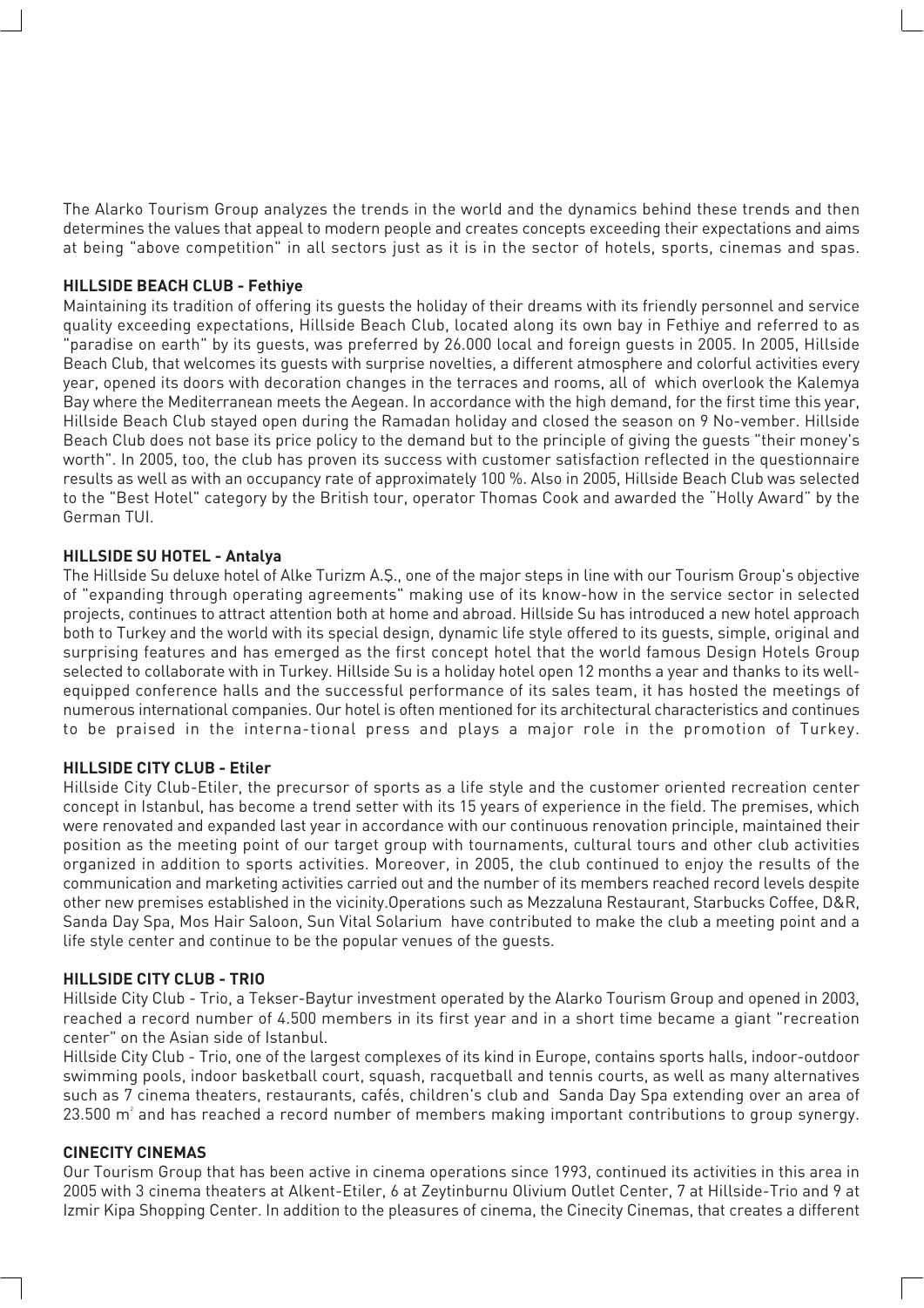The Alarko Tourism Group analyzes the trends in the world and the dynamics behind these trends and then determines the values that appeal to modern people and creates concepts exceeding their expectations and aims at being "above competition" in all sectors just as it is in the sector of hotels, sports, cinemas and spas.

**HILLSIDE BEACH CLUB - Fethiye**

Maintaining its tradition of offering its guests the holiday of their dreams with its friendly personnel and service quality exceeding expectations, Hillside Beach Club, located along its own bay in Fethiye and referred to as "paradise on earth" by its guests, was preferred by 26.000 local and foreign guests in 2005. In 2005, Hillside Beach Club, that welcomes its guests with surprise novelties, a different atmosphere and colorful activities every year, opened its doors with decoration changes in the terraces and rooms, all of which overlook the Kalemya Bay where the Mediterranean meets the Aegean. In accordance with the high demand, for the first time this year, Hillside Beach Club stayed open during the Ramadan holiday and closed the season on 9 No-vember. Hillside Beach Club does not base its price policy to the demand but to the principle of giving the guests "their money's worth". In 2005, too, the club has proven its success with customer satisfaction reflected in the questionnaire results as well as with an occupancy rate of approximately 100 %. Also in 2005, Hillside Beach Club was selected to the "Best Hotel" category by the British tour, operator Thomas Cook and awarded the "Holly Award" by the German TUI.

**HILLSIDE SU HOTEL - Antalya**

The Hillside Su deluxe hotel of Alke Turizm A.Ş., one of the major steps in line with our Tourism Group's objective of "expanding through operating agreements" making use of its know-how in the service sector in selected projects, continues to attract attention both at home and abroad. Hillside Su has introduced a new hotel approach both to Turkey and the world with its special design, dynamic life style offered to its guests, simple, original and surprising features and has emerged as the first concept hotel that the world famous Design Hotels Group selected to collaborate with in Turkey. Hillside Su is a holiday hotel open 12 months a year and thanks to its well-equipped conference halls and the successful performance of its sales team, it has hosted the meetings of numerous international companies. Our hotel is often mentioned for its architectural characteristics and continues to be praised in the interna-tional press and plays a major role in the promotion of Turkey.

**HILLSIDE CITY CLUB - Etiler**

Hillside City Club-Etiler, the precursor of sports as a life style and the customer oriented recreation center concept in Istanbul, has become a trend setter with its 15 years of experience in the field. The premises, which were renovated and expanded last year in accordance with our continuous renovation principle, maintained their position as the meeting point of our target group with tournaments, cultural tours and other club activities organized in addition to sports activities. Moreover, in 2005, the club continued to enjoy the results of the communication and marketing activities carried out and the number of its members reached record levels despite other new premises established in the vicinity.Operations such as Mezzaluna Restaurant, Starbucks Coffee, D&R, Sanda Day Spa, Mos Hair Saloon, Sun Vital Solarium have contributed to make the club a meeting point and a life style center and continue to be the popular venues of the guests.

**HILLSIDE CITY CLUB - TRIO**

Hillside City Club - Trio, a Tekser-Baytur investment operated by the Alarko Tourism Group and opened in 2003, reached a record number of 4.500 members in its first year and in a short time became a giant "recreation center" on the Asian side of Istanbul.

Hillside City Club - Trio, one of the largest complexes of its kind in Europe, contains sports halls, indoor-outdoor swimming pools, indoor basketball court, squash, racquetball and tennis courts, as well as many alternatives such as 7 cinema theaters, restaurants, cafés, children's club and Sanda Day Spa extending over an area of 23.500 $m^2$ and has reached a record number of members making important contributions to group synergy.

**CINECITY CINEMAS**

Our Tourism Group that has been active in cinema operations since 1993, continued its activities in this area in 2005 with 3 cinema theaters at Alkent-Etiler, 6 at Zeytinburnu Olivium Outlet Center, 7 at Hillside-Trio and 9 at Izmir Kipa Shopping Center. In addition to the pleasures of cinema, the Cinecity Cinemas, that creates a different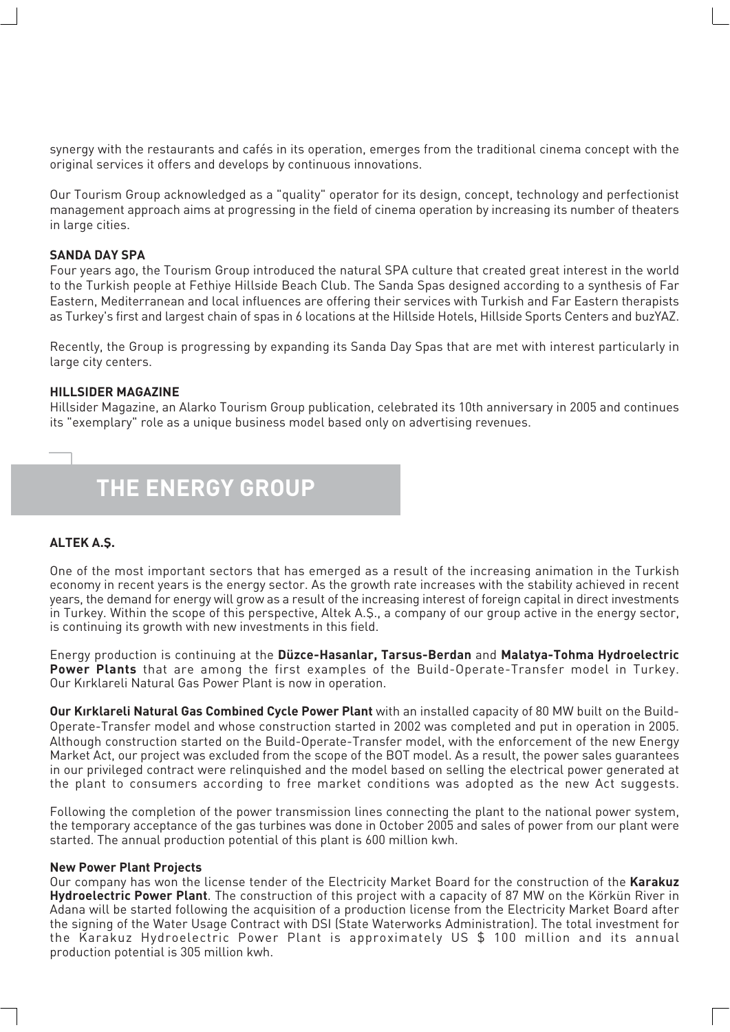synergy with the restaurants and cafés in its operation, emerges from the traditional cinema concept with the original services it offers and develops by continuous innovations.

Our Tourism Group acknowledged as a "quality" operator for its design, concept, technology and perfectionist management approach aims at progressing in the field of cinema operation by increasing its number of theaters in large cities.

**SANDA DAY SPA**

Four years ago, the Tourism Group introduced the natural SPA culture that created great interest in the world to the Turkish people at Fethiye Hillside Beach Club. The Sanda Spas designed according to a synthesis of Far Eastern, Mediterranean and local influences are offering their services with Turkish and Far Eastern therapists as Turkey's first and largest chain of spas in 6 locations at the Hillside Hotels, Hillside Sports Centers and buzYAZ.

Recently, the Group is progressing by expanding its Sanda Day Spas that are met with interest particularly in large city centers.

**HILLSIDER MAGAZINE**

Hillsider Magazine, an Alarko Tourism Group publication, celebrated its 10th anniversary in 2005 and continues its "exemplary" role as a unique business model based only on advertising revenues.

# THE ENERGY GROUP

**ALTEK A.Ş.**

One of the most important sectors that has emerged as a result of the increasing animation in the Turkish economy in recent years is the energy sector. As the growth rate increases with the stability achieved in recent years, the demand for energy will grow as a result of the increasing interest of foreign capital in direct investments in Turkey. Within the scope of this perspective, Altek A.Ş., a company of our group active in the energy sector, is continuing its growth with new investments in this field.

Energy production is continuing at the **Düzce-Hasanlar, Tarsus-Berdan** and **Malatya-Tohma Hydroelectric Power Plants** that are among the first examples of the Build-Operate-Transfer model in Turkey. Our Kırklareli Natural Gas Power Plant is now in operation.

**Our Kırklareli Natural Gas Combined Cycle Power Plant** with an installed capacity of 80 MW built on the Build-Operate-Transfer model and whose construction started in 2002 was completed and put in operation in 2005. Although construction started on the Build-Operate-Transfer model, with the enforcement of the new Energy Market Act, our project was excluded from the scope of the BOT model. As a result, the power sales guarantees in our privileged contract were relinquished and the model based on selling the electrical power generated at the plant to consumers according to free market conditions was adopted as the new Act suggests.

Following the completion of the power transmission lines connecting the plant to the national power system, the temporary acceptance of the gas turbines was done in October 2005 and sales of power from our plant were started. The annual production potential of this plant is 600 million kwh.

**New Power Plant Projects**

Our company has won the license tender of the Electricity Market Board for the construction of the **Karakuz Hydroelectric Power Plant**. The construction of this project with a capacity of 87 MW on the Körkün River in Adana will be started following the acquisition of a production license from the Electricity Market Board after the signing of the Water Usage Contract with DSI (State Waterworks Administration). The total investment for the Karakuz Hydroelectric Power Plant is approximately US $ 100 million and its annual production potential is 305 million kwh.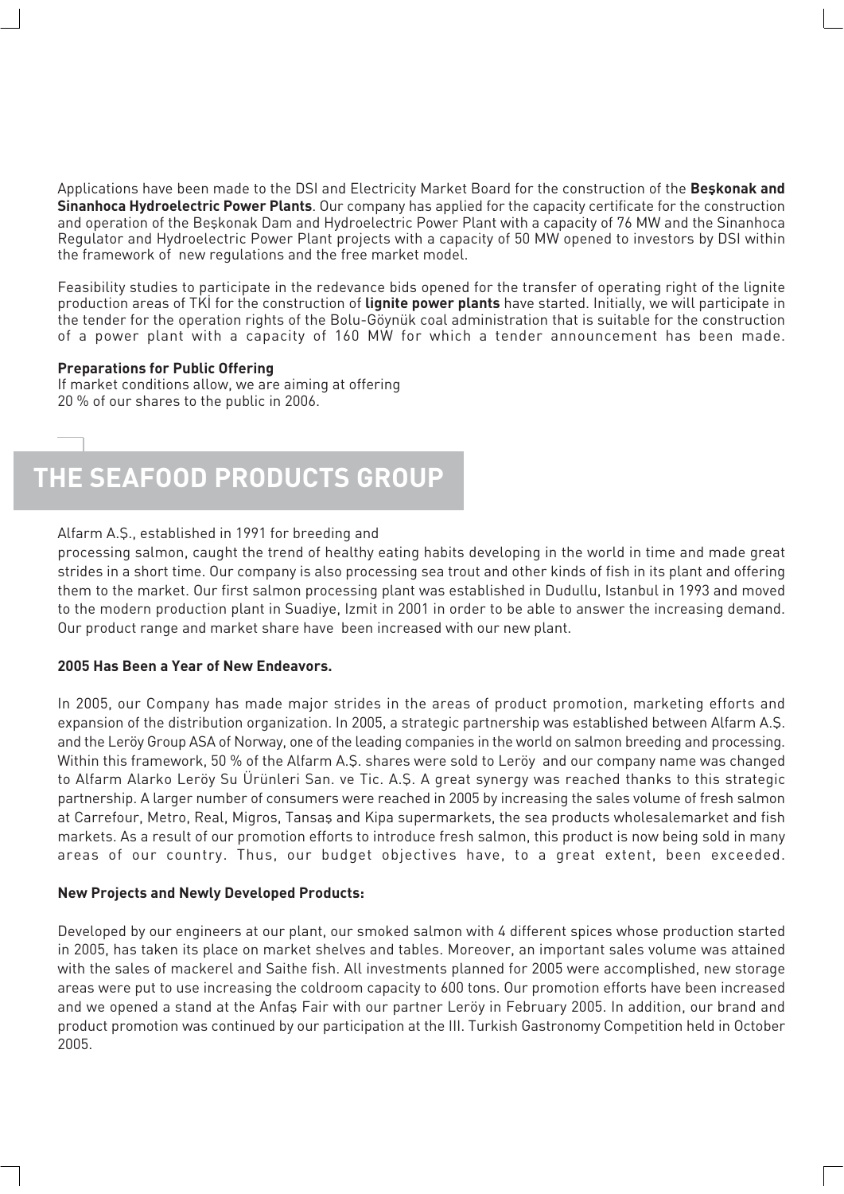Applications have been made to the DSI and Electricity Market Board for the construction of the **Beşkonak and Sinanhoca Hydroelectric Power Plants**. Our company has applied for the capacity certificate for the construction and operation of the Beşkonak Dam and Hydroelectric Power Plant with a capacity of 76 MW and the Sinanhoca Regulator and Hydroelectric Power Plant projects with a capacity of 50 MW opened to investors by DSI within the framework of new regulations and the free market model.

Feasibility studies to participate in the redevance bids opened for the transfer of operating right of the lignite production areas of TKİ for the construction of **lignite power plants** have started. Initially, we will participate in the tender for the operation rights of the Bolu-Göynük coal administration that is suitable for the construction of a power plant with a capacity of 160 MW for which a tender announcement has been made.

**Preparations for Public Offering**
If market conditions allow, we are aiming at offering 20 % of our shares to the public in 2006.

# THE SEAFOOD PRODUCTS GROUP

Alfarm A.Ş., established in 1991 for breeding and processing salmon, caught the trend of healthy eating habits developing in the world in time and made great strides in a short time. Our company is also processing sea trout and other kinds of fish in its plant and offering them to the market. Our first salmon processing plant was established in Dudullu, Istanbul in 1993 and moved to the modern production plant in Suadiye, Izmit in 2001 in order to be able to answer the increasing demand. Our product range and market share have been increased with our new plant.

**2005 Has Been a Year of New Endeavors.**

In 2005, our Company has made major strides in the areas of product promotion, marketing efforts and expansion of the distribution organization. In 2005, a strategic partnership was established between Alfarm A.Ş. and the Leröy Group ASA of Norway, one of the leading companies in the world on salmon breeding and processing. Within this framework, 50 % of the Alfarm A.Ş. shares were sold to Leröy and our company name was changed to Alfarm Alarko Leröy Su Ürünleri San. ve Tic. A.Ş. A great synergy was reached thanks to this strategic partnership. A larger number of consumers were reached in 2005 by increasing the sales volume of fresh salmon at Carrefour, Metro, Real, Migros, Tansaş and Kipa supermarkets, the sea products wholesalemarket and fish markets. As a result of our promotion efforts to introduce fresh salmon, this product is now being sold in many areas of our country. Thus, our budget objectives have, to a great extent, been exceeded.

**New Projects and Newly Developed Products:**

Developed by our engineers at our plant, our smoked salmon with 4 different spices whose production started in 2005, has taken its place on market shelves and tables. Moreover, an important sales volume was attained with the sales of mackerel and Saithe fish. All investments planned for 2005 were accomplished, new storage areas were put to use increasing the coldroom capacity to 600 tons. Our promotion efforts have been increased and we opened a stand at the Anfaş Fair with our partner Leröy in February 2005. In addition, our brand and product promotion was continued by our participation at the III. Turkish Gastronomy Competition held in October 2005.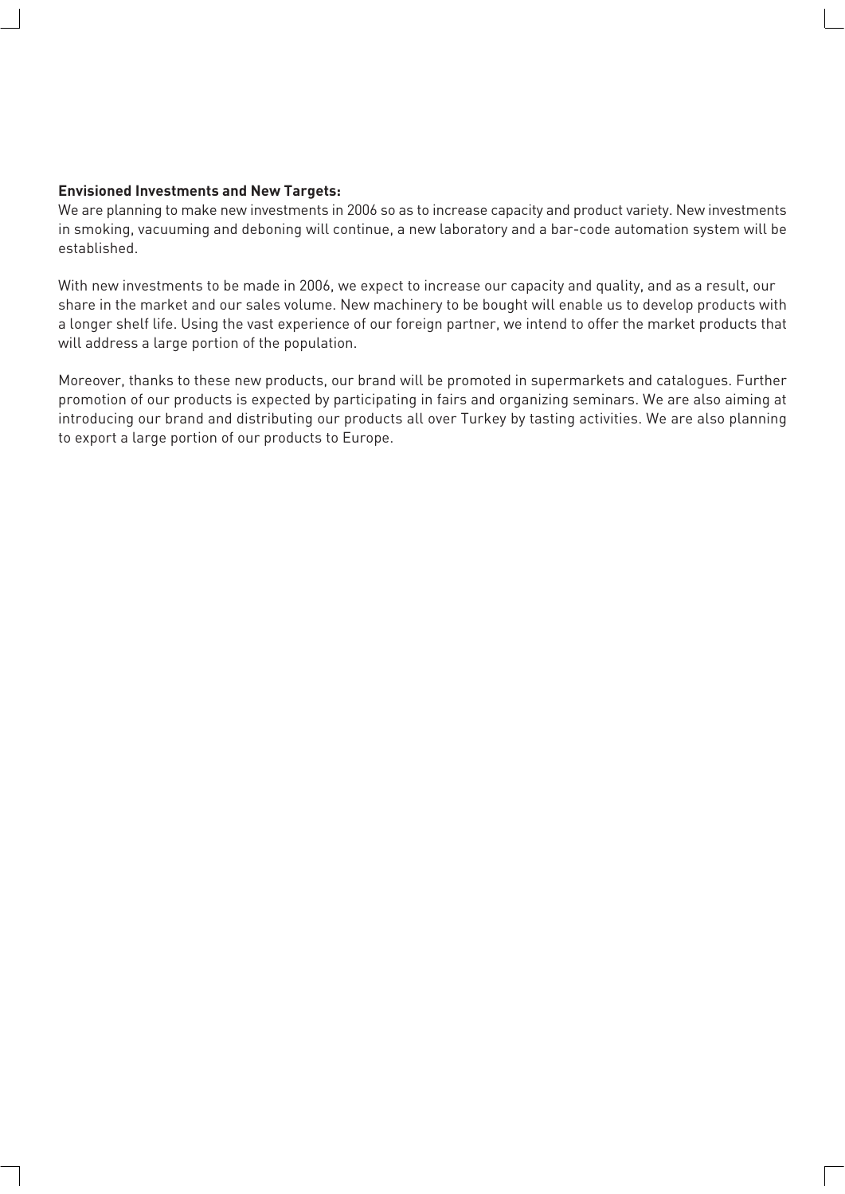**Envisioned Investments and New Targets:**
We are planning to make new investments in 2006 so as to increase capacity and product variety. New investments in smoking, vacuuming and deboning will continue, a new laboratory and a bar-code automation system will be established.

With new investments to be made in 2006, we expect to increase our capacity and quality, and as a result, our share in the market and our sales volume. New machinery to be bought will enable us to develop products with a longer shelf life. Using the vast experience of our foreign partner, we intend to offer the market products that will address a large portion of the population.

Moreover, thanks to these new products, our brand will be promoted in supermarkets and catalogues. Further promotion of our products is expected by participating in fairs and organizing seminars. We are also aiming at introducing our brand and distributing our products all over Turkey by tasting activities. We are also planning to export a large portion of our products to Europe.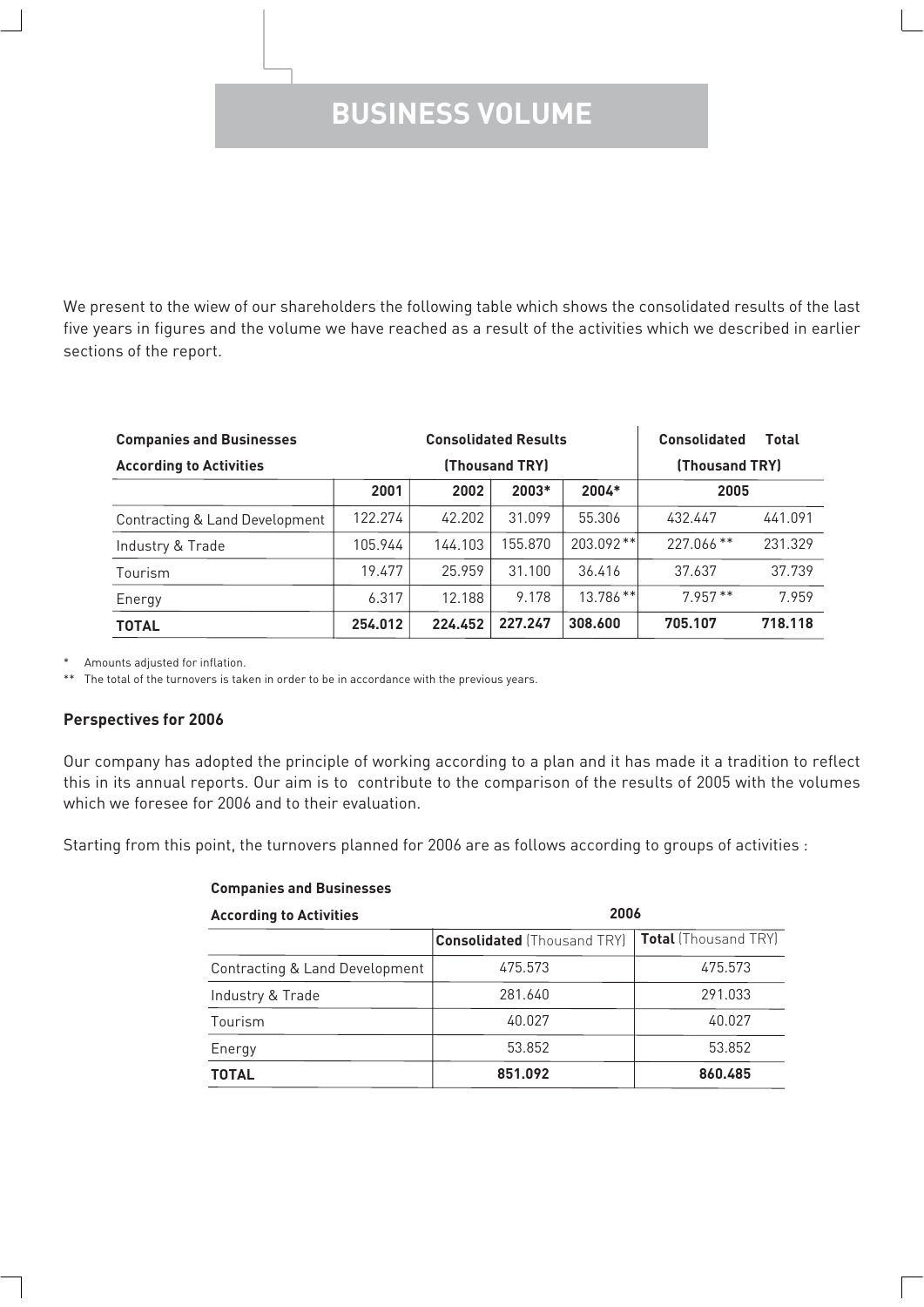# BUSINESS VOLUME

We present to the wiew of our shareholders the following table which shows the consolidated results of the last five years in figures and the volume we have reached as a result of the activities which we described in earlier sections of the report.

| Companies and Businesses According to Activities | Consolidated Results (Thousand TRY) | | | | Consolidated (Thousand TRY) | Total (Thousand TRY) |
|---|---|---|---|---|---|---|
| | 2001 | 2002 | 2003* | 2004* | 2005 | |
| Contracting & Land Development | 122.274 | 42.202 | 31.099 | 55.306 | 432.447 | 441.091 |
| Industry & Trade | 105.944 | 144.103 | 155.870 | 203.092 ** | 227.066 ** | 231.329 |
| Tourism | 19.477 | 25.959 | 31.100 | 36.416 | 37.637 | 37.739 |
| Energy | 6.317 | 12.188 | 9.178 | 13.786 ** | 7.957 ** | 7.959 |
| **TOTAL** | **254.012** | **224.452** | **227.247** | **308.600** | **705.107** | **718.118** |

\* Amounts adjusted for inflation.

** The total of the turnovers is taken in order to be in accordance with the previous years.

**Perspectives for 2006**

Our company has adopted the principle of working according to a plan and it has made it a tradition to reflect this in its annual reports. Our aim is to contribute to the comparison of the results of 2005 with the volumes which we foresee for 2006 and to their evaluation.

Starting from this point, the turnovers planned for 2006 are as follows according to groups of activities :

| Companies and Businesses According to Activities | 2006 | |
|---|---|---|
| | **Consolidated** (Thousand TRY) | **Total** (Thousand TRY) |
| Contracting & Land Development | 475.573 | 475.573 |
| Industry & Trade | 281.640 | 291.033 |
| Tourism | 40.027 | 40.027 |
| Energy | 53.852 | 53.852 |
| **TOTAL** | **851.092** | **860.485** |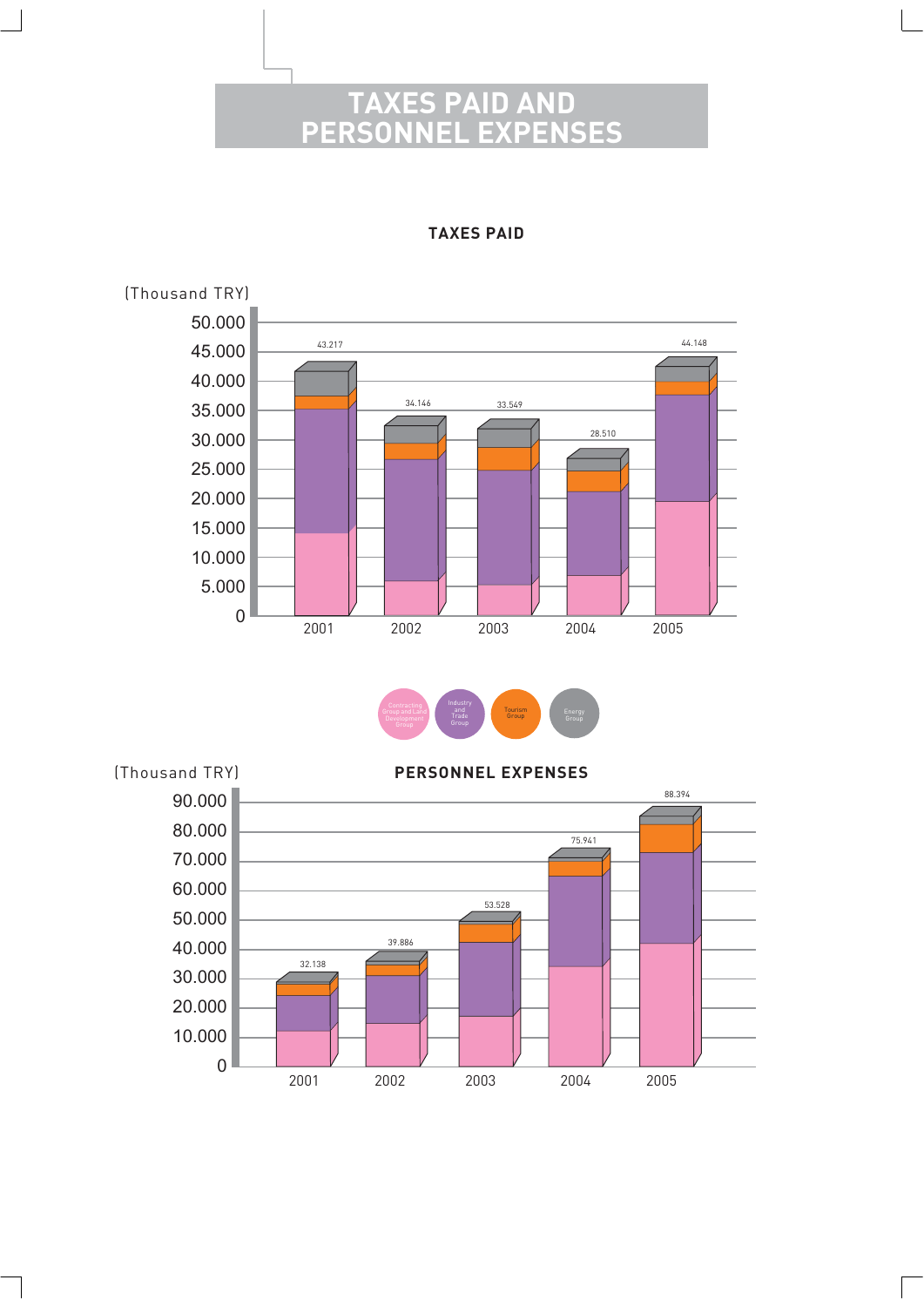# TAXES PAID AND PERSONNEL EXPENSES

## TAXES PAID

(Thousand TRY)

| Year | Total |
|---|---|
| 2001 | 43.217 |
| 2002 | 34.146 |
| 2003 | 33.549 |
| 2004 | 28.510 |
| 2005 | 44.148 |

Contracting Group and Land Development Group · Industry and Trade Group · Tourism Group · Energy Group

## PERSONNEL EXPENSES

(Thousand TRY)

| Year | Total |
|---|---|
| 2001 | 32.138 |
| 2002 | 39.886 |
| 2003 | 53.528 |
| 2004 | 75.941 |
| 2005 | 88.394 |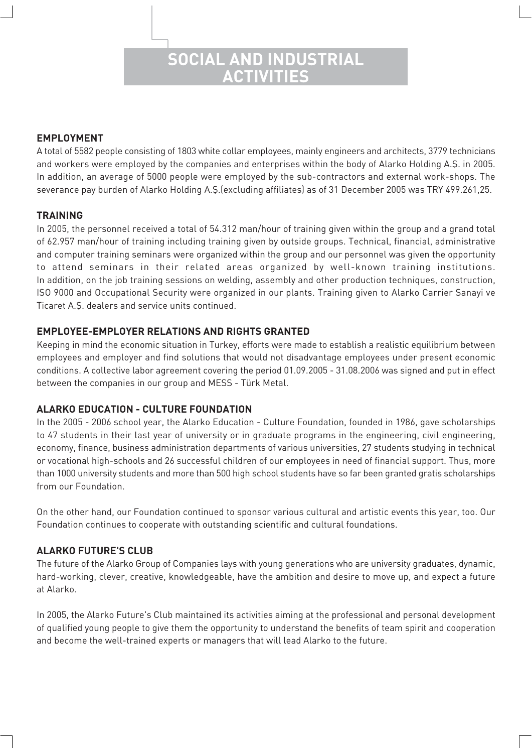# SOCIAL AND INDUSTRIAL ACTIVITIES

## EMPLOYMENT

A total of 5582 people consisting of 1803 white collar employees, mainly engineers and architects, 3779 technicians and workers were employed by the companies and enterprises within the body of Alarko Holding A.Ş. in 2005. In addition, an average of 5000 people were employed by the sub-contractors and external work-shops. The severance pay burden of Alarko Holding A.Ş.(excluding affiliates) as of 31 December 2005 was TRY 499.261,25.

## TRAINING

In 2005, the personnel received a total of 54.312 man/hour of training given within the group and a grand total of 62.957 man/hour of training including training given by outside groups. Technical, financial, administrative and computer training seminars were organized within the group and our personnel was given the opportunity to attend seminars in their related areas organized by well-known training institutions. In addition, on the job training sessions on welding, assembly and other production techniques, construction, ISO 9000 and Occupational Security were organized in our plants. Training given to Alarko Carrier Sanayi ve Ticaret A.Ş. dealers and service units continued.

## EMPLOYEE-EMPLOYER RELATIONS AND RIGHTS GRANTED

Keeping in mind the economic situation in Turkey, efforts were made to establish a realistic equilibrium between employees and employer and find solutions that would not disadvantage employees under present economic conditions. A collective labor agreement covering the period 01.09.2005 - 31.08.2006 was signed and put in effect between the companies in our group and MESS - Türk Metal.

## ALARKO EDUCATION - CULTURE FOUNDATION

In the 2005 - 2006 school year, the Alarko Education - Culture Foundation, founded in 1986, gave scholarships to 47 students in their last year of university or in graduate programs in the engineering, civil engineering, economy, finance, business administration departments of various universities, 27 students studying in technical or vocational high-schools and 26 successful children of our employees in need of financial support. Thus, more than 1000 university students and more than 500 high school students have so far been granted gratis scholarships from our Foundation.

On the other hand, our Foundation continued to sponsor various cultural and artistic events this year, too. Our Foundation continues to cooperate with outstanding scientific and cultural foundations.

## ALARKO FUTURE'S CLUB

The future of the Alarko Group of Companies lays with young generations who are university graduates, dynamic, hard-working, clever, creative, knowledgeable, have the ambition and desire to move up, and expect a future at Alarko.

In 2005, the Alarko Future's Club maintained its activities aiming at the professional and personal development of qualified young people to give them the opportunity to understand the benefits of team spirit and cooperation and become the well-trained experts or managers that will lead Alarko to the future.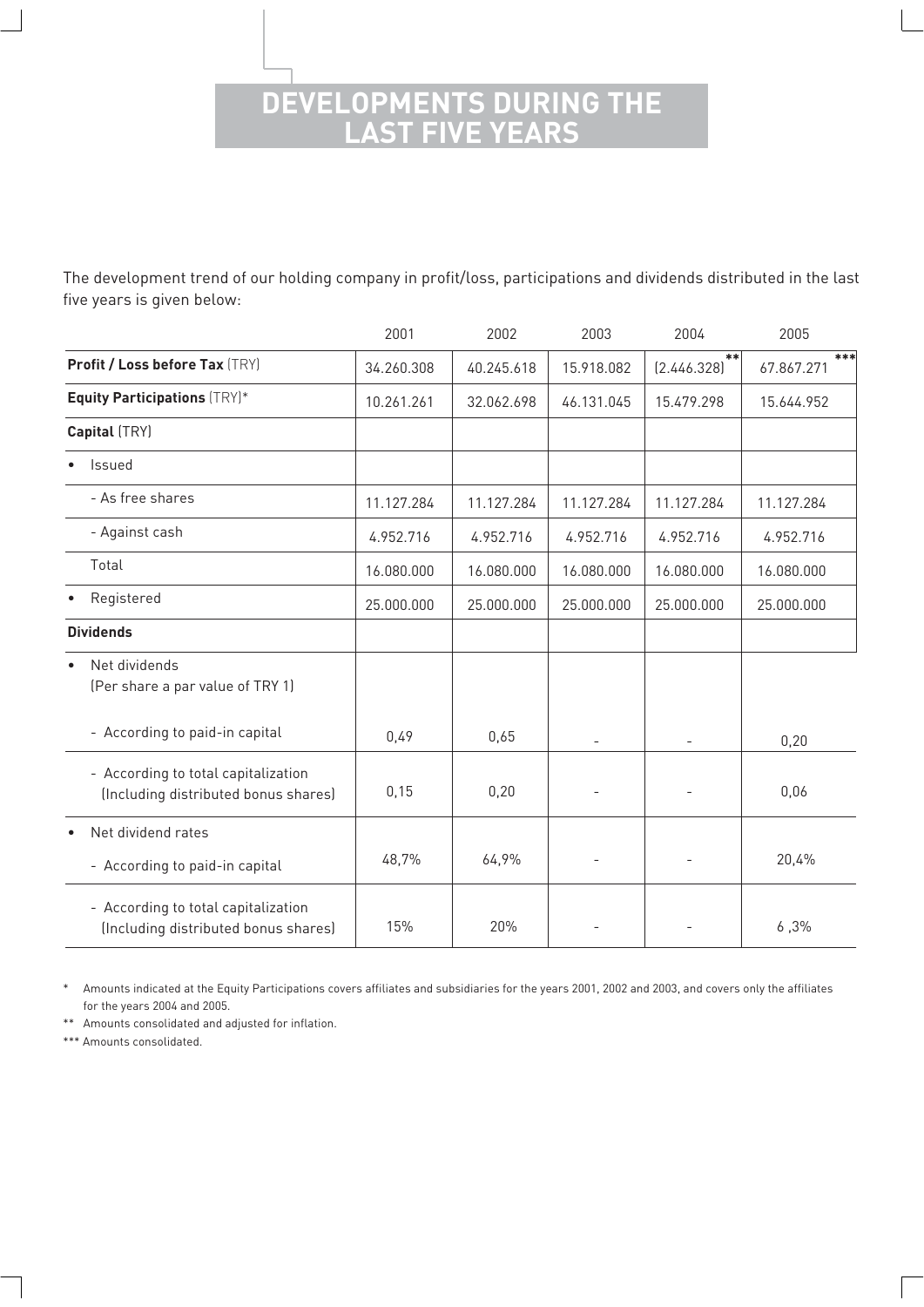# DEVELOPMENTS DURING THE LAST FIVE YEARS

The development trend of our holding company in profit/loss, participations and dividends distributed in the last five years is given below:

| | 2001 | 2002 | 2003 | 2004 | 2005 |
|---|---|---|---|---|---|
| **Profit / Loss before Tax** (TRY) | 34.260.308 | 40.245.618 | 15.918.082 | (2.446.328)** | 67.867.271*** |
| **Equity Participations** (TRY)* | 10.261.261 | 32.062.698 | 46.131.045 | 15.479.298 | 15.644.952 |
| **Capital** (TRY) | | | | | |
| • Issued | | | | | |
| - As free shares | 11.127.284 | 11.127.284 | 11.127.284 | 11.127.284 | 11.127.284 |
| - Against cash | 4.952.716 | 4.952.716 | 4.952.716 | 4.952.716 | 4.952.716 |
| Total | 16.080.000 | 16.080.000 | 16.080.000 | 16.080.000 | 16.080.000 |
| • Registered | 25.000.000 | 25.000.000 | 25.000.000 | 25.000.000 | 25.000.000 |
| **Dividends** | | | | | |
| • Net dividends (Per share a par value of TRY 1) | | | | | |
| - According to paid-in capital | 0,49 | 0,65 | - | - | 0,20 |
| - According to total capitalization (Including distributed bonus shares) | 0,15 | 0,20 | - | - | 0,06 |
| • Net dividend rates | | | | | |
| - According to paid-in capital | 48,7% | 64,9% | - | - | 20,4% |
| - According to total capitalization (Including distributed bonus shares) | 15% | 20% | - | - | 6 ,3% |

\* Amounts indicated at the Equity Participations covers affiliates and subsidiaries for the years 2001, 2002 and 2003, and covers only the affiliates for the years 2004 and 2005.

** Amounts consolidated and adjusted for inflation.

*** Amounts consolidated.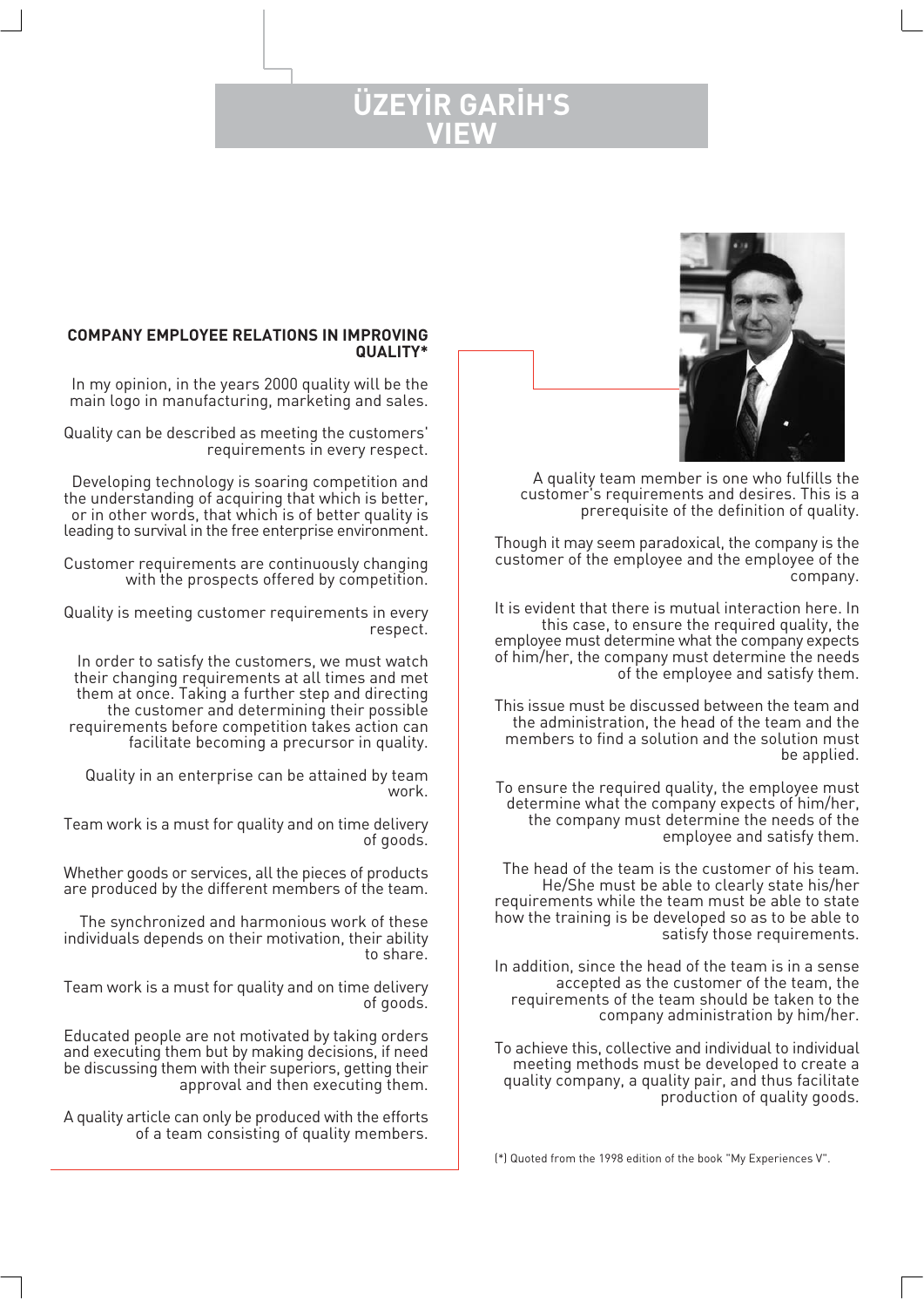# ÜZEYİR GARİH'S VIEW

## COMPANY EMPLOYEE RELATIONS IN IMPROVING QUALITY*

In my opinion, in the years 2000 quality will be the main logo in manufacturing, marketing and sales.

Quality can be described as meeting the customers' requirements in every respect.

Developing technology is soaring competition and the understanding of acquiring that which is better, or in other words, that which is of better quality is leading to survival in the free enterprise environment.

Customer requirements are continuously changing with the prospects offered by competition.

Quality is meeting customer requirements in every respect.

In order to satisfy the customers, we must watch their changing requirements at all times and met them at once. Taking a further step and directing the customer and determining their possible requirements before competition takes action can facilitate becoming a precursor in quality.

Quality in an enterprise can be attained by team work.

Team work is a must for quality and on time delivery of goods.

Whether goods or services, all the pieces of products are produced by the different members of the team.

The synchronized and harmonious work of these individuals depends on their motivation, their ability to share.

Team work is a must for quality and on time delivery of goods.

Educated people are not motivated by taking orders and executing them but by making decisions, if need be discussing them with their superiors, getting their approval and then executing them.

A quality article can only be produced with the efforts of a team consisting of quality members.

A quality team member is one who fulfills the customer's requirements and desires. This is a prerequisite of the definition of quality.

Though it may seem paradoxical, the company is the customer of the employee and the employee of the company.

It is evident that there is mutual interaction here. In this case, to ensure the required quality, the employee must determine what the company expects of him/her, the company must determine the needs of the employee and satisfy them.

This issue must be discussed between the team and the administration, the head of the team and the members to find a solution and the solution must be applied.

To ensure the required quality, the employee must determine what the company expects of him/her, the company must determine the needs of the employee and satisfy them.

The head of the team is the customer of his team. He/She must be able to clearly state his/her requirements while the team must be able to state how the training is be developed so as to be able to satisfy those requirements.

In addition, since the head of the team is in a sense accepted as the customer of the team, the requirements of the team should be taken to the company administration by him/her.

To achieve this, collective and individual to individual meeting methods must be developed to create a quality company, a quality pair, and thus facilitate production of quality goods.

(*) Quoted from the 1998 edition of the book "My Experiences V".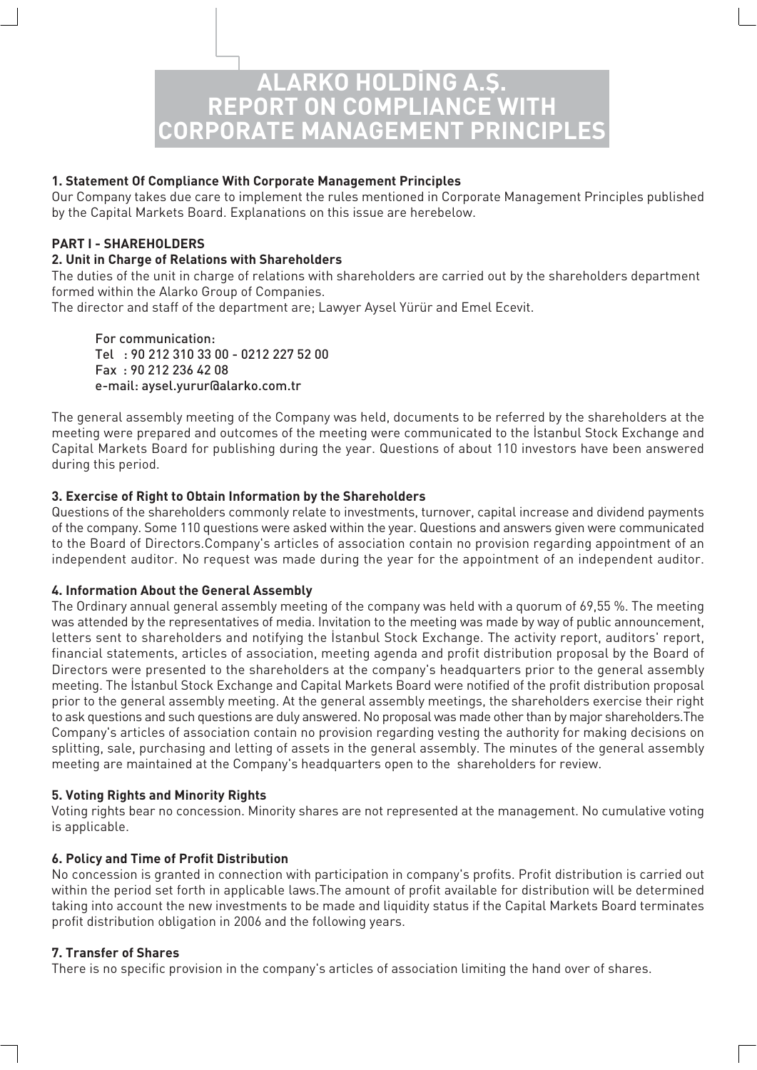# ALARKO HOLDİNG A.Ş. REPORT ON COMPLIANCE WITH CORPORATE MANAGEMENT PRINCIPLES

**1. Statement Of Compliance With Corporate Management Principles**

Our Company takes due care to implement the rules mentioned in Corporate Management Principles published by the Capital Markets Board. Explanations on this issue are herebelow.

**PART I - SHAREHOLDERS**

**2. Unit in Charge of Relations with Shareholders**

The duties of the unit in charge of relations with shareholders are carried out by the shareholders department formed within the Alarko Group of Companies.

The director and staff of the department are; Lawyer Aysel Yürür and Emel Ecevit.

For communication:
Tel : 90 212 310 33 00 - 0212 227 52 00
Fax : 90 212 236 42 08
e-mail: aysel.yurur@alarko.com.tr

The general assembly meeting of the Company was held, documents to be referred by the shareholders at the meeting were prepared and outcomes of the meeting were communicated to the İstanbul Stock Exchange and Capital Markets Board for publishing during the year. Questions of about 110 investors have been answered during this period.

**3. Exercise of Right to Obtain Information by the Shareholders**

Questions of the shareholders commonly relate to investments, turnover, capital increase and dividend payments of the company. Some 110 questions were asked within the year. Questions and answers given were communicated to the Board of Directors.Company's articles of association contain no provision regarding appointment of an independent auditor. No request was made during the year for the appointment of an independent auditor.

**4. Information About the General Assembly**

The Ordinary annual general assembly meeting of the company was held with a quorum of 69,55 %. The meeting was attended by the representatives of media. Invitation to the meeting was made by way of public announcement, letters sent to shareholders and notifying the İstanbul Stock Exchange. The activity report, auditors' report, financial statements, articles of association, meeting agenda and profit distribution proposal by the Board of Directors were presented to the shareholders at the company's headquarters prior to the general assembly meeting. The İstanbul Stock Exchange and Capital Markets Board were notified of the profit distribution proposal prior to the general assembly meeting. At the general assembly meetings, the shareholders exercise their right to ask questions and such questions are duly answered. No proposal was made other than by major shareholders.The Company's articles of association contain no provision regarding vesting the authority for making decisions on splitting, sale, purchasing and letting of assets in the general assembly. The minutes of the general assembly meeting are maintained at the Company's headquarters open to the shareholders for review.

**5. Voting Rights and Minority Rights**

Voting rights bear no concession. Minority shares are not represented at the management. No cumulative voting is applicable.

**6. Policy and Time of Profit Distribution**

No concession is granted in connection with participation in company's profits. Profit distribution is carried out within the period set forth in applicable laws.The amount of profit available for distribution will be determined taking into account the new investments to be made and liquidity status if the Capital Markets Board terminates profit distribution obligation in 2006 and the following years.

**7. Transfer of Shares**

There is no specific provision in the company's articles of association limiting the hand over of shares.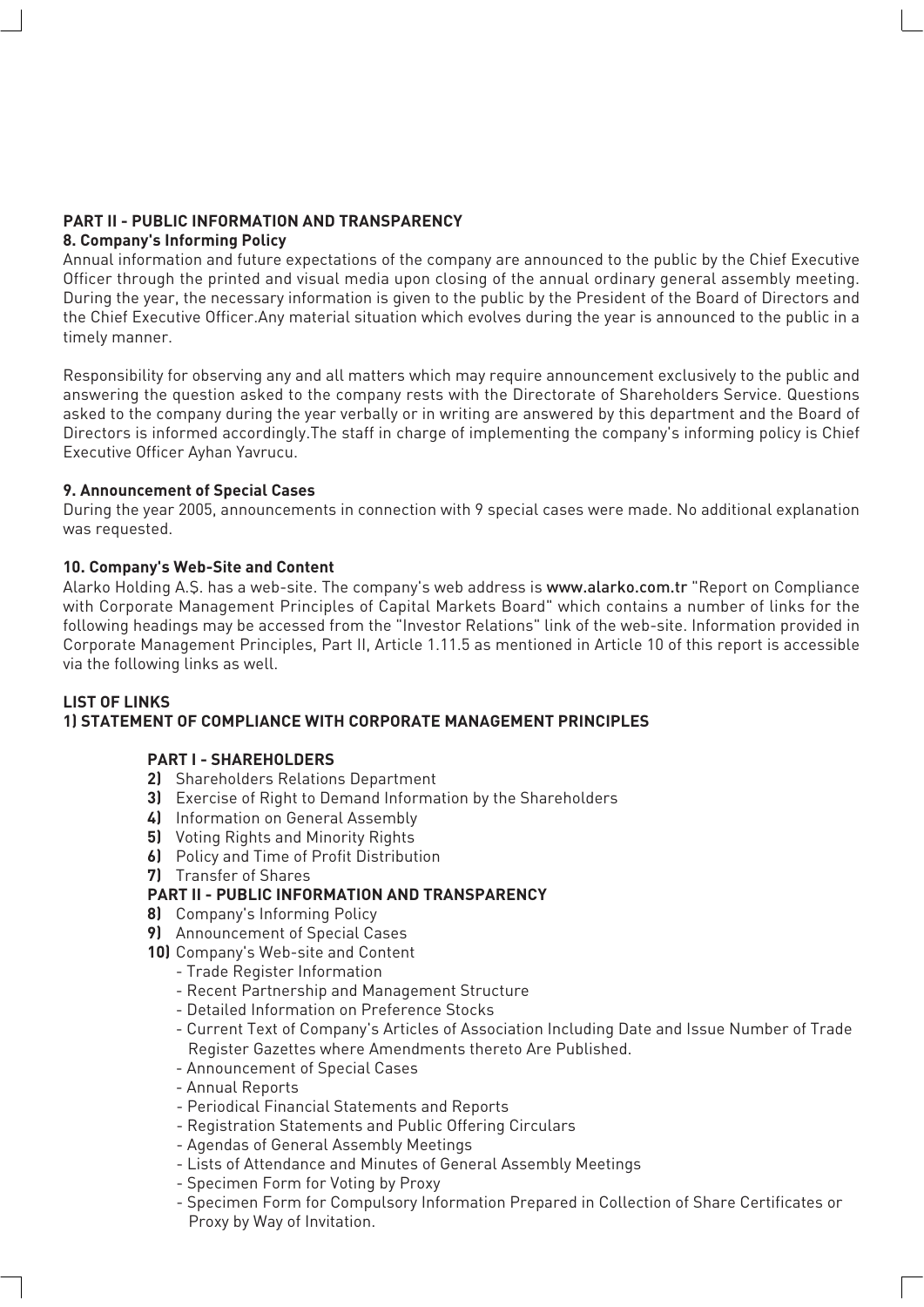## PART II - PUBLIC INFORMATION AND TRANSPARENCY

### 8. Company's Informing Policy

Annual information and future expectations of the company are announced to the public by the Chief Executive Officer through the printed and visual media upon closing of the annual ordinary general assembly meeting. During the year, the necessary information is given to the public by the President of the Board of Directors and the Chief Executive Officer.Any material situation which evolves during the year is announced to the public in a timely manner.

Responsibility for observing any and all matters which may require announcement exclusively to the public and answering the question asked to the company rests with the Directorate of Shareholders Service. Questions asked to the company during the year verbally or in writing are answered by this department and the Board of Directors is informed accordingly.The staff in charge of implementing the company's informing policy is Chief Executive Officer Ayhan Yavrucu.

### 9. Announcement of Special Cases

During the year 2005, announcements in connection with 9 special cases were made. No additional explanation was requested.

### 10. Company's Web-Site and Content

Alarko Holding A.Ş. has a web-site. The company's web address is www.alarko.com.tr "Report on Compliance with Corporate Management Principles of Capital Markets Board" which contains a number of links for the following headings may be accessed from the "Investor Relations" link of the web-site. Information provided in Corporate Management Principles, Part II, Article 1.11.5 as mentioned in Article 10 of this report is accessible via the following links as well.

**LIST OF LINKS**

**1) STATEMENT OF COMPLIANCE WITH CORPORATE MANAGEMENT PRINCIPLES**

**PART I - SHAREHOLDERS**

**2)** Shareholders Relations Department
**3)** Exercise of Right to Demand Information by the Shareholders
**4)** Information on General Assembly
**5)** Voting Rights and Minority Rights
**6)** Policy and Time of Profit Distribution
**7)** Transfer of Shares

**PART II - PUBLIC INFORMATION AND TRANSPARENCY**

**8)** Company's Informing Policy
**9)** Announcement of Special Cases
**10)** Company's Web-site and Content

- Trade Register Information
- Recent Partnership and Management Structure
- Detailed Information on Preference Stocks
- Current Text of Company's Articles of Association Including Date and Issue Number of Trade Register Gazettes where Amendments thereto Are Published.
- Announcement of Special Cases
- Annual Reports
- Periodical Financial Statements and Reports
- Registration Statements and Public Offering Circulars
- Agendas of General Assembly Meetings
- Lists of Attendance and Minutes of General Assembly Meetings
- Specimen Form for Voting by Proxy
- Specimen Form for Compulsory Information Prepared in Collection of Share Certificates or Proxy by Way of Invitation.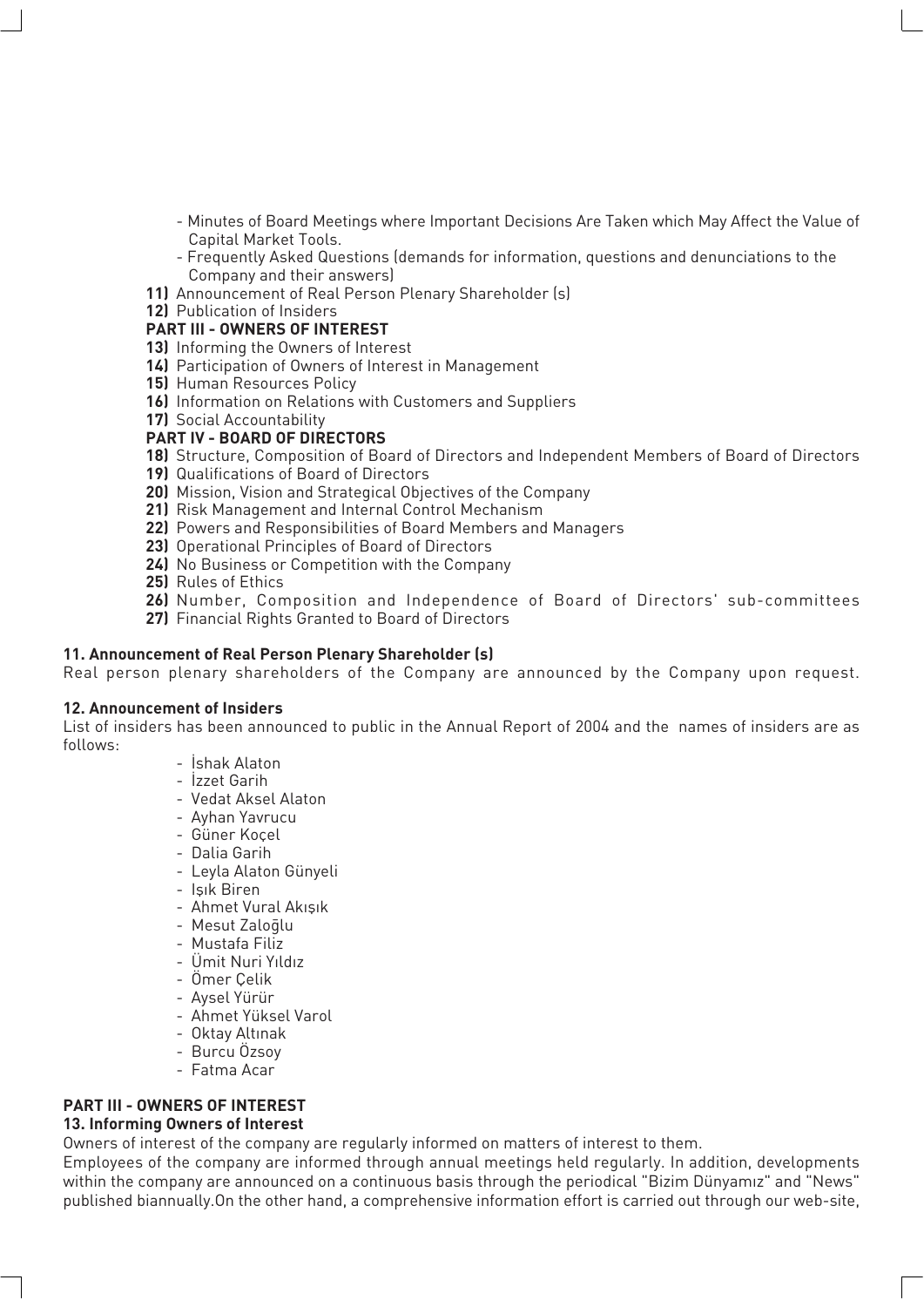- Minutes of Board Meetings where Important Decisions Are Taken which May Affect the Value of Capital Market Tools.
- Frequently Asked Questions (demands for information, questions and denunciations to the Company and their answers)

**11)** Announcement of Real Person Plenary Shareholder (s)
**12)** Publication of Insiders

**PART III - OWNERS OF INTEREST**

**13)** Informing the Owners of Interest
**14)** Participation of Owners of Interest in Management
**15)** Human Resources Policy
**16)** Information on Relations with Customers and Suppliers
**17)** Social Accountability

**PART IV - BOARD OF DIRECTORS**

**18)** Structure, Composition of Board of Directors and Independent Members of Board of Directors
**19)** Qualifications of Board of Directors
**20)** Mission, Vision and Strategical Objectives of the Company
**21)** Risk Management and Internal Control Mechanism
**22)** Powers and Responsibilities of Board Members and Managers
**23)** Operational Principles of Board of Directors
**24)** No Business or Competition with the Company
**25)** Rules of Ethics
**26)** Number, Composition and Independence of Board of Directors' sub-committees
**27)** Financial Rights Granted to Board of Directors

**11. Announcement of Real Person Plenary Shareholder (s)**

Real person plenary shareholders of the Company are announced by the Company upon request.

**12. Announcement of Insiders**

List of insiders has been announced to public in the Annual Report of 2004 and the names of insiders are as follows:

- İshak Alaton
- İzzet Garih
- Vedat Aksel Alaton
- Ayhan Yavrucu
- Güner Koçel
- Dalia Garih
- Leyla Alaton Günyeli
- Işık Biren
- Ahmet Vural Akışık
- Mesut Zaloğlu
- Mustafa Filiz
- Ümit Nuri Yıldız
- Ömer Çelik
- Aysel Yürür
- Ahmet Yüksel Varol
- Oktay Altınak
- Burcu Özsoy
- Fatma Acar

**PART III - OWNERS OF INTEREST**

**13. Informing Owners of Interest**

Owners of interest of the company are regularly informed on matters of interest to them.

Employees of the company are informed through annual meetings held regularly. In addition, developments within the company are announced on a continuous basis through the periodical "Bizim Dünyamız" and "News" published biannually.On the other hand, a comprehensive information effort is carried out through our web-site,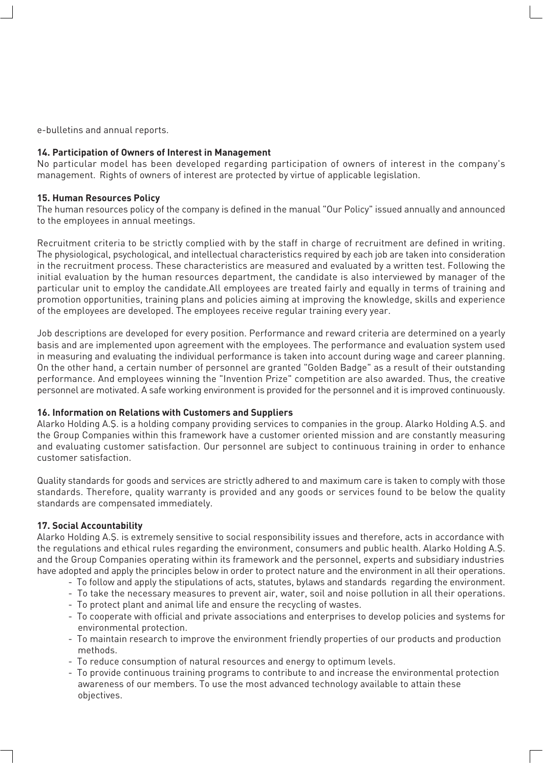e-bulletins and annual reports.

**14. Participation of Owners of Interest in Management**

No particular model has been developed regarding participation of owners of interest in the company's management. Rights of owners of interest are protected by virtue of applicable legislation.

**15. Human Resources Policy**

The human resources policy of the company is defined in the manual "Our Policy" issued annually and announced to the employees in annual meetings.

Recruitment criteria to be strictly complied with by the staff in charge of recruitment are defined in writing. The physiological, psychological, and intellectual characteristics required by each job are taken into consideration in the recruitment process. These characteristics are measured and evaluated by a written test. Following the initial evaluation by the human resources department, the candidate is also interviewed by manager of the particular unit to employ the candidate.All employees are treated fairly and equally in terms of training and promotion opportunities, training plans and policies aiming at improving the knowledge, skills and experience of the employees are developed. The employees receive regular training every year.

Job descriptions are developed for every position. Performance and reward criteria are determined on a yearly basis and are implemented upon agreement with the employees. The performance and evaluation system used in measuring and evaluating the individual performance is taken into account during wage and career planning. On the other hand, a certain number of personnel are granted "Golden Badge" as a result of their outstanding performance. And employees winning the "Invention Prize" competition are also awarded. Thus, the creative personnel are motivated. A safe working environment is provided for the personnel and it is improved continuously.

**16. Information on Relations with Customers and Suppliers**

Alarko Holding A.Ş. is a holding company providing services to companies in the group. Alarko Holding A.Ş. and the Group Companies within this framework have a customer oriented mission and are constantly measuring and evaluating customer satisfaction. Our personnel are subject to continuous training in order to enhance customer satisfaction.

Quality standards for goods and services are strictly adhered to and maximum care is taken to comply with those standards. Therefore, quality warranty is provided and any goods or services found to be below the quality standards are compensated immediately.

**17. Social Accountability**

Alarko Holding A.Ş. is extremely sensitive to social responsibility issues and therefore, acts in accordance with the regulations and ethical rules regarding the environment, consumers and public health. Alarko Holding A.Ş. and the Group Companies operating within its framework and the personnel, experts and subsidiary industries have adopted and apply the principles below in order to protect nature and the environment in all their operations.

- To follow and apply the stipulations of acts, statutes, bylaws and standards regarding the environment.
- To take the necessary measures to prevent air, water, soil and noise pollution in all their operations.
- To protect plant and animal life and ensure the recycling of wastes.
- To cooperate with official and private associations and enterprises to develop policies and systems for environmental protection.
- To maintain research to improve the environment friendly properties of our products and production methods.
- To reduce consumption of natural resources and energy to optimum levels.
- To provide continuous training programs to contribute to and increase the environmental protection awareness of our members. To use the most advanced technology available to attain these objectives.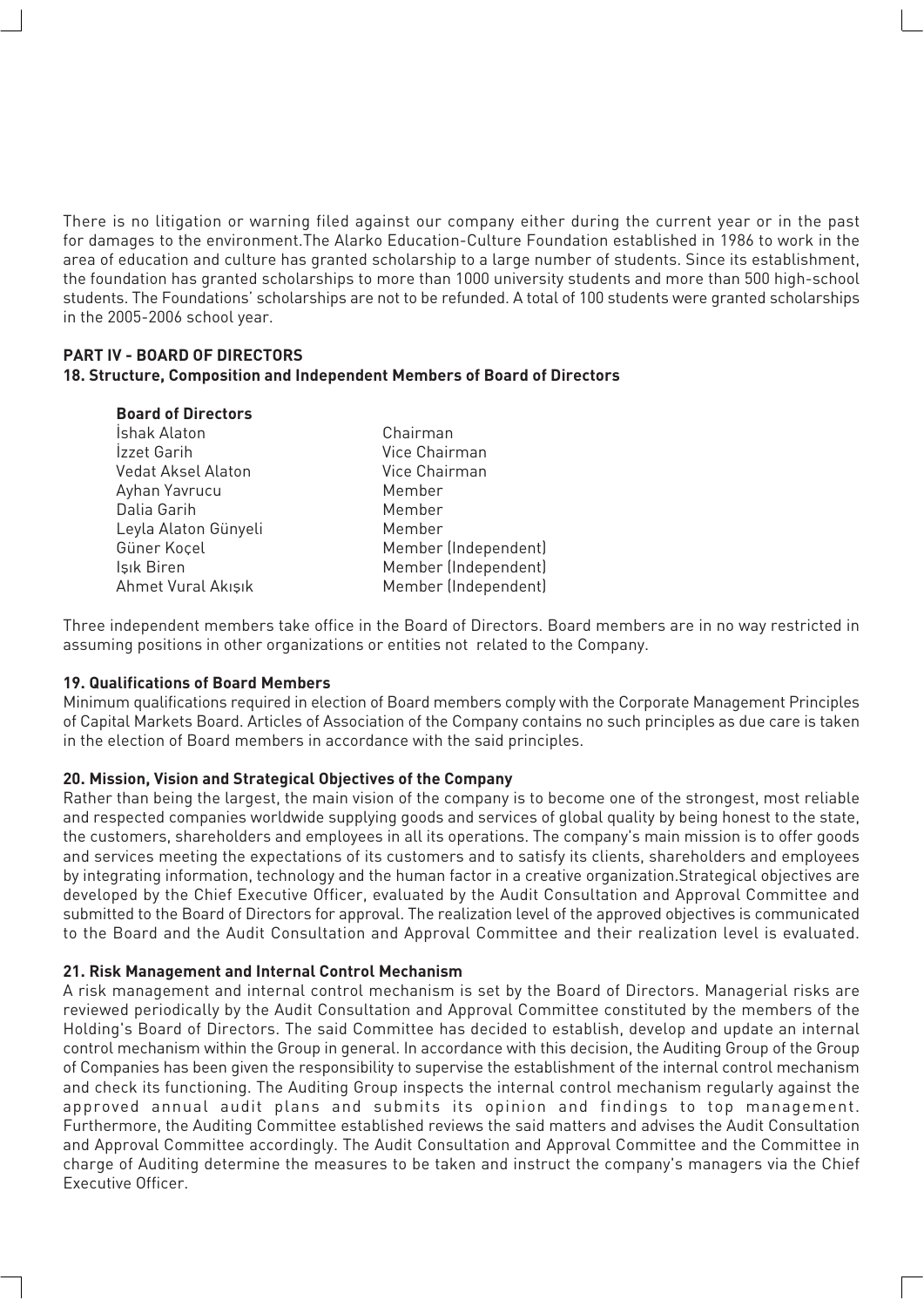There is no litigation or warning filed against our company either during the current year or in the past for damages to the environment.The Alarko Education-Culture Foundation established in 1986 to work in the area of education and culture has granted scholarship to a large number of students. Since its establishment, the foundation has granted scholarships to more than 1000 university students and more than 500 high-school students. The Foundations' scholarships are not to be refunded. A total of 100 students were granted scholarships in the 2005-2006 school year.

## PART IV - BOARD OF DIRECTORS

### 18. Structure, Composition and Independent Members of Board of Directors

**Board of Directors**

| | |
|---|---|
| İshak Alaton | Chairman |
| İzzet Garih | Vice Chairman |
| Vedat Aksel Alaton | Vice Chairman |
| Ayhan Yavrucu | Member |
| Dalia Garih | Member |
| Leyla Alaton Günyeli | Member |
| Güner Koçel | Member (Independent) |
| Işık Biren | Member (Independent) |
| Ahmet Vural Akışık | Member (Independent) |

Three independent members take office in the Board of Directors. Board members are in no way restricted in assuming positions in other organizations or entities not related to the Company.

### 19. Qualifications of Board Members

Minimum qualifications required in election of Board members comply with the Corporate Management Principles of Capital Markets Board. Articles of Association of the Company contains no such principles as due care is taken in the election of Board members in accordance with the said principles.

### 20. Mission, Vision and Strategical Objectives of the Company

Rather than being the largest, the main vision of the company is to become one of the strongest, most reliable and respected companies worldwide supplying goods and services of global quality by being honest to the state, the customers, shareholders and employees in all its operations. The company's main mission is to offer goods and services meeting the expectations of its customers and to satisfy its clients, shareholders and employees by integrating information, technology and the human factor in a creative organization.Strategical objectives are developed by the Chief Executive Officer, evaluated by the Audit Consultation and Approval Committee and submitted to the Board of Directors for approval. The realization level of the approved objectives is communicated to the Board and the Audit Consultation and Approval Committee and their realization level is evaluated.

### 21. Risk Management and Internal Control Mechanism

A risk management and internal control mechanism is set by the Board of Directors. Managerial risks are reviewed periodically by the Audit Consultation and Approval Committee constituted by the members of the Holding's Board of Directors. The said Committee has decided to establish, develop and update an internal control mechanism within the Group in general. In accordance with this decision, the Auditing Group of the Group of Companies has been given the responsibility to supervise the establishment of the internal control mechanism and check its functioning. The Auditing Group inspects the internal control mechanism regularly against the approved annual audit plans and submits its opinion and findings to top management. Furthermore, the Auditing Committee established reviews the said matters and advises the Audit Consultation and Approval Committee accordingly. The Audit Consultation and Approval Committee and the Committee in charge of Auditing determine the measures to be taken and instruct the company's managers via the Chief Executive Officer.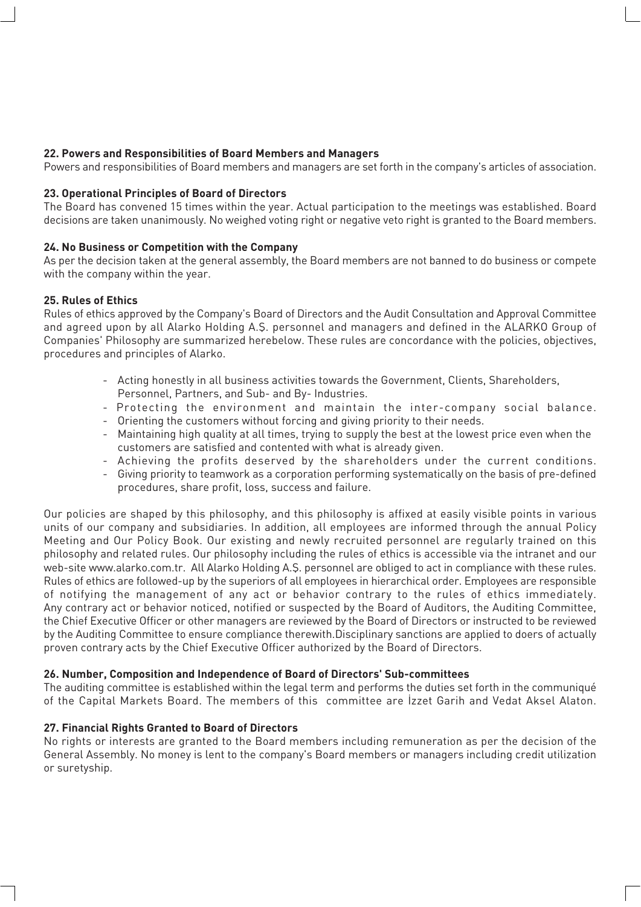### 22. Powers and Responsibilities of Board Members and Managers

Powers and responsibilities of Board members and managers are set forth in the company's articles of association.

### 23. Operational Principles of Board of Directors

The Board has convened 15 times within the year. Actual participation to the meetings was established. Board decisions are taken unanimously. No weighed voting right or negative veto right is granted to the Board members.

### 24. No Business or Competition with the Company

As per the decision taken at the general assembly, the Board members are not banned to do business or compete with the company within the year.

### 25. Rules of Ethics

Rules of ethics approved by the Company's Board of Directors and the Audit Consultation and Approval Committee and agreed upon by all Alarko Holding A.Ş. personnel and managers and defined in the ALARKO Group of Companies' Philosophy are summarized herebelow. These rules are concordance with the policies, objectives, procedures and principles of Alarko.

- Acting honestly in all business activities towards the Government, Clients, Shareholders, Personnel, Partners, and Sub- and By- Industries.
- Protecting the environment and maintain the inter-company social balance.
- Orienting the customers without forcing and giving priority to their needs.
- Maintaining high quality at all times, trying to supply the best at the lowest price even when the customers are satisfied and contented with what is already given.
- Achieving the profits deserved by the shareholders under the current conditions.
- Giving priority to teamwork as a corporation performing systematically on the basis of pre-defined procedures, share profit, loss, success and failure.

Our policies are shaped by this philosophy, and this philosophy is affixed at easily visible points in various units of our company and subsidiaries. In addition, all employees are informed through the annual Policy Meeting and Our Policy Book. Our existing and newly recruited personnel are regularly trained on this philosophy and related rules. Our philosophy including the rules of ethics is accessible via the intranet and our web-site www.alarko.com.tr. All Alarko Holding A.Ş. personnel are obliged to act in compliance with these rules. Rules of ethics are followed-up by the superiors of all employees in hierarchical order. Employees are responsible of notifying the management of any act or behavior contrary to the rules of ethics immediately. Any contrary act or behavior noticed, notified or suspected by the Board of Auditors, the Auditing Committee, the Chief Executive Officer or other managers are reviewed by the Board of Directors or instructed to be reviewed by the Auditing Committee to ensure compliance therewith.Disciplinary sanctions are applied to doers of actually proven contrary acts by the Chief Executive Officer authorized by the Board of Directors.

### 26. Number, Composition and Independence of Board of Directors' Sub-committees

The auditing committee is established within the legal term and performs the duties set forth in the communiqué of the Capital Markets Board. The members of this committee are İzzet Garih and Vedat Aksel Alaton.

### 27. Financial Rights Granted to Board of Directors

No rights or interests are granted to the Board members including remuneration as per the decision of the General Assembly. No money is lent to the company's Board members or managers including credit utilization or suretyship.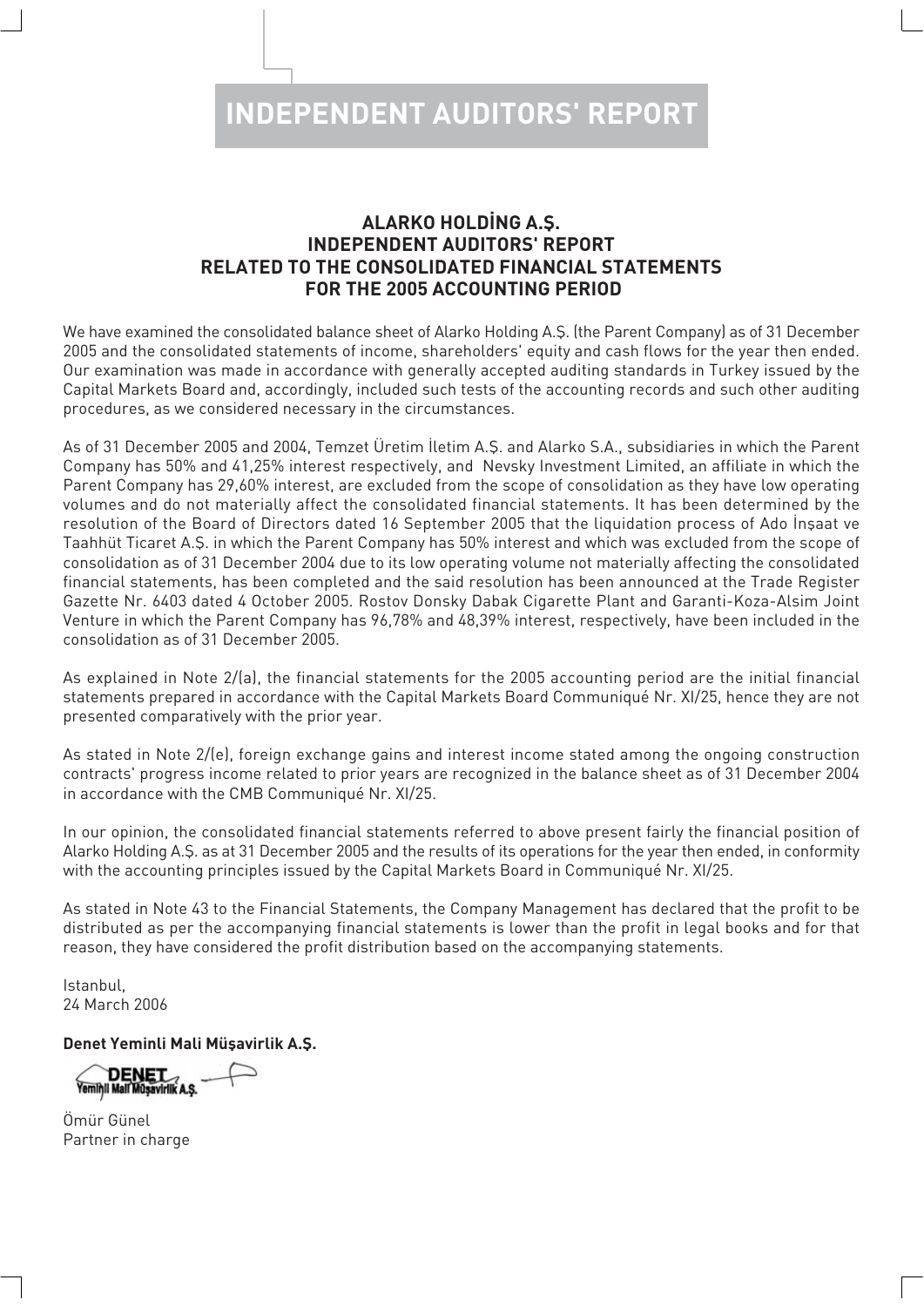# INDEPENDENT AUDITORS' REPORT

## ALARKO HOLDİNG A.Ş.
## INDEPENDENT AUDITORS' REPORT
## RELATED TO THE CONSOLIDATED FINANCIAL STATEMENTS
## FOR THE 2005 ACCOUNTING PERIOD

We have examined the consolidated balance sheet of Alarko Holding A.Ş. (the Parent Company) as of 31 December 2005 and the consolidated statements of income, shareholders' equity and cash flows for the year then ended. Our examination was made in accordance with generally accepted auditing standards in Turkey issued by the Capital Markets Board and, accordingly, included such tests of the accounting records and such other auditing procedures, as we considered necessary in the circumstances.

As of 31 December 2005 and 2004, Temzet Üretim İletim A.Ş. and Alarko S.A., subsidiaries in which the Parent Company has 50% and 41,25% interest respectively, and Nevsky Investment Limited, an affiliate in which the Parent Company has 29,60% interest, are excluded from the scope of consolidation as they have low operating volumes and do not materially affect the consolidated financial statements. It has been determined by the resolution of the Board of Directors dated 16 September 2005 that the liquidation process of Ado İnşaat ve Taahhüt Ticaret A.Ş. in which the Parent Company has 50% interest and which was excluded from the scope of consolidation as of 31 December 2004 due to its low operating volume not materially affecting the consolidated financial statements, has been completed and the said resolution has been announced at the Trade Register Gazette Nr. 6403 dated 4 October 2005. Rostov Donsky Dabak Cigarette Plant and Garanti-Koza-Alsim Joint Venture in which the Parent Company has 96,78% and 48,39% interest, respectively, have been included in the consolidation as of 31 December 2005.

As explained in Note 2/(a), the financial statements for the 2005 accounting period are the initial financial statements prepared in accordance with the Capital Markets Board Communiqué Nr. XI/25, hence they are not presented comparatively with the prior year.

As stated in Note 2/(e), foreign exchange gains and interest income stated among the ongoing construction contracts' progress income related to prior years are recognized in the balance sheet as of 31 December 2004 in accordance with the CMB Communiqué Nr. XI/25.

In our opinion, the consolidated financial statements referred to above present fairly the financial position of Alarko Holding A.Ş. as at 31 December 2005 and the results of its operations for the year then ended, in conformity with the accounting principles issued by the Capital Markets Board in Communiqué Nr. XI/25.

As stated in Note 43 to the Financial Statements, the Company Management has declared that the profit to be distributed as per the accompanying financial statements is lower than the profit in legal books and for that reason, they have considered the profit distribution based on the accompanying statements.

Istanbul,
24 March 2006

**Denet Yeminli Mali Müşavirlik A.Ş.**

DENET Yeminli Mali Müşavirlik A.Ş.

Ömür Günel
Partner in charge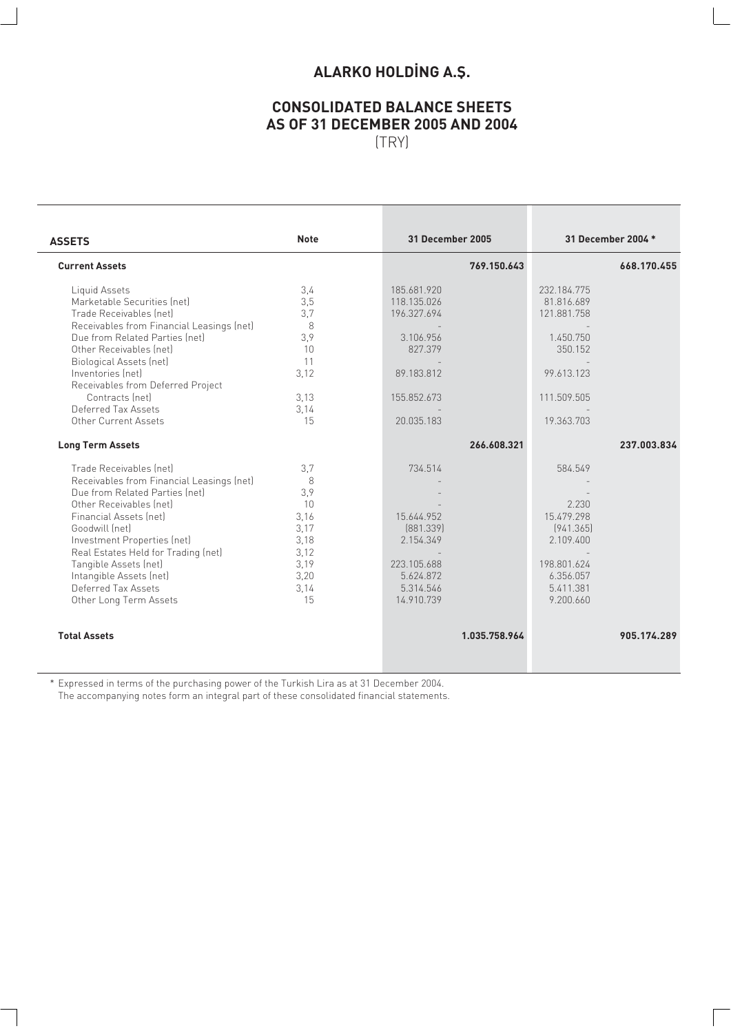# ALARKO HOLDİNG A.Ş.

## CONSOLIDATED BALANCE SHEETS
## AS OF 31 DECEMBER 2005 AND 2004
(TRY)

| ASSETS | Note | 31 December 2005 | | 31 December 2004 * | |
|---|---|---|---|---|---|
| **Current Assets** | | | **769.150.643** | | **668.170.455** |
| Liquid Assets | 3,4 | 185.681.920 | | 232.184.775 | |
| Marketable Securities (net) | 3,5 | 118.135.026 | | 81.816.689 | |
| Trade Receivables (net) | 3,7 | 196.327.694 | | 121.881.758 | |
| Receivables from Financial Leasings (net) | 8 | - | | - | |
| Due from Related Parties (net) | 3,9 | 3.106.956 | | 1.450.750 | |
| Other Receivables (net) | 10 | 827.379 | | 350.152 | |
| Biological Assets (net) | 11 | - | | - | |
| Inventories (net) | 3,12 | 89.183.812 | | 99.613.123 | |
| Receivables from Deferred Project Contracts (net) | 3,13 | 155.852.673 | | 111.509.505 | |
| Deferred Tax Assets | 3,14 | - | | - | |
| Other Current Assets | 15 | 20.035.183 | | 19.363.703 | |
| **Long Term Assets** | | | **266.608.321** | | **237.003.834** |
| Trade Receivables (net) | 3,7 | 734.514 | | 584.549 | |
| Receivables from Financial Leasings (net) | 8 | - | | - | |
| Due from Related Parties (net) | 3,9 | - | | - | |
| Other Receivables (net) | 10 | - | | 2.230 | |
| Financial Assets (net) | 3,16 | 15.644.952 | | 15.479.298 | |
| Goodwill (net) | 3,17 | (881.339) | | (941.365) | |
| Investment Properties (net) | 3,18 | 2.154.349 | | 2.109.400 | |
| Real Estates Held for Trading (net) | 3,12 | - | | - | |
| Tangible Assets (net) | 3,19 | 223.105.688 | | 198.801.624 | |
| Intangible Assets (net) | 3,20 | 5.624.872 | | 6.356.057 | |
| Deferred Tax Assets | 3,14 | 5.314.546 | | 5.411.381 | |
| Other Long Term Assets | 15 | 14.910.739 | | 9.200.660 | |
| **Total Assets** | | | **1.035.758.964** | | **905.174.289** |

\* Expressed in terms of the purchasing power of the Turkish Lira as at 31 December 2004.
The accompanying notes form an integral part of these consolidated financial statements.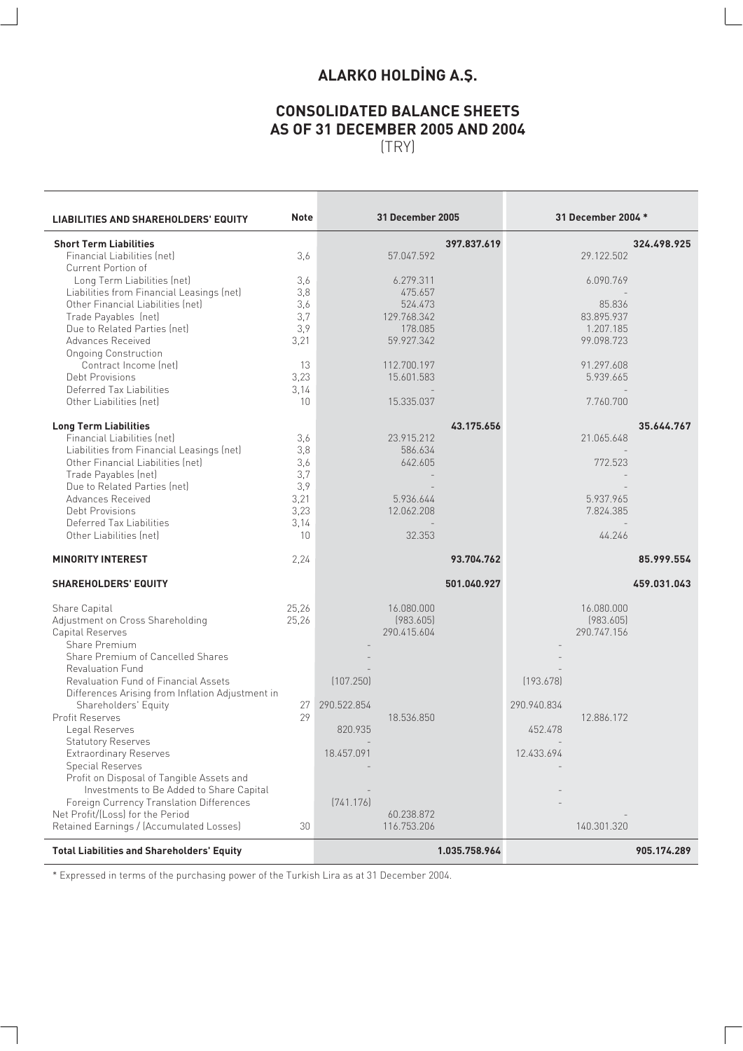# ALARKO HOLDİNG A.Ş.

## CONSOLIDATED BALANCE SHEETS AS OF 31 DECEMBER 2005 AND 2004

(TRY)

| LIABILITIES AND SHAREHOLDERS' EQUITY | Note | 31 December 2005 | | | 31 December 2004 * | | |
|---|---|---|---|---|---|---|---|
| **Short Term Liabilities** | | | | **397.837.619** | | | **324.498.925** |
| Financial Liabilities (net) | 3,6 | | 57.047.592 | | | 29.122.502 | |
| Current Portion of Long Term Liabilities (net) | 3,6 | | 6.279.311 | | | 6.090.769 | |
| Liabilities from Financial Leasings (net) | 3,8 | | 475.657 | | | - | |
| Other Financial Liabilities (net) | 3,6 | | 524.473 | | | 85.836 | |
| Trade Payables (net) | 3,7 | | 129.768.342 | | | 83.895.937 | |
| Due to Related Parties (net) | 3,9 | | 178.085 | | | 1.207.185 | |
| Advances Received | 3,21 | | 59.927.342 | | | 99.098.723 | |
| Ongoing Construction Contract Income (net) | 13 | | 112.700.197 | | | 91.297.608 | |
| Debt Provisions | 3,23 | | 15.601.583 | | | 5.939.665 | |
| Deferred Tax Liabilities | 3,14 | | - | | | - | |
| Other Liabilities (net) | 10 | | 15.335.037 | | | 7.760.700 | |
| **Long Term Liabilities** | | | | **43.175.656** | | | **35.644.767** |
| Financial Liabilities (net) | 3,6 | | 23.915.212 | | | 21.065.648 | |
| Liabilities from Financial Leasings (net) | 3,8 | | 586.634 | | | - | |
| Other Financial Liabilities (net) | 3,6 | | 642.605 | | | 772.523 | |
| Trade Payables (net) | 3,7 | | - | | | - | |
| Due to Related Parties (net) | 3,9 | | - | | | - | |
| Advances Received | 3,21 | | 5.936.644 | | | 5.937.965 | |
| Debt Provisions | 3,23 | | 12.062.208 | | | 7.824.385 | |
| Deferred Tax Liabilities | 3,14 | | - | | | - | |
| Other Liabilities (net) | 10 | | 32.353 | | | 44.246 | |
| **MINORITY INTEREST** | 2,24 | | | **93.704.762** | | | **85.999.554** |
| **SHAREHOLDERS' EQUITY** | | | | **501.040.927** | | | **459.031.043** |
| Share Capital | 25,26 | | 16.080.000 | | | 16.080.000 | |
| Adjustment on Cross Shareholding | 25,26 | | (983.605) | | | (983.605) | |
| Capital Reserves | | | 290.415.604 | | | 290.747.156 | |
| Share Premium | | - | | | - | | |
| Share Premium of Cancelled Shares | | - | | | - | | |
| Revaluation Fund | | - | | | - | | |
| Revaluation Fund of Financial Assets | | (107.250) | | | (193.678) | | |
| Differences Arising from Inflation Adjustment in Shareholders' Equity | 27 | 290.522.854 | | | 290.940.834 | | |
| Profit Reserves | 29 | | 18.536.850 | | | 12.886.172 | |
| Legal Reserves | | 820.935 | | | 452.478 | | |
| Statutory Reserves | | - | | | - | | |
| Extraordinary Reserves | | 18.457.091 | | | 12.433.694 | | |
| Special Reserves | | - | | | - | | |
| Profit on Disposal of Tangible Assets and Investments to Be Added to Share Capital | | - | | | - | | |
| Foreign Currency Translation Differences | | (741.176) | | | - | | |
| Net Profit/(Loss) for the Period | | | 60.238.872 | | | - | |
| Retained Earnings / (Accumulated Losses) | 30 | | 116.753.206 | | | 140.301.320 | |
| **Total Liabilities and Shareholders' Equity** | | | | **1.035.758.964** | | | **905.174.289** |

* Expressed in terms of the purchasing power of the Turkish Lira as at 31 December 2004.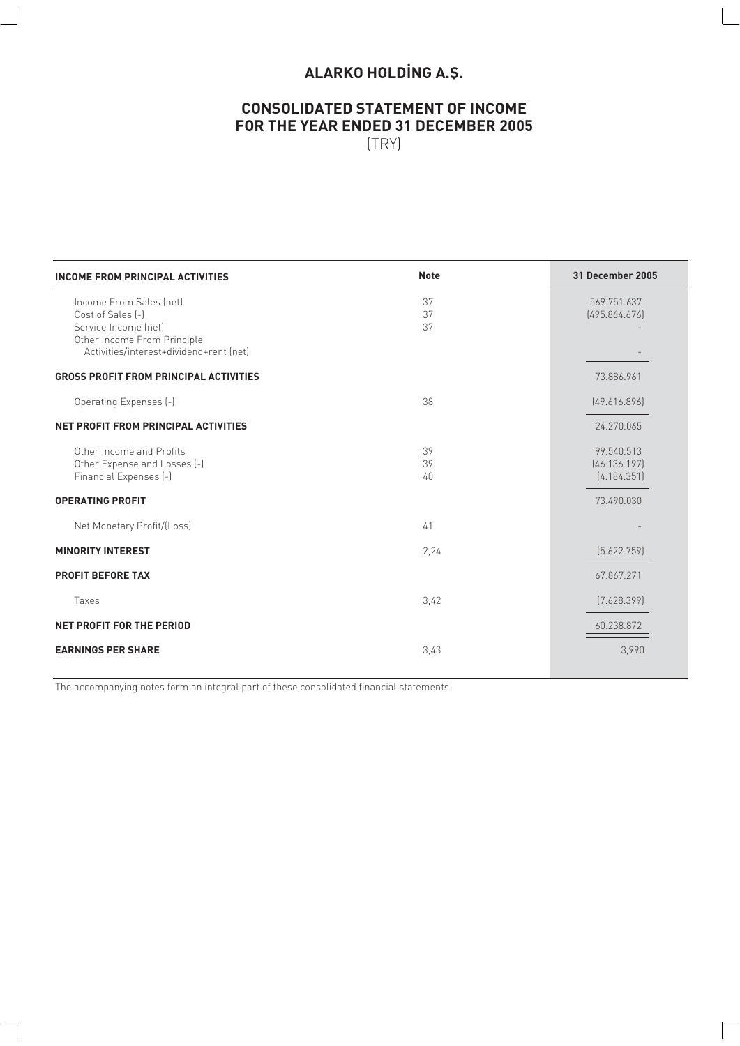# ALARKO HOLDİNG A.Ş.

## CONSOLIDATED STATEMENT OF INCOME
## FOR THE YEAR ENDED 31 DECEMBER 2005
(TRY)

| INCOME FROM PRINCIPAL ACTIVITIES | Note | 31 December 2005 |
|---|---|---|
| Income From Sales (net) | 37 | 569.751.637 |
| Cost of Sales (-) | 37 | (495.864.676) |
| Service Income (net) | 37 | - |
| Other Income From Principle Activities/interest+dividend+rent (net) | | - |
| **GROSS PROFIT FROM PRINCIPAL ACTIVITIES** | | 73.886.961 |
| Operating Expenses (-) | 38 | (49.616.896) |
| **NET PROFIT FROM PRINCIPAL ACTIVITIES** | | 24.270.065 |
| Other Income and Profits | 39 | 99.540.513 |
| Other Expense and Losses (-) | 39 | (46.136.197) |
| Financial Expenses (-) | 40 | (4.184.351) |
| **OPERATING PROFIT** | | 73.490.030 |
| Net Monetary Profit/(Loss) | 41 | - |
| **MINORITY INTEREST** | 2,24 | (5.622.759) |
| **PROFIT BEFORE TAX** | | 67.867.271 |
| Taxes | 3,42 | (7.628.399) |
| **NET PROFIT FOR THE PERIOD** | | 60.238.872 |
| **EARNINGS PER SHARE** | 3,43 | 3,990 |

The accompanying notes form an integral part of these consolidated financial statements.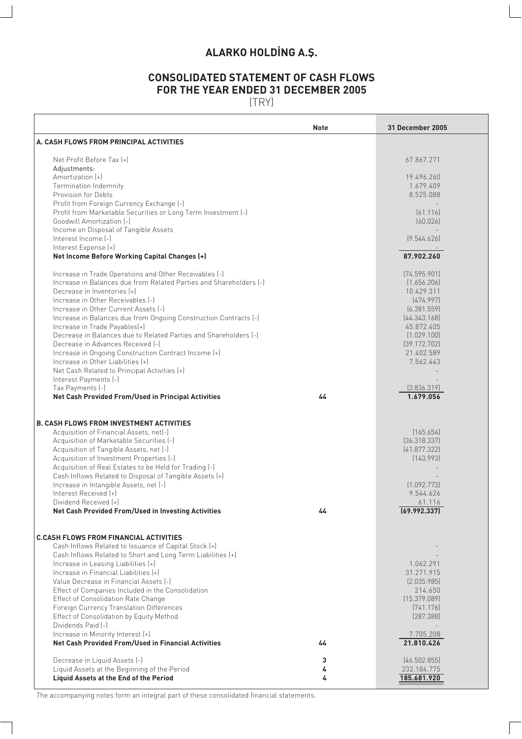# ALARKO HOLDİNG A.Ş.

## CONSOLIDATED STATEMENT OF CASH FLOWS FOR THE YEAR ENDED 31 DECEMBER 2005

(TRY)

| | Note | 31 December 2005 |
|---|---|---|
| **A. CASH FLOWS FROM PRINCIPAL ACTIVITIES** | | |
| Net Profit Before Tax (+) | | 67.867.271 |
| Adjustments: | | |
| Amortization (+) | | 19.496.260 |
| Termination Indemnity | | 1.679.409 |
| Provision for Debts | | 8.525.088 |
| Profit from Foreign Currency Exchange (-) | | - |
| Profit from Marketable Securities or Long Term Investment (-) | | (61.116) |
| Goodwill Amortization (-) | | (60.026) |
| Income on Disposal of Tangible Assets | | - |
| Interest Income (-) | | (9.544.626) |
| Interest Expense (+) | | - |
| **Net Income Before Working Capital Changes (+)** | | **87.902.260** |
| Increase in Trade Operations and Other Receivables (-) | | (74.595.901) |
| Increase in Balances due from Related Parties and Shareholders (-) | | (1.656.206) |
| Decrease in Inventories (+) | | 10.429.311 |
| Increase in Other Receivables (-) | | (474.997) |
| Increase in Other Current Assets (-) | | (6.381.559) |
| Increase in Balances due from Ongoing Construction Contracts (-) | | (44.343.168) |
| Increase in Trade Payables(+) | | 45.872.405 |
| Decrease in Balances due to Related Parties and Shareholders (-) | | (1.029.100) |
| Decrease in Advances Received (-) | | (39.172.702) |
| Increase in Ongoing Construction Contract Income (+) | | 21.402.589 |
| Increase in Other Liabilities (+) | | 7.562.443 |
| Net Cash Related to Principal Activities (+) | | - |
| Interest Payments (-) | | - |
| Tax Payments (-) | | (3.836.319) |
| **Net Cash Provided From/Used in Principal Activities** | **44** | **1.679.056** |
| **B. CASH FLOWS FROM INVESTMENT ACTIVITIES** | | |
| Acquisition of Financial Assets, net(-) | | (165.654) |
| Acquisition of Marketable Securities (-) | | (36.318.337) |
| Acquisition of Tangible Assets, net (-) | | (41.877.322) |
| Acquisition of Investment Properties (-) | | (143.993) |
| Acquisition of Real Estates to be Held for Trading (-) | | - |
| Cash Inflows Related to Disposal of Tangible Assets (+) | | - |
| Increase in Intangible Assets, net (-) | | (1.092.773) |
| Interest Received (+) | | 9.544.626 |
| Dividend Received (+) | | 61.116 |
| **Net Cash Provided From/Used in Investing Activities** | **44** | **(69.992.337)** |
| **C.CASH FLOWS FROM FINANCIAL ACTIVITIES** | | |
| Cash Inflows Related to Issuance of Capital Stock (+) | | - |
| Cash Inflows Related to Short and Long Term Liabilities (+) | | - |
| Increase in Leasing Liabilities (+) | | 1.062.291 |
| Increase in Financial Liabilities (+) | | 31.271.915 |
| Value Decrease in Financial Assets (-) | | (2.035.985) |
| Effect of Companies Included in the Consolidation | | 214.650 |
| Effect of Consolidation Rate Change | | (15.379.089) |
| Foreign Currency Translation Differences | | (741.176) |
| Effect of Consolidation by Equity Method | | (287.388) |
| Dividends Paid (-) | | - |
| Increase in Minority Interest (+) | | 7.705.208 |
| **Net Cash Provided From/Used in Financial Activities** | **44** | **21.810.426** |
| Decrease in Liquid Assets (-) | 3 | (46.502.855) |
| Liquid Assets at the Beginning of the Period | 4 | 232.184.775 |
| **Liquid Assets at the End of the Period** | **4** | **185.681.920** |

The accompanying notes form an integral part of these consolidated financial statements.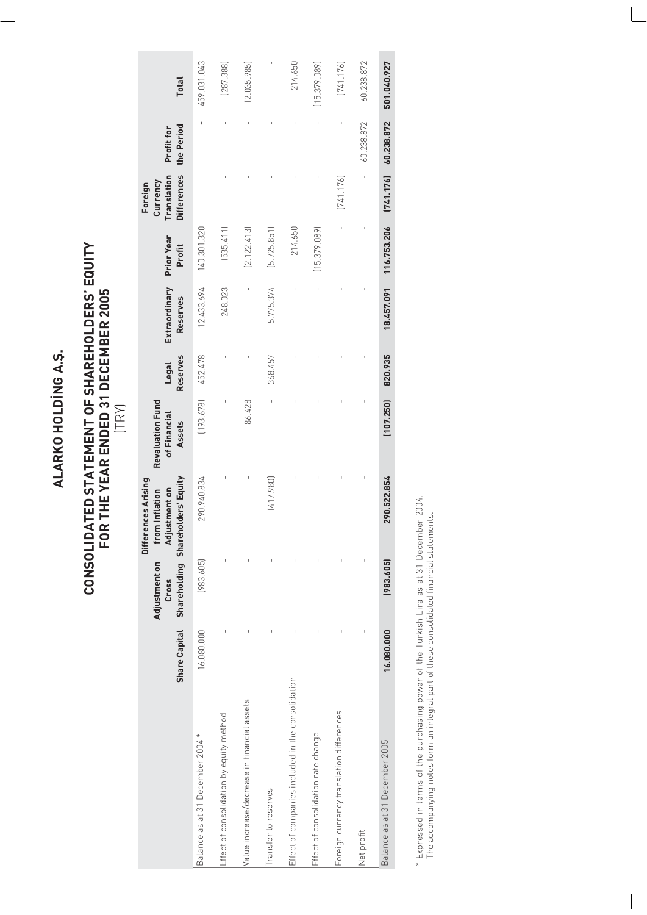# ALARKO HOLDİNG A.Ş.

## CONSOLIDATED STATEMENT OF SHAREHOLDERS' EQUITY FOR THE YEAR ENDED 31 DECEMBER 2005

(TRY)

| | Share Capital | Adjustment on Cross Shareholding | Differences Arising from Inflation Adjustment on Shareholders' Equity | Revaluation Fund of Financial Assets | Legal Reserves | Extraordinary Reserves | Prior Year Profit | Foreign Currency Translation Differences | Profit for the Period | Total |
|---|---|---|---|---|---|---|---|---|---|---|
| Balance as at 31 December 2004 * | 16.080.000 | (983.605) | 290.940.834 | (193.678) | 452.478 | 12.433.694 | 140.301.320 | - | - | 459.031.043 |
| Effect of consolidation by equity method | - | - | - | - | - | 248.023 | (535.411) | - | - | (287.388) |
| Value increase/decrease in financial assets | - | - | - | 86.428 | - | - | (2.122.413) | - | - | (2.035.985) |
| Transfer to reserves | - | - | (417.980) | - | 368.457 | 5.775.374 | (5.725.851) | - | - | - |
| Effect of companies included in the consolidation | - | - | - | - | - | - | 214.650 | - | - | 214.650 |
| Effect of consolidation rate change | - | - | - | - | - | - | (15.379.089) | - | - | (15.379.089) |
| Foreign currency translation differences | - | - | - | - | - | - | - | (741.176) | - | (741.176) |
| Net profit | - | - | - | - | - | - | - | - | 60.238.872 | 60.238.872 |
| **Balance as at 31 December 2005** | **16.080.000** | **(983.605)** | **290.522.854** | **(107.250)** | **820.935** | **18.457.091** | **116.753.206** | **(741.176)** | **60.238.872** | **501.040.927** |

\* Expressed in terms of the purchasing power of the Turkish Lira as at 31 December 2004.
The accompanying notes form an integral part of these consolidated financial statements.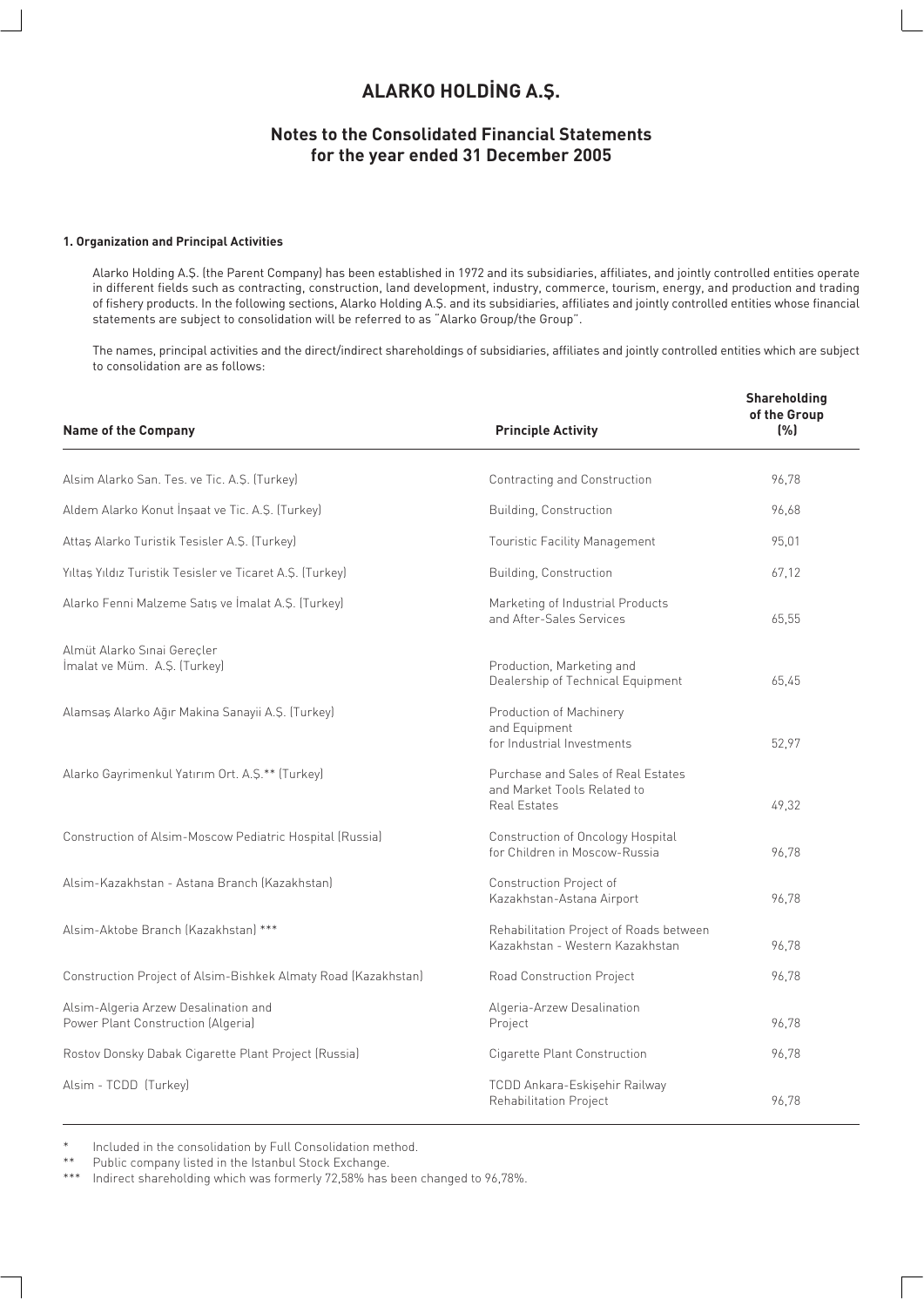# ALARKO HOLDİNG A.Ş.

## Notes to the Consolidated Financial Statements for the year ended 31 December 2005

### 1. Organization and Principal Activities

Alarko Holding A.Ş. (the Parent Company) has been established in 1972 and its subsidiaries, affiliates, and jointly controlled entities operate in different fields such as contracting, construction, land development, industry, commerce, tourism, energy, and production and trading of fishery products. In the following sections, Alarko Holding A.Ş. and its subsidiaries, affiliates and jointly controlled entities whose financial statements are subject to consolidation will be referred to as "Alarko Group/the Group".

The names, principal activities and the direct/indirect shareholdings of subsidiaries, affiliates and jointly controlled entities which are subject to consolidation are as follows:

| Name of the Company | Principle Activity | Shareholding of the Group (%) |
|---|---|---|
| Alsim Alarko San. Tes. ve Tic. A.Ş. (Turkey) | Contracting and Construction | 96,78 |
| Aldem Alarko Konut İnşaat ve Tic. A.Ş. (Turkey) | Building, Construction | 96,68 |
| Attaş Alarko Turistik Tesisler A.Ş. (Turkey) | Touristic Facility Management | 95,01 |
| Yıltaş Yıldız Turistik Tesisler ve Ticaret A.Ş. (Turkey) | Building, Construction | 67,12 |
| Alarko Fenni Malzeme Satış ve İmalat A.Ş. (Turkey) | Marketing of Industrial Products and After-Sales Services | 65,55 |
| Almüt Alarko Sınai Gereçler İmalat ve Müm. A.Ş. (Turkey) | Production, Marketing and Dealership of Technical Equipment | 65,45 |
| Alamsaş Alarko Ağır Makina Sanayii A.Ş. (Turkey) | Production of Machinery and Equipment for Industrial Investments | 52,97 |
| Alarko Gayrimenkul Yatırım Ort. A.Ş.** (Turkey) | Purchase and Sales of Real Estates and Market Tools Related to Real Estates | 49,32 |
| Construction of Alsim-Moscow Pediatric Hospital (Russia) | Construction of Oncology Hospital for Children in Moscow-Russia | 96,78 |
| Alsim-Kazakhstan - Astana Branch (Kazakhstan) | Construction Project of Kazakhstan-Astana Airport | 96,78 |
| Alsim-Aktobe Branch (Kazakhstan) *** | Rehabilitation Project of Roads between Kazakhstan - Western Kazakhstan | 96,78 |
| Construction Project of Alsim-Bishkek Almaty Road (Kazakhstan) | Road Construction Project | 96,78 |
| Alsim-Algeria Arzew Desalination and Power Plant Construction (Algeria) | Algeria-Arzew Desalination Project | 96,78 |
| Rostov Donsky Dabak Cigarette Plant Project (Russia) | Cigarette Plant Construction | 96,78 |
| Alsim - TCDD (Turkey) | TCDD Ankara-Eskişehir Railway Rehabilitation Project | 96,78 |

\* Included in the consolidation by Full Consolidation method.

\** Public company listed in the Istanbul Stock Exchange.

\*** Indirect shareholding which was formerly 72,58% has been changed to 96,78%.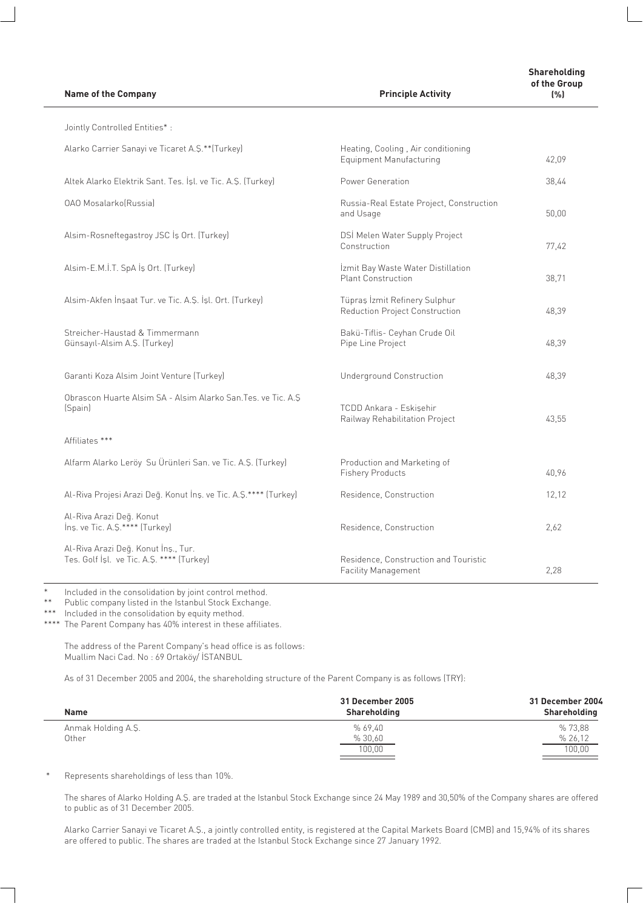| Name of the Company | Principle Activity | Shareholding of the Group (%) |
|---|---|---|
| Jointly Controlled Entities* : | | |
| Alarko Carrier Sanayi ve Ticaret A.Ş.**(Turkey) | Heating, Cooling , Air conditioning Equipment Manufacturing | 42,09 |
| Altek Alarko Elektrik Sant. Tes. İşl. ve Tic. A.Ş. (Turkey) | Power Generation | 38,44 |
| OAO Mosalarko(Russia) | Russia-Real Estate Project, Construction and Usage | 50,00 |
| Alsim-Rosneftegastroy JSC İş Ort. (Turkey) | DSİ Melen Water Supply Project Construction | 77,42 |
| Alsim-E.M.İ.T. SpA İş Ort. (Turkey) | İzmit Bay Waste Water Distillation Plant Construction | 38,71 |
| Alsim-Akfen İnşaat Tur. ve Tic. A.Ş. İşl. Ort. (Turkey) | Tüpraş İzmit Refinery Sulphur Reduction Project Construction | 48,39 |
| Streicher-Haustad & Timmermann Günsayıl-Alsim A.Ş. (Turkey) | Bakü-Tiflis- Ceyhan Crude Oil Pipe Line Project | 48,39 |
| Garanti Koza Alsim Joint Venture (Turkey) | Underground Construction | 48,39 |
| Obrascon Huarte Alsim SA - Alsim Alarko San.Tes. ve Tic. A.Ş (Spain) | TCDD Ankara - Eskişehir Railway Rehabilitation Project | 43,55 |
| Affiliates *** | | |
| Alfarm Alarko Leröy Su Ürünleri San. ve Tic. A.Ş. (Turkey) | Production and Marketing of Fishery Products | 40,96 |
| Al-Riva Projesi Arazi Değ. Konut İnş. ve Tic. A.Ş.**** (Turkey) | Residence, Construction | 12,12 |
| Al-Riva Arazi Değ. Konut İnş. ve Tic. A.Ş.**** (Turkey) | Residence, Construction | 2,62 |
| Al-Riva Arazi Değ. Konut İnş., Tur. Tes. Golf İşl. ve Tic. A.Ş. **** (Turkey) | Residence, Construction and Touristic Facility Management | 2,28 |

\* Included in the consolidation by joint control method.
** Public company listed in the Istanbul Stock Exchange.
*** Included in the consolidation by equity method.
**** The Parent Company has 40% interest in these affiliates.

The address of the Parent Company's head office is as follows:
Muallim Naci Cad. No : 69 Ortaköy/ İSTANBUL

As of 31 December 2005 and 2004, the shareholding structure of the Parent Company is as follows (TRY):

| Name | 31 December 2005 Shareholding | 31 December 2004 Shareholding |
|---|---|---|
| Anmak Holding A.Ş. | % 69,40 | % 73,88 |
| Other | % 30,60 | % 26,12 |
| | 100,00 | 100,00 |

\* Represents shareholdings of less than 10%.

The shares of Alarko Holding A.Ş. are traded at the Istanbul Stock Exchange since 24 May 1989 and 30,50% of the Company shares are offered to public as of 31 December 2005.

Alarko Carrier Sanayi ve Ticaret A.Ş., a jointly controlled entity, is registered at the Capital Markets Board (CMB) and 15,94% of its shares are offered to public. The shares are traded at the Istanbul Stock Exchange since 27 January 1992.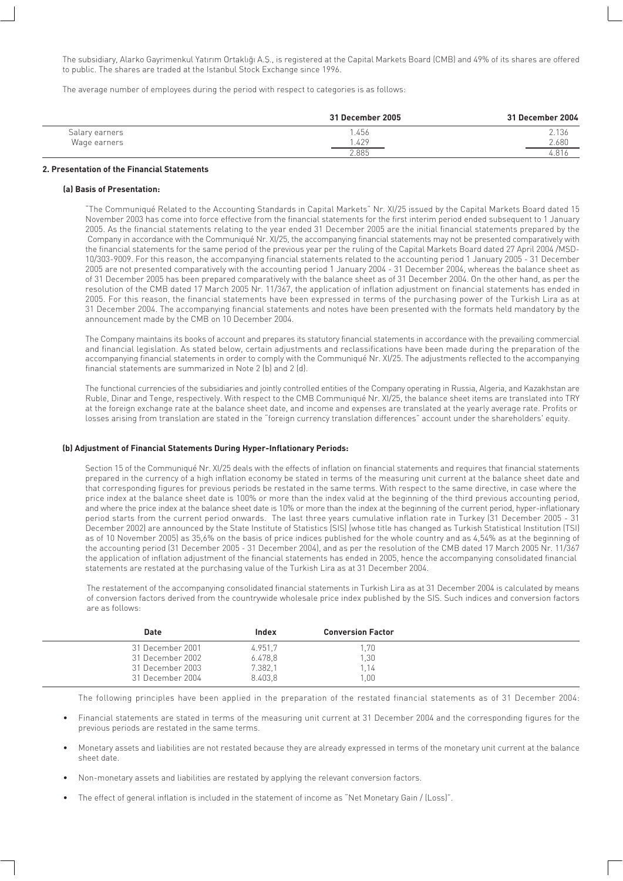The subsidiary, Alarko Gayrimenkul Yatırım Ortaklığı A.Ş., is registered at the Capital Markets Board (CMB) and 49% of its shares are offered to public. The shares are traded at the Istanbul Stock Exchange since 1996.

The average number of employees during the period with respect to categories is as follows:

| | 31 December 2005 | 31 December 2004 |
|---|---|---|
| Salary earners | 1.456 | 2.136 |
| Wage earners | 1.429 | 2.680 |
| | 2.885 | 4.816 |

**2. Presentation of the Financial Statements**

**(a) Basis of Presentation:**

"The Communiqué Related to the Accounting Standards in Capital Markets" Nr. XI/25 issued by the Capital Markets Board dated 15 November 2003 has come into force effective from the financial statements for the first interim period ended subsequent to 1 January 2005. As the financial statements relating to the year ended 31 December 2005 are the initial financial statements prepared by the Company in accordance with the Communiqué Nr. XI/25, the accompanying financial statements may not be presented comparatively with the financial statements for the same period of the previous year per the ruling of the Capital Markets Board dated 27 April 2004 /MSD-10/303-9009. For this reason, the accompanying financial statements related to the accounting period 1 January 2005 - 31 December 2005 are not presented comparatively with the accounting period 1 January 2004 - 31 December 2004, whereas the balance sheet as of 31 December 2005 has been prepared comparatively with the balance sheet as of 31 December 2004. On the other hand, as per the resolution of the CMB dated 17 March 2005 Nr. 11/367, the application of inflation adjustment on financial statements has ended in 2005. For this reason, the financial statements have been expressed in terms of the purchasing power of the Turkish Lira as at 31 December 2004. The accompanying financial statements and notes have been presented with the formats held mandatory by the announcement made by the CMB on 10 December 2004.

The Company maintains its books of account and prepares its statutory financial statements in accordance with the prevailing commercial and financial legislation. As stated below, certain adjustments and reclassifications have been made during the preparation of the accompanying financial statements in order to comply with the Communiqué Nr. XI/25. The adjustments reflected to the accompanying financial statements are summarized in Note 2 (b) and 2 (d).

The functional currencies of the subsidiaries and jointly controlled entities of the Company operating in Russia, Algeria, and Kazakhstan are Ruble, Dinar and Tenge, respectively. With respect to the CMB Communiqué Nr. XI/25, the balance sheet items are translated into TRY at the foreign exchange rate at the balance sheet date, and income and expenses are translated at the yearly average rate. Profits or losses arising from translation are stated in the "foreign currency translation differences" account under the shareholders' equity.

**(b) Adjustment of Financial Statements During Hyper-Inflationary Periods:**

Section 15 of the Communiqué Nr. XI/25 deals with the effects of inflation on financial statements and requires that financial statements prepared in the currency of a high inflation economy be stated in terms of the measuring unit current at the balance sheet date and that corresponding figures for previous periods be restated in the same terms. With respect to the same directive, in case where the price index at the balance sheet date is 100% or more than the index valid at the beginning of the third previous accounting period, and where the price index at the balance sheet date is 10% or more than the index at the beginning of the current period, hyper-inflationary period starts from the current period onwards. The last three years cumulative inflation rate in Turkey (31 December 2005 - 31 December 2002) are announced by the State Institute of Statistics (SIS) (whose title has changed as Turkish Statistical Institution (TSI) as of 10 November 2005) as 35,6% on the basis of price indices published for the whole country and as 4,54% as at the beginning of the accounting period (31 December 2005 - 31 December 2004), and as per the resolution of the CMB dated 17 March 2005 Nr. 11/367 the application of inflation adjustment of the financial statements has ended in 2005, hence the accompanying consolidated financial statements are restated at the purchasing value of the Turkish Lira as at 31 December 2004.

The restatement of the accompanying consolidated financial statements in Turkish Lira as at 31 December 2004 is calculated by means of conversion factors derived from the countrywide wholesale price index published by the SIS. Such indices and conversion factors are as follows:

| Date | Index | Conversion Factor |
|---|---|---|
| 31 December 2001 | 4.951,7 | 1,70 |
| 31 December 2002 | 6.478,8 | 1,30 |
| 31 December 2003 | 7.382,1 | 1,14 |
| 31 December 2004 | 8.403,8 | 1,00 |

The following principles have been applied in the preparation of the restated financial statements as of 31 December 2004:

- Financial statements are stated in terms of the measuring unit current at 31 December 2004 and the corresponding figures for the previous periods are restated in the same terms.
- Monetary assets and liabilities are not restated because they are already expressed in terms of the monetary unit current at the balance sheet date.
- Non-monetary assets and liabilities are restated by applying the relevant conversion factors.
- The effect of general inflation is included in the statement of income as "Net Monetary Gain / (Loss)".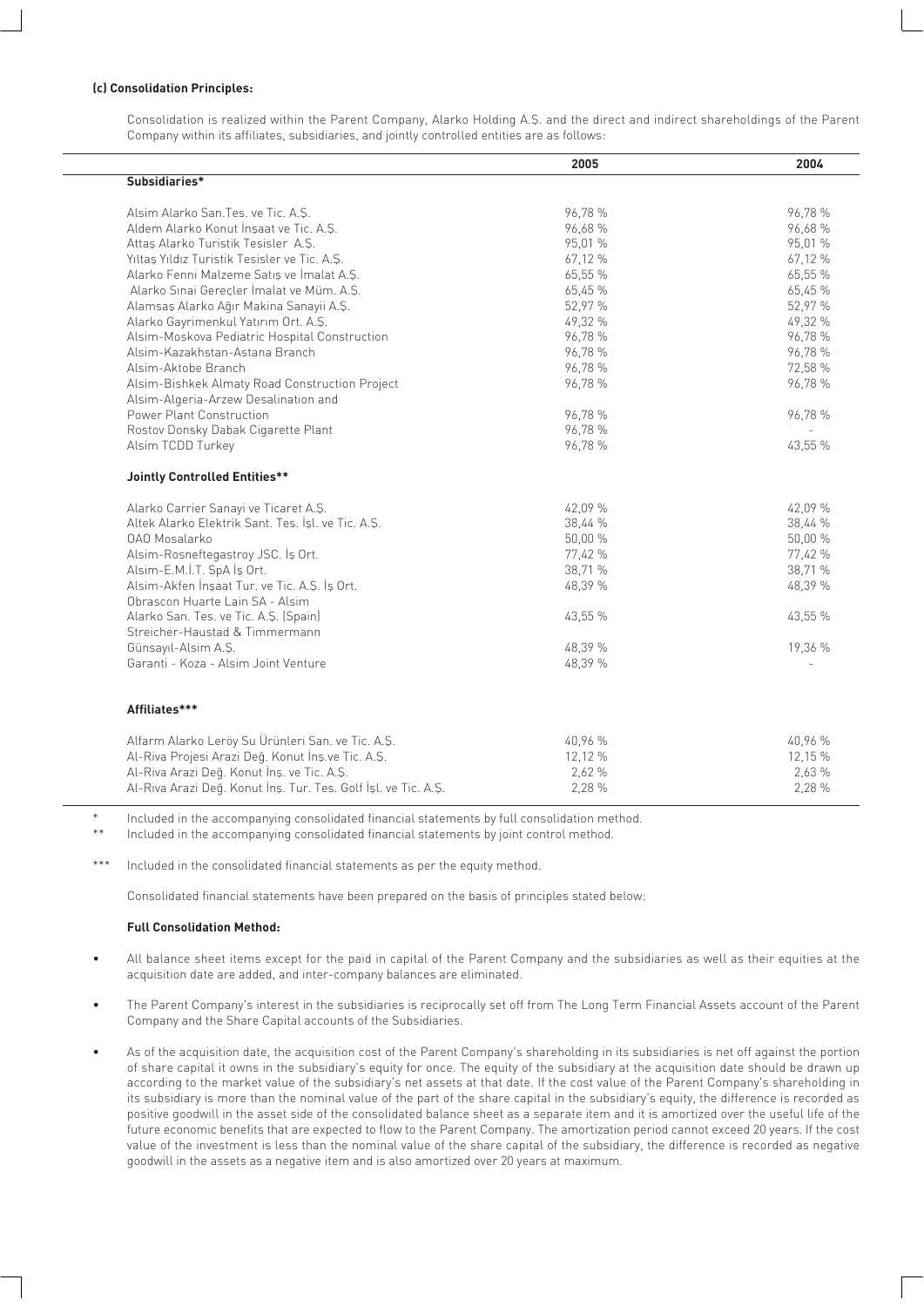**(c) Consolidation Principles:**

Consolidation is realized within the Parent Company, Alarko Holding A.Ş. and the direct and indirect shareholdings of the Parent Company within its affiliates, subsidiaries, and jointly controlled entities are as follows:

| | 2005 | 2004 |
|---|---|---|
| **Subsidiaries*** | | |
| Alsim Alarko San.Tes. ve Tic. A.Ş. | 96,78 % | 96,78 % |
| Aldem Alarko Konut İnşaat ve Tic. A.Ş. | 96,68 % | 96,68 % |
| Attaş Alarko Turistik Tesisler A.Ş. | 95,01 % | 95,01 % |
| Yıltaş Yıldız Turistik Tesisler ve Tic. A.Ş. | 67,12 % | 67,12 % |
| Alarko Fenni Malzeme Satış ve İmalat A.Ş. | 65,55 % | 65,55 % |
| Alarko Sınai Gereçler İmalat ve Müm. A.Ş. | 65,45 % | 65,45 % |
| Alamsaş Alarko Ağır Makina Sanayii A.Ş. | 52,97 % | 52,97 % |
| Alarko Gayrimenkul Yatırım Ort. A.Ş. | 49,32 % | 49,32 % |
| Alsim-Moskova Pediatric Hospital Construction | 96,78 % | 96,78 % |
| Alsim-Kazakhstan-Astana Branch | 96,78 % | 96,78 % |
| Alsim-Aktobe Branch | 96,78 % | 72,58 % |
| Alsim-Bishkek Almaty Road Construction Project | 96,78 % | 96,78 % |
| Alsim-Algeria-Arzew Desalination and Power Plant Construction | 96,78 % | 96,78 % |
| Rostov Donsky Dabak Cigarette Plant | 96,78 % | - |
| Alsim TCDD Turkey | 96,78 % | 43,55 % |
| **Jointly Controlled Entities**** | | |
| Alarko Carrier Sanayi ve Ticaret A.Ş. | 42,09 % | 42,09 % |
| Altek Alarko Elektrik Sant. Tes. İşl. ve Tic. A.Ş. | 38,44 % | 38,44 % |
| OAO Mosalarko | 50,00 % | 50,00 % |
| Alsim-Rosneftegastroy JSC. İş Ort. | 77,42 % | 77,42 % |
| Alsim-E.M.İ.T. SpA İş Ort. | 38,71 % | 38,71 % |
| Alsim-Akfen İnşaat Tur. ve Tic. A.Ş. İş Ort. | 48,39 % | 48,39 % |
| Obrascon Huarte Lain SA - Alsim Alarko San. Tes. ve Tic. A.Ş. (Spain) | 43,55 % | 43,55 % |
| Streicher-Haustad & Timmermann Günsayıl-Alsim A.Ş. | 48,39 % | 19,36 % |
| Garanti - Koza - Alsim Joint Venture | 48,39 % | - |
| **Affiliates***** | | |
| Alfarm Alarko Leröy Su Ürünleri San. ve Tic. A.Ş. | 40,96 % | 40,96 % |
| Al-Riva Projesi Arazi Değ. Konut İnş.ve Tic. A.Ş. | 12,12 % | 12,15 % |
| Al-Riva Arazi Değ. Konut İnş. ve Tic. A.Ş. | 2,62 % | 2,63 % |
| Al-Riva Arazi Değ. Konut İnş. Tur. Tes. Golf İşl. ve Tic. A.Ş. | 2,28 % | 2,28 % |

\* Included in the accompanying consolidated financial statements by full consolidation method.

\** Included in the accompanying consolidated financial statements by joint control method.

\*** Included in the consolidated financial statements as per the equity method.

Consolidated financial statements have been prepared on the basis of principles stated below:

**Full Consolidation Method:**

- All balance sheet items except for the paid in capital of the Parent Company and the subsidiaries as well as their equities at the acquisition date are added, and inter-company balances are eliminated.
- The Parent Company's interest in the subsidiaries is reciprocally set off from The Long Term Financial Assets account of the Parent Company and the Share Capital accounts of the Subsidiaries.
- As of the acquisition date, the acquisition cost of the Parent Company's shareholding in its subsidiaries is net off against the portion of share capital it owns in the subsidiary's equity for once. The equity of the subsidiary at the acquisition date should be drawn up according to the market value of the subsidiary's net assets at that date. If the cost value of the Parent Company's shareholding in its subsidiary is more than the nominal value of the part of the share capital in the subsidiary's equity, the difference is recorded as positive goodwill in the asset side of the consolidated balance sheet as a separate item and it is amortized over the useful life of the future economic benefits that are expected to flow to the Parent Company. The amortization period cannot exceed 20 years. If the cost value of the investment is less than the nominal value of the share capital of the subsidiary, the difference is recorded as negative goodwill in the assets as a negative item and is also amortized over 20 years at maximum.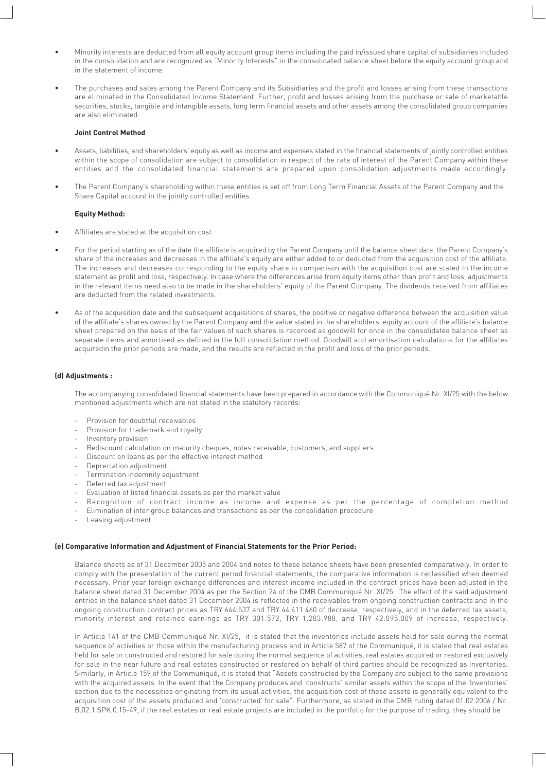- Minority interests are deducted from all equity account group items including the paid in/issued share capital of subsidiaries included in the consolidation and are recognized as "Minority Interests" in the consolidated balance sheet before the equity account group and in the statement of income.

- The purchases and sales among the Parent Company and its Subsidiaries and the profit and losses arising from these transactions are eliminated in the Consolidated Income Statement. Further, profit and losses arising from the purchase or sale of marketable securities, stocks, tangible and intangible assets, long term financial assets and other assets among the consolidated group companies are also eliminated.

**Joint Control Method**

- Assets, liabilities, and shareholders' equity as well as income and expenses stated in the financial statements of jointly controlled entities within the scope of consolidation are subject to consolidation in respect of the rate of interest of the Parent Company within these entities and the consolidated financial statements are prepared upon consolidation adjustments made accordingly.

- The Parent Company's shareholding within these entities is set off from Long Term Financial Assets of the Parent Company and the Share Capital account in the jointly controlled entities.

**Equity Method:**

- Affiliates are stated at the acquisition cost.

- For the period starting as of the date the affiliate is acquired by the Parent Company until the balance sheet date, the Parent Company's share of the increases and decreases in the affiliate's equity are either added to or deducted from the acquisition cost of the affiliate. The increases and decreases corresponding to the equity share in comparison with the acquisition cost are stated in the income statement as profit and loss, respectively. In case where the differences arise from equity items other than profit and loss, adjustments in the relevant items need also to be made in the shareholders' equity of the Parent Company. The dividends received from affiliates are deducted from the related investments.

- As of the acquisition date and the subsequent acquisitions of shares, the positive or negative difference between the acquisition value of the affiliate's shares owned by the Parent Company and the value stated in the shareholders' equity account of the affiliate's balance sheet prepared on the basis of the fair values of such shares is recorded as goodwill for once in the consolidated balance sheet as separate items and amortised as defined in the full consolidation method. Goodwill and amortisation calculations for the affiliates acquiredin the prior periods are made, and the results are reflected in the profit and loss of the prior periods.

**(d) Adjustments :**

The accompanying consolidated financial statements have been prepared in accordance with the Communiqué Nr. XI/25 with the below mentioned adjustments which are not stated in the statutory records:

- Provision for doubtful receivables
- Provision for trademark and royalty
- Inventory provision
- Rediscount calculation on maturity cheques, notes receivable, customers, and suppliers
- Discount on loans as per the effective interest method
- Depreciation adjustment
- Termination indemnity adjustment
- Deferred tax adjustment
- Evaluation of listed financial assets as per the market value
- Recognition of contract income as income and expense as per the percentage of completion method
- Elimination of inter group balances and transactions as per the consolidation procedure
- Leasing adjustment

**(e) Comparative Information and Adjustment of Financial Statements for the Prior Period:**

Balance sheets as of 31 December 2005 and 2004 and notes to these balance sheets have been presented comparatively. In order to comply with the presentation of the current period financial statements, the comparative information is reclassified when deemed necessary. Prior year foreign exchange differences and interest income included in the contract prices have been adjusted in the balance sheet dated 31 December 2004 as per the Section 24 of the CMB Communiqué Nr. XI/25. The effect of the said adjustment entries in the balance sheet dated 31 December 2004 is reflected in the receivables from ongoing construction contracts and in the ongoing construction contract prices as TRY 644.537 and TRY 44.411.460 of decrease, respectively, and in the deferred tax assets, minority interest and retained earnings as TRY 301.572, TRY 1.283.988, and TRY 42.095.009 of increase, respectively.

In Article 141 of the CMB Communiqué Nr. XI/25, it is stated that the inventories include assets held for sale during the normal sequence of activities or those within the manufacturing process and in Article 587 of the Communiqué, it is stated that real estates held for sale or constructed and restored for sale during the normal sequence of activities, real estates acquired or restored exclusively for sale in the near future and real estates constructed or restored on behalf of third parties should be recognized as inventories. Similarly, in Article 159 of the Communiqué, it is stated that "Assets constructed by the Company are subject to the same provisions with the acquired assets. In the event that the Company produces and 'constructs' similar assets within the scope of the 'Inventories' section due to the necessities originating from its usual activities, the acquisition cost of these assets is generally equivalent to the acquisition cost of the assets produced and 'constructed' for sale". Furthermore, as stated in the CMB ruling dated 01.02.2006 / Nr. B.02.1.SPK.0.15-49, if the real estates or real estate projects are included in the portfolio for the purpose of trading, they should be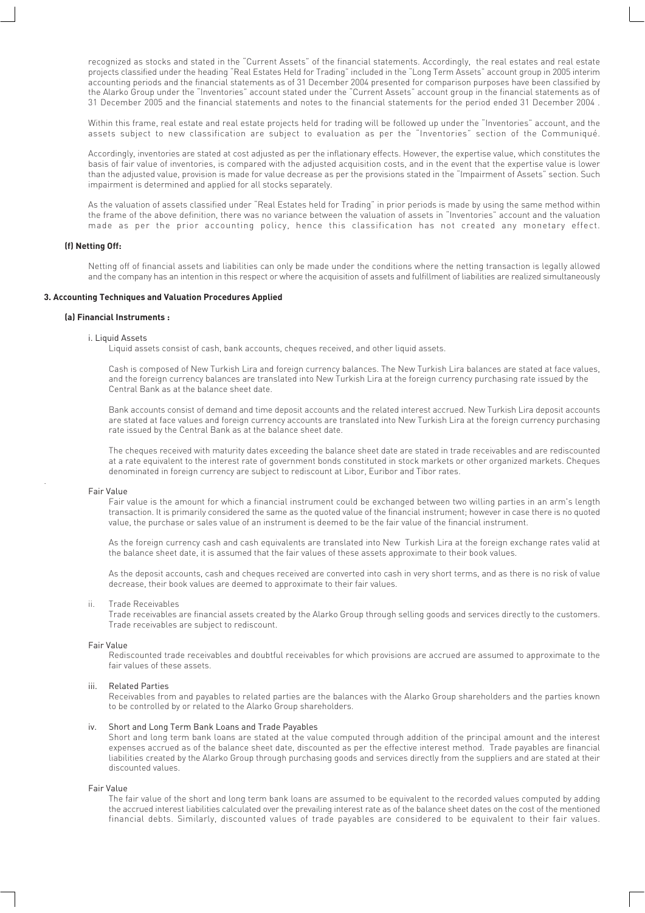recognized as stocks and stated in the "Current Assets" of the financial statements. Accordingly, the real estates and real estate projects classified under the heading "Real Estates Held for Trading" included in the "Long Term Assets" account group in 2005 interim accounting periods and the financial statements as of 31 December 2004 presented for comparison purposes have been classified by the Alarko Group under the "Inventories" account stated under the "Current Assets" account group in the financial statements as of 31 December 2005 and the financial statements and notes to the financial statements for the period ended 31 December 2004 .

Within this frame, real estate and real estate projects held for trading will be followed up under the "Inventories" account, and the assets subject to new classification are subject to evaluation as per the "Inventories" section of the Communiqué.

Accordingly, inventories are stated at cost adjusted as per the inflationary effects. However, the expertise value, which constitutes the basis of fair value of inventories, is compared with the adjusted acquisition costs, and in the event that the expertise value is lower than the adjusted value, provision is made for value decrease as per the provisions stated in the "Impairment of Assets" section. Such impairment is determined and applied for all stocks separately.

As the valuation of assets classified under "Real Estates held for Trading" in prior periods is made by using the same method within the frame of the above definition, there was no variance between the valuation of assets in "Inventories" account and the valuation made as per the prior accounting policy, hence this classification has not created any monetary effect.

**(f) Netting Off:**

Netting off of financial assets and liabilities can only be made under the conditions where the netting transaction is legally allowed and the company has an intention in this respect or where the acquisition of assets and fulfillment of liabilities are realized simultaneously

**3. Accounting Techniques and Valuation Procedures Applied**

**(a) Financial Instruments :**

i. Liquid Assets

Liquid assets consist of cash, bank accounts, cheques received, and other liquid assets.

Cash is composed of New Turkish Lira and foreign currency balances. The New Turkish Lira balances are stated at face values, and the foreign currency balances are translated into New Turkish Lira at the foreign currency purchasing rate issued by the Central Bank as at the balance sheet date.

Bank accounts consist of demand and time deposit accounts and the related interest accrued. New Turkish Lira deposit accounts are stated at face values and foreign currency accounts are translated into New Turkish Lira at the foreign currency purchasing rate issued by the Central Bank as at the balance sheet date.

The cheques received with maturity dates exceeding the balance sheet date are stated in trade receivables and are rediscounted at a rate equivalent to the interest rate of government bonds constituted in stock markets or other organized markets. Cheques denominated in foreign currency are subject to rediscount at Libor, Euribor and Tibor rates.

Fair Value

Fair value is the amount for which a financial instrument could be exchanged between two willing parties in an arm's length transaction. It is primarily considered the same as the quoted value of the financial instrument; however in case there is no quoted value, the purchase or sales value of an instrument is deemed to be the fair value of the financial instrument.

As the foreign currency cash and cash equivalents are translated into New Turkish Lira at the foreign exchange rates valid at the balance sheet date, it is assumed that the fair values of these assets approximate to their book values.

As the deposit accounts, cash and cheques received are converted into cash in very short terms, and as there is no risk of value decrease, their book values are deemed to approximate to their fair values.

ii. Trade Receivables

Trade receivables are financial assets created by the Alarko Group through selling goods and services directly to the customers. Trade receivables are subject to rediscount.

Fair Value

Rediscounted trade receivables and doubtful receivables for which provisions are accrued are assumed to approximate to the fair values of these assets.

iii. Related Parties

Receivables from and payables to related parties are the balances with the Alarko Group shareholders and the parties known to be controlled by or related to the Alarko Group shareholders.

iv. Short and Long Term Bank Loans and Trade Payables

Short and long term bank loans are stated at the value computed through addition of the principal amount and the interest expenses accrued as of the balance sheet date, discounted as per the effective interest method. Trade payables are financial liabilities created by the Alarko Group through purchasing goods and services directly from the suppliers and are stated at their discounted values.

Fair Value

The fair value of the short and long term bank loans are assumed to be equivalent to the recorded values computed by adding the accrued interest liabilities calculated over the prevailing interest rate as of the balance sheet dates on the cost of the mentioned financial debts. Similarly, discounted values of trade payables are considered to be equivalent to their fair values.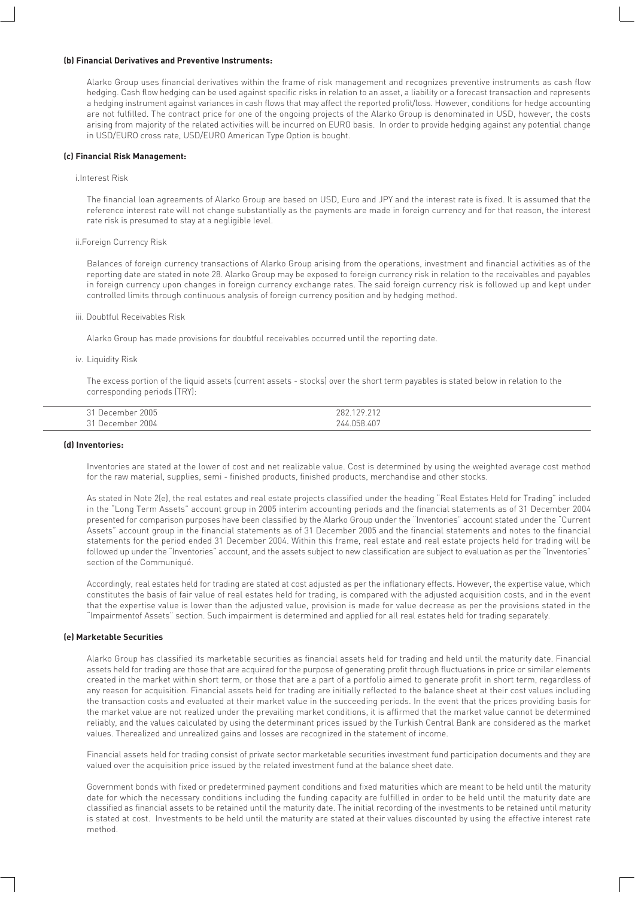**(b) Financial Derivatives and Preventive Instruments:**

Alarko Group uses financial derivatives within the frame of risk management and recognizes preventive instruments as cash flow hedging. Cash flow hedging can be used against specific risks in relation to an asset, a liability or a forecast transaction and represents a hedging instrument against variances in cash flows that may affect the reported profit/loss. However, conditions for hedge accounting are not fulfilled. The contract price for one of the ongoing projects of the Alarko Group is denominated in USD, however, the costs arising from majority of the related activities will be incurred on EURO basis. In order to provide hedging against any potential change in USD/EURO cross rate, USD/EURO American Type Option is bought.

**(c) Financial Risk Management:**

i.Interest Risk

The financial loan agreements of Alarko Group are based on USD, Euro and JPY and the interest rate is fixed. It is assumed that the reference interest rate will not change substantially as the payments are made in foreign currency and for that reason, the interest rate risk is presumed to stay at a negligible level.

ii.Foreign Currency Risk

Balances of foreign currency transactions of Alarko Group arising from the operations, investment and financial activities as of the reporting date are stated in note 28. Alarko Group may be exposed to foreign currency risk in relation to the receivables and payables in foreign currency upon changes in foreign currency exchange rates. The said foreign currency risk is followed up and kept under controlled limits through continuous analysis of foreign currency position and by hedging method.

iii. Doubtful Receivables Risk

Alarko Group has made provisions for doubtful receivables occurred until the reporting date.

iv. Liquidity Risk

The excess portion of the liquid assets (current assets - stocks) over the short term payables is stated below in relation to the corresponding periods (TRY):

| | |
|---|---|
| 31 December 2005 | 282.129.212 |
| 31 December 2004 | 244.058.407 |

**(d) Inventories:**

Inventories are stated at the lower of cost and net realizable value. Cost is determined by using the weighted average cost method for the raw material, supplies, semi - finished products, finished products, merchandise and other stocks.

As stated in Note 2(e), the real estates and real estate projects classified under the heading "Real Estates Held for Trading" included in the "Long Term Assets" account group in 2005 interim accounting periods and the financial statements as of 31 December 2004 presented for comparison purposes have been classified by the Alarko Group under the "Inventories" account stated under the "Current Assets" account group in the financial statements as of 31 December 2005 and the financial statements and notes to the financial statements for the period ended 31 December 2004. Within this frame, real estate and real estate projects held for trading will be followed up under the "Inventories" account, and the assets subject to new classification are subject to evaluation as per the "Inventories" section of the Communiqué.

Accordingly, real estates held for trading are stated at cost adjusted as per the inflationary effects. However, the expertise value, which constitutes the basis of fair value of real estates held for trading, is compared with the adjusted acquisition costs, and in the event that the expertise value is lower than the adjusted value, provision is made for value decrease as per the provisions stated in the "Impairmentof Assets" section. Such impairment is determined and applied for all real estates held for trading separately.

**(e) Marketable Securities**

Alarko Group has classified its marketable securities as financial assets held for trading and held until the maturity date. Financial assets held for trading are those that are acquired for the purpose of generating profit through fluctuations in price or similar elements created in the market within short term, or those that are a part of a portfolio aimed to generate profit in short term, regardless of any reason for acquisition. Financial assets held for trading are initially reflected to the balance sheet at their cost values including the transaction costs and evaluated at their market value in the succeeding periods. In the event that the prices providing basis for the market value are not realized under the prevailing market conditions, it is affirmed that the market value cannot be determined reliably, and the values calculated by using the determinant prices issued by the Turkish Central Bank are considered as the market values. Therealized and unrealized gains and losses are recognized in the statement of income.

Financial assets held for trading consist of private sector marketable securities investment fund participation documents and they are valued over the acquisition price issued by the related investment fund at the balance sheet date.

Government bonds with fixed or predetermined payment conditions and fixed maturities which are meant to be held until the maturity date for which the necessary conditions including the funding capacity are fulfilled in order to be held until the maturity date are classified as financial assets to be retained until the maturity date. The initial recording of the investments to be retained until maturity is stated at cost. Investments to be held until the maturity are stated at their values discounted by using the effective interest rate method.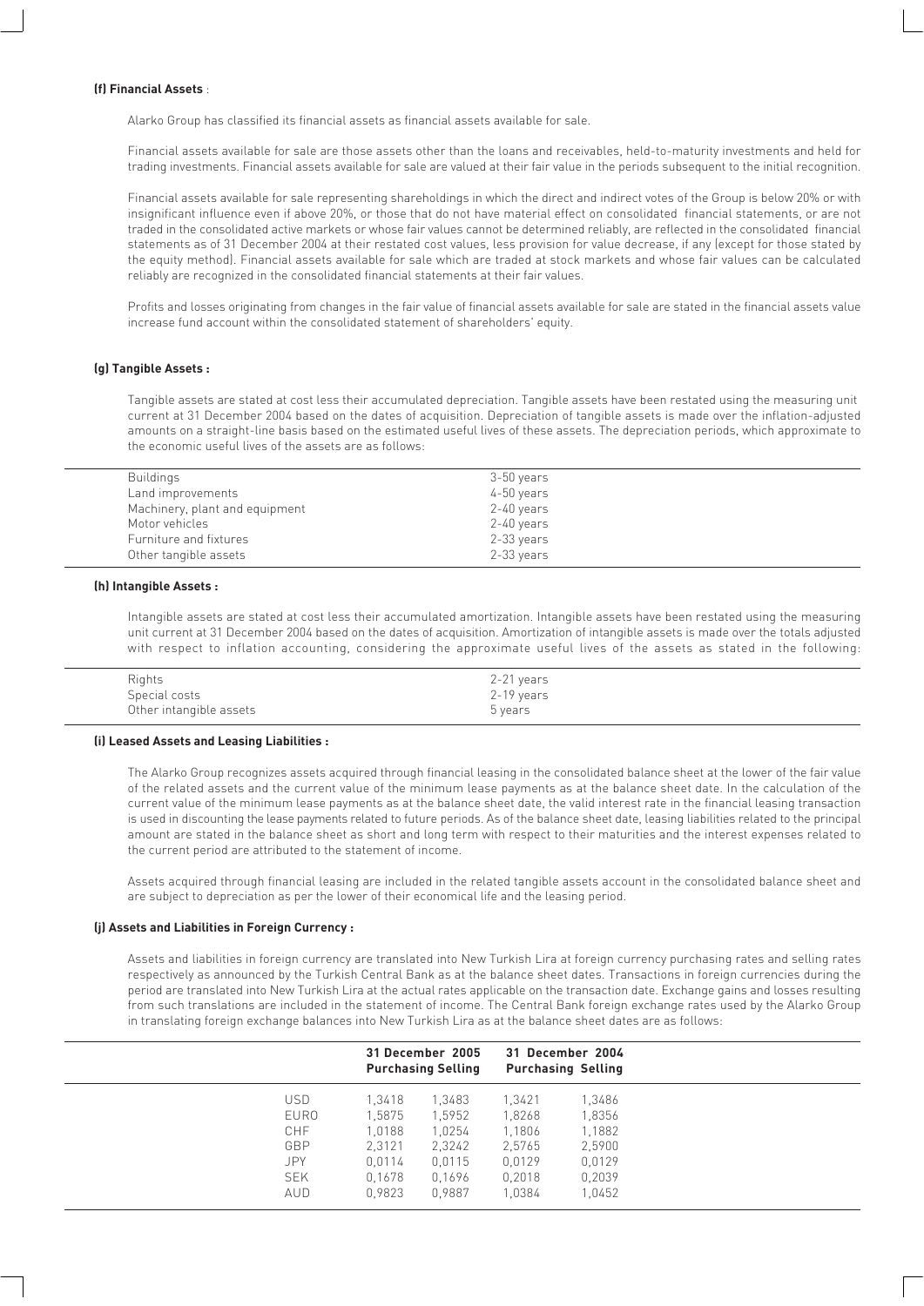**(f) Financial Assets** :

Alarko Group has classified its financial assets as financial assets available for sale.

Financial assets available for sale are those assets other than the loans and receivables, held-to-maturity investments and held for trading investments. Financial assets available for sale are valued at their fair value in the periods subsequent to the initial recognition.

Financial assets available for sale representing shareholdings in which the direct and indirect votes of the Group is below 20% or with insignificant influence even if above 20%, or those that do not have material effect on consolidated financial statements, or are not traded in the consolidated active markets or whose fair values cannot be determined reliably, are reflected in the consolidated financial statements as of 31 December 2004 at their restated cost values, less provision for value decrease, if any (except for those stated by the equity method). Financial assets available for sale which are traded at stock markets and whose fair values can be calculated reliably are recognized in the consolidated financial statements at their fair values.

Profits and losses originating from changes in the fair value of financial assets available for sale are stated in the financial assets value increase fund account within the consolidated statement of shareholders' equity.

**(g) Tangible Assets :**

Tangible assets are stated at cost less their accumulated depreciation. Tangible assets have been restated using the measuring unit current at 31 December 2004 based on the dates of acquisition. Depreciation of tangible assets is made over the inflation-adjusted amounts on a straight-line basis based on the estimated useful lives of these assets. The depreciation periods, which approximate to the economic useful lives of the assets are as follows:

| | |
|---|---|
| Buildings | 3-50 years |
| Land improvements | 4-50 years |
| Machinery, plant and equipment | 2-40 years |
| Motor vehicles | 2-40 years |
| Furniture and fixtures | 2-33 years |
| Other tangible assets | 2-33 years |

**(h) Intangible Assets :**

Intangible assets are stated at cost less their accumulated amortization. Intangible assets have been restated using the measuring unit current at 31 December 2004 based on the dates of acquisition. Amortization of intangible assets is made over the totals adjusted with respect to inflation accounting, considering the approximate useful lives of the assets as stated in the following:

| | |
|---|---|
| Rights | 2-21 years |
| Special costs | 2-19 years |
| Other intangible assets | 5 years |

**(i) Leased Assets and Leasing Liabilities :**

The Alarko Group recognizes assets acquired through financial leasing in the consolidated balance sheet at the lower of the fair value of the related assets and the current value of the minimum lease payments as at the balance sheet date. In the calculation of the current value of the minimum lease payments as at the balance sheet date, the valid interest rate in the financial leasing transaction is used in discounting the lease payments related to future periods. As of the balance sheet date, leasing liabilities related to the principal amount are stated in the balance sheet as short and long term with respect to their maturities and the interest expenses related to the current period are attributed to the statement of income.

Assets acquired through financial leasing are included in the related tangible assets account in the consolidated balance sheet and are subject to depreciation as per the lower of their economical life and the leasing period.

**(j) Assets and Liabilities in Foreign Currency :**

Assets and liabilities in foreign currency are translated into New Turkish Lira at foreign currency purchasing rates and selling rates respectively as announced by the Turkish Central Bank as at the balance sheet dates. Transactions in foreign currencies during the period are translated into New Turkish Lira at the actual rates applicable on the transaction date. Exchange gains and losses resulting from such translations are included in the statement of income. The Central Bank foreign exchange rates used by the Alarko Group in translating foreign exchange balances into New Turkish Lira as at the balance sheet dates are as follows:

| | **31 December 2005** | | **31 December 2004** | |
|---|---|---|---|---|
| | **Purchasing** | **Selling** | **Purchasing** | **Selling** |
| USD | 1,3418 | 1,3483 | 1,3421 | 1,3486 |
| EURO | 1,5875 | 1,5952 | 1,8268 | 1,8356 |
| CHF | 1,0188 | 1,0254 | 1,1806 | 1,1882 |
| GBP | 2,3121 | 2,3242 | 2,5765 | 2,5900 |
| JPY | 0,0114 | 0,0115 | 0,0129 | 0,0129 |
| SEK | 0,1678 | 0,1696 | 0,2018 | 0,2039 |
| AUD | 0,9823 | 0,9887 | 1,0384 | 1,0452 |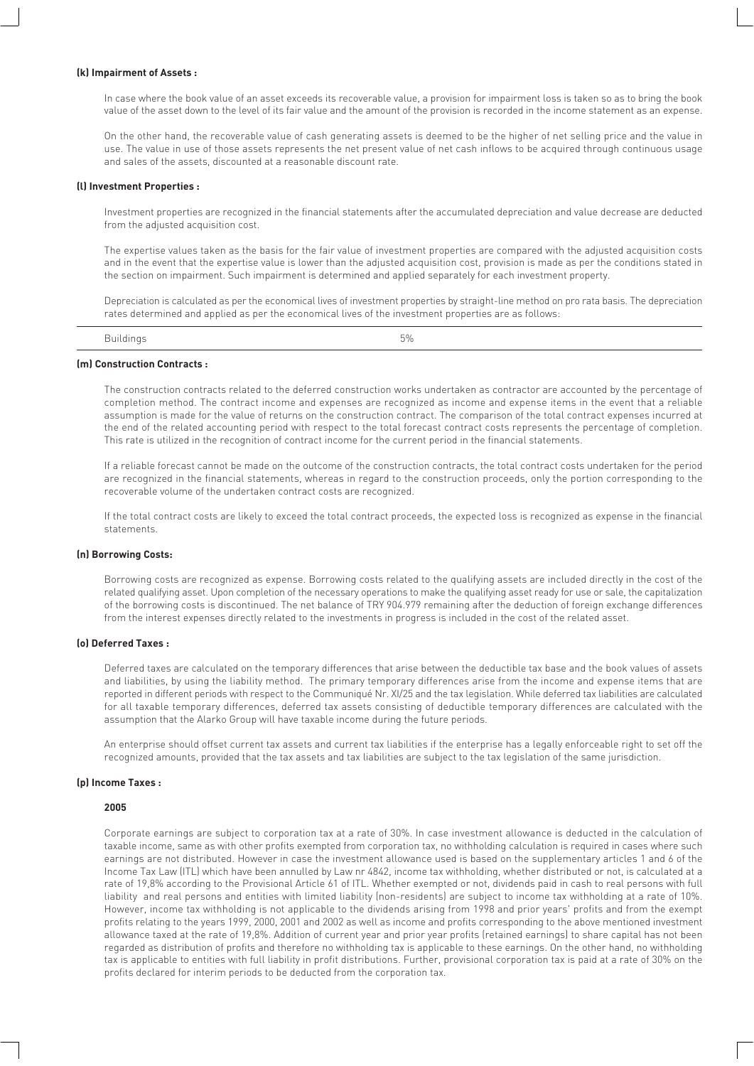**(k) Impairment of Assets :**

In case where the book value of an asset exceeds its recoverable value, a provision for impairment loss is taken so as to bring the book value of the asset down to the level of its fair value and the amount of the provision is recorded in the income statement as an expense.

On the other hand, the recoverable value of cash generating assets is deemed to be the higher of net selling price and the value in use. The value in use of those assets represents the net present value of net cash inflows to be acquired through continuous usage and sales of the assets, discounted at a reasonable discount rate.

**(l) Investment Properties :**

Investment properties are recognized in the financial statements after the accumulated depreciation and value decrease are deducted from the adjusted acquisition cost.

The expertise values taken as the basis for the fair value of investment properties are compared with the adjusted acquisition costs and in the event that the expertise value is lower than the adjusted acquisition cost, provision is made as per the conditions stated in the section on impairment. Such impairment is determined and applied separately for each investment property.

Depreciation is calculated as per the economical lives of investment properties by straight-line method on pro rata basis. The depreciation rates determined and applied as per the economical lives of the investment properties are as follows:

| Buildings | 5% |
|---|---|

**(m) Construction Contracts :**

The construction contracts related to the deferred construction works undertaken as contractor are accounted by the percentage of completion method. The contract income and expenses are recognized as income and expense items in the event that a reliable assumption is made for the value of returns on the construction contract. The comparison of the total contract expenses incurred at the end of the related accounting period with respect to the total forecast contract costs represents the percentage of completion. This rate is utilized in the recognition of contract income for the current period in the financial statements.

If a reliable forecast cannot be made on the outcome of the construction contracts, the total contract costs undertaken for the period are recognized in the financial statements, whereas in regard to the construction proceeds, only the portion corresponding to the recoverable volume of the undertaken contract costs are recognized.

If the total contract costs are likely to exceed the total contract proceeds, the expected loss is recognized as expense in the financial statements.

**(n) Borrowing Costs:**

Borrowing costs are recognized as expense. Borrowing costs related to the qualifying assets are included directly in the cost of the related qualifying asset. Upon completion of the necessary operations to make the qualifying asset ready for use or sale, the capitalization of the borrowing costs is discontinued. The net balance of TRY 904.979 remaining after the deduction of foreign exchange differences from the interest expenses directly related to the investments in progress is included in the cost of the related asset.

**(o) Deferred Taxes :**

Deferred taxes are calculated on the temporary differences that arise between the deductible tax base and the book values of assets and liabilities, by using the liability method. The primary temporary differences arise from the income and expense items that are reported in different periods with respect to the Communiqué Nr. XI/25 and the tax legislation. While deferred tax liabilities are calculated for all taxable temporary differences, deferred tax assets consisting of deductible temporary differences are calculated with the assumption that the Alarko Group will have taxable income during the future periods.

An enterprise should offset current tax assets and current tax liabilities if the enterprise has a legally enforceable right to set off the recognized amounts, provided that the tax assets and tax liabilities are subject to the tax legislation of the same jurisdiction.

**(p) Income Taxes :**

**2005**

Corporate earnings are subject to corporation tax at a rate of 30%. In case investment allowance is deducted in the calculation of taxable income, same as with other profits exempted from corporation tax, no withholding calculation is required in cases where such earnings are not distributed. However in case the investment allowance used is based on the supplementary articles 1 and 6 of the Income Tax Law (ITL) which have been annulled by Law nr 4842, income tax withholding, whether distributed or not, is calculated at a rate of 19,8% according to the Provisional Article 61 of ITL. Whether exempted or not, dividends paid in cash to real persons with full liability and real persons and entities with limited liability (non-residents) are subject to income tax withholding at a rate of 10%. However, income tax withholding is not applicable to the dividends arising from 1998 and prior years' profits and from the exempt profits relating to the years 1999, 2000, 2001 and 2002 as well as income and profits corresponding to the above mentioned investment allowance taxed at the rate of 19,8%. Addition of current year and prior year profits (retained earnings) to share capital has not been regarded as distribution of profits and therefore no withholding tax is applicable to these earnings. On the other hand, no withholding tax is applicable to entities with full liability in profit distributions. Further, provisional corporation tax is paid at a rate of 30% on the profits declared for interim periods to be deducted from the corporation tax.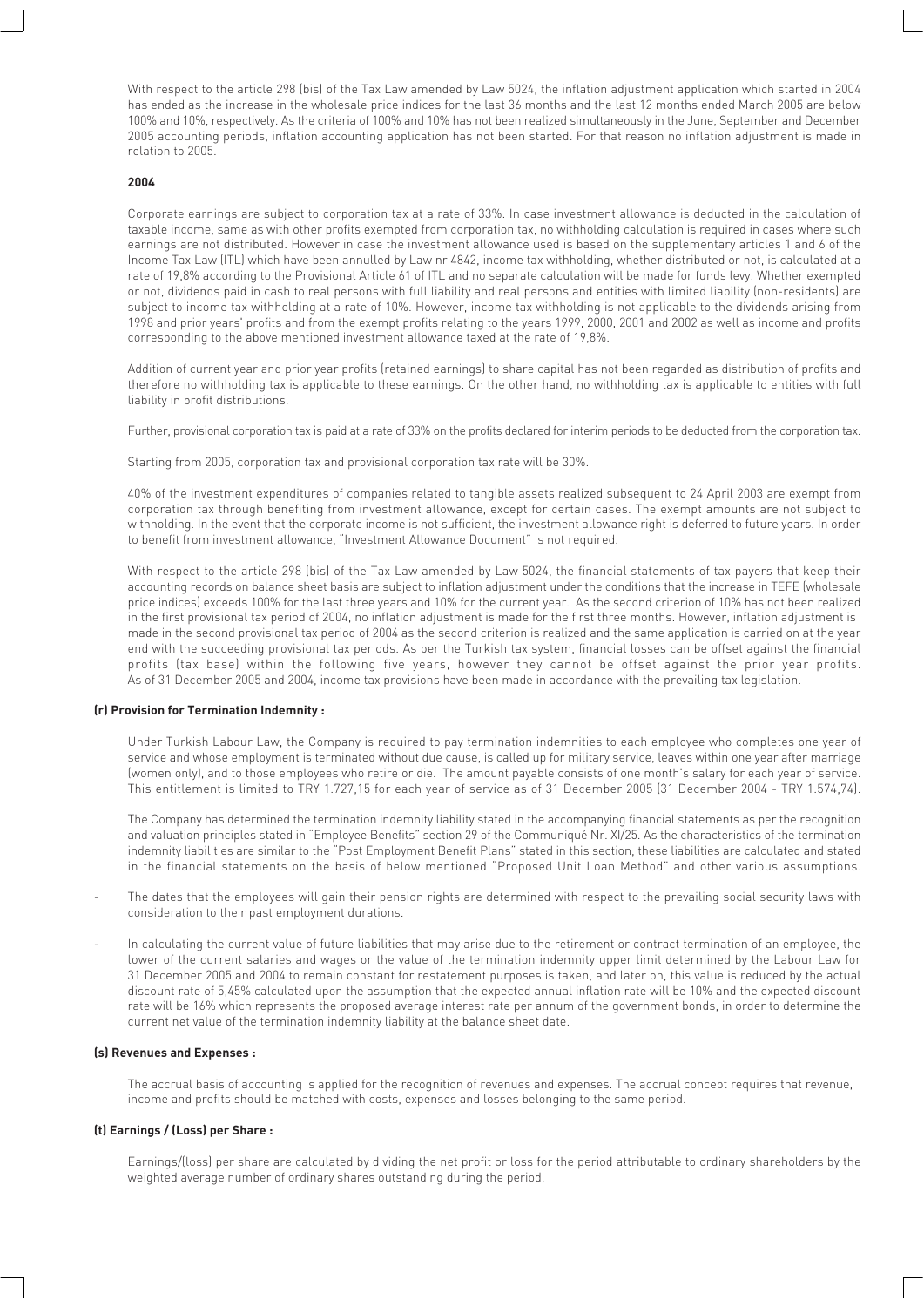With respect to the article 298 (bis) of the Tax Law amended by Law 5024, the inflation adjustment application which started in 2004 has ended as the increase in the wholesale price indices for the last 36 months and the last 12 months ended March 2005 are below 100% and 10%, respectively. As the criteria of 100% and 10% has not been realized simultaneously in the June, September and December 2005 accounting periods, inflation accounting application has not been started. For that reason no inflation adjustment is made in relation to 2005.

**2004**

Corporate earnings are subject to corporation tax at a rate of 33%. In case investment allowance is deducted in the calculation of taxable income, same as with other profits exempted from corporation tax, no withholding calculation is required in cases where such earnings are not distributed. However in case the investment allowance used is based on the supplementary articles 1 and 6 of the Income Tax Law (ITL) which have been annulled by Law nr 4842, income tax withholding, whether distributed or not, is calculated at a rate of 19,8% according to the Provisional Article 61 of ITL and no separate calculation will be made for funds levy. Whether exempted or not, dividends paid in cash to real persons with full liability and real persons and entities with limited liability (non-residents) are subject to income tax withholding at a rate of 10%. However, income tax withholding is not applicable to the dividends arising from 1998 and prior years' profits and from the exempt profits relating to the years 1999, 2000, 2001 and 2002 as well as income and profits corresponding to the above mentioned investment allowance taxed at the rate of 19,8%.

Addition of current year and prior year profits (retained earnings) to share capital has not been regarded as distribution of profits and therefore no withholding tax is applicable to these earnings. On the other hand, no withholding tax is applicable to entities with full liability in profit distributions.

Further, provisional corporation tax is paid at a rate of 33% on the profits declared for interim periods to be deducted from the corporation tax.

Starting from 2005, corporation tax and provisional corporation tax rate will be 30%.

40% of the investment expenditures of companies related to tangible assets realized subsequent to 24 April 2003 are exempt from corporation tax through benefiting from investment allowance, except for certain cases. The exempt amounts are not subject to withholding. In the event that the corporate income is not sufficient, the investment allowance right is deferred to future years. In order to benefit from investment allowance, "Investment Allowance Document" is not required.

With respect to the article 298 (bis) of the Tax Law amended by Law 5024, the financial statements of tax payers that keep their accounting records on balance sheet basis are subject to inflation adjustment under the conditions that the increase in TEFE (wholesale price indices) exceeds 100% for the last three years and 10% for the current year. As the second criterion of 10% has not been realized in the first provisional tax period of 2004, no inflation adjustment is made for the first three months. However, inflation adjustment is made in the second provisional tax period of 2004 as the second criterion is realized and the same application is carried on at the year end with the succeeding provisional tax periods. As per the Turkish tax system, financial losses can be offset against the financial profits (tax base) within the following five years, however they cannot be offset against the prior year profits. As of 31 December 2005 and 2004, income tax provisions have been made in accordance with the prevailing tax legislation.

**(r) Provision for Termination Indemnity :**

Under Turkish Labour Law, the Company is required to pay termination indemnities to each employee who completes one year of service and whose employment is terminated without due cause, is called up for military service, leaves within one year after marriage (women only), and to those employees who retire or die. The amount payable consists of one month's salary for each year of service. This entitlement is limited to TRY 1.727,15 for each year of service as of 31 December 2005 (31 December 2004 - TRY 1.574,74).

The Company has determined the termination indemnity liability stated in the accompanying financial statements as per the recognition and valuation principles stated in "Employee Benefits" section 29 of the Communiqué Nr. XI/25. As the characteristics of the termination indemnity liabilities are similar to the "Post Employment Benefit Plans" stated in this section, these liabilities are calculated and stated in the financial statements on the basis of below mentioned "Proposed Unit Loan Method" and other various assumptions.

- The dates that the employees will gain their pension rights are determined with respect to the prevailing social security laws with consideration to their past employment durations.
- In calculating the current value of future liabilities that may arise due to the retirement or contract termination of an employee, the lower of the current salaries and wages or the value of the termination indemnity upper limit determined by the Labour Law for 31 December 2005 and 2004 to remain constant for restatement purposes is taken, and later on, this value is reduced by the actual discount rate of 5,45% calculated upon the assumption that the expected annual inflation rate will be 10% and the expected discount rate will be 16% which represents the proposed average interest rate per annum of the government bonds, in order to determine the current net value of the termination indemnity liability at the balance sheet date.

**(s) Revenues and Expenses :**

The accrual basis of accounting is applied for the recognition of revenues and expenses. The accrual concept requires that revenue, income and profits should be matched with costs, expenses and losses belonging to the same period.

**(t) Earnings / (Loss) per Share :**

Earnings/(loss) per share are calculated by dividing the net profit or loss for the period attributable to ordinary shareholders by the weighted average number of ordinary shares outstanding during the period.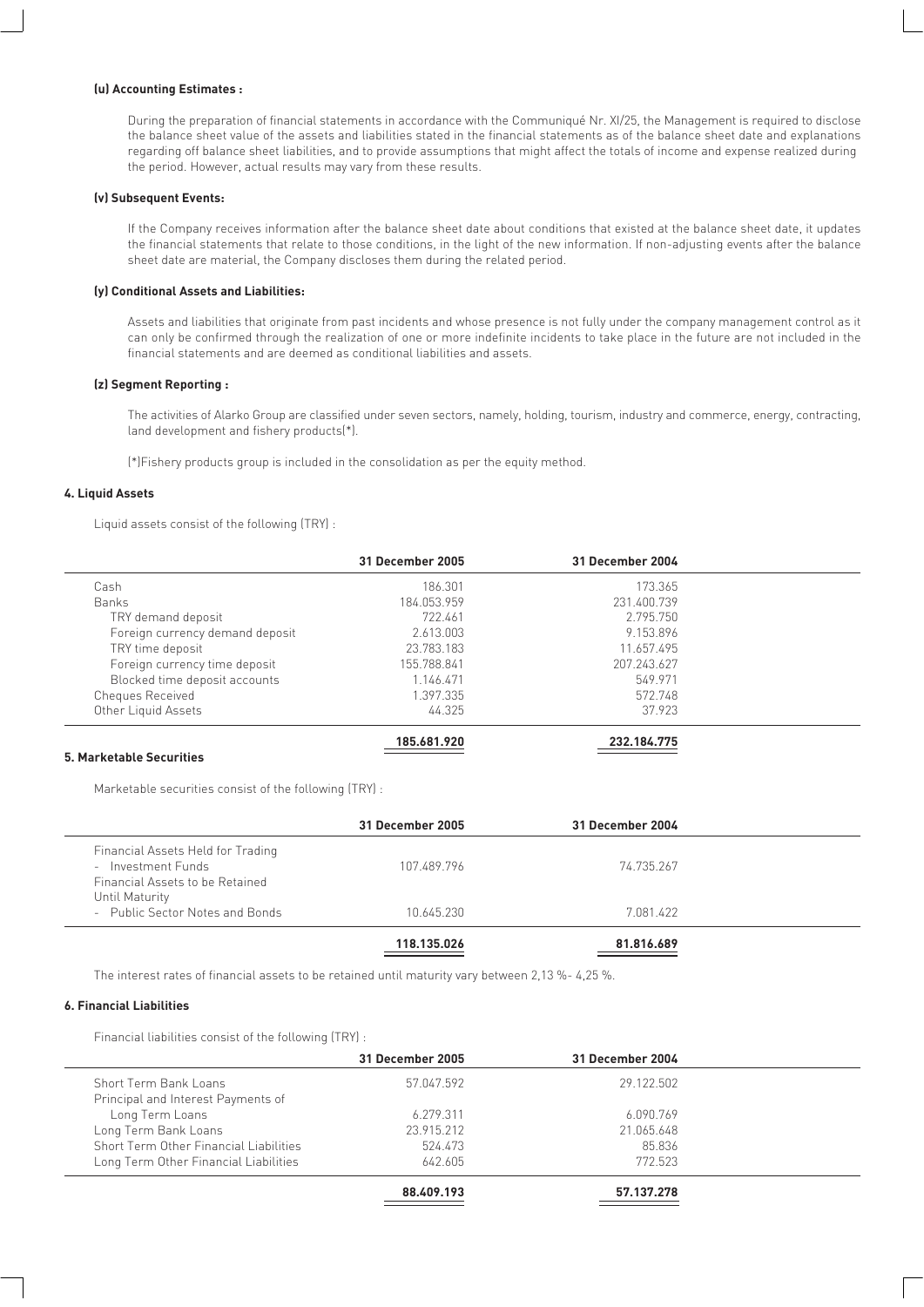**(u) Accounting Estimates :**

During the preparation of financial statements in accordance with the Communiqué Nr. XI/25, the Management is required to disclose the balance sheet value of the assets and liabilities stated in the financial statements as of the balance sheet date and explanations regarding off balance sheet liabilities, and to provide assumptions that might affect the totals of income and expense realized during the period. However, actual results may vary from these results.

**(v) Subsequent Events:**

If the Company receives information after the balance sheet date about conditions that existed at the balance sheet date, it updates the financial statements that relate to those conditions, in the light of the new information. If non-adjusting events after the balance sheet date are material, the Company discloses them during the related period.

**(y) Conditional Assets and Liabilities:**

Assets and liabilities that originate from past incidents and whose presence is not fully under the company management control as it can only be confirmed through the realization of one or more indefinite incidents to take place in the future are not included in the financial statements and are deemed as conditional liabilities and assets.

**(z) Segment Reporting :**

The activities of Alarko Group are classified under seven sectors, namely, holding, tourism, industry and commerce, energy, contracting, land development and fishery products(*).

(*)Fishery products group is included in the consolidation as per the equity method.

**4. Liquid Assets**

Liquid assets consist of the following (TRY) :

| | 31 December 2005 | 31 December 2004 |
|---|---|---|
| Cash | 186.301 | 173.365 |
| Banks | 184.053.959 | 231.400.739 |
| TRY demand deposit | 722.461 | 2.795.750 |
| Foreign currency demand deposit | 2.613.003 | 9.153.896 |
| TRY time deposit | 23.783.183 | 11.657.495 |
| Foreign currency time deposit | 155.788.841 | 207.243.627 |
| Blocked time deposit accounts | 1.146.471 | 549.971 |
| Cheques Received | 1.397.335 | 572.748 |
| Other Liquid Assets | 44.325 | 37.923 |
| | **185.681.920** | **232.184.775** |

**5. Marketable Securities**

Marketable securities consist of the following (TRY) :

| | 31 December 2005 | 31 December 2004 |
|---|---|---|
| Financial Assets Held for Trading | | |
| - Investment Funds | 107.489.796 | 74.735.267 |
| Financial Assets to be Retained Until Maturity | | |
| - Public Sector Notes and Bonds | 10.645.230 | 7.081.422 |
| | **118.135.026** | **81.816.689** |

The interest rates of financial assets to be retained until maturity vary between 2,13 %- 4,25 %.

**6. Financial Liabilities**

Financial liabilities consist of the following (TRY) :

| | 31 December 2005 | 31 December 2004 |
|---|---|---|
| Short Term Bank Loans | 57.047.592 | 29.122.502 |
| Principal and Interest Payments of Long Term Loans | 6.279.311 | 6.090.769 |
| Long Term Bank Loans | 23.915.212 | 21.065.648 |
| Short Term Other Financial Liabilities | 524.473 | 85.836 |
| Long Term Other Financial Liabilities | 642.605 | 772.523 |
| | **88.409.193** | **57.137.278** |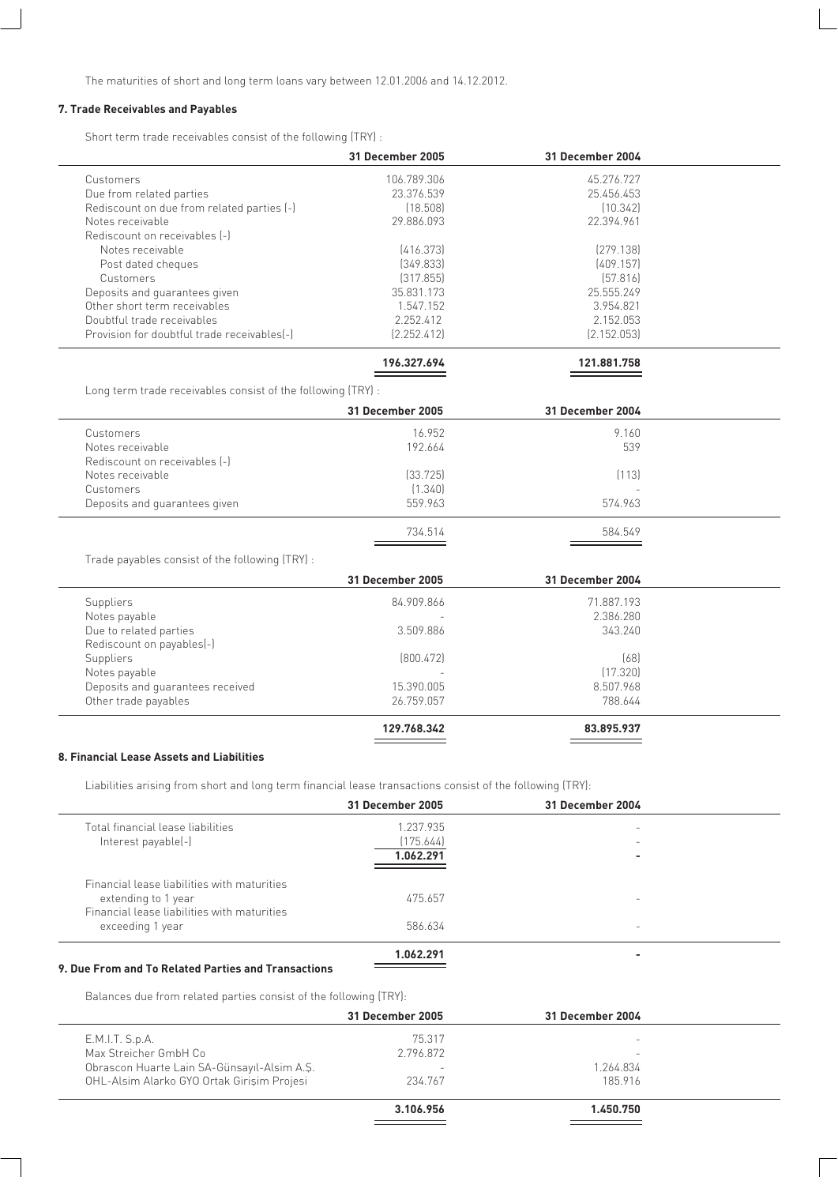The maturities of short and long term loans vary between 12.01.2006 and 14.12.2012.

### 7. Trade Receivables and Payables

Short term trade receivables consist of the following (TRY) :

| | 31 December 2005 | 31 December 2004 |
|---|---|---|
| Customers | 106.789.306 | 45.276.727 |
| Due from related parties | 23.376.539 | 25.456.453 |
| Rediscount on due from related parties (-) | (18.508) | (10.342) |
| Notes receivable | 29.886.093 | 22.394.961 |
| Rediscount on receivables (-) | | |
| Notes receivable | (416.373) | (279.138) |
| Post dated cheques | (349.833) | (409.157) |
| Customers | (317.855) | (57.816) |
| Deposits and guarantees given | 35.831.173 | 25.555.249 |
| Other short term receivables | 1.547.152 | 3.954.821 |
| Doubtful trade receivables | 2.252.412 | 2.152.053 |
| Provision for doubtful trade receivables(-) | (2.252.412) | (2.152.053) |
| | **196.327.694** | **121.881.758** |

Long term trade receivables consist of the following (TRY) :

| | 31 December 2005 | 31 December 2004 |
|---|---|---|
| Customers | 16.952 | 9.160 |
| Notes receivable | 192.664 | 539 |
| Rediscount on receivables (-) | | |
| Notes receivable | (33.725) | (113) |
| Customers | (1.340) | - |
| Deposits and guarantees given | 559.963 | 574.963 |
| | 734.514 | 584.549 |

Trade payables consist of the following (TRY) :

| | 31 December 2005 | 31 December 2004 |
|---|---|---|
| Suppliers | 84.909.866 | 71.887.193 |
| Notes payable | - | 2.386.280 |
| Due to related parties | 3.509.886 | 343.240 |
| Rediscount on payables(-) | | |
| Suppliers | (800.472) | (68) |
| Notes payable | - | (17.320) |
| Deposits and guarantees received | 15.390.005 | 8.507.968 |
| Other trade payables | 26.759.057 | 788.644 |
| | **129.768.342** | **83.895.937** |

### 8. Financial Lease Assets and Liabilities

Liabilities arising from short and long term financial lease transactions consist of the following (TRY):

| | 31 December 2005 | 31 December 2004 |
|---|---|---|
| Total financial lease liabilities | 1.237.935 | - |
| Interest payable(-) | (175.644) | - |
| | **1.062.291** | **-** |
| Financial lease liabilities with maturities extending to 1 year | 475.657 | - |
| Financial lease liabilities with maturities exceeding 1 year | 586.634 | - |
| | **1.062.291** | **-** |

### 9. Due From and To Related Parties and Transactions

Balances due from related parties consist of the following (TRY):

| | 31 December 2005 | 31 December 2004 |
|---|---|---|
| E.M.I.T. S.p.A. | 75.317 | - |
| Max Streicher GmbH Co | 2.796.872 | - |
| Obrascon Huarte Lain SA-Günsayıl-Alsim A.Ş. | - | 1.264.834 |
| OHL-Alsim Alarko GYO Ortak Girişim Projesi | 234.767 | 185.916 |
| | **3.106.956** | **1.450.750** |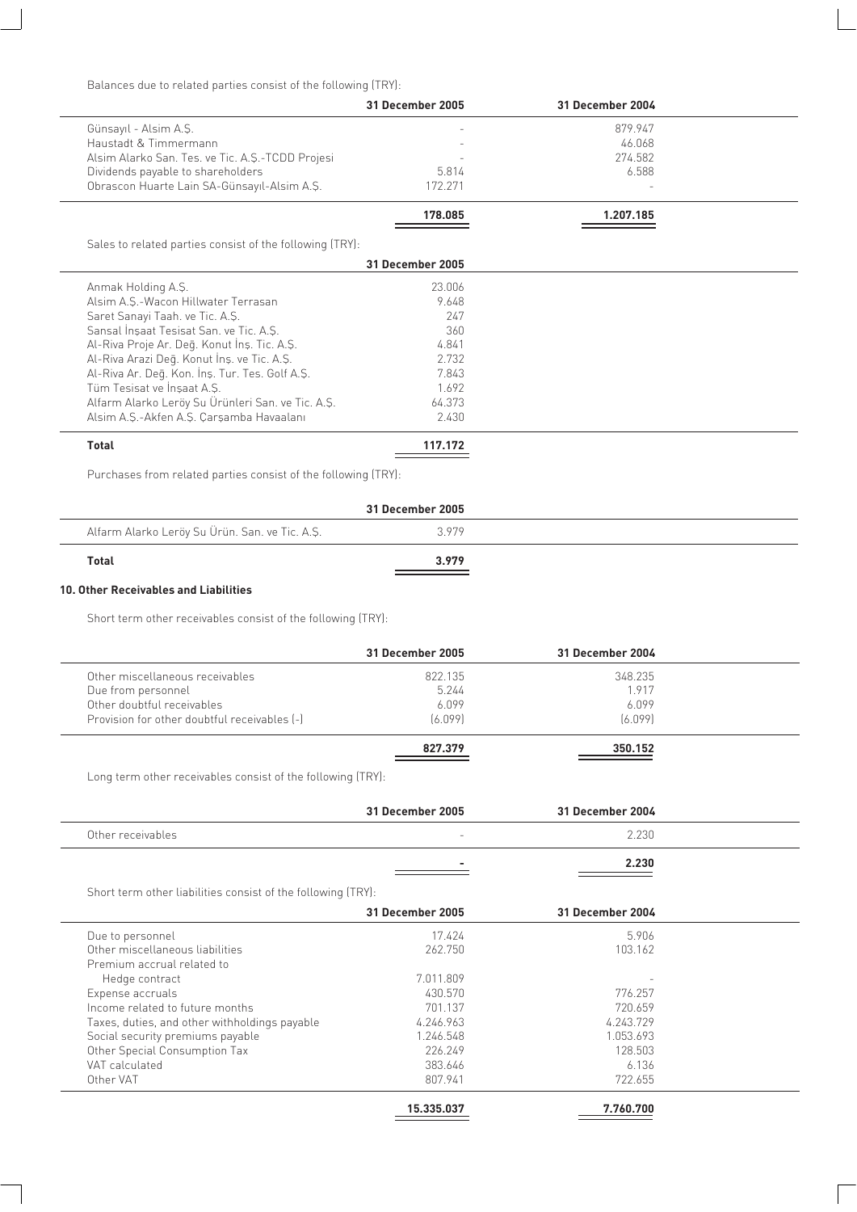Balances due to related parties consist of the following (TRY):

| | 31 December 2005 | 31 December 2004 |
|---|---|---|
| Günsayıl - Alsim A.Ş. | - | 879.947 |
| Haustadt & Timmermann | - | 46.068 |
| Alsim Alarko San. Tes. ve Tic. A.Ş.-TCDD Projesi | - | 274.582 |
| Dividends payable to shareholders | 5.814 | 6.588 |
| Obrascon Huarte Lain SA-Günsayıl-Alsim A.Ş. | 172.271 | - |
| | **178.085** | **1.207.185** |

Sales to related parties consist of the following (TRY):

| | 31 December 2005 |
|---|---|
| Anmak Holding A.Ş. | 23.006 |
| Alsim A.Ş.-Wacon Hillwater Terrasan | 9.648 |
| Saret Sanayi Taah. ve Tic. A.Ş. | 247 |
| Sansal İnşaat Tesisat San. ve Tic. A.Ş. | 360 |
| Al-Riva Proje Ar. Değ. Konut İnş. Tic. A.Ş. | 4.841 |
| Al-Riva Arazi Değ. Konut İnş. ve Tic. A.Ş. | 2.732 |
| Al-Riva Ar. Değ. Kon. İnş. Tur. Tes. Golf A.Ş. | 7.843 |
| Tüm Tesisat ve İnşaat A.Ş. | 1.692 |
| Alfarm Alarko Leröy Su Ürünleri San. ve Tic. A.Ş. | 64.373 |
| Alsim A.Ş.-Akfen A.Ş. Çarşamba Havaalanı | 2.430 |
| **Total** | **117.172** |

Purchases from related parties consist of the following (TRY):

| | 31 December 2005 |
|---|---|
| Alfarm Alarko Leröy Su Ürün. San. ve Tic. A.Ş. | 3.979 |
| **Total** | **3.979** |

**10. Other Receivables and Liabilities**

Short term other receivables consist of the following (TRY):

| | 31 December 2005 | 31 December 2004 |
|---|---|---|
| Other miscellaneous receivables | 822.135 | 348.235 |
| Due from personnel | 5.244 | 1.917 |
| Other doubtful receivables | 6.099 | 6.099 |
| Provision for other doubtful receivables (-) | (6.099) | (6.099) |
| | **827.379** | **350.152** |

Long term other receivables consist of the following (TRY):

| | 31 December 2005 | 31 December 2004 |
|---|---|---|
| Other receivables | - | 2.230 |
| | **-** | **2.230** |

Short term other liabilities consist of the following (TRY):

| | 31 December 2005 | 31 December 2004 |
|---|---|---|
| Due to personnel | 17.424 | 5.906 |
| Other miscellaneous liabilities | 262.750 | 103.162 |
| Premium accrual related to Hedge contract | 7.011.809 | - |
| Expense accruals | 430.570 | 776.257 |
| Income related to future months | 701.137 | 720.659 |
| Taxes, duties, and other withholdings payable | 4.246.963 | 4.243.729 |
| Social security premiums payable | 1.246.548 | 1.053.693 |
| Other Special Consumption Tax | 226.249 | 128.503 |
| VAT calculated | 383.646 | 6.136 |
| Other VAT | 807.941 | 722.655 |
| | **15.335.037** | **7.760.700** |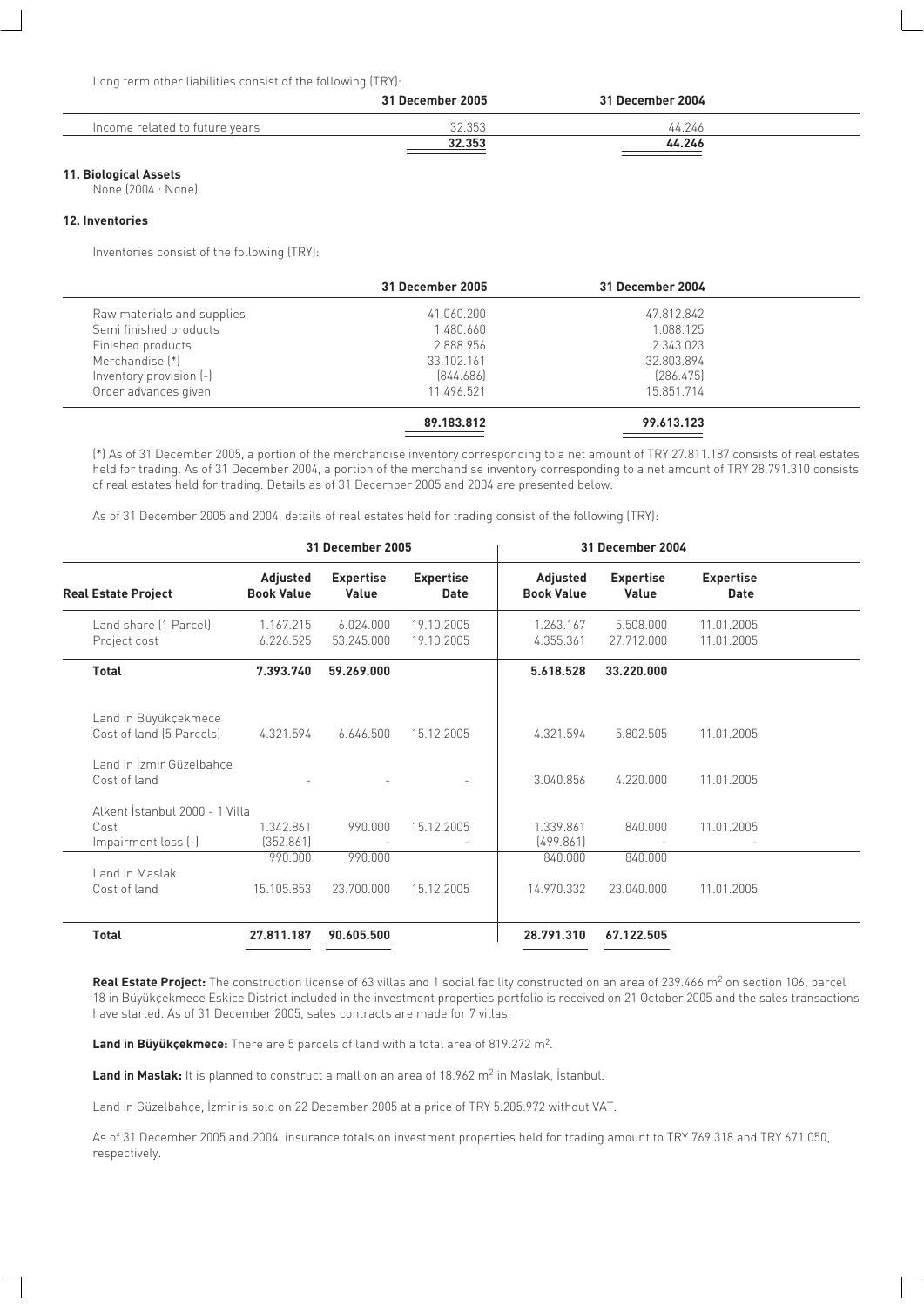Long term other liabilities consist of the following (TRY):

| | 31 December 2005 | 31 December 2004 |
|---|---|---|
| Income related to future years | 32.353 | 44.246 |
| | **32.353** | **44.246** |

### 11. Biological Assets

None (2004 : None).

### 12. Inventories

Inventories consist of the following (TRY):

| | 31 December 2005 | 31 December 2004 |
|---|---|---|
| Raw materials and supplies | 41.060.200 | 47.812.842 |
| Semi finished products | 1.480.660 | 1.088.125 |
| Finished products | 2.888.956 | 2.343.023 |
| Merchandise (*) | 33.102.161 | 32.803.894 |
| Inventory provision (-) | (844.686) | (286.475) |
| Order advances given | 11.496.521 | 15.851.714 |
| | **89.183.812** | **99.613.123** |

(*) As of 31 December 2005, a portion of the merchandise inventory corresponding to a net amount of TRY 27.811.187 consists of real estates held for trading. As of 31 December 2004, a portion of the merchandise inventory corresponding to a net amount of TRY 28.791.310 consists of real estates held for trading. Details as of 31 December 2005 and 2004 are presented below.

As of 31 December 2005 and 2004, details of real estates held for trading consist of the following (TRY):

| | 31 December 2005 | | | 31 December 2004 | | |
|---|---|---|---|---|---|---|
| **Real Estate Project** | **Adjusted Book Value** | **Expertise Value** | **Expertise Date** | **Adjusted Book Value** | **Expertise Value** | **Expertise Date** |
| Land share (1 Parcel) | 1.167.215 | 6.024.000 | 19.10.2005 | 1.263.167 | 5.508.000 | 11.01.2005 |
| Project cost | 6.226.525 | 53.245.000 | 19.10.2005 | 4.355.361 | 27.712.000 | 11.01.2005 |
| **Total** | **7.393.740** | **59.269.000** | | **5.618.528** | **33.220.000** | |
| Land in Büyükçekmece | | | | | | |
| Cost of land (5 Parcels) | 4.321.594 | 6.646.500 | 15.12.2005 | 4.321.594 | 5.802.505 | 11.01.2005 |
| Land in İzmir Güzelbahçe | | | | | | |
| Cost of land | - | - | - | 3.040.856 | 4.220.000 | 11.01.2005 |
| Alkent İstanbul 2000 - 1 Villa | | | | | | |
| Cost | 1.342.861 | 990.000 | 15.12.2005 | 1.339.861 | 840.000 | 11.01.2005 |
| Impairment loss (-) | (352.861) | - | - | (499.861) | - | - |
| | 990.000 | 990.000 | | 840.000 | 840.000 | |
| Land in Maslak | | | | | | |
| Cost of land | 15.105.853 | 23.700.000 | 15.12.2005 | 14.970.332 | 23.040.000 | 11.01.2005 |
| **Total** | **27.811.187** | **90.605.500** | | **28.791.310** | **67.122.505** | |

**Real Estate Project:** The construction license of 63 villas and 1 social facility constructed on an area of 239.466 m$^2$ on section 106, parcel 18 in Büyükçekmece Eskice District included in the investment properties portfolio is received on 21 October 2005 and the sales transactions have started. As of 31 December 2005, sales contracts are made for 7 villas.

**Land in Büyükçekmece:** There are 5 parcels of land with a total area of 819.272 m$^2$.

**Land in Maslak:** It is planned to construct a mall on an area of 18.962 m$^2$ in Maslak, İstanbul.

Land in Güzelbahçe, İzmir is sold on 22 December 2005 at a price of TRY 5.205.972 without VAT.

As of 31 December 2005 and 2004, insurance totals on investment properties held for trading amount to TRY 769.318 and TRY 671.050, respectively.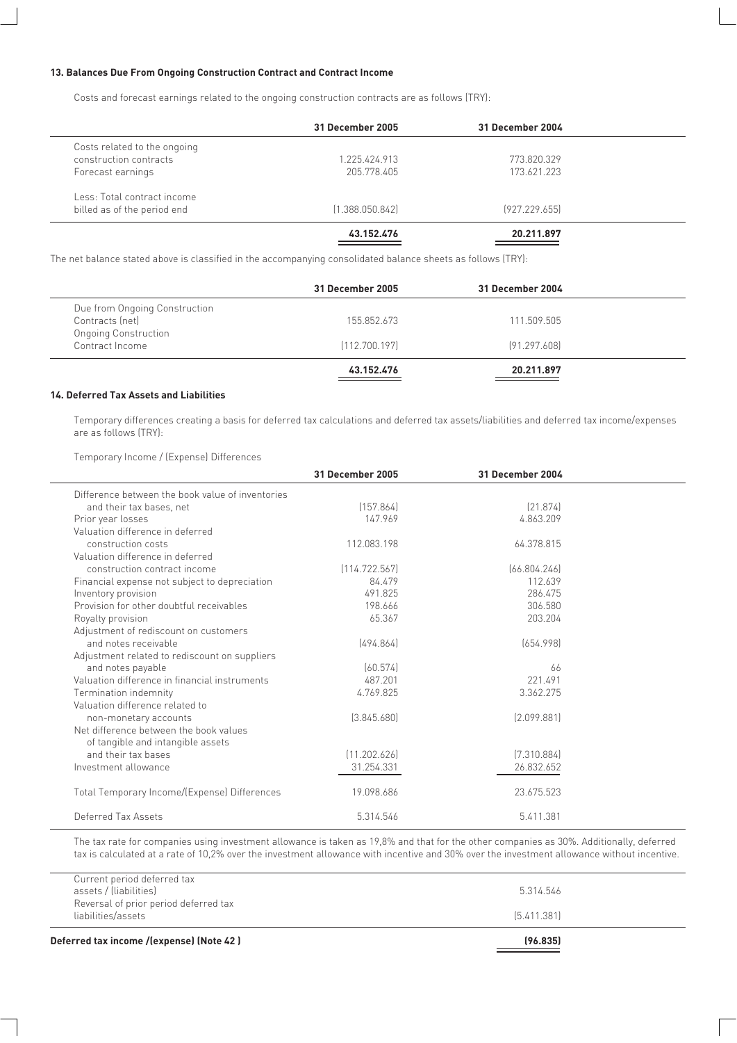### 13. Balances Due From Ongoing Construction Contract and Contract Income

Costs and forecast earnings related to the ongoing construction contracts are as follows (TRY):

| | 31 December 2005 | 31 December 2004 |
|---|---|---|
| Costs related to the ongoing construction contracts | 1.225.424.913 | 773.820.329 |
| Forecast earnings | 205.778.405 | 173.621.223 |
| Less: Total contract income billed as of the period end | (1.388.050.842) | (927.229.655) |
| | **43.152.476** | **20.211.897** |

The net balance stated above is classified in the accompanying consolidated balance sheets as follows (TRY):

| | 31 December 2005 | 31 December 2004 |
|---|---|---|
| Due from Ongoing Construction Contracts (net) | 155.852.673 | 111.509.505 |
| Ongoing Construction Contract Income | (112.700.197) | (91.297.608) |
| | **43.152.476** | **20.211.897** |

### 14. Deferred Tax Assets and Liabilities

Temporary differences creating a basis for deferred tax calculations and deferred tax assets/liabilities and deferred tax income/expenses are as follows (TRY):

Temporary Income / (Expense) Differences

| | 31 December 2005 | 31 December 2004 |
|---|---|---|
| Difference between the book value of inventories and their tax bases, net | (157.864) | (21.874) |
| Prior year losses | 147.969 | 4.863.209 |
| Valuation difference in deferred construction costs | 112.083.198 | 64.378.815 |
| Valuation difference in deferred construction contract income | (114.722.567) | (66.804.246) |
| Financial expense not subject to depreciation | 84.479 | 112.639 |
| Inventory provision | 491.825 | 286.475 |
| Provision for other doubtful receivables | 198.666 | 306.580 |
| Royalty provision | 65.367 | 203.204 |
| Adjustment of rediscount on customers and notes receivable | (494.864) | (654.998) |
| Adjustment related to rediscount on suppliers and notes payable | (60.574) | 66 |
| Valuation difference in financial instruments | 487.201 | 221.491 |
| Termination indemnity | 4.769.825 | 3.362.275 |
| Valuation difference related to non-monetary accounts | (3.845.680) | (2.099.881) |
| Net difference between the book values of tangible and intangible assets and their tax bases | (11.202.626) | (7.310.884) |
| Investment allowance | 31.254.331 | 26.832.652 |
| Total Temporary Income/(Expense) Differences | 19.098.686 | 23.675.523 |
| Deferred Tax Assets | 5.314.546 | 5.411.381 |

The tax rate for companies using investment allowance is taken as 19,8% and that for the other companies as 30%. Additionally, deferred tax is calculated at a rate of 10,2% over the investment allowance with incentive and 30% over the investment allowance without incentive.

| | |
|---|---|
| Current period deferred tax assets / (liabilities) | 5.314.546 |
| Reversal of prior period deferred tax liabilities/assets | (5.411.381) |
| **Deferred tax income /(expense) (Note 42 )** | **(96.835)** |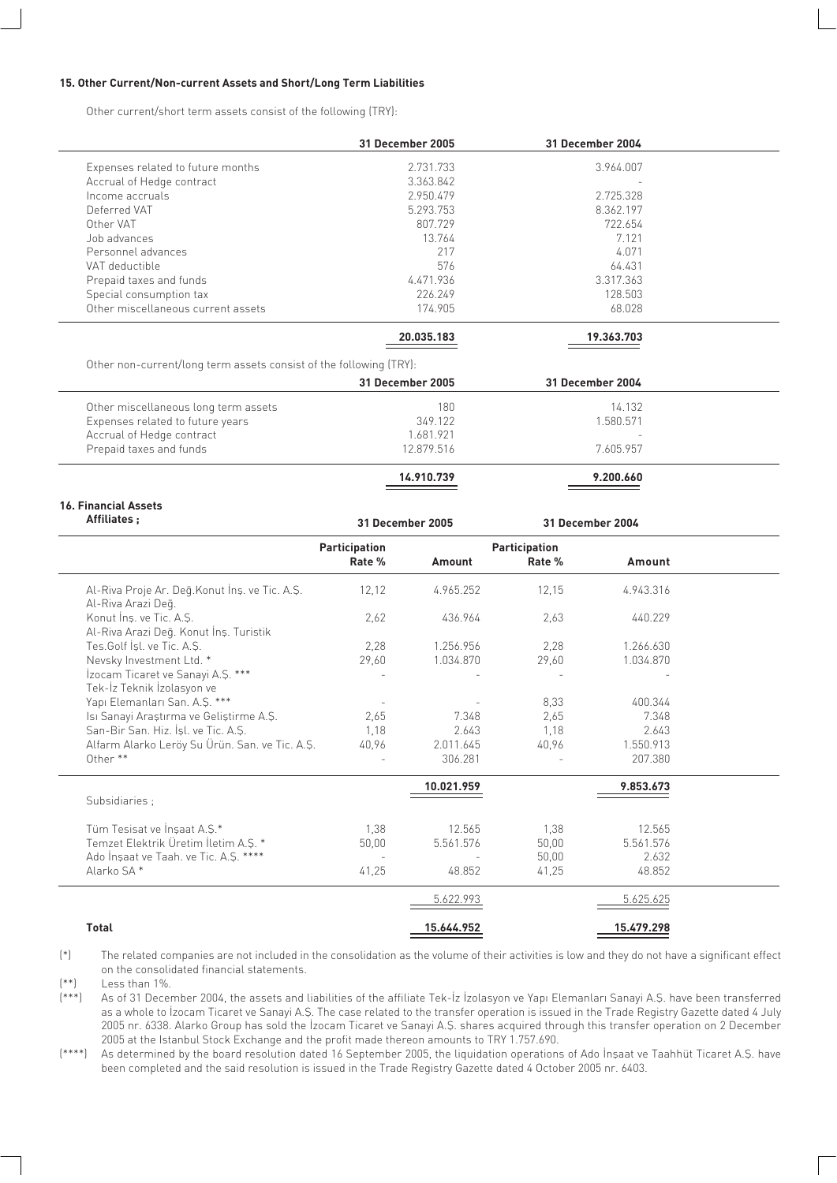#### 15. Other Current/Non-current Assets and Short/Long Term Liabilities

Other current/short term assets consist of the following (TRY):

| | 31 December 2005 | 31 December 2004 |
|---|---|---|
| Expenses related to future months | 2.731.733 | 3.964.007 |
| Accrual of Hedge contract | 3.363.842 | - |
| Income accruals | 2.950.479 | 2.725.328 |
| Deferred VAT | 5.293.753 | 8.362.197 |
| Other VAT | 807.729 | 722.654 |
| Job advances | 13.764 | 7.121 |
| Personnel advances | 217 | 4.071 |
| VAT deductible | 576 | 64.431 |
| Prepaid taxes and funds | 4.471.936 | 3.317.363 |
| Special consumption tax | 226.249 | 128.503 |
| Other miscellaneous current assets | 174.905 | 68.028 |
| | **20.035.183** | **19.363.703** |

Other non-current/long term assets consist of the following (TRY):

| | 31 December 2005 | 31 December 2004 |
|---|---|---|
| Other miscellaneous long term assets | 180 | 14.132 |
| Expenses related to future years | 349.122 | 1.580.571 |
| Accrual of Hedge contract | 1.681.921 | - |
| Prepaid taxes and funds | 12.879.516 | 7.605.957 |
| | **14.910.739** | **9.200.660** |

#### 16. Financial Assets

| **Affiliates ;** | 31 December 2005 | | 31 December 2004 | |
|---|---|---|---|---|
| | **Participation Rate %** | **Amount** | **Participation Rate %** | **Amount** |
| Al-Riva Proje Ar. Değ.Konut İnş. ve Tic. A.Ş. | 12,12 | 4.965.252 | 12,15 | 4.943.316 |
| Al-Riva Arazi Değ. Konut İnş. ve Tic. A.Ş. | 2,62 | 436.964 | 2,63 | 440.229 |
| Al-Riva Arazi Değ. Konut İnş. Turistik Tes.Golf İşl. ve Tic. A.Ş. | 2,28 | 1.256.956 | 2,28 | 1.266.630 |
| Nevsky Investment Ltd. * | 29,60 | 1.034.870 | 29,60 | 1.034.870 |
| İzocam Ticaret ve Sanayi A.Ş. *** | - | - | - | - |
| Tek-İz Teknik İzolasyon ve Yapı Elemanları San. A.Ş. *** | - | - | 8,33 | 400.344 |
| Isı Sanayi Araştırma ve Geliştirme A.Ş. | 2,65 | 7.348 | 2,65 | 7.348 |
| San-Bir San. Hiz. İşl. ve Tic. A.Ş. | 1,18 | 2.643 | 1,18 | 2.643 |
| Alfarm Alarko Leröy Su Ürün. San. ve Tic. A.Ş. | 40,96 | 2.011.645 | 40,96 | 1.550.913 |
| Other ** | - | 306.281 | - | 207.380 |
| | | **10.021.959** | | **9.853.673** |
| Subsidiaries ; | | | | |
| Tüm Tesisat ve İnşaat A.Ş.* | 1,38 | 12.565 | 1,38 | 12.565 |
| Temzet Elektrik Üretim İletim A.Ş. * | 50,00 | 5.561.576 | 50,00 | 5.561.576 |
| Ado İnşaat ve Taah. ve Tic. A.Ş. **** | - | - | 50,00 | 2.632 |
| Alarko SA * | 41,25 | 48.852 | 41,25 | 48.852 |
| | | 5.622.993 | | 5.625.625 |
| **Total** | | **15.644.952** | | **15.479.298** |

(*) The related companies are not included in the consolidation as the volume of their activities is low and they do not have a significant effect on the consolidated financial statements.

(**) Less than 1%.

(***) As of 31 December 2004, the assets and liabilities of the affiliate Tek-İz İzolasyon ve Yapı Elemanları Sanayi A.Ş. have been transferred as a whole to İzocam Ticaret ve Sanayi A.Ş. The case related to the transfer operation is issued in the Trade Registry Gazette dated 4 July 2005 nr. 6338. Alarko Group has sold the İzocam Ticaret ve Sanayi A.Ş. shares acquired through this transfer operation on 2 December 2005 at the Istanbul Stock Exchange and the profit made thereon amounts to TRY 1.757.690.

(****) As determined by the board resolution dated 16 September 2005, the liquidation operations of Ado İnşaat ve Taahhüt Ticaret A.Ş. have been completed and the said resolution is issued in the Trade Registry Gazette dated 4 October 2005 nr. 6403.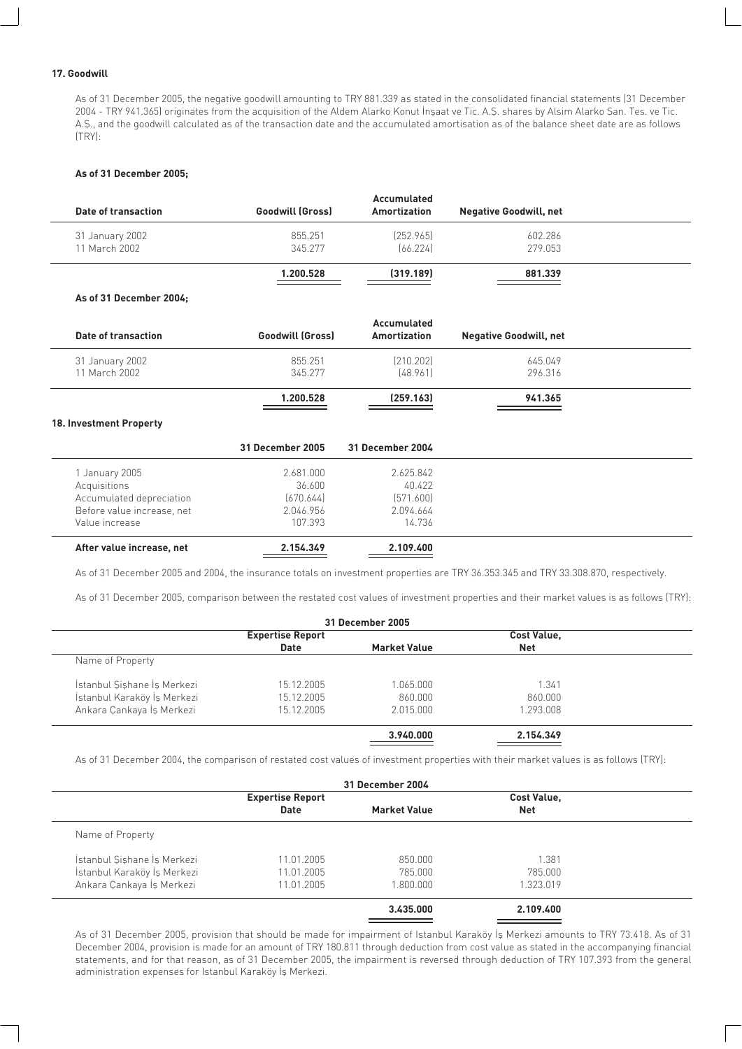### 17. Goodwill

As of 31 December 2005, the negative goodwill amounting to TRY 881.339 as stated in the consolidated financial statements (31 December 2004 - TRY 941.365) originates from the acquisition of the Aldem Alarko Konut İnşaat ve Tic. A.Ş. shares by Alsim Alarko San. Tes. ve Tic. A.Ş., and the goodwill calculated as of the transaction date and the accumulated amortisation as of the balance sheet date are as follows (TRY):

**As of 31 December 2005;**

| Date of transaction | Goodwill (Gross) | Accumulated Amortization | Negative Goodwill, net |
|---|---|---|---|
| 31 January 2002 | 855.251 | (252.965) | 602.286 |
| 11 March 2002 | 345.277 | (66.224) | 279.053 |
| | **1.200.528** | **(319.189)** | **881.339** |

**As of 31 December 2004;**

| Date of transaction | Goodwill (Gross) | Accumulated Amortization | Negative Goodwill, net |
|---|---|---|---|
| 31 January 2002 | 855.251 | (210.202) | 645.049 |
| 11 March 2002 | 345.277 | (48.961) | 296.316 |
| | **1.200.528** | **(259.163)** | **941.365** |

### 18. Investment Property

| | 31 December 2005 | 31 December 2004 |
|---|---|---|
| 1 January 2005 | 2.681.000 | 2.625.842 |
| Acquisitions | 36.600 | 40.422 |
| Accumulated depreciation | (670.644) | (571.600) |
| Before value increase, net | 2.046.956 | 2.094.664 |
| Value increase | 107.393 | 14.736 |
| **After value increase, net** | **2.154.349** | **2.109.400** |

As of 31 December 2005 and 2004, the insurance totals on investment properties are TRY 36.353.345 and TRY 33.308.870, respectively.

As of 31 December 2005, comparison between the restated cost values of investment properties and their market values is as follows (TRY):

| | 31 December 2005 | | |
|---|---|---|---|
| | Expertise Report Date | Market Value | Cost Value, Net |
| Name of Property | | | |
| İstanbul Şişhane İş Merkezi | 15.12.2005 | 1.065.000 | 1.341 |
| İstanbul Karaköy İş Merkezi | 15.12.2005 | 860.000 | 860.000 |
| Ankara Çankaya İş Merkezi | 15.12.2005 | 2.015.000 | 1.293.008 |
| | | **3.940.000** | **2.154.349** |

As of 31 December 2004, the comparison of restated cost values of investment properties with their market values is as follows (TRY):

| | 31 December 2004 | | |
|---|---|---|---|
| | Expertise Report Date | Market Value | Cost Value, Net |
| Name of Property | | | |
| İstanbul Şişhane İş Merkezi | 11.01.2005 | 850.000 | 1.381 |
| İstanbul Karaköy İş Merkezi | 11.01.2005 | 785.000 | 785.000 |
| Ankara Çankaya İş Merkezi | 11.01.2005 | 1.800.000 | 1.323.019 |
| | | **3.435.000** | **2.109.400** |

As of 31 December 2005, provision that should be made for impairment of Istanbul Karaköy İş Merkezi amounts to TRY 73.418. As of 31 December 2004, provision is made for an amount of TRY 180.811 through deduction from cost value as stated in the accompanying financial statements, and for that reason, as of 31 December 2005, the impairment is reversed through deduction of TRY 107.393 from the general administration expenses for Istanbul Karaköy İş Merkezi.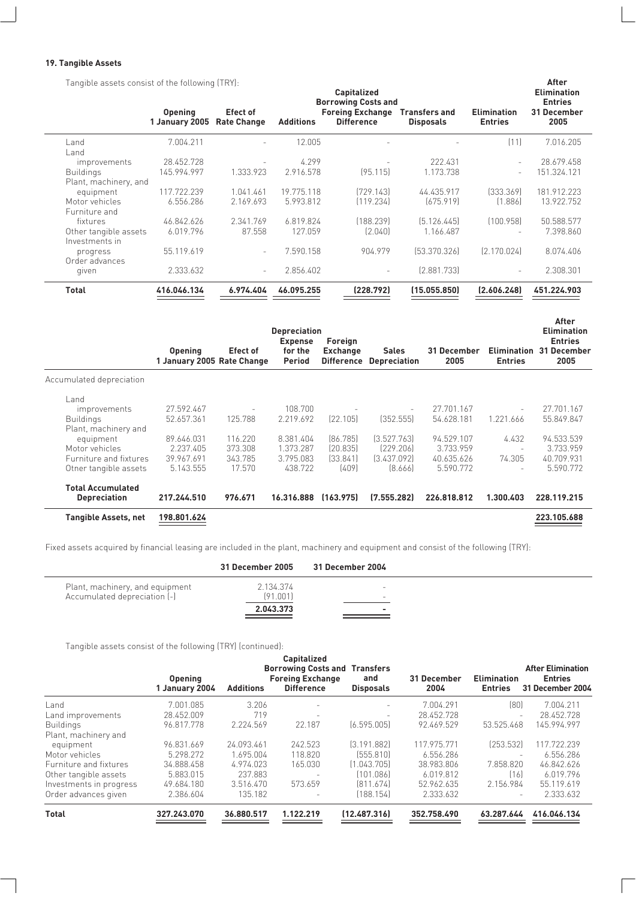**19. Tangible Assets**

Tangible assets consist of the following (TRY):

| | Opening 1 January 2005 | Efect of Rate Change | Additions | Capitalized Borrowing Costs and Foreing Exchange Difference | Transfers and Disposals | Elimination Entries | After Elimination Entries 31 December 2005 |
|---|---|---|---|---|---|---|---|
| Land | 7.004.211 | - | 12.005 | - | - | (11) | 7.016.205 |
| Land improvements | 28.452.728 | - | 4.299 | - | 222.431 | - | 28.679.458 |
| Buildings | 145.994.997 | 1.333.923 | 2.916.578 | (95.115) | 1.173.738 | - | 151.324.121 |
| Plant, machinery, and equipment | 117.722.239 | 1.041.461 | 19.775.118 | (729.143) | 44.435.917 | (333.369) | 181.912.223 |
| Motor vehicles | 6.556.286 | 2.169.693 | 5.993.812 | (119.234) | (675.919) | (1.886) | 13.922.752 |
| Furniture and fixtures | 46.842.626 | 2.341.769 | 6.819.824 | (188.239) | (5.126.445) | (100.958) | 50.588.577 |
| Other tangible assets | 6.019.796 | 87.558 | 127.059 | (2.040) | 1.166.487 | - | 7.398.860 |
| Investments in progress | 55.119.619 | - | 7.590.158 | 904.979 | (53.370.326) | (2.170.024) | 8.074.406 |
| Order advances given | 2.333.632 | - | 2.856.402 | - | (2.881.733) | - | 2.308.301 |
| **Total** | **416.046.134** | **6.974.404** | **46.095.255** | **(228.792)** | **(15.055.850)** | **(2.606.248)** | **451.224.903** |

| | Opening 1 January 2005 | Efect of Rate Change | Depreciation Expense for the Period | Foreign Exchange Difference | Sales Depreciation | 31 December 2005 | Elimination Entries | After Elimination Entries 31 December 2005 |
|---|---|---|---|---|---|---|---|---|
| Accumulated depreciation | | | | | | | | |
| Land improvements | 27.592.467 | - | 108.700 | - | - | 27.701.167 | - | 27.701.167 |
| Buildings | 52.657.361 | 125.788 | 2.219.692 | (22.105) | (352.555) | 54.628.181 | 1.221.666 | 55.849.847 |
| Plant, machinery and equipment | 89.646.031 | 116.220 | 8.381.404 | (86.785) | (3.527.763) | 94.529.107 | 4.432 | 94.533.539 |
| Motor vehicles | 2.237.405 | 373.308 | 1.373.287 | (20.835) | (229.206) | 3.733.959 | - | 3.733.959 |
| Furniture and fixtures | 39.967.691 | 343.785 | 3.795.083 | (33.841) | (3.437.092) | 40.635.626 | 74.305 | 40.709.931 |
| Otner tangible assets | 5.143.555 | 17.570 | 438.722 | (409) | (8.666) | 5.590.772 | - | 5.590.772 |
| **Total Accumulated Depreciation** | **217.244.510** | **976.671** | **16.316.888** | **(163.975)** | **(7.555.282)** | **226.818.812** | **1.300.403** | **228.119.215** |
| **Tangible Assets, net** | **198.801.624** | | | | | | | **223.105.688** |

Fixed assets acquired by financial leasing are included in the plant, machinery and equipment and consist of the following (TRY):

| | 31 December 2005 | 31 December 2004 |
|---|---|---|
| Plant, machinery, and equipment | 2.134.374 | - |
| Accumulated depreciation (-) | (91.001) | - |
| | **2.043.373** | **-** |

Tangible assets consist of the following (TRY) (continued):

| | Opening 1 January 2004 | Additions | Capitalized Borrowing Costs and Foreing Exchange Difference | Transfers and Disposals | 31 December 2004 | Elimination Entries | After Elimination Entries 31 December 2004 |
|---|---|---|---|---|---|---|---|
| Land | 7.001.085 | 3.206 | - | - | 7.004.291 | (80) | 7.004.211 |
| Land improvements | 28.452.009 | 719 | - | - | 28.452.728 | - | 28.452.728 |
| Buildings | 96.817.778 | 2.224.569 | 22.187 | (6.595.005) | 92.469.529 | 53.525.468 | 145.994.997 |
| Plant, machinery and equipment | 96.831.669 | 24.093.461 | 242.523 | (3.191.882) | 117.975.771 | (253.532) | 117.722.239 |
| Motor vehicles | 5.298.272 | 1.695.004 | 118.820 | (555.810) | 6.556.286 | - | 6.556.286 |
| Furniture and fixtures | 34.888.458 | 4.974.023 | 165.030 | (1.043.705) | 38.983.806 | 7.858.820 | 46.842.626 |
| Other tangible assets | 5.883.015 | 237.883 | - | (101.086) | 6.019.812 | (16) | 6.019.796 |
| Investments in progress | 49.684.180 | 3.516.470 | 573.659 | (811.674) | 52.962.635 | 2.156.984 | 55.119.619 |
| Order advances given | 2.386.604 | 135.182 | - | (188.154) | 2.333.632 | - | 2.333.632 |
| **Total** | **327.243.070** | **36.880.517** | **1.122.219** | **(12.487.316)** | **352.758.490** | **63.287.644** | **416.046.134** |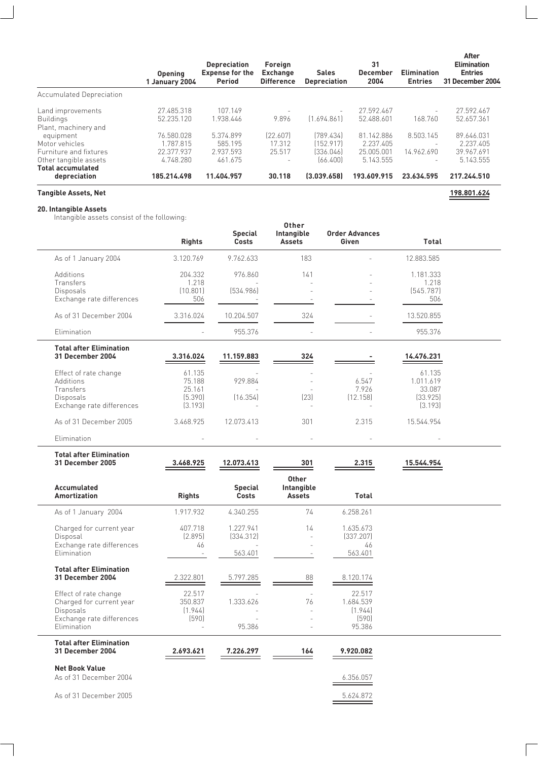| | Opening 1 January 2004 | Depreciation Expense for the Period | Foreign Exchange Difference | Sales Depreciation | 31 December 2004 | Elimination Entries | After Elimination Entries 31 December 2004 |
|---|---|---|---|---|---|---|---|
| Accumulated Depreciation | | | | | | | |
| Land improvements | 27.485.318 | 107.149 | - | - | 27.592.467 | - | 27.592.467 |
| Buildings | 52.235.120 | 1.938.446 | 9.896 | (1.694.861) | 52.488.601 | 168.760 | 52.657.361 |
| Plant, machinery and equipment | 76.580.028 | 5.374.899 | (22.607) | (789.434) | 81.142.886 | 8.503.145 | 89.646.031 |
| Motor vehicles | 1.787.815 | 585.195 | 17.312 | (152.917) | 2.237.405 | - | 2.237.405 |
| Furniture and fixtures | 22.377.937 | 2.937.593 | 25.517 | (336.046) | 25.005.001 | 14.962.690 | 39.967.691 |
| Other tangible assets | 4.748.280 | 461.675 | - | (66.400) | 5.143.555 | - | 5.143.555 |
| **Total accumulated depreciation** | **185.214.498** | **11.404.957** | **30.118** | **(3.039.658)** | **193.609.915** | **23.634.595** | **217.244.510** |

**Tangible Assets, Net** **198.801.624**

## 20. Intangible Assets

Intangible assets consist of the following:

| | Rights | Special Costs | Other Intangible Assets | Order Advances Given | Total |
|---|---|---|---|---|---|
| As of 1 January 2004 | 3.120.769 | 9.762.633 | 183 | - | 12.883.585 |
| Additions | 204.332 | 976.860 | 141 | - | 1.181.333 |
| Transfers | 1.218 | - | - | - | 1.218 |
| Disposals | (10.801) | (534.986) | - | - | (545.787) |
| Exchange rate differences | 506 | - | - | - | 506 |
| As of 31 December 2004 | 3.316.024 | 10.204.507 | 324 | - | 13.520.855 |
| Elimination | - | 955.376 | - | - | 955.376 |
| **Total after Elimination 31 December 2004** | **3.316.024** | **11.159.883** | **324** | **-** | **14.476.231** |
| Effect of rate change | 61.135 | - | - | - | 61.135 |
| Additions | 75.188 | 929.884 | - | 6.547 | 1.011.619 |
| Transfers | 25.161 | - | - | 7.926 | 33.087 |
| Disposals | (5.390) | (16.354) | (23) | (12.158) | (33.925) |
| Exchange rate differences | (3.193) | - | - | - | (3.193) |
| As of 31 December 2005 | 3.468.925 | 12.073.413 | 301 | 2.315 | 15.544.954 |
| Elimination | - | - | - | - | - |
| **Total after Elimination 31 December 2005** | **3.468.925** | **12.073.413** | **301** | **2.315** | **15.544.954** |

| Accumulated Amortization | Rights | Special Costs | Other Intangible Assets | Total |
|---|---|---|---|---|
| As of 1 January 2004 | 1.917.932 | 4.340.255 | 74 | 6.258.261 |
| Charged for current year | 407.718 | 1.227.941 | 14 | 1.635.673 |
| Disposal | (2.895) | (334.312) | - | (337.207) |
| Exchange rate differences | 46 | - | - | 46 |
| Elimination | - | 563.401 | - | 563.401 |
| **Total after Elimination 31 December 2004** | 2.322.801 | 5.797.285 | 88 | 8.120.174 |
| Effect of rate change | 22.517 | - | - | 22.517 |
| Charged for current year | 350.837 | 1.333.626 | 76 | 1.684.539 |
| Disposals | (1.944) | - | - | (1.944) |
| Exchange rate differences | (590) | - | - | (590) |
| Elimination | - | 95.386 | - | 95.386 |
| **Total after Elimination 31 December 2004** | **2.693.621** | **7.226.297** | **164** | **9.920.082** |
| **Net Book Value** | | | | |
| As of 31 December 2004 | | | | 6.356.057 |
| As of 31 December 2005 | | | | 5.624.872 |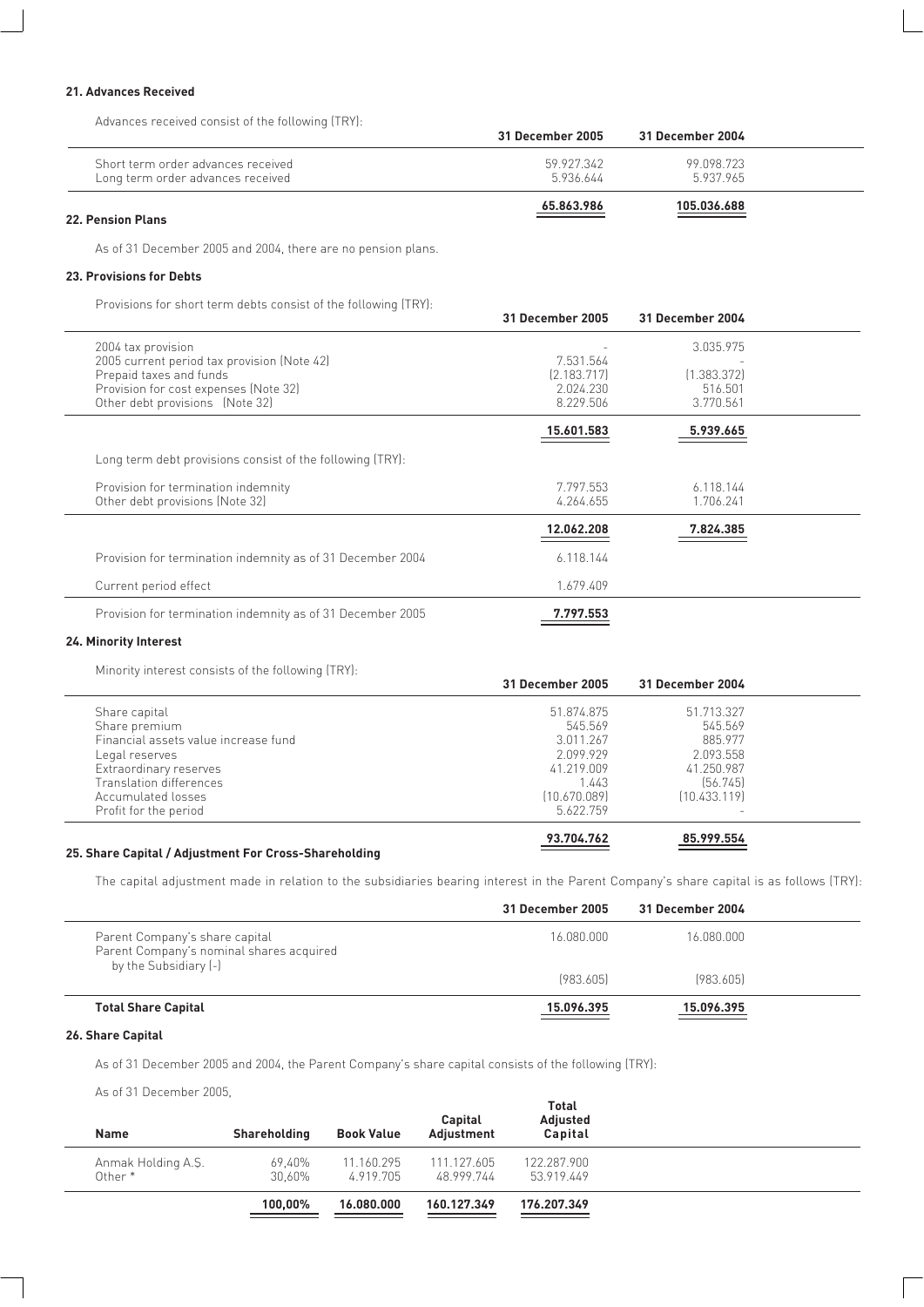## 21. Advances Received

Advances received consist of the following (TRY):

| | 31 December 2005 | 31 December 2004 |
|---|---|---|
| Short term order advances received | 59.927.342 | 99.098.723 |
| Long term order advances received | 5.936.644 | 5.937.965 |
| | **65.863.986** | **105.036.688** |

## 22. Pension Plans

As of 31 December 2005 and 2004, there are no pension plans.

## 23. Provisions for Debts

Provisions for short term debts consist of the following (TRY):

| | 31 December 2005 | 31 December 2004 |
|---|---|---|
| 2004 tax provision | - | 3.035.975 |
| 2005 current period tax provision (Note 42) | 7.531.564 | - |
| Prepaid taxes and funds | (2.183.717) | (1.383.372) |
| Provision for cost expenses (Note 32) | 2.024.230 | 516.501 |
| Other debt provisions (Note 32) | 8.229.506 | 3.770.561 |
| | **15.601.583** | **5.939.665** |

Long term debt provisions consist of the following (TRY):

| | 31 December 2005 | 31 December 2004 |
|---|---|---|
| Provision for termination indemnity | 7.797.553 | 6.118.144 |
| Other debt provisions (Note 32) | 4.264.655 | 1.706.241 |
| | **12.062.208** | **7.824.385** |

| | |
|---|---|
| Provision for termination indemnity as of 31 December 2004 | 6.118.144 |
| Current period effect | 1.679.409 |
| Provision for termination indemnity as of 31 December 2005 | **7.797.553** |

## 24. Minority Interest

Minority interest consists of the following (TRY):

| | 31 December 2005 | 31 December 2004 |
|---|---|---|
| Share capital | 51.874.875 | 51.713.327 |
| Share premium | 545.569 | 545.569 |
| Financial assets value increase fund | 3.011.267 | 885.977 |
| Legal reserves | 2.099.929 | 2.093.558 |
| Extraordinary reserves | 41.219.009 | 41.250.987 |
| Translation differences | 1.443 | (56.745) |
| Accumulated losses | (10.670.089) | (10.433.119) |
| Profit for the period | 5.622.759 | - |
| | **93.704.762** | **85.999.554** |

## 25. Share Capital / Adjustment For Cross-Shareholding

The capital adjustment made in relation to the subsidiaries bearing interest in the Parent Company's share capital is as follows (TRY):

| | 31 December 2005 | 31 December 2004 |
|---|---|---|
| Parent Company's share capital | 16.080.000 | 16.080.000 |
| Parent Company's nominal shares acquired by the Subsidiary (-) | (983.605) | (983.605) |
| **Total Share Capital** | **15.096.395** | **15.096.395** |

## 26. Share Capital

As of 31 December 2005 and 2004, the Parent Company's share capital consists of the following (TRY):

As of 31 December 2005,

| Name | Shareholding | Book Value | Capital Adjustment | Total Adjusted Capital |
|---|---|---|---|---|
| Anmak Holding A.S. | 69,40% | 11.160.295 | 111.127.605 | 122.287.900 |
| Other * | 30,60% | 4.919.705 | 48.999.744 | 53.919.449 |
| | **100,00%** | **16.080.000** | **160.127.349** | **176.207.349** |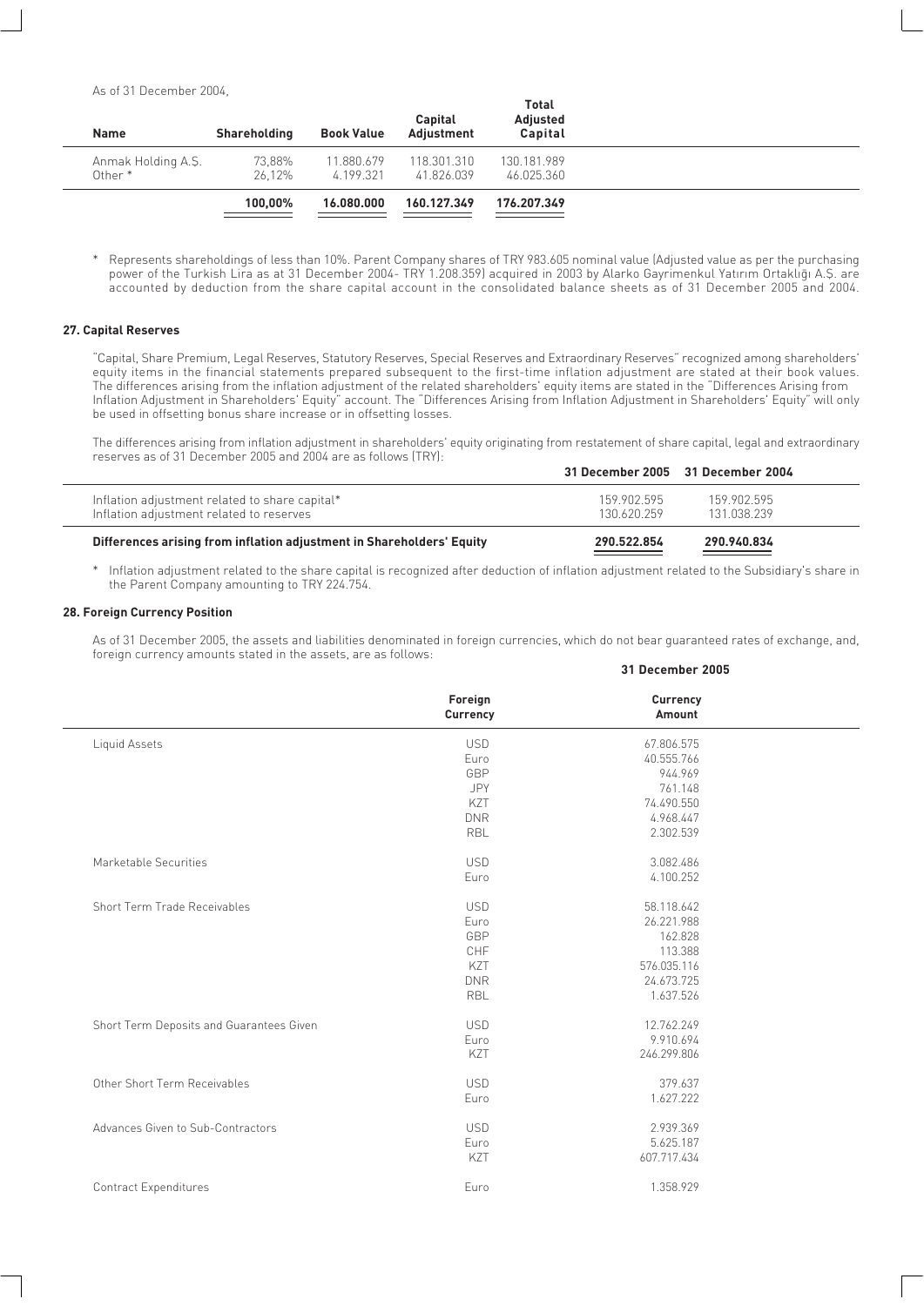As of 31 December 2004,

| Name | Shareholding | Book Value | Capital Adjustment | Total Adjusted Capital |
|---|---|---|---|---|
| Anmak Holding A.S. | 73,88% | 11.880.679 | 118.301.310 | 130.181.989 |
| Other * | 26,12% | 4.199.321 | 41.826.039 | 46.025.360 |
| | **100,00%** | **16.080.000** | **160.127.349** | **176.207.349** |

\* Represents shareholdings of less than 10%. Parent Company shares of TRY 983.605 nominal value (Adjusted value as per the purchasing power of the Turkish Lira as at 31 December 2004- TRY 1.208.359) acquired in 2003 by Alarko Gayrimenkul Yatırım Ortaklığı A.Ş. are accounted by deduction from the share capital account in the consolidated balance sheets as of 31 December 2005 and 2004.

### 27. Capital Reserves

"Capital, Share Premium, Legal Reserves, Statutory Reserves, Special Reserves and Extraordinary Reserves" recognized among shareholders' equity items in the financial statements prepared subsequent to the first-time inflation adjustment are stated at their book values. The differences arising from the inflation adjustment of the related shareholders' equity items are stated in the "Differences Arising from Inflation Adjustment in Shareholders' Equity" account. The "Differences Arising from Inflation Adjustment in Shareholders' Equity" will only be used in offsetting bonus share increase or in offsetting losses.

The differences arising from inflation adjustment in shareholders' equity originating from restatement of share capital, legal and extraordinary reserves as of 31 December 2005 and 2004 are as follows (TRY):

| | 31 December 2005 | 31 December 2004 |
|---|---|---|
| Inflation adjustment related to share capital* | 159.902.595 | 159.902.595 |
| Inflation adjustment related to reserves | 130.620.259 | 131.038.239 |
| **Differences arising from inflation adjustment in Shareholders' Equity** | **290.522.854** | **290.940.834** |

\* Inflation adjustment related to the share capital is recognized after deduction of inflation adjustment related to the Subsidiary's share in the Parent Company amounting to TRY 224.754.

### 28. Foreign Currency Position

As of 31 December 2005, the assets and liabilities denominated in foreign currencies, which do not bear guaranteed rates of exchange, and, foreign currency amounts stated in the assets, are as follows:

| | | 31 December 2005 |
|---|---|---|
| | Foreign Currency | Currency Amount |
| Liquid Assets | USD | 67.806.575 |
| | Euro | 40.555.766 |
| | GBP | 944.969 |
| | JPY | 761.148 |
| | KZT | 74.490.550 |
| | DNR | 4.968.447 |
| | RBL | 2.302.539 |
| Marketable Securities | USD | 3.082.486 |
| | Euro | 4.100.252 |
| Short Term Trade Receivables | USD | 58.118.642 |
| | Euro | 26.221.988 |
| | GBP | 162.828 |
| | CHF | 113.388 |
| | KZT | 576.035.116 |
| | DNR | 24.673.725 |
| | RBL | 1.637.526 |
| Short Term Deposits and Guarantees Given | USD | 12.762.249 |
| | Euro | 9.910.694 |
| | KZT | 246.299.806 |
| Other Short Term Receivables | USD | 379.637 |
| | Euro | 1.627.222 |
| Advances Given to Sub-Contractors | USD | 2.939.369 |
| | Euro | 5.625.187 |
| | KZT | 607.717.434 |
| Contract Expenditures | Euro | 1.358.929 |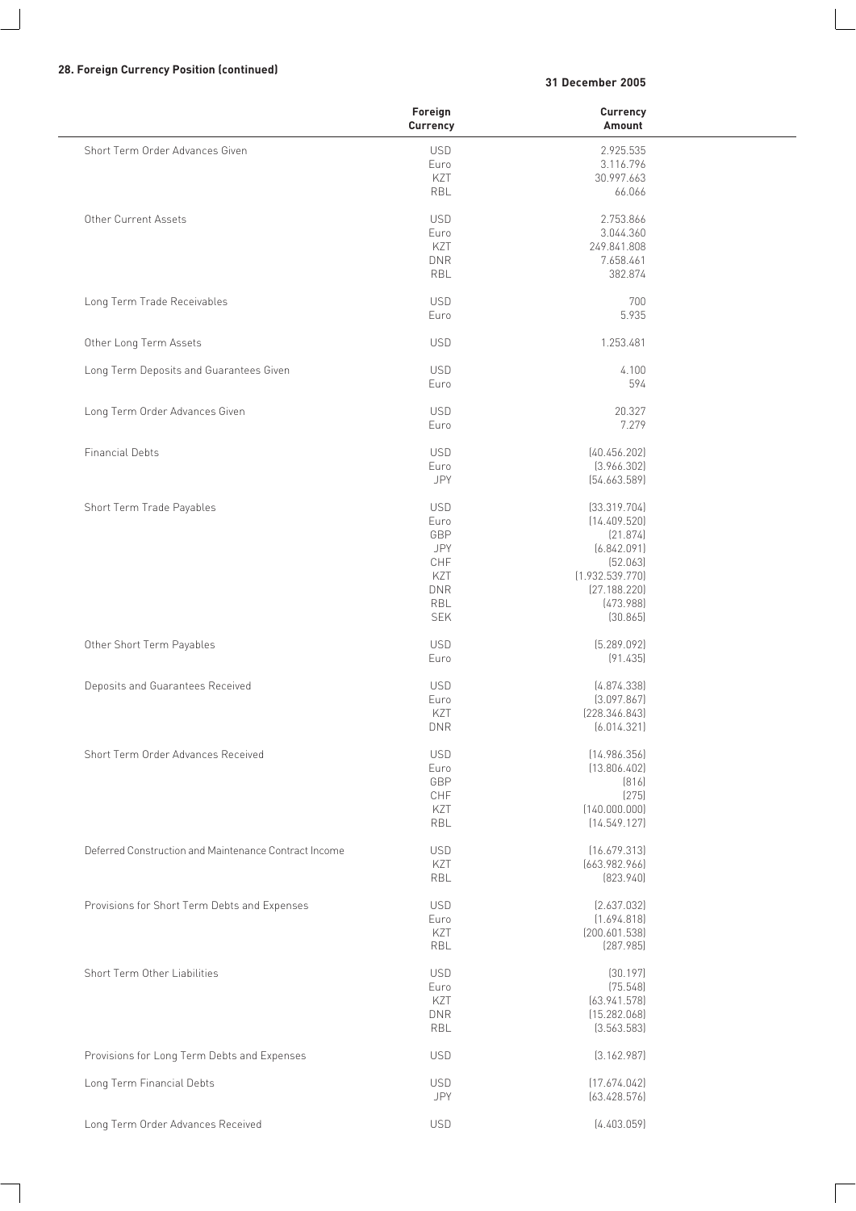**28. Foreign Currency Position (continued)**

| | **31 December 2005** | |
|---|---|---|
| | **Foreign Currency** | **Currency Amount** |
| Short Term Order Advances Given | USD | 2.925.535 |
| | Euro | 3.116.796 |
| | KZT | 30.997.663 |
| | RBL | 66.066 |
| Other Current Assets | USD | 2.753.866 |
| | Euro | 3.044.360 |
| | KZT | 249.841.808 |
| | DNR | 7.658.461 |
| | RBL | 382.874 |
| Long Term Trade Receivables | USD | 700 |
| | Euro | 5.935 |
| Other Long Term Assets | USD | 1.253.481 |
| Long Term Deposits and Guarantees Given | USD | 4.100 |
| | Euro | 594 |
| Long Term Order Advances Given | USD | 20.327 |
| | Euro | 7.279 |
| Financial Debts | USD | (40.456.202) |
| | Euro | (3.966.302) |
| | JPY | (54.663.589) |
| Short Term Trade Payables | USD | (33.319.704) |
| | Euro | (14.409.520) |
| | GBP | (21.874) |
| | JPY | (6.842.091) |
| | CHF | (52.063) |
| | KZT | (1.932.539.770) |
| | DNR | (27.188.220) |
| | RBL | (473.988) |
| | SEK | (30.865) |
| Other Short Term Payables | USD | (5.289.092) |
| | Euro | (91.435) |
| Deposits and Guarantees Received | USD | (4.874.338) |
| | Euro | (3.097.867) |
| | KZT | (228.346.843) |
| | DNR | (6.014.321) |
| Short Term Order Advances Received | USD | (14.986.356) |
| | Euro | (13.806.402) |
| | GBP | (816) |
| | CHF | (275) |
| | KZT | (140.000.000) |
| | RBL | (14.549.127) |
| Deferred Construction and Maintenance Contract Income | USD | (16.679.313) |
| | KZT | (663.982.966) |
| | RBL | (823.940) |
| Provisions for Short Term Debts and Expenses | USD | (2.637.032) |
| | Euro | (1.694.818) |
| | KZT | (200.601.538) |
| | RBL | (287.985) |
| Short Term Other Liabilities | USD | (30.197) |
| | Euro | (75.548) |
| | KZT | (63.941.578) |
| | DNR | (15.282.068) |
| | RBL | (3.563.583) |
| Provisions for Long Term Debts and Expenses | USD | (3.162.987) |
| Long Term Financial Debts | USD | (17.674.042) |
| | JPY | (63.428.576) |
| Long Term Order Advances Received | USD | (4.403.059) |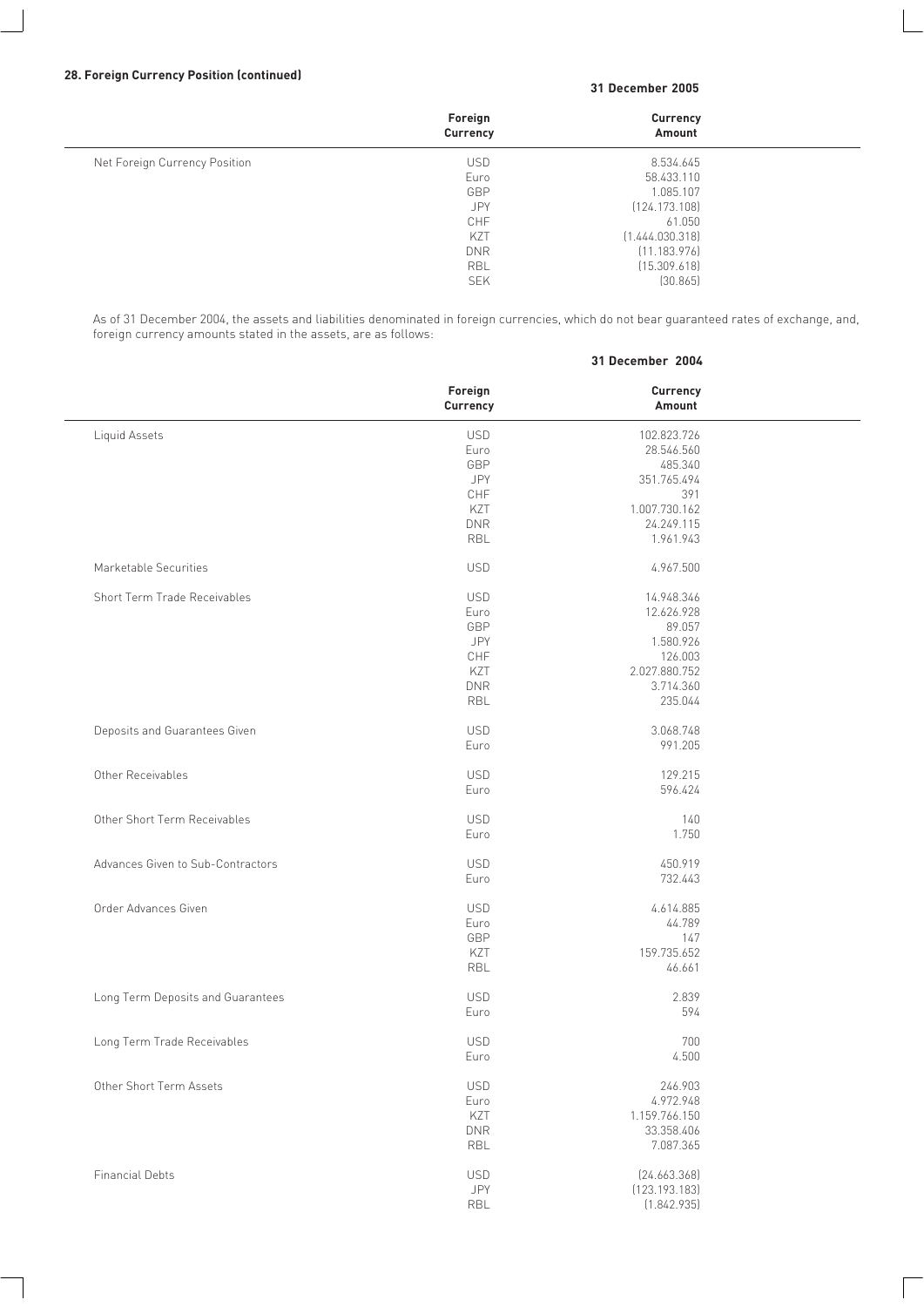**28. Foreign Currency Position (continued)**

| | 31 December 2005 | |
|---|---|---|
| | **Foreign Currency** | **Currency Amount** |
| Net Foreign Currency Position | USD | 8.534.645 |
| | Euro | 58.433.110 |
| | GBP | 1.085.107 |
| | JPY | (124.173.108) |
| | CHF | 61.050 |
| | KZT | (1.444.030.318) |
| | DNR | (11.183.976) |
| | RBL | (15.309.618) |
| | SEK | (30.865) |

As of 31 December 2004, the assets and liabilities denominated in foreign currencies, which do not bear guaranteed rates of exchange, and, foreign currency amounts stated in the assets, are as follows:

| | 31 December 2004 | |
|---|---|---|
| | **Foreign Currency** | **Currency Amount** |
| Liquid Assets | USD | 102.823.726 |
| | Euro | 28.546.560 |
| | GBP | 485.340 |
| | JPY | 351.765.494 |
| | CHF | 391 |
| | KZT | 1.007.730.162 |
| | DNR | 24.249.115 |
| | RBL | 1.961.943 |
| Marketable Securities | USD | 4.967.500 |
| Short Term Trade Receivables | USD | 14.948.346 |
| | Euro | 12.626.928 |
| | GBP | 89.057 |
| | JPY | 1.580.926 |
| | CHF | 126.003 |
| | KZT | 2.027.880.752 |
| | DNR | 3.714.360 |
| | RBL | 235.044 |
| Deposits and Guarantees Given | USD | 3.068.748 |
| | Euro | 991.205 |
| Other Receivables | USD | 129.215 |
| | Euro | 596.424 |
| Other Short Term Receivables | USD | 140 |
| | Euro | 1.750 |
| Advances Given to Sub-Contractors | USD | 450.919 |
| | Euro | 732.443 |
| Order Advances Given | USD | 4.614.885 |
| | Euro | 44.789 |
| | GBP | 147 |
| | KZT | 159.735.652 |
| | RBL | 46.661 |
| Long Term Deposits and Guarantees | USD | 2.839 |
| | Euro | 594 |
| Long Term Trade Receivables | USD | 700 |
| | Euro | 4.500 |
| Other Short Term Assets | USD | 246.903 |
| | Euro | 4.972.948 |
| | KZT | 1.159.766.150 |
| | DNR | 33.358.406 |
| | RBL | 7.087.365 |
| Financial Debts | USD | (24.663.368) |
| | JPY | (123.193.183) |
| | RBL | (1.842.935) |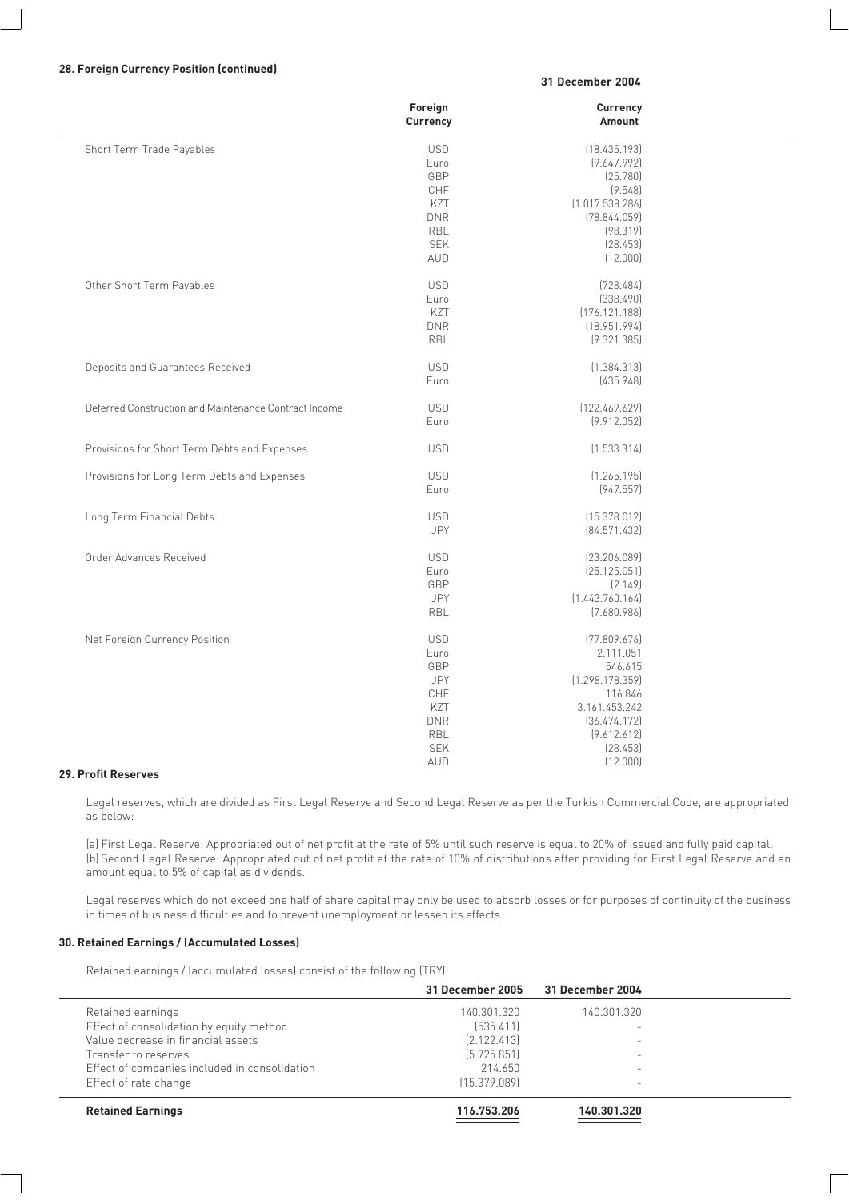#### 28. Foreign Currency Position (continued)

| | 31 December 2004 | |
|---|---|---|
| | Foreign Currency | Currency Amount |
| Short Term Trade Payables | USD | (18.435.193) |
| | Euro | (9.647.992) |
| | GBP | (25.780) |
| | CHF | (9.548) |
| | KZT | (1.017.538.286) |
| | DNR | (78.844.059) |
| | RBL | (98.319) |
| | SEK | (28.453) |
| | AUD | (12.000) |
| Other Short Term Payables | USD | (728.484) |
| | Euro | (338.490) |
| | KZT | (176.121.188) |
| | DNR | (18.951.994) |
| | RBL | (9.321.385) |
| Deposits and Guarantees Received | USD | (1.384.313) |
| | Euro | (435.948) |
| Deferred Construction and Maintenance Contract Income | USD | (122.469.629) |
| | Euro | (9.912.052) |
| Provisions for Short Term Debts and Expenses | USD | (1.533.314) |
| Provisions for Long Term Debts and Expenses | USD | (1.265.195) |
| | Euro | (947.557) |
| Long Term Financial Debts | USD | (15.378.012) |
| | JPY | (84.571.432) |
| Order Advances Received | USD | (23.206.089) |
| | Euro | (25.125.051) |
| | GBP | (2.149) |
| | JPY | (1.443.760.164) |
| | RBL | (7.680.986) |
| Net Foreign Currency Position | USD | (77.809.676) |
| | Euro | 2.111.051 |
| | GBP | 546.615 |
| | JPY | (1.298.178.359) |
| | CHF | 116.846 |
| | KZT | 3.161.453.242 |
| | DNR | (36.474.172) |
| | RBL | (9.612.612) |
| | SEK | (28.453) |
| | AUD | (12.000) |

#### 29. Profit Reserves

Legal reserves, which are divided as First Legal Reserve and Second Legal Reserve as per the Turkish Commercial Code, are appropriated as below:

(a) First Legal Reserve: Appropriated out of net profit at the rate of 5% until such reserve is equal to 20% of issued and fully paid capital.
(b) Second Legal Reserve: Appropriated out of net profit at the rate of 10% of distributions after providing for First Legal Reserve and an amount equal to 5% of capital as dividends.

Legal reserves which do not exceed one half of share capital may only be used to absorb losses or for purposes of continuity of the business in times of business difficulties and to prevent unemployment or lessen its effects.

#### 30. Retained Earnings / (Accumulated Losses)

Retained earnings / (accumulated losses) consist of the following (TRY):

| | 31 December 2005 | 31 December 2004 |
|---|---|---|
| Retained earnings | 140.301.320 | 140.301.320 |
| Effect of consolidation by equity method | (535.411) | - |
| Value decrease in financial assets | (2.122.413) | - |
| Transfer to reserves | (5.725.851) | - |
| Effect of companies included in consolidation | 214.650 | - |
| Effect of rate change | (15.379.089) | - |
| **Retained Earnings** | **116.753.206** | **140.301.320** |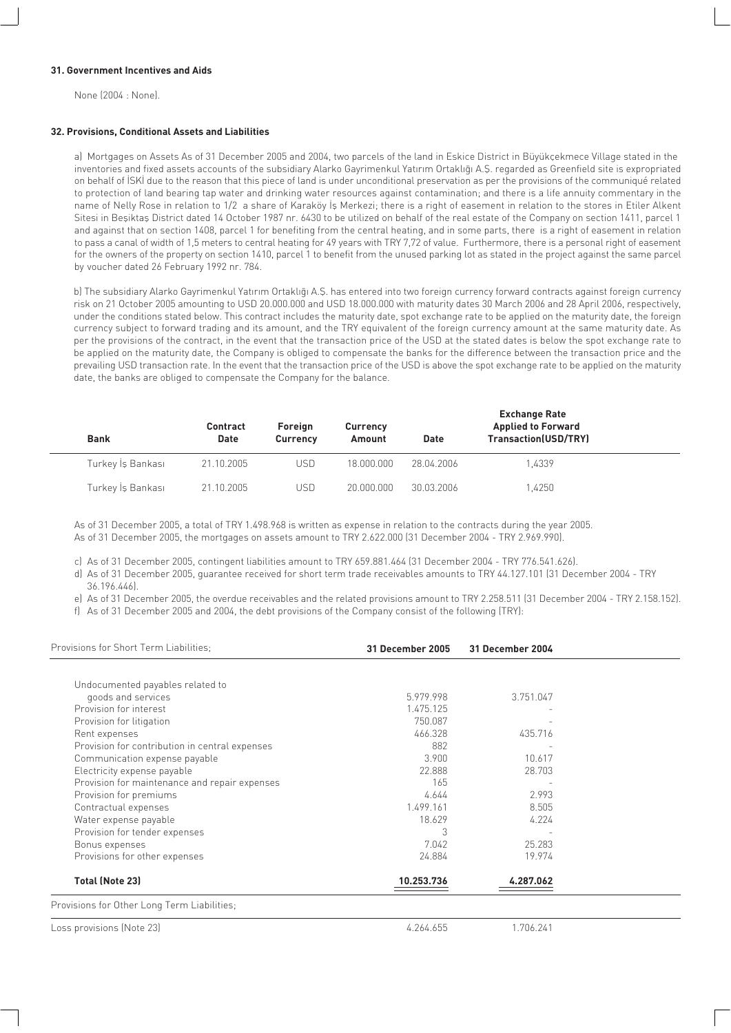**31. Government Incentives and Aids**

None (2004 : None).

**32. Provisions, Conditional Assets and Liabilities**

a) Mortgages on Assets As of 31 December 2005 and 2004, two parcels of the land in Eskice District in Büyükçekmece Village stated in the inventories and fixed assets accounts of the subsidiary Alarko Gayrimenkul Yatırım Ortaklığı A.Ş. regarded as Greenfield site is expropriated on behalf of İSKİ due to the reason that this piece of land is under unconditional preservation as per the provisions of the communiqué related to protection of land bearing tap water and drinking water resources against contamination; and there is a life annuity commentary in the name of Nelly Rose in relation to 1/2 a share of Karaköy İş Merkezi; there is a right of easement in relation to the stores in Etiler Alkent Sitesi in Beşiktaş District dated 14 October 1987 nr. 6430 to be utilized on behalf of the real estate of the Company on section 1411, parcel 1 and against that on section 1408, parcel 1 for benefiting from the central heating, and in some parts, there is a right of easement in relation to pass a canal of width of 1,5 meters to central heating for 49 years with TRY 7,72 of value. Furthermore, there is a personal right of easement for the owners of the property on section 1410, parcel 1 to benefit from the unused parking lot as stated in the project against the same parcel by voucher dated 26 February 1992 nr. 784.

b) The subsidiary Alarko Gayrimenkul Yatırım Ortaklığı A.Ş. has entered into two foreign currency forward contracts against foreign currency risk on 21 October 2005 amounting to USD 20.000.000 and USD 18.000.000 with maturity dates 30 March 2006 and 28 April 2006, respectively, under the conditions stated below. This contract includes the maturity date, spot exchange rate to be applied on the maturity date, the foreign currency subject to forward trading and its amount, and the TRY equivalent of the foreign currency amount at the same maturity date. As per the provisions of the contract, in the event that the transaction price of the USD at the stated dates is below the spot exchange rate to be applied on the maturity date, the Company is obliged to compensate the banks for the difference between the transaction price and the prevailing USD transaction rate. In the event that the transaction price of the USD is above the spot exchange rate to be applied on the maturity date, the banks are obliged to compensate the Company for the balance.

| Bank | Contract Date | Foreign Currency | Currency Amount | Date | Exchange Rate Applied to Forward Transaction(USD/TRY) |
|---|---|---|---|---|---|
| Turkey İş Bankası | 21.10.2005 | USD | 18.000.000 | 28.04.2006 | 1,4339 |
| Turkey İş Bankası | 21.10.2005 | USD | 20.000.000 | 30.03.2006 | 1,4250 |

As of 31 December 2005, a total of TRY 1.498.968 is written as expense in relation to the contracts during the year 2005.
As of 31 December 2005, the mortgages on assets amount to TRY 2.622.000 (31 December 2004 - TRY 2.969.990).

c) As of 31 December 2005, contingent liabilities amount to TRY 659.881.464 (31 December 2004 - TRY 776.541.626).

d) As of 31 December 2005, guarantee received for short term trade receivables amounts to TRY 44.127.101 (31 December 2004 - TRY 36.196.446).

e) As of 31 December 2005, the overdue receivables and the related provisions amount to TRY 2.258.511 (31 December 2004 - TRY 2.158.152).

f) As of 31 December 2005 and 2004, the debt provisions of the Company consist of the following (TRY):

| Provisions for Short Term Liabilities; | 31 December 2005 | 31 December 2004 |
|---|---|---|
| Undocumented payables related to goods and services | 5.979.998 | 3.751.047 |
| Provision for interest | 1.475.125 | - |
| Provision for litigation | 750.087 | - |
| Rent expenses | 466.328 | 435.716 |
| Provision for contribution in central expenses | 882 | - |
| Communication expense payable | 3.900 | 10.617 |
| Electricity expense payable | 22.888 | 28.703 |
| Provision for maintenance and repair expenses | 165 | - |
| Provision for premiums | 4.644 | 2.993 |
| Contractual expenses | 1.499.161 | 8.505 |
| Water expense payable | 18.629 | 4.224 |
| Provision for tender expenses | 3 | - |
| Bonus expenses | 7.042 | 25.283 |
| Provisions for other expenses | 24.884 | 19.974 |
| **Total (Note 23)** | **10.253.736** | **4.287.062** |
| Provisions for Other Long Term Liabilities; | | |
| Loss provisions (Note 23) | 4.264.655 | 1.706.241 |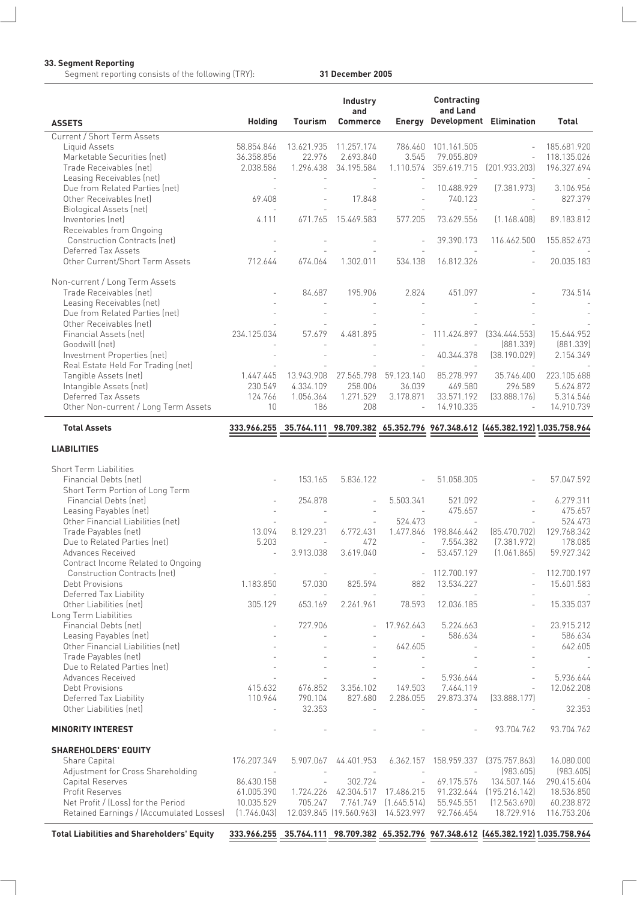**33. Segment Reporting**

Segment reporting consists of the following (TRY): **31 December 2005**

| ASSETS | Holding | Tourism | Industry and Commerce | Energy | Contracting and Land Development | Elimination | Total |
|---|---|---|---|---|---|---|---|
| Current / Short Term Assets | | | | | | | |
| Liquid Assets | 58.854.846 | 13.621.935 | 11.257.174 | 786.460 | 101.161.505 | - | 185.681.920 |
| Marketable Securities (net) | 36.358.856 | 22.976 | 2.693.840 | 3.545 | 79.055.809 | - | 118.135.026 |
| Trade Receivables (net) | 2.038.586 | 1.296.438 | 34.195.584 | 1.110.574 | 359.619.715 | (201.933.203) | 196.327.694 |
| Leasing Receivables (net) | - | - | - | - | - | - | - |
| Due from Related Parties (net) | - | - | - | - | 10.488.929 | (7.381.973) | 3.106.956 |
| Other Receivables (net) | 69.408 | - | 17.848 | - | 740.123 | - | 827.379 |
| Biological Assets (net) | - | - | - | - | - | - | - |
| Inventories (net) | 4.111 | 671.765 | 15.469.583 | 577.205 | 73.629.556 | (1.168.408) | 89.183.812 |
| Receivables from Ongoing Construction Contracts (net) | - | - | - | - | 39.390.173 | 116.462.500 | 155.852.673 |
| Deferred Tax Assets | - | - | - | - | - | - | - |
| Other Current/Short Term Assets | 712.644 | 674.064 | 1.302.011 | 534.138 | 16.812.326 | - | 20.035.183 |
| Non-current / Long Term Assets | | | | | | | |
| Trade Receivables (net) | - | 84.687 | 195.906 | 2.824 | 451.097 | - | 734.514 |
| Leasing Receivables (net) | - | - | - | - | - | - | - |
| Due from Related Parties (net) | - | - | - | - | - | - | - |
| Other Receivables (net) | - | - | - | - | - | - | - |
| Financial Assets (net) | 234.125.034 | 57.679 | 4.481.895 | - | 111.424.897 | (334.444.553) | 15.644.952 |
| Goodwill (net) | - | - | - | - | - | (881.339) | (881.339) |
| Investment Properties (net) | - | - | - | - | 40.344.378 | (38.190.029) | 2.154.349 |
| Real Estate Held For Trading (net) | - | - | - | - | - | - | - |
| Tangible Assets (net) | 1.447.445 | 13.943.908 | 27.565.798 | 59.123.140 | 85.278.997 | 35.746.400 | 223.105.688 |
| Intangible Assets (net) | 230.549 | 4.334.109 | 258.006 | 36.039 | 469.580 | 296.589 | 5.624.872 |
| Deferred Tax Assets | 124.766 | 1.056.364 | 1.271.529 | 3.178.871 | 33.571.192 | (33.888.176) | 5.314.546 |
| Other Non-current / Long Term Assets | 10 | 186 | 208 | - | 14.910.335 | - | 14.910.739 |
| **Total Assets** | **333.966.255** | **35.764.111** | **98.709.382** | **65.352.796** | **967.348.612** | **(465.382.192)** | **1.035.758.964** |
| **LIABILITIES** | | | | | | | |
| Short Term Liabilities | | | | | | | |
| Financial Debts (net) | - | 153.165 | 5.836.122 | - | 51.058.305 | - | 57.047.592 |
| Short Term Portion of Long Term Financial Debts (net) | - | 254.878 | - | 5.503.341 | 521.092 | - | 6.279.311 |
| Leasing Payables (net) | - | - | - | - | 475.657 | - | 475.657 |
| Other Financial Liabilities (net) | - | - | - | 524.473 | - | - | 524.473 |
| Trade Payables (net) | 13.094 | 8.129.231 | 6.772.431 | 1.477.846 | 198.846.442 | (85.470.702) | 129.768.342 |
| Due to Related Parties (net) | 5.203 | - | 472 | - | 7.554.382 | (7.381.972) | 178.085 |
| Advances Received | - | 3.913.038 | 3.619.040 | - | 53.457.129 | (1.061.865) | 59.927.342 |
| Contract Income Related to Ongoing Construction Contracts (net) | - | - | - | - | 112.700.197 | - | 112.700.197 |
| Debt Provisions | 1.183.850 | 57.030 | 825.594 | 882 | 13.534.227 | - | 15.601.583 |
| Deferred Tax Liability | - | - | - | - | - | - | - |
| Other Liabilities (net) | 305.129 | 653.169 | 2.261.961 | 78.593 | 12.036.185 | - | 15.335.037 |
| Long Term Liabilities | | | | | | | |
| Financial Debts (net) | - | 727.906 | - | 17.962.643 | 5.224.663 | - | 23.915.212 |
| Leasing Payables (net) | - | - | - | - | 586.634 | - | 586.634 |
| Other Financial Liabilities (net) | - | - | - | 642.605 | - | - | 642.605 |
| Trade Payables (net) | - | - | - | - | - | - | - |
| Due to Related Parties (net) | - | - | - | - | - | - | - |
| Advances Received | - | - | - | - | 5.936.644 | - | 5.936.644 |
| Debt Provisions | 415.632 | 676.852 | 3.356.102 | 149.503 | 7.464.119 | - | 12.062.208 |
| Deferred Tax Liability | 110.964 | 790.104 | 827.680 | 2.286.055 | 29.873.374 | (33.888.177) | - |
| Other Liabilities (net) | - | 32.353 | - | - | - | - | 32.353 |
| **MINORITY INTEREST** | - | - | - | - | - | 93.704.762 | 93.704.762 |
| **SHAREHOLDERS' EQUITY** | | | | | | | |
| Share Capital | 176.207.349 | 5.907.067 | 44.401.953 | 6.362.157 | 158.959.337 | (375.757.863) | 16.080.000 |
| Adjustment for Cross Shareholding | - | - | - | - | - | (983.605) | (983.605) |
| Capital Reserves | 86.430.158 | - | 302.724 | - | 69.175.576 | 134.507.146 | 290.415.604 |
| Profit Reserves | 61.005.390 | 1.724.226 | 42.304.517 | 17.486.215 | 91.232.644 | (195.216.142) | 18.536.850 |
| Net Profit / (Loss) for the Period | 10.035.529 | 705.247 | 7.761.749 | (1.645.514) | 55.945.551 | (12.563.690) | 60.238.872 |
| Retained Earnings / (Accumulated Losses) | (1.746.043) | 12.039.845 | (19.560.963) | 14.523.997 | 92.766.454 | 18.729.916 | 116.753.206 |
| **Total Liabilities and Shareholders' Equity** | **333.966.255** | **35.764.111** | **98.709.382** | **65.352.796** | **967.348.612** | **(465.382.192)** | **1.035.758.964** |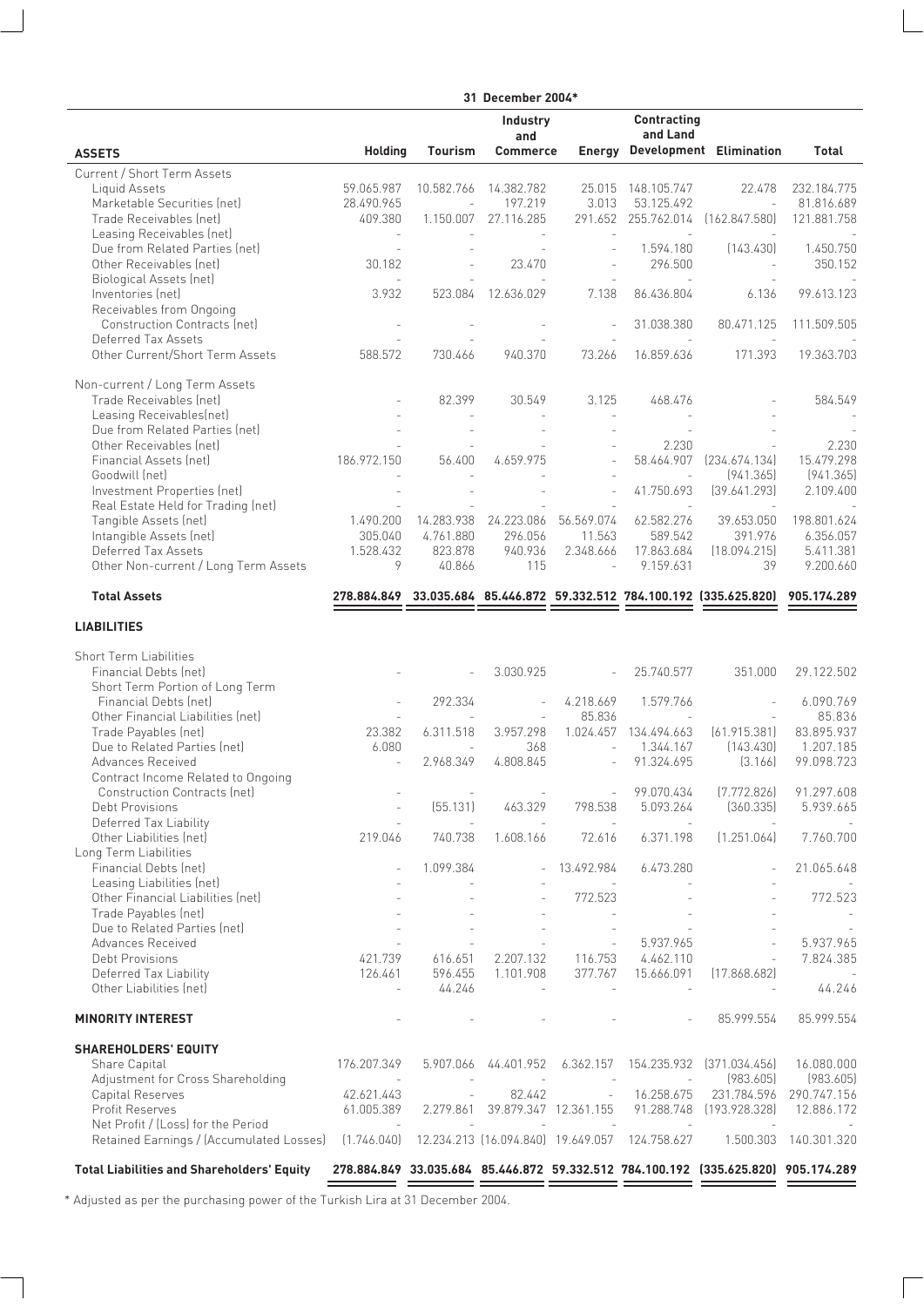| | 31 December 2004* | | | | | | |
|---|---|---|---|---|---|---|---|
| **ASSETS** | **Holding** | **Tourism** | **Industry and Commerce** | **Energy** | **Contracting and Land Development** | **Elimination** | **Total** |
| Current / Short Term Assets | | | | | | | |
| Liquid Assets | 59.065.987 | 10.582.766 | 14.382.782 | 25.015 | 148.105.747 | 22.478 | 232.184.775 |
| Marketable Securities (net) | 28.490.965 | - | 197.219 | 3.013 | 53.125.492 | - | 81.816.689 |
| Trade Receivables (net) | 409.380 | 1.150.007 | 27.116.285 | 291.652 | 255.762.014 | (162.847.580) | 121.881.758 |
| Leasing Receivables (net) | - | - | - | - | - | | - |
| Due from Related Parties (net) | - | - | - | - | 1.594.180 | (143.430) | 1.450.750 |
| Other Receivables (net) | 30.182 | - | 23.470 | - | 296.500 | - | 350.152 |
| Biological Assets (net) | - | - | - | - | - | - | - |
| Inventories (net) | 3.932 | 523.084 | 12.636.029 | 7.138 | 86.436.804 | 6.136 | 99.613.123 |
| Receivables from Ongoing Construction Contracts (net) | - | - | - | - | 31.038.380 | 80.471.125 | 111.509.505 |
| Deferred Tax Assets | - | - | - | - | - | - | - |
| Other Current/Short Term Assets | 588.572 | 730.466 | 940.370 | 73.266 | 16.859.636 | 171.393 | 19.363.703 |
| Non-current / Long Term Assets | | | | | | | |
| Trade Receivables (net) | - | 82.399 | 30.549 | 3.125 | 468.476 | - | 584.549 |
| Leasing Receivables(net) | - | - | - | - | - | - | - |
| Due from Related Parties (net) | - | - | - | - | - | - | - |
| Other Receivables (net) | - | - | - | - | 2.230 | - | 2.230 |
| Financial Assets (net) | 186.972.150 | 56.400 | 4.659.975 | - | 58.464.907 | (234.674.134) | 15.479.298 |
| Goodwill (net) | - | - | - | - | - | (941.365) | (941.365) |
| Investment Properties (net) | - | - | - | - | 41.750.693 | (39.641.293) | 2.109.400 |
| Real Estate Held for Trading (net) | - | - | - | - | - | - | - |
| Tangible Assets (net) | 1.490.200 | 14.283.938 | 24.223.086 | 56.569.074 | 62.582.276 | 39.653.050 | 198.801.624 |
| Intangible Assets (net) | 305.040 | 4.761.880 | 296.056 | 11.563 | 589.542 | 391.976 | 6.356.057 |
| Deferred Tax Assets | 1.528.432 | 823.878 | 940.936 | 2.348.666 | 17.863.684 | (18.094.215) | 5.411.381 |
| Other Non-current / Long Term Assets | 9 | 40.866 | 115 | - | 9.159.631 | 39 | 9.200.660 |
| **Total Assets** | **278.884.849** | **33.035.684** | **85.446.872** | **59.332.512** | **784.100.192** | **(335.625.820)** | **905.174.289** |
| **LIABILITIES** | | | | | | | |
| Short Term Liabilities | | | | | | | |
| Financial Debts (net) | - | - | 3.030.925 | - | 25.740.577 | 351.000 | 29.122.502 |
| Short Term Portion of Long Term Financial Debts (net) | - | 292.334 | - | 4.218.669 | 1.579.766 | - | 6.090.769 |
| Other Financial Liabilities (net) | - | - | - | 85.836 | - | - | 85.836 |
| Trade Payables (net) | 23.382 | 6.311.518 | 3.957.298 | 1.024.457 | 134.494.663 | (61.915.381) | 83.895.937 |
| Due to Related Parties (net) | 6.080 | - | 368 | - | 1.344.167 | (143.430) | 1.207.185 |
| Advances Received | - | 2.968.349 | 4.808.845 | - | 91.324.695 | (3.166) | 99.098.723 |
| Contract Income Related to Ongoing Construction Contracts (net) | - | - | - | - | 99.070.434 | (7.772.826) | 91.297.608 |
| Debt Provisions | - | (55.131) | 463.329 | 798.538 | 5.093.264 | (360.335) | 5.939.665 |
| Deferred Tax Liability | - | - | - | - | - | - | - |
| Other Liabilities (net) | 219.046 | 740.738 | 1.608.166 | 72.616 | 6.371.198 | (1.251.064) | 7.760.700 |
| Long Term Liabilities | | | | | | | |
| Financial Debts (net) | - | 1.099.384 | - | 13.492.984 | 6.473.280 | - | 21.065.648 |
| Leasing Liabilities (net) | - | - | - | - | - | - | - |
| Other Financial Liabilities (net) | - | - | - | 772.523 | - | - | 772.523 |
| Trade Payables (net) | - | - | - | - | - | - | - |
| Due to Related Parties (net) | - | - | - | - | - | - | - |
| Advances Received | - | - | - | - | 5.937.965 | - | 5.937.965 |
| Debt Provisions | 421.739 | 616.651 | 2.207.132 | 116.753 | 4.462.110 | - | 7.824.385 |
| Deferred Tax Liability | 126.461 | 596.455 | 1.101.908 | 377.767 | 15.666.091 | (17.868.682) | - |
| Other Liabilities (net) | - | 44.246 | - | - | - | - | 44.246 |
| **MINORITY INTEREST** | - | - | - | - | - | 85.999.554 | 85.999.554 |
| **SHAREHOLDERS' EQUITY** | | | | | | | |
| Share Capital | 176.207.349 | 5.907.066 | 44.401.952 | 6.362.157 | 154.235.932 | (371.034.456) | 16.080.000 |
| Adjustment for Cross Shareholding | - | - | - | - | - | (983.605) | (983.605) |
| Capital Reserves | 42.621.443 | - | 82.442 | - | 16.258.675 | 231.784.596 | 290.747.156 |
| Profit Reserves | 61.005.389 | 2.279.861 | 39.879.347 | 12.361.155 | 91.288.748 | (193.928.328) | 12.886.172 |
| Net Profit / (Loss) for the Period | - | - | - | - | - | - | - |
| Retained Earnings / (Accumulated Losses) | (1.746.040) | 12.234.213 | (16.094.840) | 19.649.057 | 124.758.627 | 1.500.303 | 140.301.320 |
| **Total Liabilities and Shareholders' Equity** | **278.884.849** | **33.035.684** | **85.446.872** | **59.332.512** | **784.100.192** | **(335.625.820)** | **905.174.289** |

\* Adjusted as per the purchasing power of the Turkish Lira at 31 December 2004.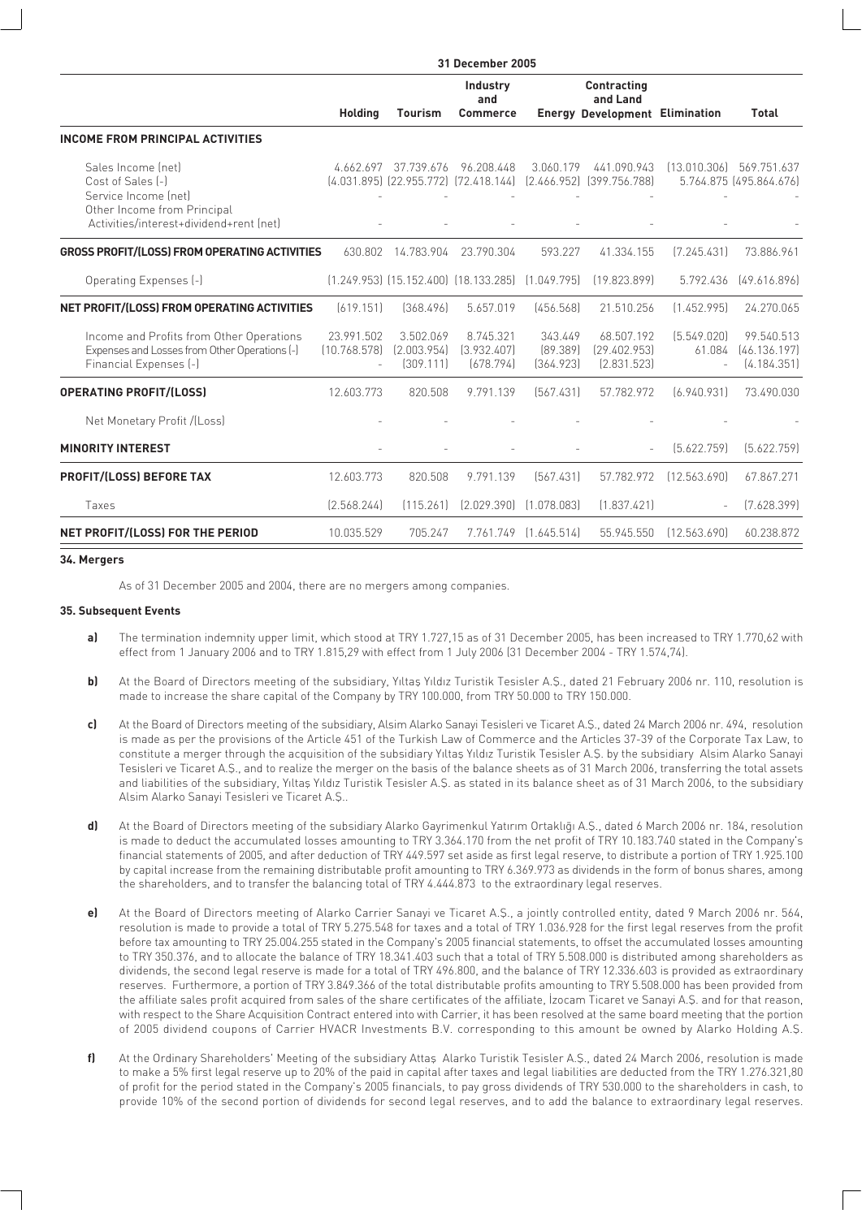| | 31 December 2005 | | | | | | |
|---|---|---|---|---|---|---|---|
| | **Holding** | **Tourism** | **Industry and Commerce** | **Energy** | **Contracting and Land Development** | **Elimination** | **Total** |
| **INCOME FROM PRINCIPAL ACTIVITIES** | | | | | | | |
| Sales Income (net) | 4.662.697 | 37.739.676 | 96.208.448 | 3.060.179 | 441.090.943 | (13.010.306) | 569.751.637 |
| Cost of Sales (-) | (4.031.895) | (22.955.772) | (72.418.144) | (2.466.952) | (399.756.788) | 5.764.875 | (495.864.676) |
| Service Income (net) | - | - | - | - | - | - | - |
| Other Income from Principal Activities/interest+dividend+rent (net) | - | - | - | - | - | - | - |
| **GROSS PROFIT/(LOSS) FROM OPERATING ACTIVITIES** | 630.802 | 14.783.904 | 23.790.304 | 593.227 | 41.334.155 | (7.245.431) | 73.886.961 |
| Operating Expenses (-) | (1.249.953) | (15.152.400) | (18.133.285) | (1.049.795) | (19.823.899) | 5.792.436 | (49.616.896) |
| **NET PROFIT/(LOSS) FROM OPERATING ACTIVITIES** | (619.151) | (368.496) | 5.657.019 | (456.568) | 21.510.256 | (1.452.995) | 24.270.065 |
| Income and Profits from Other Operations | 23.991.502 | 3.502.069 | 8.745.321 | 343.449 | 68.507.192 | (5.549.020) | 99.540.513 |
| Expenses and Losses from Other Operations (-) | (10.768.578) | (2.003.954) | (3.932.407) | (89.389) | (29.402.953) | 61.084 | (46.136.197) |
| Financial Expenses (-) | - | (309.111) | (678.794) | (364.923) | (2.831.523) | - | (4.184.351) |
| **OPERATING PROFIT/(LOSS)** | 12.603.773 | 820.508 | 9.791.139 | (567.431) | 57.782.972 | (6.940.931) | 73.490.030 |
| Net Monetary Profit /(Loss) | - | - | - | - | - | - | - |
| **MINORITY INTEREST** | - | - | - | - | - | (5.622.759) | (5.622.759) |
| **PROFIT/(LOSS) BEFORE TAX** | 12.603.773 | 820.508 | 9.791.139 | (567.431) | 57.782.972 | (12.563.690) | 67.867.271 |
| Taxes | (2.568.244) | (115.261) | (2.029.390) | (1.078.083) | (1.837.421) | - | (7.628.399) |
| **NET PROFIT/(LOSS) FOR THE PERIOD** | 10.035.529 | 705.247 | 7.761.749 | (1.645.514) | 55.945.550 | (12.563.690) | 60.238.872 |

**34. Mergers**

As of 31 December 2005 and 2004, there are no mergers among companies.

**35. Subsequent Events**

**a)** The termination indemnity upper limit, which stood at TRY 1.727,15 as of 31 December 2005, has been increased to TRY 1.770,62 with effect from 1 January 2006 and to TRY 1.815,29 with effect from 1 July 2006 (31 December 2004 - TRY 1.574,74).

**b)** At the Board of Directors meeting of the subsidiary, Yıltaş Yıldız Turistik Tesisler A.Ş., dated 21 February 2006 nr. 110, resolution is made to increase the share capital of the Company by TRY 100.000, from TRY 50.000 to TRY 150.000.

**c)** At the Board of Directors meeting of the subsidiary, Alsim Alarko Sanayi Tesisleri ve Ticaret A.Ş., dated 24 March 2006 nr. 494, resolution is made as per the provisions of the Article 451 of the Turkish Law of Commerce and the Articles 37-39 of the Corporate Tax Law, to constitute a merger through the acquisition of the subsidiary Yıltaş Yıldız Turistik Tesisler A.Ş. by the subsidiary Alsim Alarko Sanayi Tesisleri ve Ticaret A.Ş., and to realize the merger on the basis of the balance sheets as of 31 March 2006, transferring the total assets and liabilities of the subsidiary, Yıltaş Yıldız Turistik Tesisler A.Ş. as stated in its balance sheet as of 31 March 2006, to the subsidiary Alsim Alarko Sanayi Tesisleri ve Ticaret A.Ş..

**d)** At the Board of Directors meeting of the subsidiary Alarko Gayrimenkul Yatırım Ortaklığı A.S., dated 6 March 2006 nr. 184, resolution is made to deduct the accumulated losses amounting to TRY 3.364.170 from the net profit of TRY 10.183.740 stated in the Company's financial statements of 2005, and after deduction of TRY 449.597 set aside as first legal reserve, to distribute a portion of TRY 1.925.100 by capital increase from the remaining distributable profit amounting to TRY 6.369.973 as dividends in the form of bonus shares, among the shareholders, and to transfer the balancing total of TRY 4.444.873 to the extraordinary legal reserves.

**e)** At the Board of Directors meeting of Alarko Carrier Sanayi ve Ticaret A.Ş., a jointly controlled entity, dated 9 March 2006 nr. 564, resolution is made to provide a total of TRY 5.275.548 for taxes and a total of TRY 1.036.928 for the first legal reserves from the profit before tax amounting to TRY 25.004.255 stated in the Company's 2005 financial statements, to offset the accumulated losses amounting to TRY 350.376, and to allocate the balance of TRY 18.341.403 such that a total of TRY 5.508.000 is distributed among shareholders as dividends, the second legal reserve is made for a total of TRY 496.800, and the balance of TRY 12.336.603 is provided as extraordinary reserves. Furthermore, a portion of TRY 3.849.366 of the total distributable profits amounting to TRY 5.508.000 has been provided from the affiliate sales profit acquired from sales of the share certificates of the affiliate, İzocam Ticaret ve Sanayi A.Ş. and for that reason, with respect to the Share Acquisition Contract entered into with Carrier, it has been resolved at the same board meeting that the portion of 2005 dividend coupons of Carrier HVACR Investments B.V. corresponding to this amount be owned by Alarko Holding A.Ş.

**f)** At the Ordinary Shareholders' Meeting of the subsidiary Attaş Alarko Turistik Tesisler A.Ş., dated 24 March 2006, resolution is made to make a 5% first legal reserve up to 20% of the paid in capital after taxes and legal liabilities are deducted from the TRY 1.276.321,80 of profit for the period stated in the Company's 2005 financials, to pay gross dividends of TRY 530.000 to the shareholders in cash, to provide 10% of the second portion of dividends for second legal reserves, and to add the balance to extraordinary legal reserves.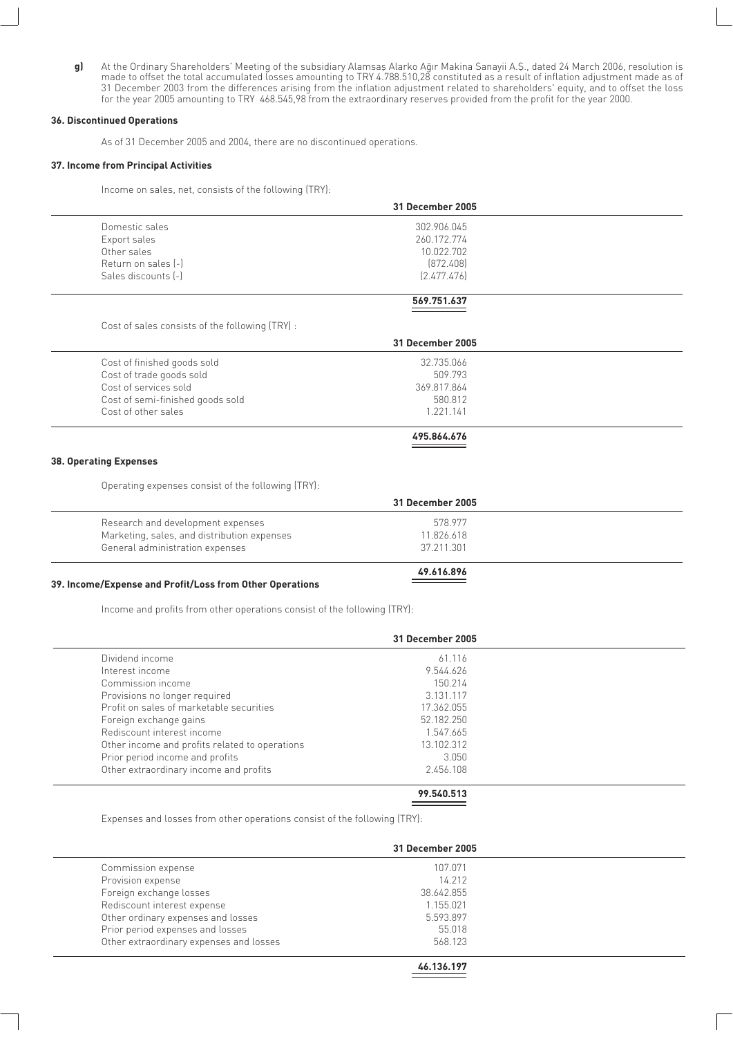**g)** At the Ordinary Shareholders' Meeting of the subsidiary Alamsaş Alarko Ağır Makina Sanayii A.S., dated 24 March 2006, resolution is made to offset the total accumulated losses amounting to TRY 4.788.510,28 constituted as a result of inflation adjustment made as of 31 December 2003 from the differences arising from the inflation adjustment related to shareholders' equity, and to offset the loss for the year 2005 amounting to TRY 468.545,98 from the extraordinary reserves provided from the profit for the year 2000.

### 36. Discontinued Operations

As of 31 December 2005 and 2004, there are no discontinued operations.

### 37. Income from Principal Activities

Income on sales, net, consists of the following (TRY):

| | 31 December 2005 |
|---|---|
| Domestic sales | 302.906.045 |
| Export sales | 260.172.774 |
| Other sales | 10.022.702 |
| Return on sales (-) | (872.408) |
| Sales discounts (-) | (2.477.476) |
| | **569.751.637** |

Cost of sales consists of the following (TRY) :

| | 31 December 2005 |
|---|---|
| Cost of finished goods sold | 32.735.066 |
| Cost of trade goods sold | 509.793 |
| Cost of services sold | 369.817.864 |
| Cost of semi-finished goods sold | 580.812 |
| Cost of other sales | 1.221.141 |
| | **495.864.676** |

### 38. Operating Expenses

Operating expenses consist of the following (TRY):

| | 31 December 2005 |
|---|---|
| Research and development expenses | 578.977 |
| Marketing, sales, and distribution expenses | 11.826.618 |
| General administration expenses | 37.211.301 |
| | **49.616.896** |

### 39. Income/Expense and Profit/Loss from Other Operations

Income and profits from other operations consist of the following (TRY):

| | 31 December 2005 |
|---|---|
| Dividend income | 61.116 |
| Interest income | 9.544.626 |
| Commission income | 150.214 |
| Provisions no longer required | 3.131.117 |
| Profit on sales of marketable securities | 17.362.055 |
| Foreign exchange gains | 52.182.250 |
| Rediscount interest income | 1.547.665 |
| Other income and profits related to operations | 13.102.312 |
| Prior period income and profits | 3.050 |
| Other extraordinary income and profits | 2.456.108 |
| | **99.540.513** |

Expenses and losses from other operations consist of the following (TRY):

| | 31 December 2005 |
|---|---|
| Commission expense | 107.071 |
| Provision expense | 14.212 |
| Foreign exchange losses | 38.642.855 |
| Rediscount interest expense | 1.155.021 |
| Other ordinary expenses and losses | 5.593.897 |
| Prior period expenses and losses | 55.018 |
| Other extraordinary expenses and losses | 568.123 |
| | **46.136.197** |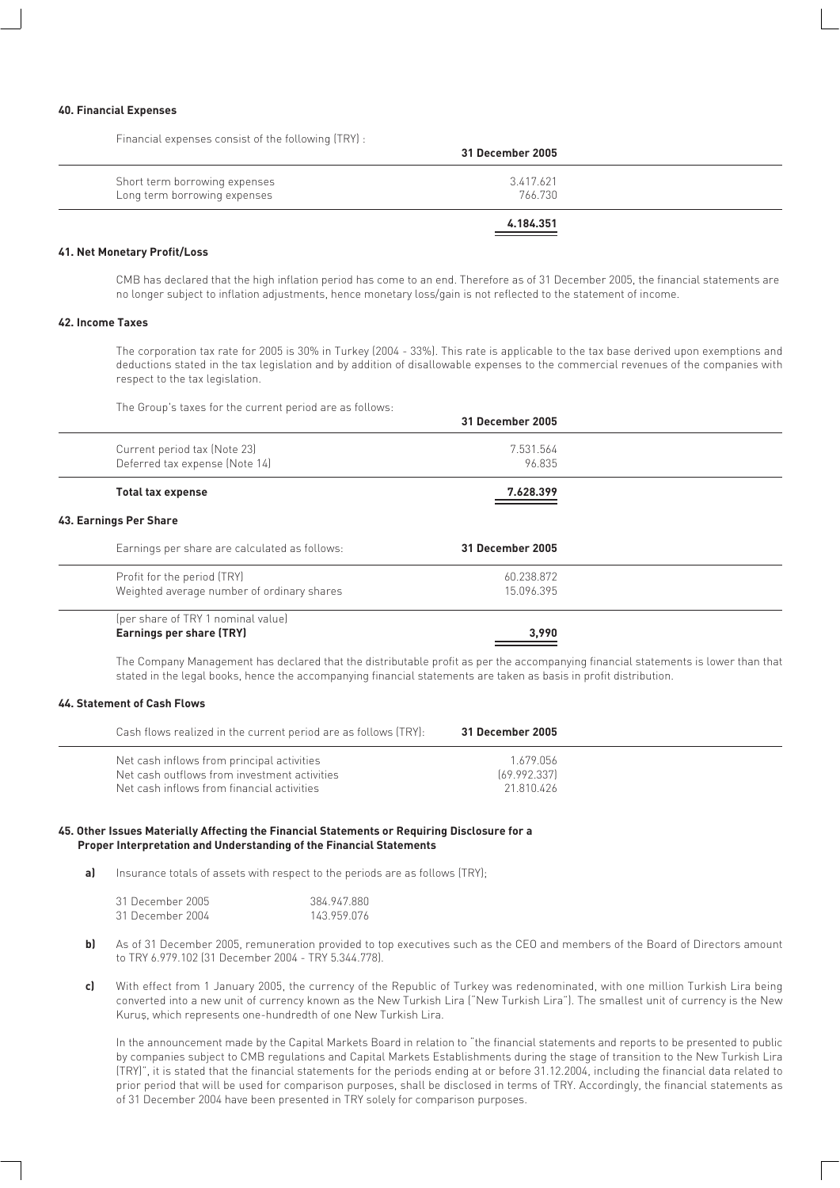### 40. Financial Expenses

Financial expenses consist of the following (TRY) :

| | 31 December 2005 |
|---|---|
| Short term borrowing expenses | 3.417.621 |
| Long term borrowing expenses | 766.730 |
| | **4.184.351** |

### 41. Net Monetary Profit/Loss

CMB has declared that the high inflation period has come to an end. Therefore as of 31 December 2005, the financial statements are no longer subject to inflation adjustments, hence monetary loss/gain is not reflected to the statement of income.

### 42. Income Taxes

The corporation tax rate for 2005 is 30% in Turkey (2004 - 33%). This rate is applicable to the tax base derived upon exemptions and deductions stated in the tax legislation and by addition of disallowable expenses to the commercial revenues of the companies with respect to the tax legislation.

The Group's taxes for the current period are as follows:

| | 31 December 2005 |
|---|---|
| Current period tax (Note 23) | 7.531.564 |
| Deferred tax expense (Note 14) | 96.835 |
| **Total tax expense** | **7.628.399** |

### 43. Earnings Per Share

| Earnings per share are calculated as follows: | 31 December 2005 |
|---|---|
| Profit for the period (TRY) | 60.238.872 |
| Weighted average number of ordinary shares | 15.096.395 |
| (per share of TRY 1 nominal value) | |
| **Earnings per share (TRY)** | **3,990** |

The Company Management has declared that the distributable profit as per the accompanying financial statements is lower than that stated in the legal books, hence the accompanying financial statements are taken as basis in profit distribution.

### 44. Statement of Cash Flows

| Cash flows realized in the current period are as follows (TRY): | 31 December 2005 |
|---|---|
| Net cash inflows from principal activities | 1.679.056 |
| Net cash outflows from investment activities | (69.992.337) |
| Net cash inflows from financial activities | 21.810.426 |

### 45. Other Issues Materially Affecting the Financial Statements or Requiring Disclosure for a Proper Interpretation and Understanding of the Financial Statements

**a)** Insurance totals of assets with respect to the periods are as follows (TRY);

| | |
|---|---|
| 31 December 2005 | 384.947.880 |
| 31 December 2004 | 143.959.076 |

**b)** As of 31 December 2005, remuneration provided to top executives such as the CEO and members of the Board of Directors amount to TRY 6.979.102 (31 December 2004 - TRY 5.344.778).

**c)** With effect from 1 January 2005, the currency of the Republic of Turkey was redenominated, with one million Turkish Lira being converted into a new unit of currency known as the New Turkish Lira ("New Turkish Lira"). The smallest unit of currency is the New Kuruş, which represents one-hundredth of one New Turkish Lira.

In the announcement made by the Capital Markets Board in relation to "the financial statements and reports to be presented to public by companies subject to CMB regulations and Capital Markets Establishments during the stage of transition to the New Turkish Lira (TRY)", it is stated that the financial statements for the periods ending at or before 31.12.2004, including the financial data related to prior period that will be used for comparison purposes, shall be disclosed in terms of TRY. Accordingly, the financial statements as of 31 December 2004 have been presented in TRY solely for comparison purposes.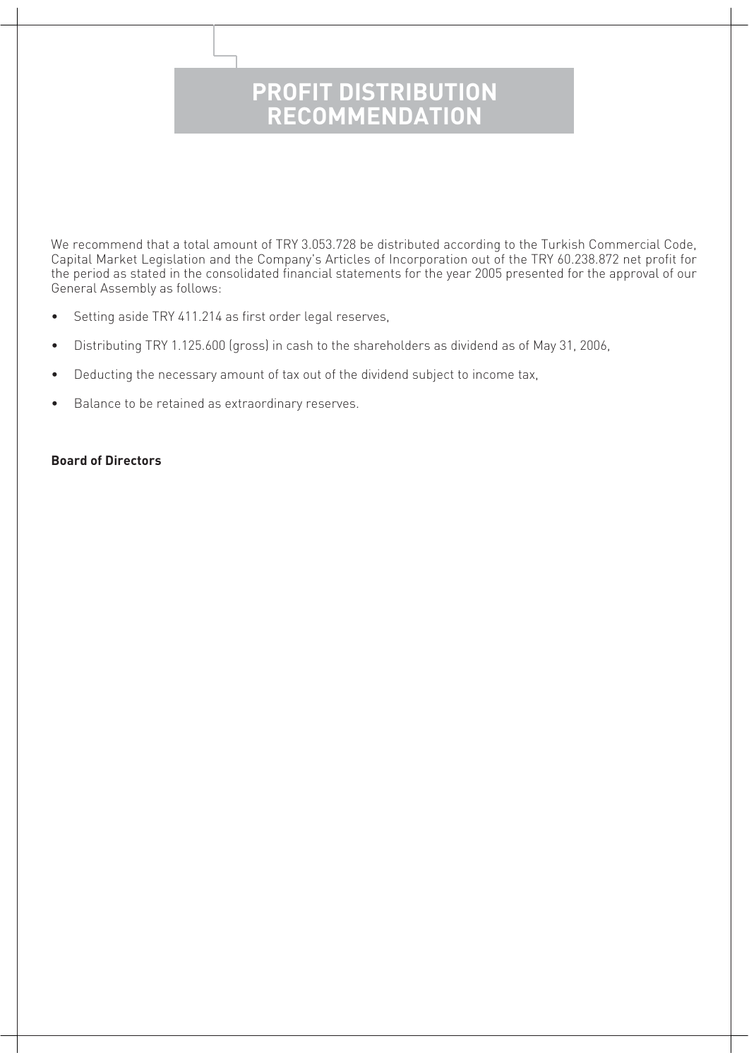# PROFIT DISTRIBUTION RECOMMENDATION

We recommend that a total amount of TRY 3.053.728 be distributed according to the Turkish Commercial Code, Capital Market Legislation and the Company's Articles of Incorporation out of the TRY 60.238.872 net profit for the period as stated in the consolidated financial statements for the year 2005 presented for the approval of our General Assembly as follows:

- Setting aside TRY 411.214 as first order legal reserves,
- Distributing TRY 1.125.600 (gross) in cash to the shareholders as dividend as of May 31, 2006,
- Deducting the necessary amount of tax out of the dividend subject to income tax,
- Balance to be retained as extraordinary reserves.

**Board of Directors**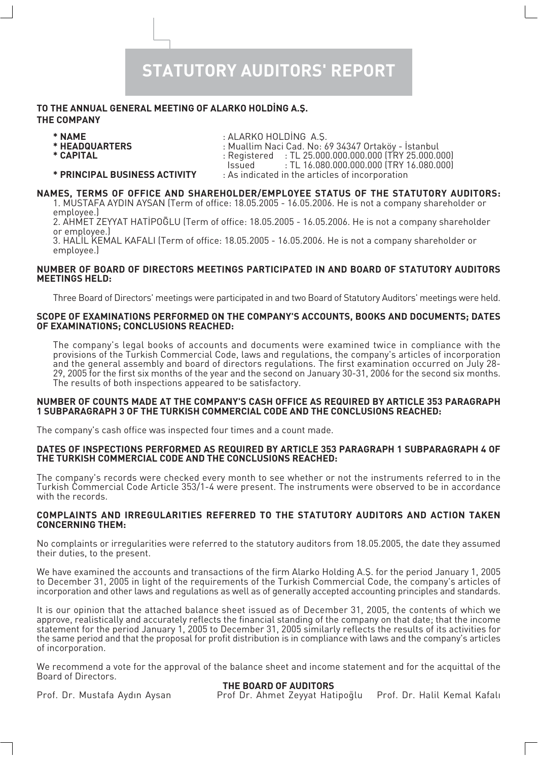# STATUTORY AUDITORS' REPORT

**TO THE ANNUAL GENERAL MEETING OF ALARKO HOLDİNG A.Ş.**

**THE COMPANY**

| | |
|---|---|
| **\* NAME** | : ALARKO HOLDİNG A.Ş. |
| **\* HEADQUARTERS** | : Muallim Naci Cad. No: 69 34347 Ortaköy - İstanbul |
| **\* CAPITAL** | : Registered : TL 25.000.000.000.000 (TRY 25.000.000) |
| | Issued : TL 16.080.000.000.000 (TRY 16.080.000) |
| **\* PRINCIPAL BUSINESS ACTIVITY** | : As indicated in the articles of incorporation |

**NAMES, TERMS OF OFFICE AND SHAREHOLDER/EMPLOYEE STATUS OF THE STATUTORY AUDITORS:**

1. MUSTAFA AYDIN AYSAN (Term of office: 18.05.2005 - 16.05.2006. He is not a company shareholder or employee.)
2. AHMET ZEYYAT HATİPOĞLU (Term of office: 18.05.2005 - 16.05.2006. He is not a company shareholder or employee.)
3. HALİL KEMAL KAFALI (Term of office: 18.05.2005 - 16.05.2006. He is not a company shareholder or employee.)

**NUMBER OF BOARD OF DIRECTORS MEETINGS PARTICIPATED IN AND BOARD OF STATUTORY AUDITORS MEETINGS HELD:**

Three Board of Directors' meetings were participated in and two Board of Statutory Auditors' meetings were held.

**SCOPE OF EXAMINATIONS PERFORMED ON THE COMPANY'S ACCOUNTS, BOOKS AND DOCUMENTS; DATES OF EXAMINATIONS; CONCLUSIONS REACHED:**

The company's legal books of accounts and documents were examined twice in compliance with the provisions of the Turkish Commercial Code, laws and regulations, the company's articles of incorporation and the general assembly and board of directors regulations. The first examination occurred on July 28-29, 2005 for the first six months of the year and the second on January 30-31, 2006 for the second six months. The results of both inspections appeared to be satisfactory.

**NUMBER OF COUNTS MADE AT THE COMPANY'S CASH OFFICE AS REQUIRED BY ARTICLE 353 PARAGRAPH 1 SUBPARAGRAPH 3 OF THE TURKISH COMMERCIAL CODE AND THE CONCLUSIONS REACHED:**

The company's cash office was inspected four times and a count made.

**DATES OF INSPECTIONS PERFORMED AS REQUIRED BY ARTICLE 353 PARAGRAPH 1 SUBPARAGRAPH 4 OF THE TURKISH COMMERCIAL CODE AND THE CONCLUSIONS REACHED:**

The company's records were checked every month to see whether or not the instruments referred to in the Turkish Commercial Code Article 353/1-4 were present. The instruments were observed to be in accordance with the records.

**COMPLAINTS AND IRREGULARITIES REFERRED TO THE STATUTORY AUDITORS AND ACTION TAKEN CONCERNING THEM:**

No complaints or irregularities were referred to the statutory auditors from 18.05.2005, the date they assumed their duties, to the present.

We have examined the accounts and transactions of the firm Alarko Holding A.Ş. for the period January 1, 2005 to December 31, 2005 in light of the requirements of the Turkish Commercial Code, the company's articles of incorporation and other laws and regulations as well as of generally accepted accounting principles and standards.

It is our opinion that the attached balance sheet issued as of December 31, 2005, the contents of which we approve, realistically and accurately reflects the financial standing of the company on that date; that the income statement for the period January 1, 2005 to December 31, 2005 similarly reflects the results of its activities for the same period and that the proposal for profit distribution is in compliance with laws and the company's articles of incorporation.

We recommend a vote for the approval of the balance sheet and income statement and for the acquittal of the Board of Directors.

**THE BOARD OF AUDITORS**

Prof. Dr. Mustafa Aydın Aysan    Prof Dr. Ahmet Zeyyat Hatipoğlu    Prof. Dr. Halil Kemal Kafalı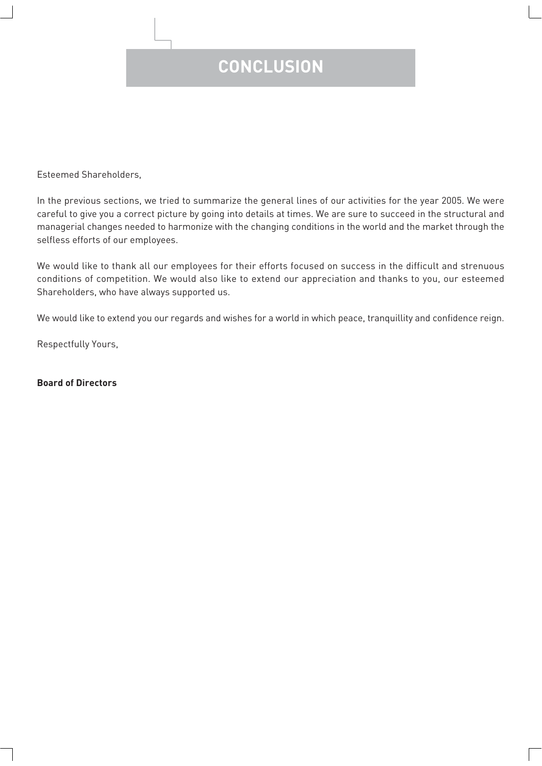# CONCLUSION

Esteemed Shareholders,

In the previous sections, we tried to summarize the general lines of our activities for the year 2005. We were careful to give you a correct picture by going into details at times. We are sure to succeed in the structural and managerial changes needed to harmonize with the changing conditions in the world and the market through the selfless efforts of our employees.

We would like to thank all our employees for their efforts focused on success in the difficult and strenuous conditions of competition. We would also like to extend our appreciation and thanks to you, our esteemed Shareholders, who have always supported us.

We would like to extend you our regards and wishes for a world in which peace, tranquillity and confidence reign.

Respectfully Yours,

**Board of Directors**